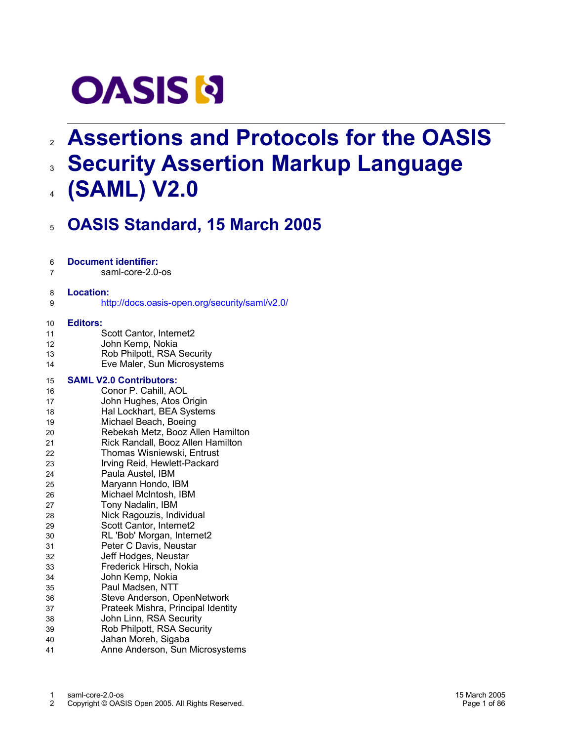OASIS

# Assertions and Protocols for the OASIS Security Assertion Markup Language (SAML) V2.0

## OASIS Standard, 15 March 2005

**Document identifier:**

saml-core-2.0-os

**Location:**

http://docs.oasis-open.org/security/saml/v2.0/

**Editors:**

Scott Cantor, Internet2
John Kemp, Nokia
Rob Philpott, RSA Security
Eve Maler, Sun Microsystems

**SAML V2.0 Contributors:**

Conor P. Cahill, AOL
John Hughes, Atos Origin
Hal Lockhart, BEA Systems
Michael Beach, Boeing
Rebekah Metz, Booz Allen Hamilton
Rick Randall, Booz Allen Hamilton
Thomas Wisniewski, Entrust
Irving Reid, Hewlett-Packard
Paula Austel, IBM
Maryann Hondo, IBM
Michael McIntosh, IBM
Tony Nadalin, IBM
Nick Ragouzis, Individual
Scott Cantor, Internet2
RL 'Bob' Morgan, Internet2
Peter C Davis, Neustar
Jeff Hodges, Neustar
Frederick Hirsch, Nokia
John Kemp, Nokia
Paul Madsen, NTT
Steve Anderson, OpenNetwork
Prateek Mishra, Principal Identity
John Linn, RSA Security
Rob Philpott, RSA Security
Jahan Moreh, Sigaba
Anne Anderson, Sun Microsystems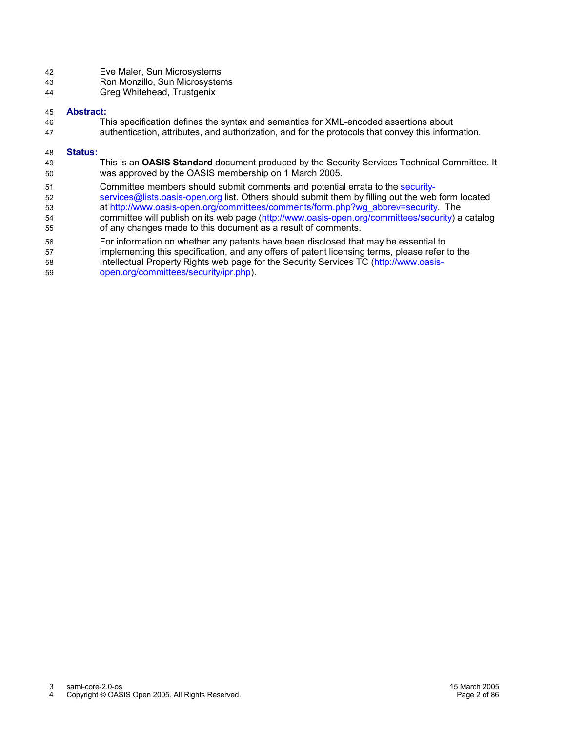Eve Maler, Sun Microsystems
Ron Monzillo, Sun Microsystems
Greg Whitehead, Trustgenix

**Abstract:**

This specification defines the syntax and semantics for XML-encoded assertions about authentication, attributes, and authorization, and for the protocols that convey this information.

**Status:**

This is an **OASIS Standard** document produced by the Security Services Technical Committee. It was approved by the OASIS membership on 1 March 2005.

Committee members should submit comments and potential errata to the security-services@lists.oasis-open.org list. Others should submit them by filling out the web form located at http://www.oasis-open.org/committees/comments/form.php?wg_abbrev=security. The committee will publish on its web page (http://www.oasis-open.org/committees/security) a catalog of any changes made to this document as a result of comments.

For information on whether any patents have been disclosed that may be essential to implementing this specification, and any offers of patent licensing terms, please refer to the Intellectual Property Rights web page for the Security Services TC (http://www.oasis-open.org/committees/security/ipr.php).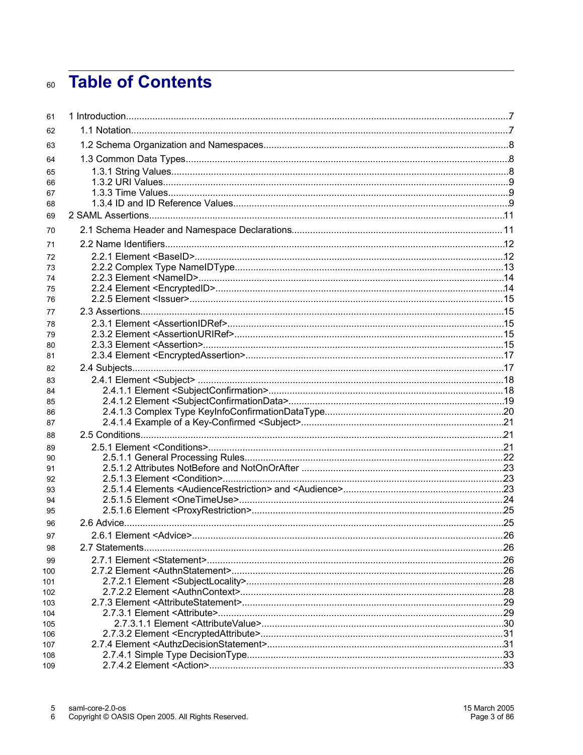# Table of Contents

1 Introduction.....7
  1.1 Notation.....7
  1.2 Schema Organization and Namespaces.....8
  1.3 Common Data Types.....8
    1.3.1 String Values.....8
    1.3.2 URI Values.....9
    1.3.3 Time Values.....9
    1.3.4 ID and ID Reference Values.....9
2 SAML Assertions.....11
  2.1 Schema Header and Namespace Declarations.....11
  2.2 Name Identifiers.....12
    2.2.1 Element <BaseID>.....12
    2.2.2 Complex Type NameIDType.....13
    2.2.3 Element <NameID>.....14
    2.2.4 Element <EncryptedID>.....14
    2.2.5 Element <Issuer>.....15
  2.3 Assertions.....15
    2.3.1 Element <AssertionIDRef>.....15
    2.3.2 Element <AssertionURIRef>.....15
    2.3.3 Element <Assertion>.....15
    2.3.4 Element <EncryptedAssertion>.....17
  2.4 Subjects.....17
    2.4.1 Element <Subject>.....18
      2.4.1.1 Element <SubjectConfirmation>.....18
      2.4.1.2 Element <SubjectConfirmationData>.....19
      2.4.1.3 Complex Type KeyInfoConfirmationDataType.....20
      2.4.1.4 Example of a Key-Confirmed <Subject>.....21
  2.5 Conditions.....21
    2.5.1 Element <Conditions>.....21
      2.5.1.1 General Processing Rules.....22
      2.5.1.2 Attributes NotBefore and NotOnOrAfter.....23
      2.5.1.3 Element <Condition>.....23
      2.5.1.4 Elements <AudienceRestriction> and <Audience>.....23
      2.5.1.5 Element <OneTimeUse>.....24
      2.5.1.6 Element <ProxyRestriction>.....25
  2.6 Advice.....25
    2.6.1 Element <Advice>.....26
  2.7 Statements.....26
    2.7.1 Element <Statement>.....26
    2.7.2 Element <AuthnStatement>.....26
      2.7.2.1 Element <SubjectLocality>.....28
      2.7.2.2 Element <AuthnContext>.....28
    2.7.3 Element <AttributeStatement>.....29
      2.7.3.1 Element <Attribute>.....29
        2.7.3.1.1 Element <AttributeValue>.....30
      2.7.3.2 Element <EncryptedAttribute>.....31
    2.7.4 Element <AuthzDecisionStatement>.....31
      2.7.4.1 Simple Type DecisionType.....33
      2.7.4.2 Element <Action>.....33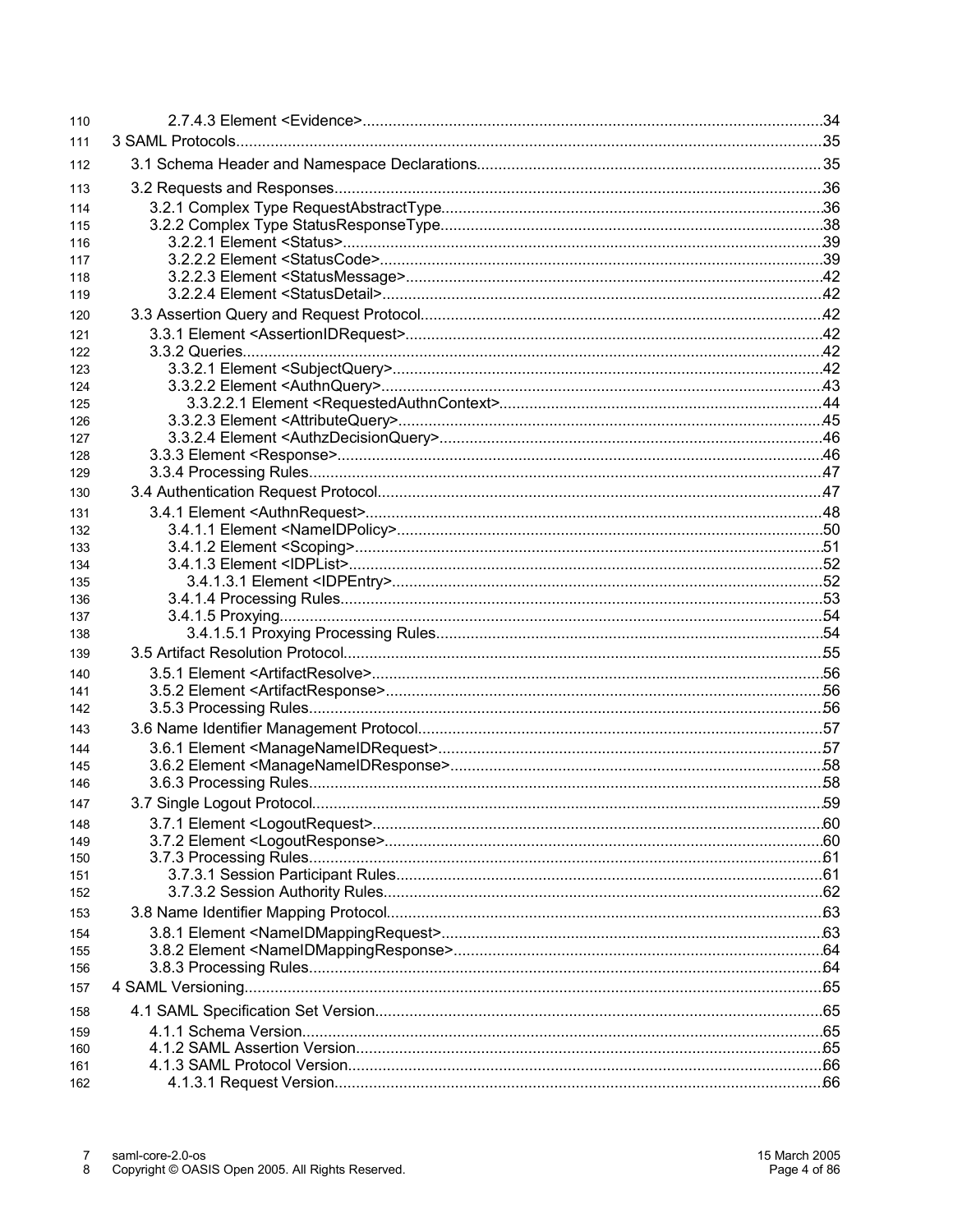110 2.7.4.3 Element <Evidence>....34
111 3 SAML Protocols....35
112 3.1 Schema Header and Namespace Declarations....35
113 3.2 Requests and Responses....36
114 3.2.1 Complex Type RequestAbstractType....36
115 3.2.2 Complex Type StatusResponseType....38
116 3.2.2.1 Element <Status>....39
117 3.2.2.2 Element <StatusCode>....39
118 3.2.2.3 Element <StatusMessage>....42
119 3.2.2.4 Element <StatusDetail>....42
120 3.3 Assertion Query and Request Protocol....42
121 3.3.1 Element <AssertionIDRequest>....42
122 3.3.2 Queries....42
123 3.3.2.1 Element <SubjectQuery>....42
124 3.3.2.2 Element <AuthnQuery>....43
125 3.3.2.2.1 Element <RequestedAuthnContext>....44
126 3.3.2.3 Element <AttributeQuery>....45
127 3.3.2.4 Element <AuthzDecisionQuery>....46
128 3.3.3 Element <Response>....46
129 3.3.4 Processing Rules....47
130 3.4 Authentication Request Protocol....47
131 3.4.1 Element <AuthnRequest>....48
132 3.4.1.1 Element <NameIDPolicy>....50
133 3.4.1.2 Element <Scoping>....51
134 3.4.1.3 Element <IDPList>....52
135 3.4.1.3.1 Element <IDPEntry>....52
136 3.4.1.4 Processing Rules....53
137 3.4.1.5 Proxying....54
138 3.4.1.5.1 Proxying Processing Rules....54
139 3.5 Artifact Resolution Protocol....55
140 3.5.1 Element <ArtifactResolve>....56
141 3.5.2 Element <ArtifactResponse>....56
142 3.5.3 Processing Rules....56
143 3.6 Name Identifier Management Protocol....57
144 3.6.1 Element <ManageNameIDRequest>....57
145 3.6.2 Element <ManageNameIDResponse>....58
146 3.6.3 Processing Rules....58
147 3.7 Single Logout Protocol....59
148 3.7.1 Element <LogoutRequest>....60
149 3.7.2 Element <LogoutResponse>....60
150 3.7.3 Processing Rules....61
151 3.7.3.1 Session Participant Rules....61
152 3.7.3.2 Session Authority Rules....62
153 3.8 Name Identifier Mapping Protocol....63
154 3.8.1 Element <NameIDMappingRequest>....63
155 3.8.2 Element <NameIDMappingResponse>....64
156 3.8.3 Processing Rules....64
157 4 SAML Versioning....65
158 4.1 SAML Specification Set Version....65
159 4.1.1 Schema Version....65
160 4.1.2 SAML Assertion Version....65
161 4.1.3 SAML Protocol Version....66
162 4.1.3.1 Request Version....66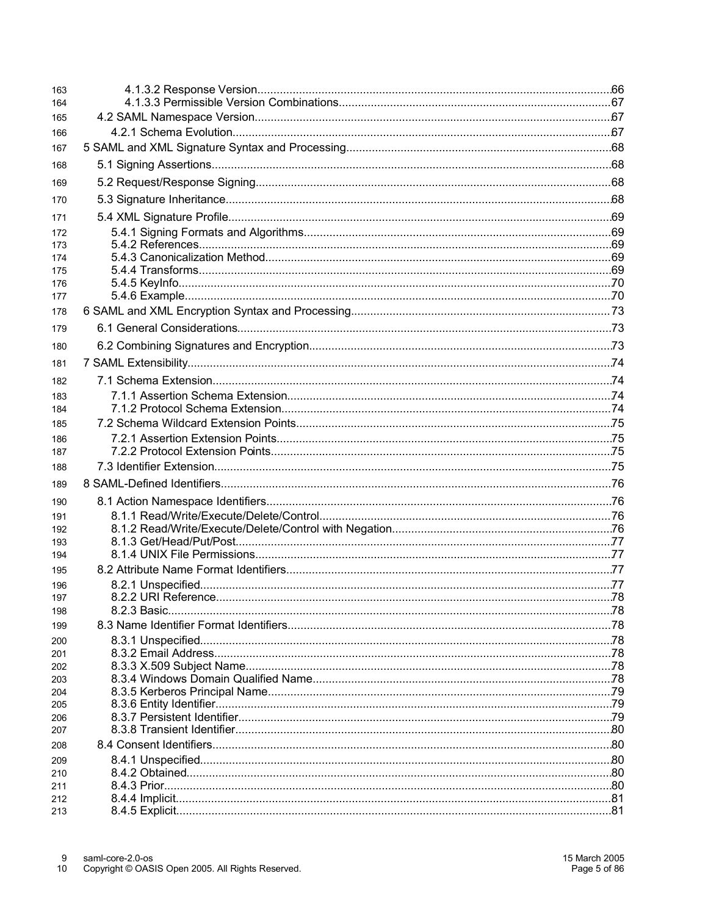4.1.3.2 Response Version....66
4.1.3.3 Permissible Version Combinations....67
4.2 SAML Namespace Version....67
4.2.1 Schema Evolution....67
5 SAML and XML Signature Syntax and Processing....68
5.1 Signing Assertions....68
5.2 Request/Response Signing....68
5.3 Signature Inheritance....68
5.4 XML Signature Profile....69
5.4.1 Signing Formats and Algorithms....69
5.4.2 References....69
5.4.3 Canonicalization Method....69
5.4.4 Transforms....69
5.4.5 KeyInfo....70
5.4.6 Example....70
6 SAML and XML Encryption Syntax and Processing....73
6.1 General Considerations....73
6.2 Combining Signatures and Encryption....73
7 SAML Extensibility....74
7.1 Schema Extension....74
7.1.1 Assertion Schema Extension....74
7.1.2 Protocol Schema Extension....74
7.2 Schema Wildcard Extension Points....75
7.2.1 Assertion Extension Points....75
7.2.2 Protocol Extension Points....75
7.3 Identifier Extension....75
8 SAML-Defined Identifiers....76
8.1 Action Namespace Identifiers....76
8.1.1 Read/Write/Execute/Delete/Control....76
8.1.2 Read/Write/Execute/Delete/Control with Negation....76
8.1.3 Get/Head/Put/Post....77
8.1.4 UNIX File Permissions....77
8.2 Attribute Name Format Identifiers....77
8.2.1 Unspecified....77
8.2.2 URI Reference....78
8.2.3 Basic....78
8.3 Name Identifier Format Identifiers....78
8.3.1 Unspecified....78
8.3.2 Email Address....78
8.3.3 X.509 Subject Name....78
8.3.4 Windows Domain Qualified Name....78
8.3.5 Kerberos Principal Name....79
8.3.6 Entity Identifier....79
8.3.7 Persistent Identifier....79
8.3.8 Transient Identifier....80
8.4 Consent Identifiers....80
8.4.1 Unspecified....80
8.4.2 Obtained....80
8.4.3 Prior....80
8.4.4 Implicit....81
8.4.5 Explicit....81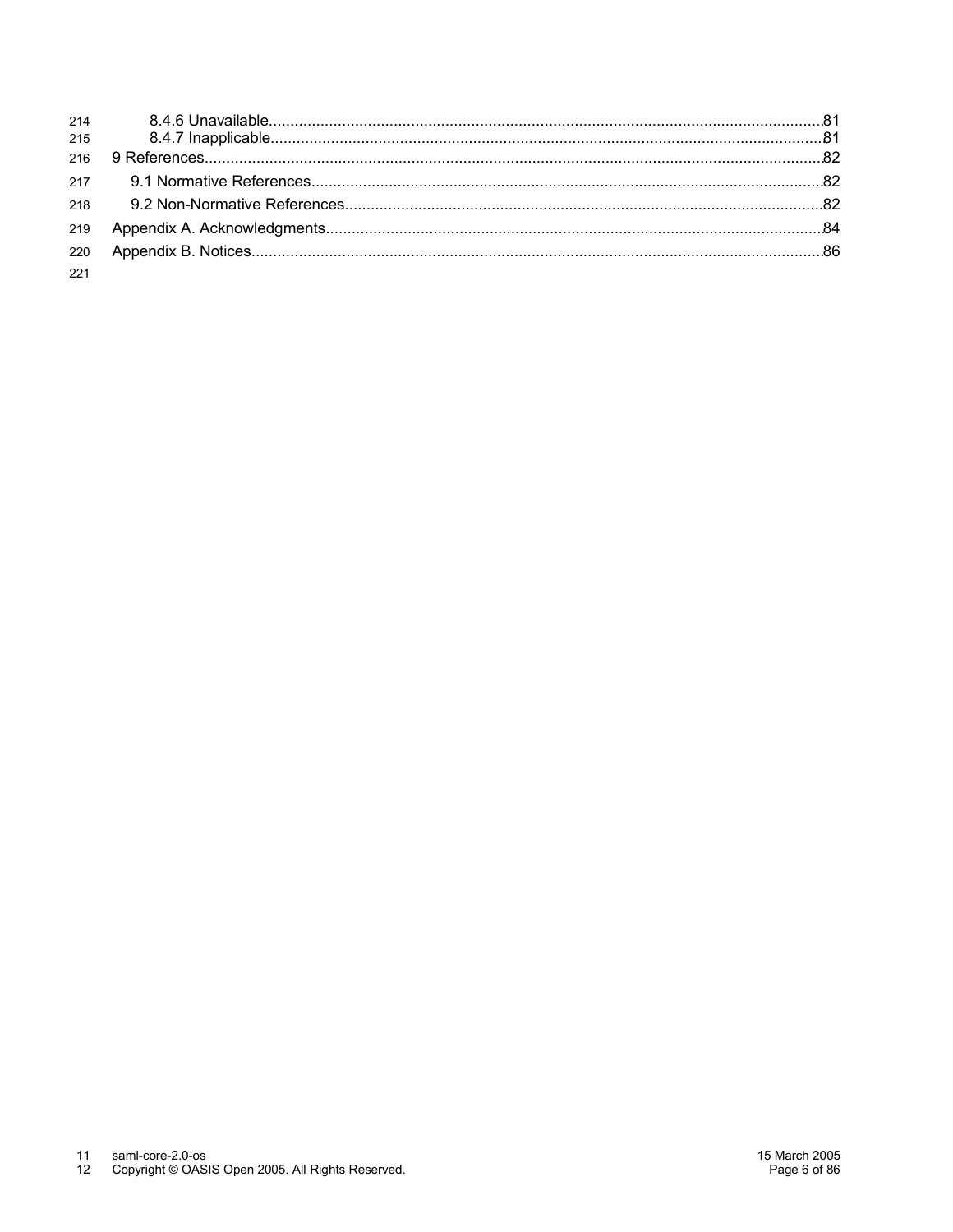8.4.6 Unavailable ........................................................................ 81
8.4.7 Inapplicable ........................................................................ 81
9 References ........................................................................ 82
9.1 Normative References ........................................................................ 82
9.2 Non-Normative References ........................................................................ 82
Appendix A. Acknowledgments ........................................................................ 84
Appendix B. Notices ........................................................................ 86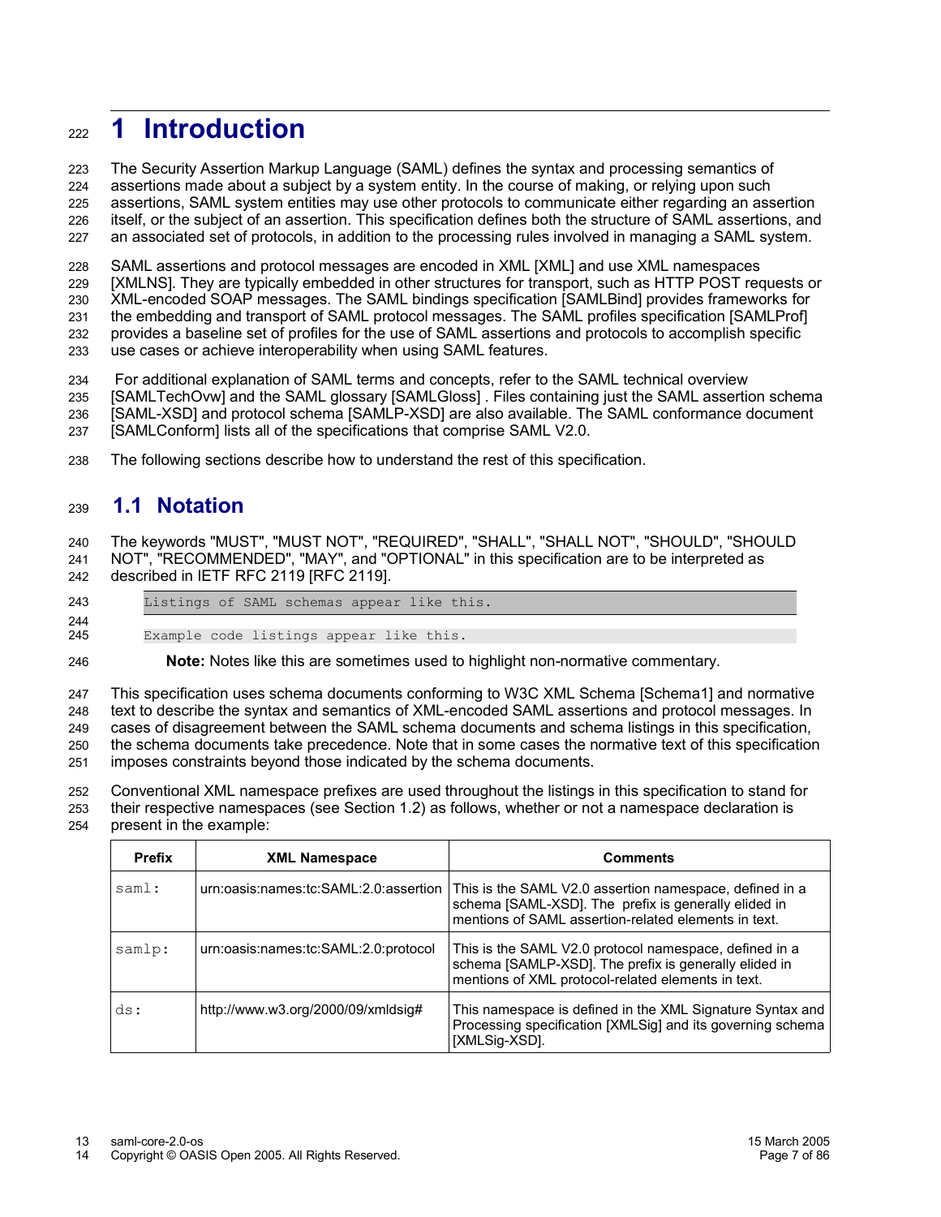# 1 Introduction

The Security Assertion Markup Language (SAML) defines the syntax and processing semantics of assertions made about a subject by a system entity. In the course of making, or relying upon such assertions, SAML system entities may use other protocols to communicate either regarding an assertion itself, or the subject of an assertion. This specification defines both the structure of SAML assertions, and an associated set of protocols, in addition to the processing rules involved in managing a SAML system.

SAML assertions and protocol messages are encoded in XML [XML] and use XML namespaces [XMLNS]. They are typically embedded in other structures for transport, such as HTTP POST requests or XML-encoded SOAP messages. The SAML bindings specification [SAMLBind] provides frameworks for the embedding and transport of SAML protocol messages. The SAML profiles specification [SAMLProf] provides a baseline set of profiles for the use of SAML assertions and protocols to accomplish specific use cases or achieve interoperability when using SAML features.

For additional explanation of SAML terms and concepts, refer to the SAML technical overview [SAMLTechOvw] and the SAML glossary [SAMLGloss] . Files containing just the SAML assertion schema [SAML-XSD] and protocol schema [SAMLP-XSD] are also available. The SAML conformance document [SAMLConform] lists all of the specifications that comprise SAML V2.0.

The following sections describe how to understand the rest of this specification.

## 1.1 Notation

The keywords "MUST", "MUST NOT", "REQUIRED", "SHALL", "SHALL NOT", "SHOULD", "SHOULD NOT", "RECOMMENDED", "MAY", and "OPTIONAL" in this specification are to be interpreted as described in IETF RFC 2119 [RFC 2119].

```
Listings of SAML schemas appear like this.
```

```
Example code listings appear like this.
```

> **Note:** Notes like this are sometimes used to highlight non-normative commentary.

This specification uses schema documents conforming to W3C XML Schema [Schema1] and normative text to describe the syntax and semantics of XML-encoded SAML assertions and protocol messages. In cases of disagreement between the SAML schema documents and schema listings in this specification, the schema documents take precedence. Note that in some cases the normative text of this specification imposes constraints beyond those indicated by the schema documents.

Conventional XML namespace prefixes are used throughout the listings in this specification to stand for their respective namespaces (see Section 1.2) as follows, whether or not a namespace declaration is present in the example:

| Prefix | XML Namespace | Comments |
|---|---|---|
| `saml:` | urn:oasis:names:tc:SAML:2.0:assertion | This is the SAML V2.0 assertion namespace, defined in a schema [SAML-XSD]. The prefix is generally elided in mentions of SAML assertion-related elements in text. |
| `samlp:` | urn:oasis:names:tc:SAML:2.0:protocol | This is the SAML V2.0 protocol namespace, defined in a schema [SAMLP-XSD]. The prefix is generally elided in mentions of XML protocol-related elements in text. |
| `ds:` | http://www.w3.org/2000/09/xmldsig# | This namespace is defined in the XML Signature Syntax and Processing specification [XMLSig] and its governing schema [XMLSig-XSD]. |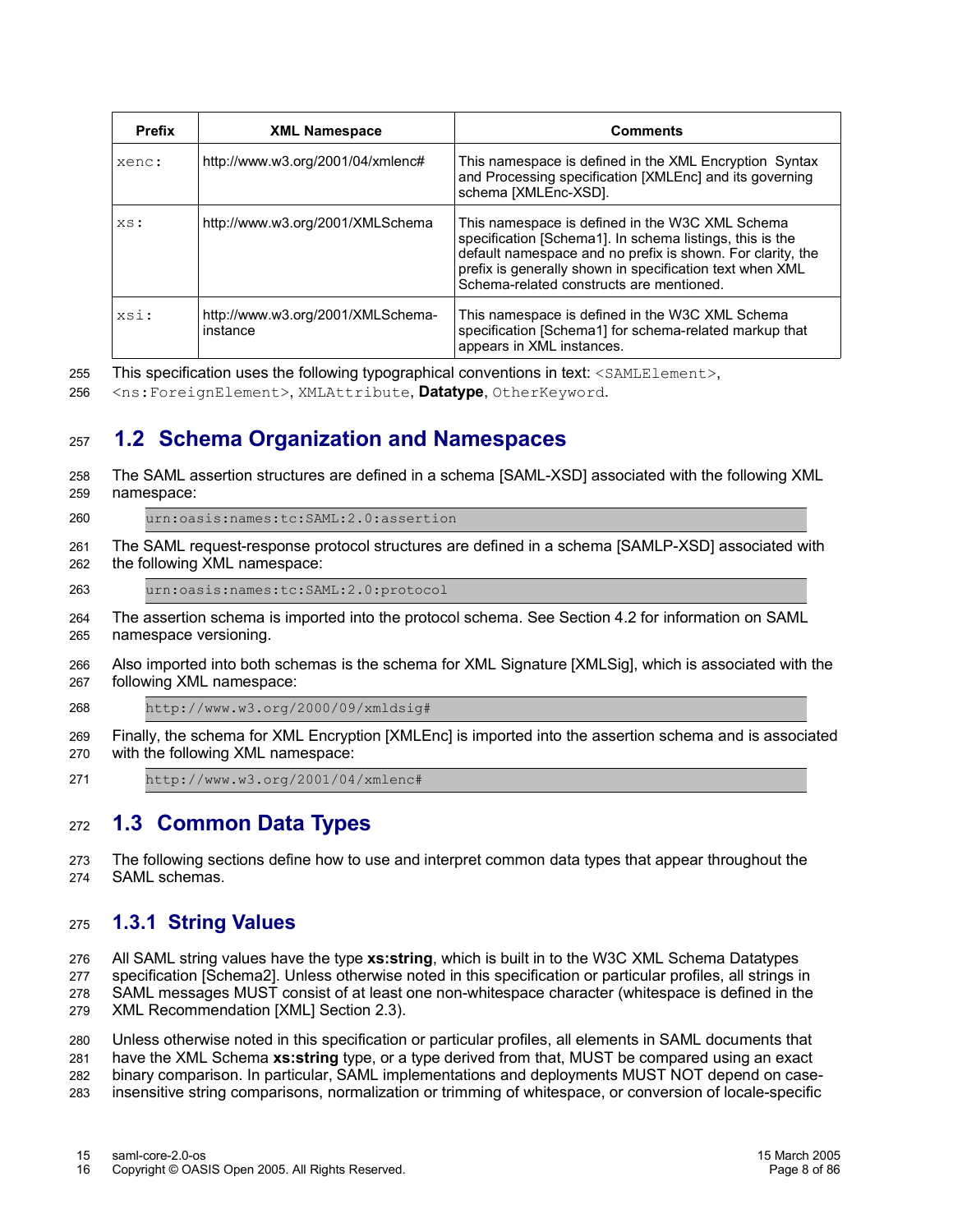| Prefix | XML Namespace | Comments |
| --- | --- | --- |
| xenc: | http://www.w3.org/2001/04/xmlenc# | This namespace is defined in the XML Encryption Syntax and Processing specification [XMLEnc] and its governing schema [XMLEnc-XSD]. |
| xs: | http://www.w3.org/2001/XMLSchema | This namespace is defined in the W3C XML Schema specification [Schema1]. In schema listings, this is the default namespace and no prefix is shown. For clarity, the prefix is generally shown in specification text when XML Schema-related constructs are mentioned. |
| xsi: | http://www.w3.org/2001/XMLSchema-instance | This namespace is defined in the W3C XML Schema specification [Schema1] for schema-related markup that appears in XML instances. |

This specification uses the following typographical conventions in text: `<SAMLElement>`, `<ns:ForeignElement>`, `XMLAttribute`, **Datatype**, `OtherKeyword`.

## 1.2 Schema Organization and Namespaces

The SAML assertion structures are defined in a schema [SAML-XSD] associated with the following XML namespace:

```
urn:oasis:names:tc:SAML:2.0:assertion
```

The SAML request-response protocol structures are defined in a schema [SAMLP-XSD] associated with the following XML namespace:

```
urn:oasis:names:tc:SAML:2.0:protocol
```

The assertion schema is imported into the protocol schema. See Section 4.2 for information on SAML namespace versioning.

Also imported into both schemas is the schema for XML Signature [XMLSig], which is associated with the following XML namespace:

```
http://www.w3.org/2000/09/xmldsig#
```

Finally, the schema for XML Encryption [XMLEnc] is imported into the assertion schema and is associated with the following XML namespace:

```
http://www.w3.org/2001/04/xmlenc#
```

## 1.3 Common Data Types

The following sections define how to use and interpret common data types that appear throughout the SAML schemas.

### 1.3.1 String Values

All SAML string values have the type **xs:string**, which is built in to the W3C XML Schema Datatypes specification [Schema2]. Unless otherwise noted in this specification or particular profiles, all strings in SAML messages MUST consist of at least one non-whitespace character (whitespace is defined in the XML Recommendation [XML] Section 2.3).

Unless otherwise noted in this specification or particular profiles, all elements in SAML documents that have the XML Schema **xs:string** type, or a type derived from that, MUST be compared using an exact binary comparison. In particular, SAML implementations and deployments MUST NOT depend on case-insensitive string comparisons, normalization or trimming of whitespace, or conversion of locale-specific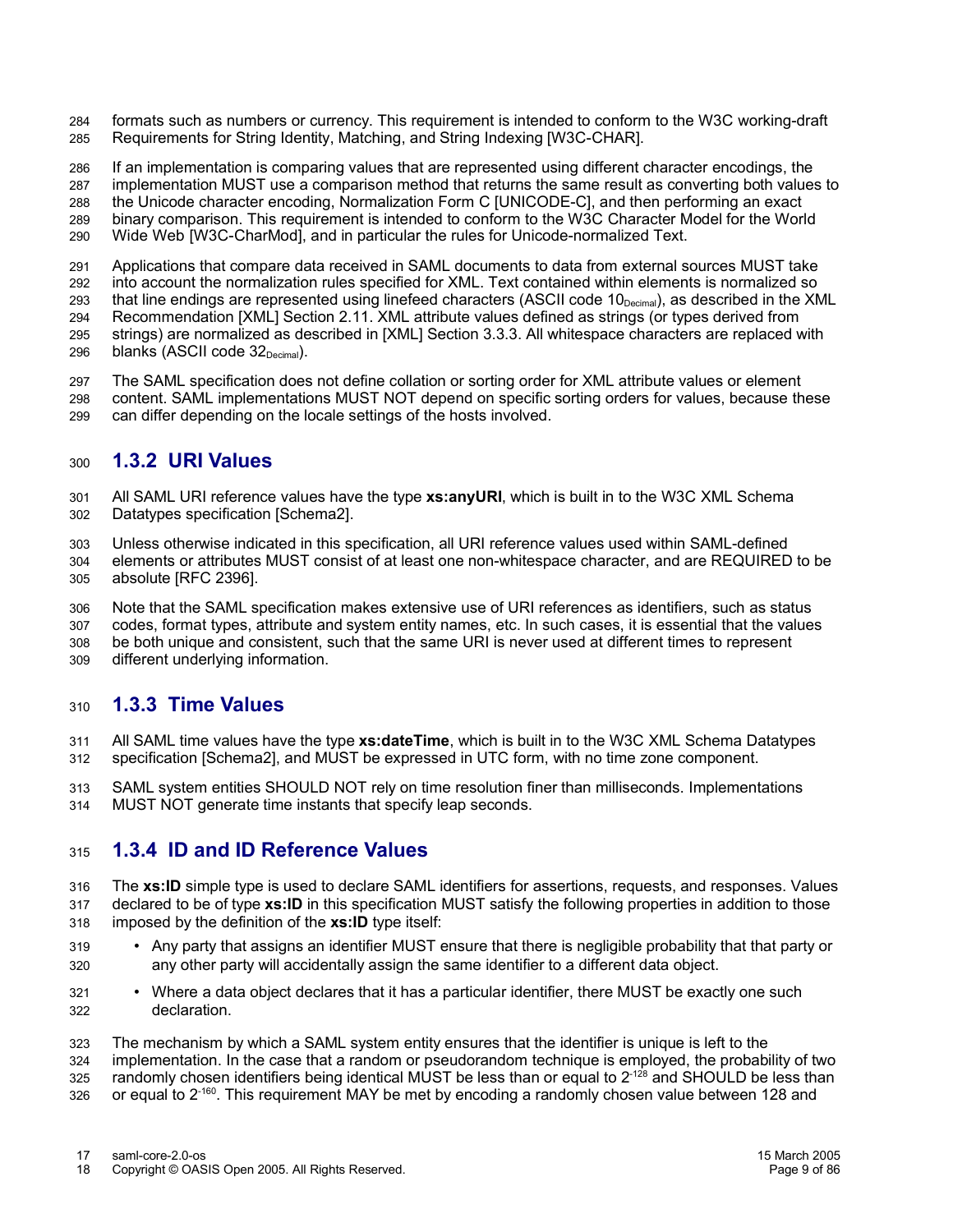formats such as numbers or currency. This requirement is intended to conform to the W3C working-draft Requirements for String Identity, Matching, and String Indexing [W3C-CHAR].

If an implementation is comparing values that are represented using different character encodings, the implementation MUST use a comparison method that returns the same result as converting both values to the Unicode character encoding, Normalization Form C [UNICODE-C], and then performing an exact binary comparison. This requirement is intended to conform to the W3C Character Model for the World Wide Web [W3C-CharMod], and in particular the rules for Unicode-normalized Text.

Applications that compare data received in SAML documents to data from external sources MUST take into account the normalization rules specified for XML. Text contained within elements is normalized so that line endings are represented using linefeed characters (ASCII code $10_{Decimal}$), as described in the XML Recommendation [XML] Section 2.11. XML attribute values defined as strings (or types derived from strings) are normalized as described in [XML] Section 3.3.3. All whitespace characters are replaced with blanks (ASCII code $32_{Decimal}$).

The SAML specification does not define collation or sorting order for XML attribute values or element content. SAML implementations MUST NOT depend on specific sorting orders for values, because these can differ depending on the locale settings of the hosts involved.

### 1.3.2 URI Values

All SAML URI reference values have the type **xs:anyURI**, which is built in to the W3C XML Schema Datatypes specification [Schema2].

Unless otherwise indicated in this specification, all URI reference values used within SAML-defined elements or attributes MUST consist of at least one non-whitespace character, and are REQUIRED to be absolute [RFC 2396].

Note that the SAML specification makes extensive use of URI references as identifiers, such as status codes, format types, attribute and system entity names, etc. In such cases, it is essential that the values be both unique and consistent, such that the same URI is never used at different times to represent different underlying information.

### 1.3.3 Time Values

All SAML time values have the type **xs:dateTime**, which is built in to the W3C XML Schema Datatypes specification [Schema2], and MUST be expressed in UTC form, with no time zone component.

SAML system entities SHOULD NOT rely on time resolution finer than milliseconds. Implementations MUST NOT generate time instants that specify leap seconds.

### 1.3.4 ID and ID Reference Values

The **xs:ID** simple type is used to declare SAML identifiers for assertions, requests, and responses. Values declared to be of type **xs:ID** in this specification MUST satisfy the following properties in addition to those imposed by the definition of the **xs:ID** type itself:

- Any party that assigns an identifier MUST ensure that there is negligible probability that that party or any other party will accidentally assign the same identifier to a different data object.
- Where a data object declares that it has a particular identifier, there MUST be exactly one such declaration.

The mechanism by which a SAML system entity ensures that the identifier is unique is left to the implementation. In the case that a random or pseudorandom technique is employed, the probability of two randomly chosen identifiers being identical MUST be less than or equal to $2^{-128}$ and SHOULD be less than or equal to $2^{-160}$. This requirement MAY be met by encoding a randomly chosen value between 128 and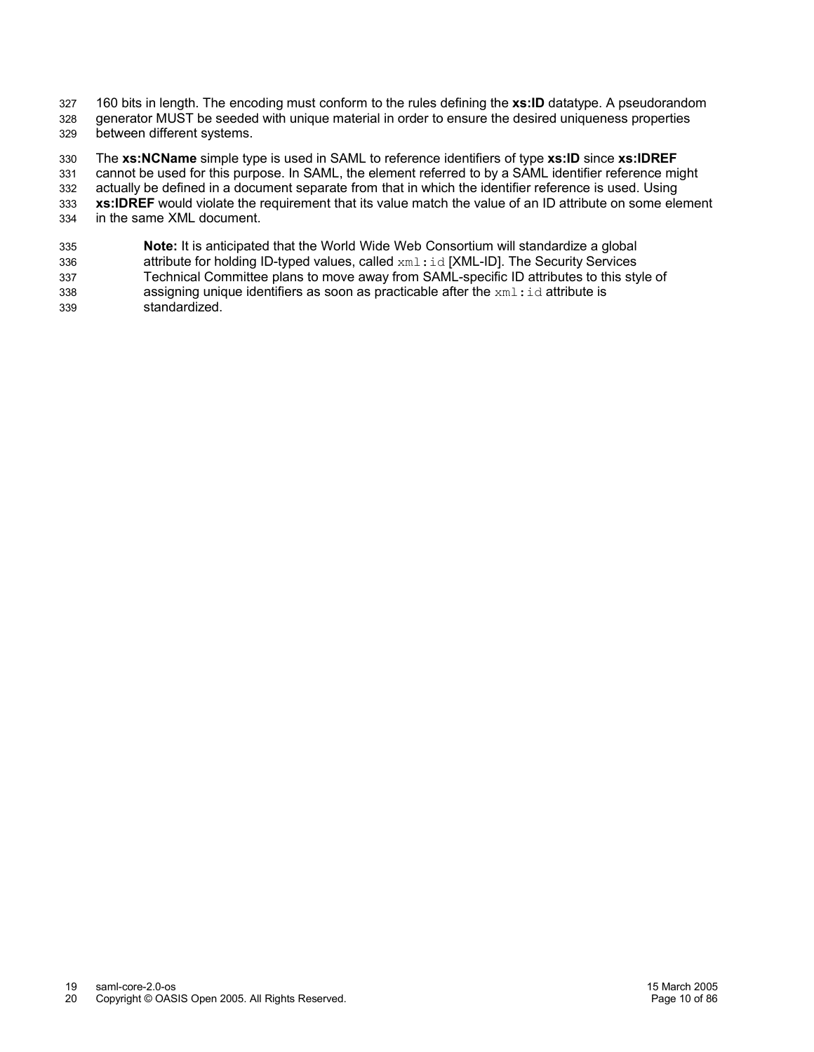160 bits in length. The encoding must conform to the rules defining the **xs:ID** datatype. A pseudorandom generator MUST be seeded with unique material in order to ensure the desired uniqueness properties between different systems.

The **xs:NCName** simple type is used in SAML to reference identifiers of type **xs:ID** since **xs:IDREF** cannot be used for this purpose. In SAML, the element referred to by a SAML identifier reference might actually be defined in a document separate from that in which the identifier reference is used. Using **xs:IDREF** would violate the requirement that its value match the value of an ID attribute on some element in the same XML document.

> **Note:** It is anticipated that the World Wide Web Consortium will standardize a global attribute for holding ID-typed values, called `xml:id` [XML-ID]. The Security Services Technical Committee plans to move away from SAML-specific ID attributes to this style of assigning unique identifiers as soon as practicable after the `xml:id` attribute is standardized.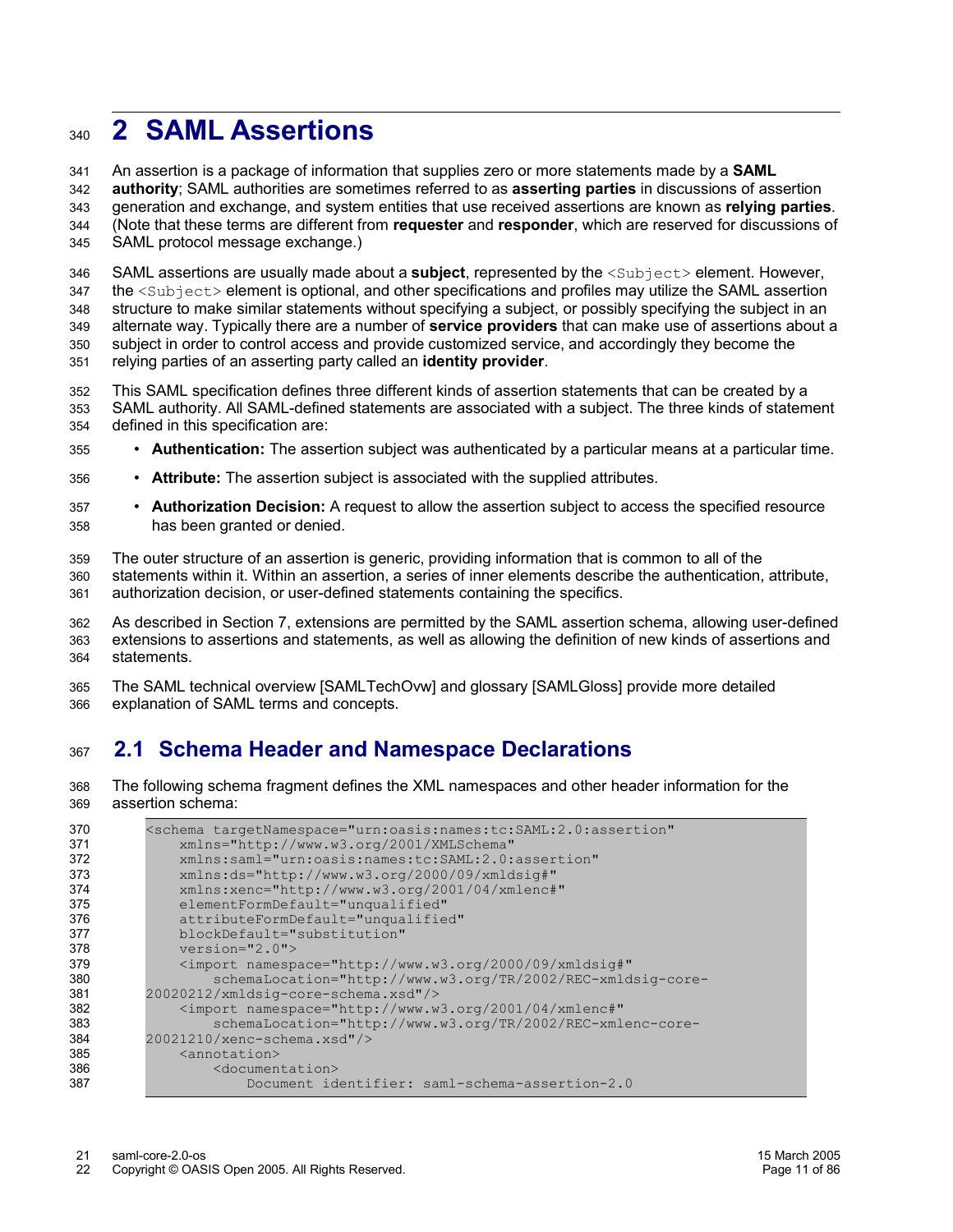# 2 SAML Assertions

An assertion is a package of information that supplies zero or more statements made by a **SAML authority**; SAML authorities are sometimes referred to as **asserting parties** in discussions of assertion generation and exchange, and system entities that use received assertions are known as **relying parties**. (Note that these terms are different from **requester** and **responder**, which are reserved for discussions of SAML protocol message exchange.)

SAML assertions are usually made about a **subject**, represented by the `<Subject>` element. However, the `<Subject>` element is optional, and other specifications and profiles may utilize the SAML assertion structure to make similar statements without specifying a subject, or possibly specifying the subject in an alternate way. Typically there are a number of **service providers** that can make use of assertions about a subject in order to control access and provide customized service, and accordingly they become the relying parties of an asserting party called an **identity provider**.

This SAML specification defines three different kinds of assertion statements that can be created by a SAML authority. All SAML-defined statements are associated with a subject. The three kinds of statement defined in this specification are:

- **Authentication:** The assertion subject was authenticated by a particular means at a particular time.
- **Attribute:** The assertion subject is associated with the supplied attributes.
- **Authorization Decision:** A request to allow the assertion subject to access the specified resource has been granted or denied.

The outer structure of an assertion is generic, providing information that is common to all of the statements within it. Within an assertion, a series of inner elements describe the authentication, attribute, authorization decision, or user-defined statements containing the specifics.

As described in Section 7, extensions are permitted by the SAML assertion schema, allowing user-defined extensions to assertions and statements, as well as allowing the definition of new kinds of assertions and statements.

The SAML technical overview [SAMLTechOvw] and glossary [SAMLGloss] provide more detailed explanation of SAML terms and concepts.

## 2.1 Schema Header and Namespace Declarations

The following schema fragment defines the XML namespaces and other header information for the assertion schema:

```
<schema targetNamespace="urn:oasis:names:tc:SAML:2.0:assertion"
    xmlns="http://www.w3.org/2001/XMLSchema"
    xmlns:saml="urn:oasis:names:tc:SAML:2.0:assertion"
    xmlns:ds="http://www.w3.org/2000/09/xmldsig#"
    xmlns:xenc="http://www.w3.org/2001/04/xmlenc#"
    elementFormDefault="unqualified"
    attributeFormDefault="unqualified"
    blockDefault="substitution"
    version="2.0">
    <import namespace="http://www.w3.org/2000/09/xmldsig#"
        schemaLocation="http://www.w3.org/TR/2002/REC-xmldsig-core-
20020212/xmldsig-core-schema.xsd"/>
    <import namespace="http://www.w3.org/2001/04/xmlenc#"
        schemaLocation="http://www.w3.org/TR/2002/REC-xmlenc-core-
20021210/xenc-schema.xsd"/>
    <annotation>
        <documentation>
            Document identifier: saml-schema-assertion-2.0
```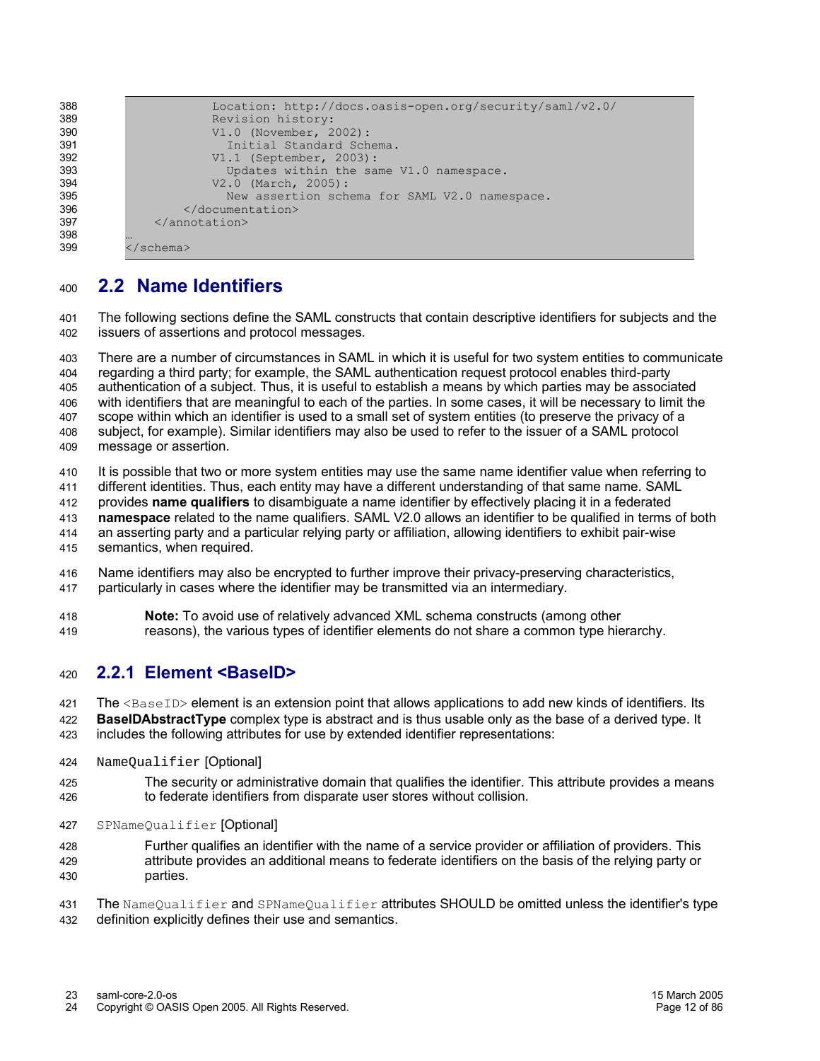```
            Location: http://docs.oasis-open.org/security/saml/v2.0/
            Revision history:
            V1.0 (November, 2002):
              Initial Standard Schema.
            V1.1 (September, 2003):
              Updates within the same V1.0 namespace.
            V2.0 (March, 2005):
              New assertion schema for SAML V2.0 namespace.
        </documentation>
    </annotation>
…
</schema>
```

## 2.2 Name Identifiers

The following sections define the SAML constructs that contain descriptive identifiers for subjects and the issuers of assertions and protocol messages.

There are a number of circumstances in SAML in which it is useful for two system entities to communicate regarding a third party; for example, the SAML authentication request protocol enables third-party authentication of a subject. Thus, it is useful to establish a means by which parties may be associated with identifiers that are meaningful to each of the parties. In some cases, it will be necessary to limit the scope within which an identifier is used to a small set of system entities (to preserve the privacy of a subject, for example). Similar identifiers may also be used to refer to the issuer of a SAML protocol message or assertion.

It is possible that two or more system entities may use the same name identifier value when referring to different identities. Thus, each entity may have a different understanding of that same name. SAML provides **name qualifiers** to disambiguate a name identifier by effectively placing it in a federated **namespace** related to the name qualifiers. SAML V2.0 allows an identifier to be qualified in terms of both an asserting party and a particular relying party or affiliation, allowing identifiers to exhibit pair-wise semantics, when required.

Name identifiers may also be encrypted to further improve their privacy-preserving characteristics, particularly in cases where the identifier may be transmitted via an intermediary.

> **Note:** To avoid use of relatively advanced XML schema constructs (among other reasons), the various types of identifier elements do not share a common type hierarchy.

### 2.2.1 Element <BaseID>

The `<BaseID>` element is an extension point that allows applications to add new kinds of identifiers. Its **BaseIDAbstractType** complex type is abstract and is thus usable only as the base of a derived type. It includes the following attributes for use by extended identifier representations:

`NameQualifier` [Optional]

> The security or administrative domain that qualifies the identifier. This attribute provides a means to federate identifiers from disparate user stores without collision.

`SPNameQualifier` [Optional]

> Further qualifies an identifier with the name of a service provider or affiliation of providers. This attribute provides an additional means to federate identifiers on the basis of the relying party or parties.

The `NameQualifier` and `SPNameQualifier` attributes SHOULD be omitted unless the identifier's type definition explicitly defines their use and semantics.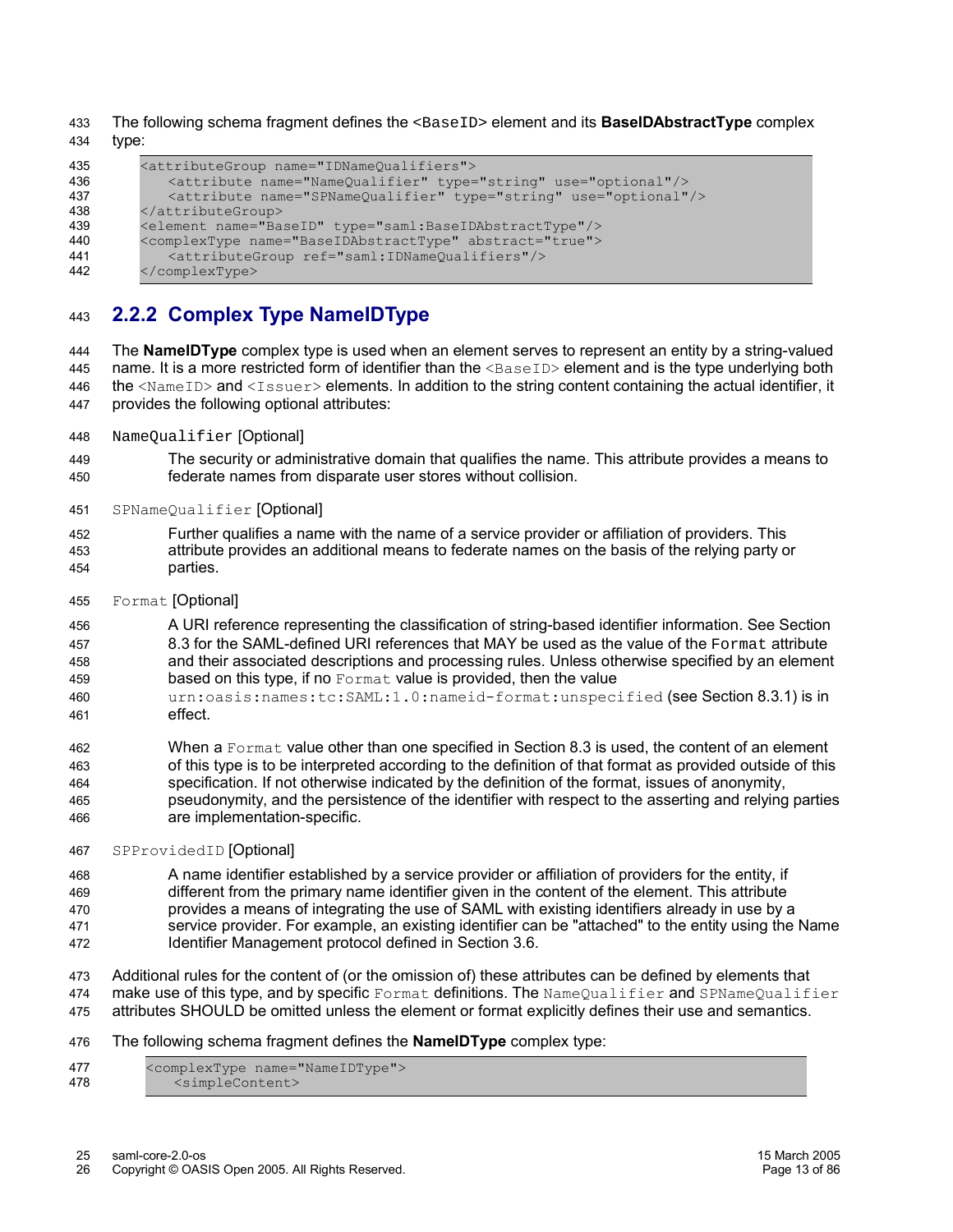The following schema fragment defines the `<BaseID>` element and its **BaseIDAbstractType** complex type:

```
<attributeGroup name="IDNameQualifiers">
   <attribute name="NameQualifier" type="string" use="optional"/>
   <attribute name="SPNameQualifier" type="string" use="optional"/>
</attributeGroup>
<element name="BaseID" type="saml:BaseIDAbstractType"/>
<complexType name="BaseIDAbstractType" abstract="true">
   <attributeGroup ref="saml:IDNameQualifiers"/>
</complexType>
```

### 2.2.2 Complex Type NameIDType

The **NameIDType** complex type is used when an element serves to represent an entity by a string-valued name. It is a more restricted form of identifier than the `<BaseID>` element and is the type underlying both the `<NameID>` and `<Issuer>` elements. In addition to the string content containing the actual identifier, it provides the following optional attributes:

`NameQualifier` [Optional]

> The security or administrative domain that qualifies the name. This attribute provides a means to federate names from disparate user stores without collision.

`SPNameQualifier` [Optional]

> Further qualifies a name with the name of a service provider or affiliation of providers. This attribute provides an additional means to federate names on the basis of the relying party or parties.

`Format` [Optional]

> A URI reference representing the classification of string-based identifier information. See Section 8.3 for the SAML-defined URI references that MAY be used as the value of the `Format` attribute and their associated descriptions and processing rules. Unless otherwise specified by an element based on this type, if no `Format` value is provided, then the value `urn:oasis:names:tc:SAML:1.0:nameid-format:unspecified` (see Section 8.3.1) is in effect.
>
> When a `Format` value other than one specified in Section 8.3 is used, the content of an element of this type is to be interpreted according to the definition of that format as provided outside of this specification. If not otherwise indicated by the definition of the format, issues of anonymity, pseudonymity, and the persistence of the identifier with respect to the asserting and relying parties are implementation-specific.

`SPProvidedID` [Optional]

> A name identifier established by a service provider or affiliation of providers for the entity, if different from the primary name identifier given in the content of the element. This attribute provides a means of integrating the use of SAML with existing identifiers already in use by a service provider. For example, an existing identifier can be "attached" to the entity using the Name Identifier Management protocol defined in Section 3.6.

Additional rules for the content of (or the omission of) these attributes can be defined by elements that make use of this type, and by specific `Format` definitions. The `NameQualifier` and `SPNameQualifier` attributes SHOULD be omitted unless the element or format explicitly defines their use and semantics.

The following schema fragment defines the **NameIDType** complex type:

```
<complexType name="NameIDType">
   <simpleContent>
```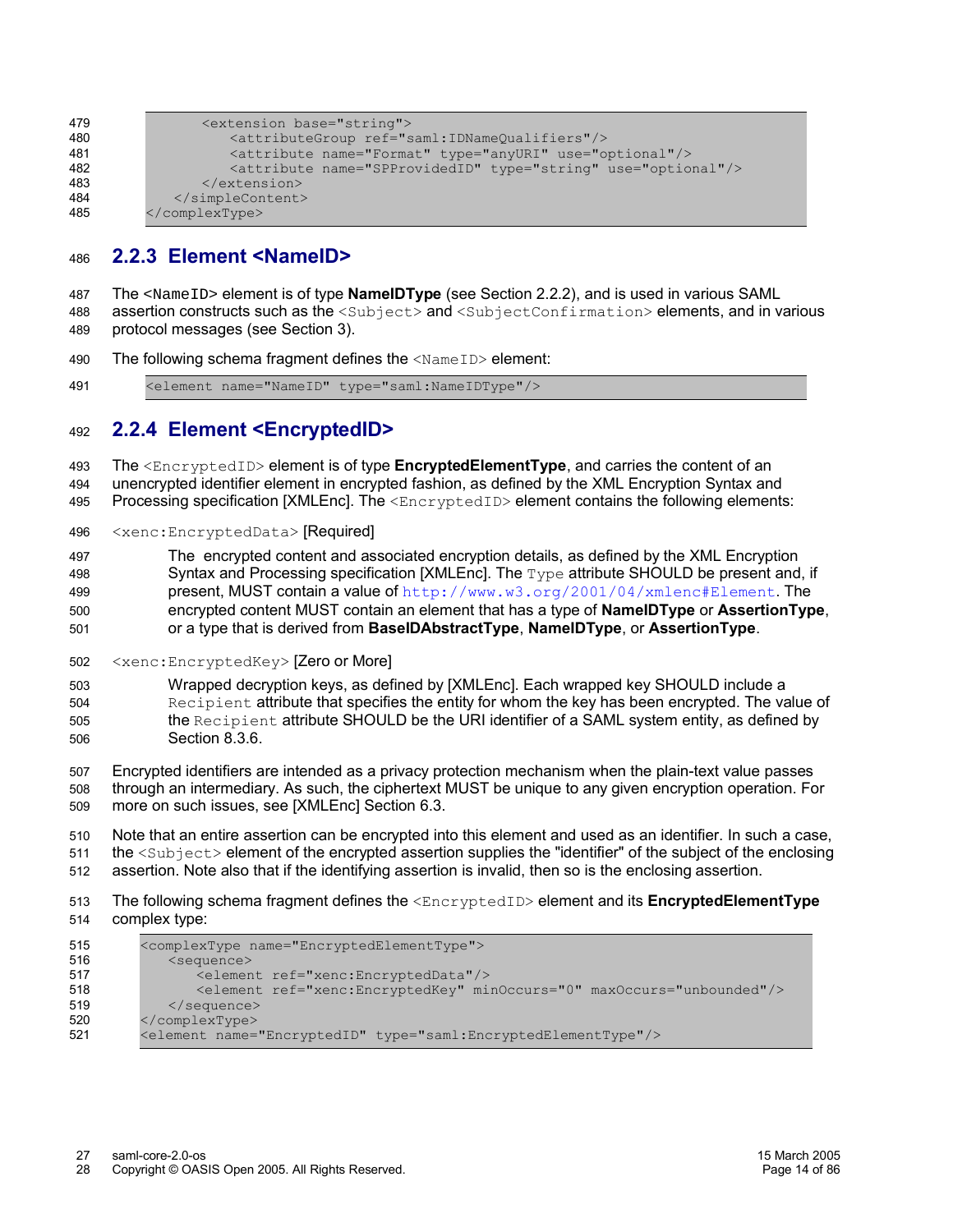```
        <extension base="string">
            <attributeGroup ref="saml:IDNameQualifiers"/>
            <attribute name="Format" type="anyURI" use="optional"/>
            <attribute name="SPProvidedID" type="string" use="optional"/>
        </extension>
    </simpleContent>
</complexType>
```

### 2.2.3 Element <NameID>

The `<NameID>` element is of type **NameIDType** (see Section 2.2.2), and is used in various SAML assertion constructs such as the `<Subject>` and `<SubjectConfirmation>` elements, and in various protocol messages (see Section 3).

The following schema fragment defines the `<NameID>` element:

```
<element name="NameID" type="saml:NameIDType"/>
```

### 2.2.4 Element <EncryptedID>

The `<EncryptedID>` element is of type **EncryptedElementType**, and carries the content of an unencrypted identifier element in encrypted fashion, as defined by the XML Encryption Syntax and Processing specification [XMLEnc]. The `<EncryptedID>` element contains the following elements:

`<xenc:EncryptedData>` [Required]

> The encrypted content and associated encryption details, as defined by the XML Encryption Syntax and Processing specification [XMLEnc]. The `Type` attribute SHOULD be present and, if present, MUST contain a value of `http://www.w3.org/2001/04/xmlenc#Element`. The encrypted content MUST contain an element that has a type of **NameIDType** or **AssertionType**, or a type that is derived from **BaseIDAbstractType**, **NameIDType**, or **AssertionType**.

`<xenc:EncryptedKey>` [Zero or More]

> Wrapped decryption keys, as defined by [XMLEnc]. Each wrapped key SHOULD include a `Recipient` attribute that specifies the entity for whom the key has been encrypted. The value of the `Recipient` attribute SHOULD be the URI identifier of a SAML system entity, as defined by Section 8.3.6.

Encrypted identifiers are intended as a privacy protection mechanism when the plain-text value passes through an intermediary. As such, the ciphertext MUST be unique to any given encryption operation. For more on such issues, see [XMLEnc] Section 6.3.

Note that an entire assertion can be encrypted into this element and used as an identifier. In such a case, the `<Subject>` element of the encrypted assertion supplies the "identifier" of the subject of the enclosing assertion. Note also that if the identifying assertion is invalid, then so is the enclosing assertion.

The following schema fragment defines the `<EncryptedID>` element and its **EncryptedElementType** complex type:

```
<complexType name="EncryptedElementType">
    <sequence>
        <element ref="xenc:EncryptedData"/>
        <element ref="xenc:EncryptedKey" minOccurs="0" maxOccurs="unbounded"/>
    </sequence>
</complexType>
<element name="EncryptedID" type="saml:EncryptedElementType"/>
```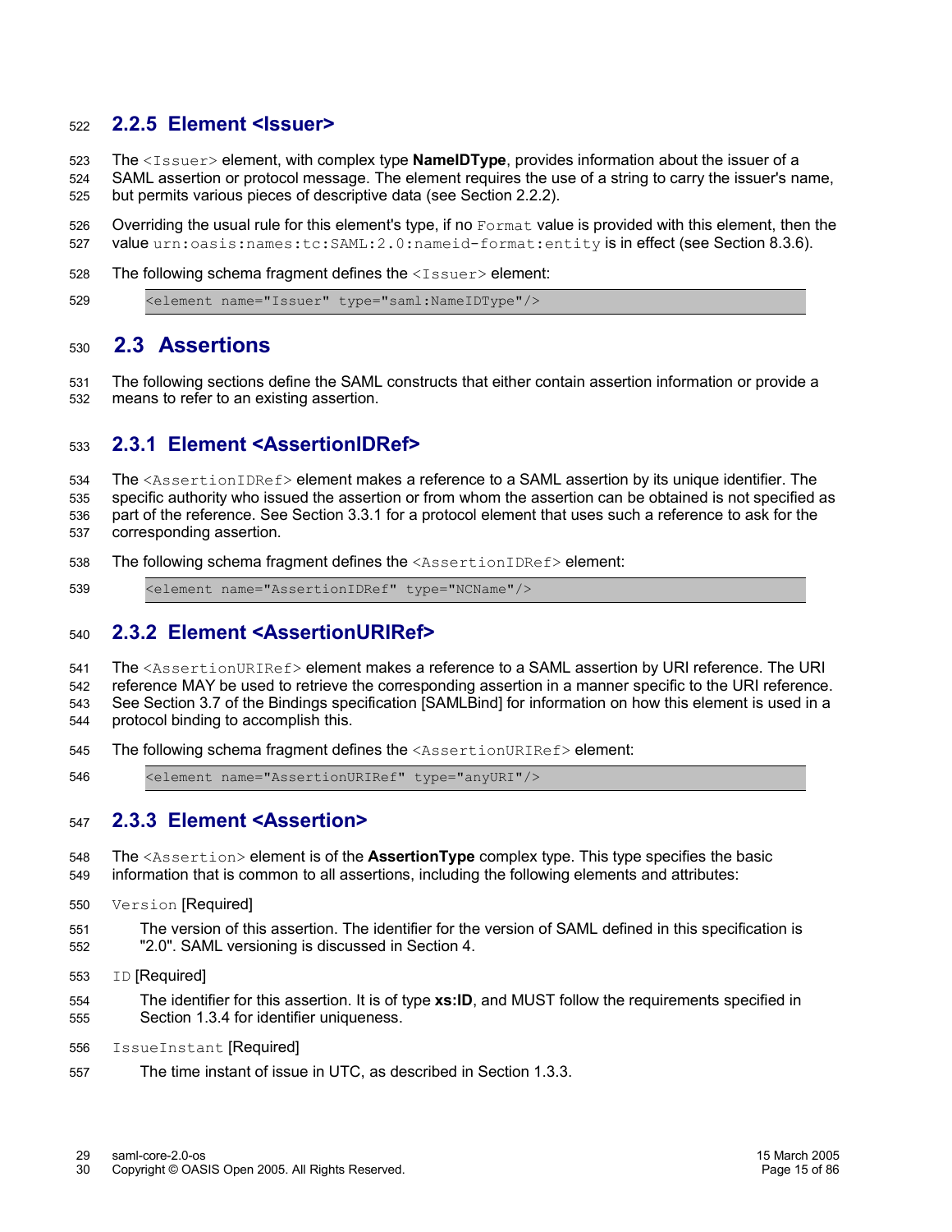### 2.2.5 Element <Issuer>

The `<Issuer>` element, with complex type **NameIDType**, provides information about the issuer of a SAML assertion or protocol message. The element requires the use of a string to carry the issuer's name, but permits various pieces of descriptive data (see Section 2.2.2).

Overriding the usual rule for this element's type, if no `Format` value is provided with this element, then the value `urn:oasis:names:tc:SAML:2.0:nameid-format:entity` is in effect (see Section 8.3.6).

The following schema fragment defines the `<Issuer>` element:

```
<element name="Issuer" type="saml:NameIDType"/>
```

## 2.3 Assertions

The following sections define the SAML constructs that either contain assertion information or provide a means to refer to an existing assertion.

### 2.3.1 Element <AssertionIDRef>

The `<AssertionIDRef>` element makes a reference to a SAML assertion by its unique identifier. The specific authority who issued the assertion or from whom the assertion can be obtained is not specified as part of the reference. See Section 3.3.1 for a protocol element that uses such a reference to ask for the corresponding assertion.

The following schema fragment defines the `<AssertionIDRef>` element:

```
<element name="AssertionIDRef" type="NCName"/>
```

### 2.3.2 Element <AssertionURIRef>

The `<AssertionURIRef>` element makes a reference to a SAML assertion by URI reference. The URI reference MAY be used to retrieve the corresponding assertion in a manner specific to the URI reference. See Section 3.7 of the Bindings specification [SAMLBind] for information on how this element is used in a protocol binding to accomplish this.

The following schema fragment defines the `<AssertionURIRef>` element:

```
<element name="AssertionURIRef" type="anyURI"/>
```

### 2.3.3 Element <Assertion>

The `<Assertion>` element is of the **AssertionType** complex type. This type specifies the basic information that is common to all assertions, including the following elements and attributes:

`Version` [Required]

The version of this assertion. The identifier for the version of SAML defined in this specification is "2.0". SAML versioning is discussed in Section 4.

`ID` [Required]

The identifier for this assertion. It is of type **xs:ID**, and MUST follow the requirements specified in Section 1.3.4 for identifier uniqueness.

`IssueInstant` [Required]

The time instant of issue in UTC, as described in Section 1.3.3.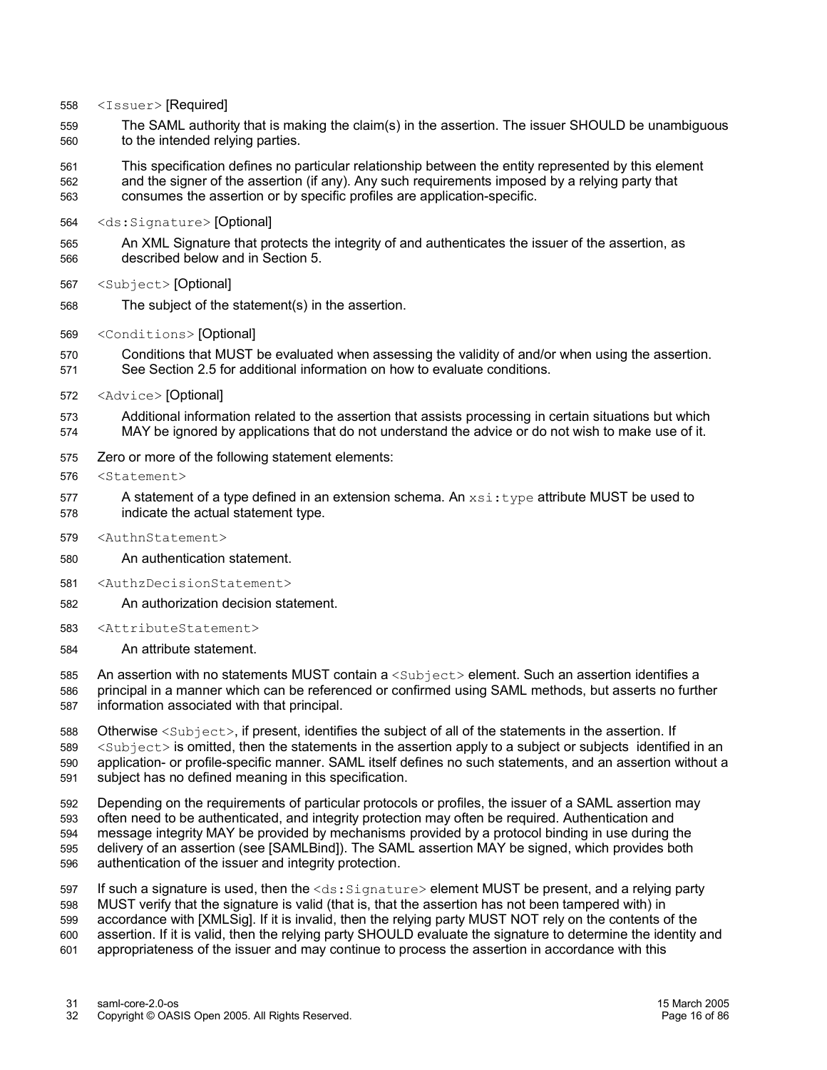`<Issuer>` [Required]

The SAML authority that is making the claim(s) in the assertion. The issuer SHOULD be unambiguous to the intended relying parties.

This specification defines no particular relationship between the entity represented by this element and the signer of the assertion (if any). Any such requirements imposed by a relying party that consumes the assertion or by specific profiles are application-specific.

`<ds:Signature>` [Optional]

An XML Signature that protects the integrity of and authenticates the issuer of the assertion, as described below and in Section 5.

`<Subject>` [Optional]

The subject of the statement(s) in the assertion.

`<Conditions>` [Optional]

Conditions that MUST be evaluated when assessing the validity of and/or when using the assertion. See Section 2.5 for additional information on how to evaluate conditions.

`<Advice>` [Optional]

Additional information related to the assertion that assists processing in certain situations but which MAY be ignored by applications that do not understand the advice or do not wish to make use of it.

Zero or more of the following statement elements:

`<Statement>`

A statement of a type defined in an extension schema. An `xsi:type` attribute MUST be used to indicate the actual statement type.

`<AuthnStatement>`

An authentication statement.

`<AuthzDecisionStatement>`

An authorization decision statement.

`<AttributeStatement>`

An attribute statement.

An assertion with no statements MUST contain a `<Subject>` element. Such an assertion identifies a principal in a manner which can be referenced or confirmed using SAML methods, but asserts no further information associated with that principal.

Otherwise `<Subject>`, if present, identifies the subject of all of the statements in the assertion. If `<Subject>` is omitted, then the statements in the assertion apply to a subject or subjects identified in an application- or profile-specific manner. SAML itself defines no such statements, and an assertion without a subject has no defined meaning in this specification.

Depending on the requirements of particular protocols or profiles, the issuer of a SAML assertion may often need to be authenticated, and integrity protection may often be required. Authentication and message integrity MAY be provided by mechanisms provided by a protocol binding in use during the delivery of an assertion (see [SAMLBind]). The SAML assertion MAY be signed, which provides both authentication of the issuer and integrity protection.

If such a signature is used, then the `<ds:Signature>` element MUST be present, and a relying party MUST verify that the signature is valid (that is, that the assertion has not been tampered with) in accordance with [XMLSig]. If it is invalid, then the relying party MUST NOT rely on the contents of the assertion. If it is valid, then the relying party SHOULD evaluate the signature to determine the identity and appropriateness of the issuer and may continue to process the assertion in accordance with this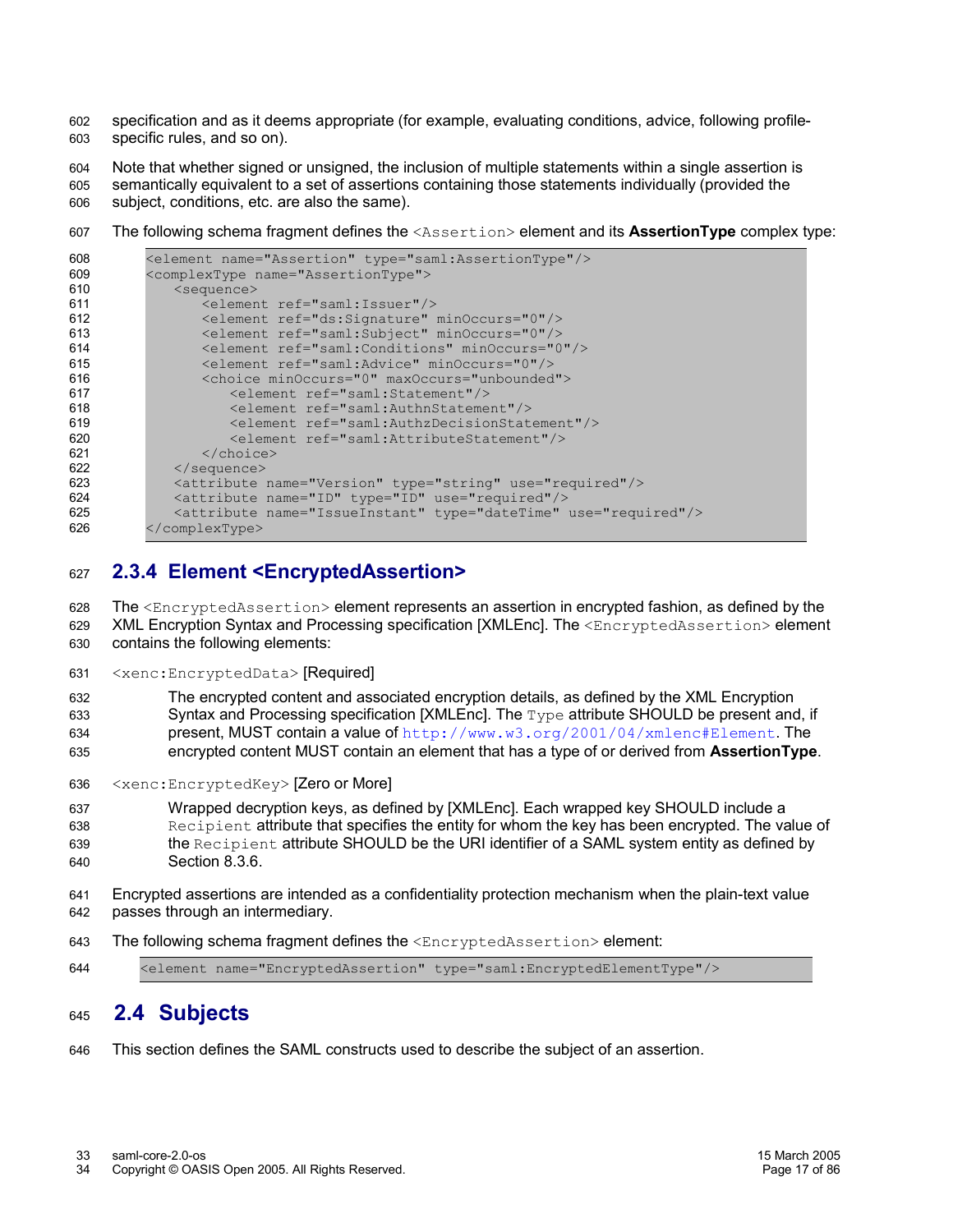specification and as it deems appropriate (for example, evaluating conditions, advice, following profile-specific rules, and so on).

Note that whether signed or unsigned, the inclusion of multiple statements within a single assertion is semantically equivalent to a set of assertions containing those statements individually (provided the subject, conditions, etc. are also the same).

The following schema fragment defines the `<Assertion>` element and its **AssertionType** complex type:

```
<element name="Assertion" type="saml:AssertionType"/>
<complexType name="AssertionType">
    <sequence>
        <element ref="saml:Issuer"/>
        <element ref="ds:Signature" minOccurs="0"/>
        <element ref="saml:Subject" minOccurs="0"/>
        <element ref="saml:Conditions" minOccurs="0"/>
        <element ref="saml:Advice" minOccurs="0"/>
        <choice minOccurs="0" maxOccurs="unbounded">
            <element ref="saml:Statement"/>
            <element ref="saml:AuthnStatement"/>
            <element ref="saml:AuthzDecisionStatement"/>
            <element ref="saml:AttributeStatement"/>
        </choice>
    </sequence>
    <attribute name="Version" type="string" use="required"/>
    <attribute name="ID" type="ID" use="required"/>
    <attribute name="IssueInstant" type="dateTime" use="required"/>
</complexType>
```

### 2.3.4 Element <EncryptedAssertion>

The `<EncryptedAssertion>` element represents an assertion in encrypted fashion, as defined by the XML Encryption Syntax and Processing specification [XMLEnc]. The `<EncryptedAssertion>` element contains the following elements:

`<xenc:EncryptedData>` [Required]

> The encrypted content and associated encryption details, as defined by the XML Encryption Syntax and Processing specification [XMLEnc]. The `Type` attribute SHOULD be present and, if present, MUST contain a value of `http://www.w3.org/2001/04/xmlenc#Element`. The encrypted content MUST contain an element that has a type of or derived from **AssertionType**.

`<xenc:EncryptedKey>` [Zero or More]

> Wrapped decryption keys, as defined by [XMLEnc]. Each wrapped key SHOULD include a `Recipient` attribute that specifies the entity for whom the key has been encrypted. The value of the `Recipient` attribute SHOULD be the URI identifier of a SAML system entity as defined by Section 8.3.6.

Encrypted assertions are intended as a confidentiality protection mechanism when the plain-text value passes through an intermediary.

The following schema fragment defines the `<EncryptedAssertion>` element:

```
<element name="EncryptedAssertion" type="saml:EncryptedElementType"/>
```

## 2.4 Subjects

This section defines the SAML constructs used to describe the subject of an assertion.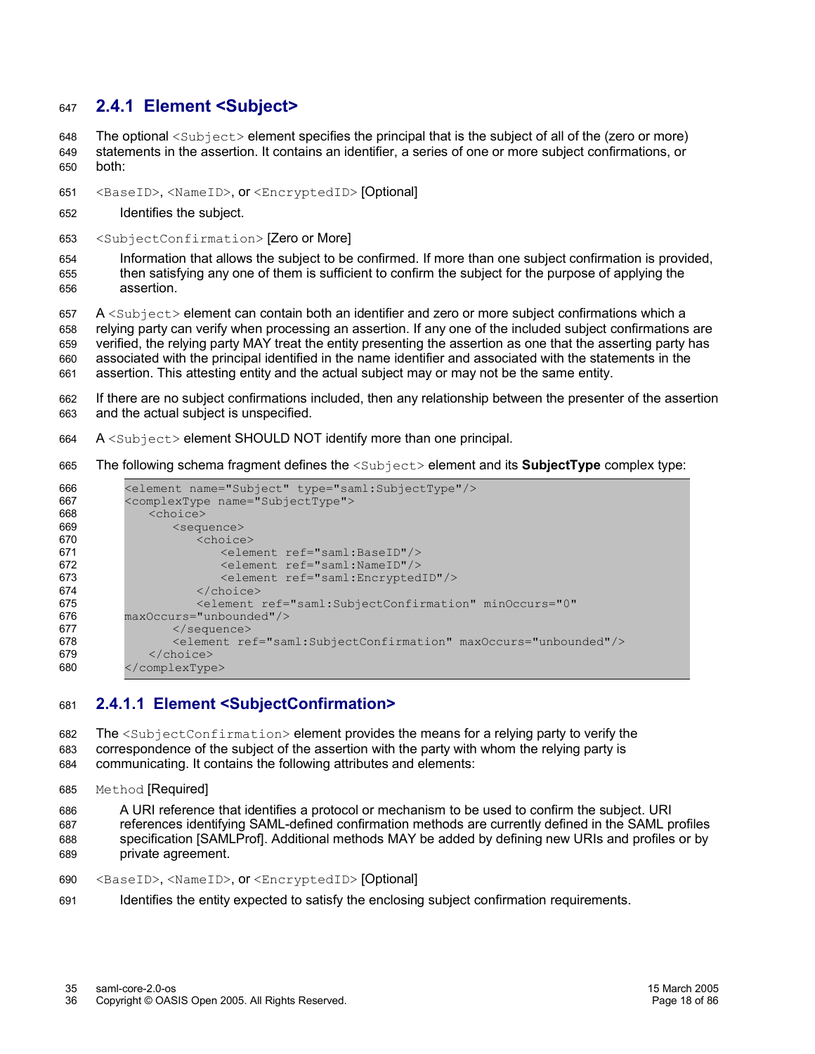### 2.4.1 Element <Subject>

The optional `<Subject>` element specifies the principal that is the subject of all of the (zero or more) statements in the assertion. It contains an identifier, a series of one or more subject confirmations, or both:

`<BaseID>`, `<NameID>`, or `<EncryptedID>` [Optional]

Identifies the subject.

`<SubjectConfirmation>` [Zero or More]

Information that allows the subject to be confirmed. If more than one subject confirmation is provided, then satisfying any one of them is sufficient to confirm the subject for the purpose of applying the assertion.

A `<Subject>` element can contain both an identifier and zero or more subject confirmations which a relying party can verify when processing an assertion. If any one of the included subject confirmations are verified, the relying party MAY treat the entity presenting the assertion as one that the asserting party has associated with the principal identified in the name identifier and associated with the statements in the assertion. This attesting entity and the actual subject may or may not be the same entity.

If there are no subject confirmations included, then any relationship between the presenter of the assertion and the actual subject is unspecified.

A `<Subject>` element SHOULD NOT identify more than one principal.

The following schema fragment defines the `<Subject>` element and its **SubjectType** complex type:

```
<element name="Subject" type="saml:SubjectType"/>
<complexType name="SubjectType">
    <choice>
        <sequence>
            <choice>
                <element ref="saml:BaseID"/>
                <element ref="saml:NameID"/>
                <element ref="saml:EncryptedID"/>
            </choice>
            <element ref="saml:SubjectConfirmation" minOccurs="0"
maxOccurs="unbounded"/>
        </sequence>
        <element ref="saml:SubjectConfirmation" maxOccurs="unbounded"/>
    </choice>
</complexType>
```

#### 2.4.1.1 Element <SubjectConfirmation>

The `<SubjectConfirmation>` element provides the means for a relying party to verify the correspondence of the subject of the assertion with the party with whom the relying party is communicating. It contains the following attributes and elements:

`Method` [Required]

A URI reference that identifies a protocol or mechanism to be used to confirm the subject. URI references identifying SAML-defined confirmation methods are currently defined in the SAML profiles specification [SAMLProf]. Additional methods MAY be added by defining new URIs and profiles or by private agreement.

`<BaseID>`, `<NameID>`, or `<EncryptedID>` [Optional]

Identifies the entity expected to satisfy the enclosing subject confirmation requirements.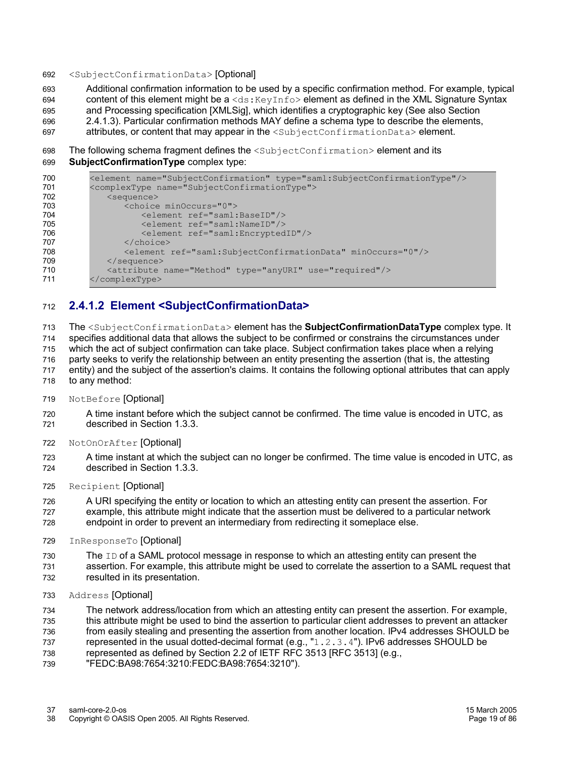`<SubjectConfirmationData>` [Optional]

Additional confirmation information to be used by a specific confirmation method. For example, typical content of this element might be a `<ds:KeyInfo>` element as defined in the XML Signature Syntax and Processing specification [XMLSig], which identifies a cryptographic key (See also Section 2.4.1.3). Particular confirmation methods MAY define a schema type to describe the elements, attributes, or content that may appear in the `<SubjectConfirmationData>` element.

The following schema fragment defines the `<SubjectConfirmation>` element and its **SubjectConfirmationType** complex type:

```
<element name="SubjectConfirmation" type="saml:SubjectConfirmationType"/>
<complexType name="SubjectConfirmationType">
   <sequence>
      <choice minOccurs="0">
         <element ref="saml:BaseID"/>
         <element ref="saml:NameID"/>
         <element ref="saml:EncryptedID"/>
      </choice>
      <element ref="saml:SubjectConfirmationData" minOccurs="0"/>
   </sequence>
   <attribute name="Method" type="anyURI" use="required"/>
</complexType>
```

### 2.4.1.2 Element <SubjectConfirmationData>

The `<SubjectConfirmationData>` element has the **SubjectConfirmationDataType** complex type. It specifies additional data that allows the subject to be confirmed or constrains the circumstances under which the act of subject confirmation can take place. Subject confirmation takes place when a relying party seeks to verify the relationship between an entity presenting the assertion (that is, the attesting entity) and the subject of the assertion's claims. It contains the following optional attributes that can apply to any method:

`NotBefore` [Optional]

A time instant before which the subject cannot be confirmed. The time value is encoded in UTC, as described in Section 1.3.3.

`NotOnOrAfter` [Optional]

A time instant at which the subject can no longer be confirmed. The time value is encoded in UTC, as described in Section 1.3.3.

`Recipient` [Optional]

A URI specifying the entity or location to which an attesting entity can present the assertion. For example, this attribute might indicate that the assertion must be delivered to a particular network endpoint in order to prevent an intermediary from redirecting it someplace else.

`InResponseTo` [Optional]

The `ID` of a SAML protocol message in response to which an attesting entity can present the assertion. For example, this attribute might be used to correlate the assertion to a SAML request that resulted in its presentation.

`Address` [Optional]

The network address/location from which an attesting entity can present the assertion. For example, this attribute might be used to bind the assertion to particular client addresses to prevent an attacker from easily stealing and presenting the assertion from another location. IPv4 addresses SHOULD be represented in the usual dotted-decimal format (e.g., "`1.2.3.4`"). IPv6 addresses SHOULD be represented as defined by Section 2.2 of IETF RFC 3513 [RFC 3513] (e.g., "FEDC:BA98:7654:3210:FEDC:BA98:7654:3210").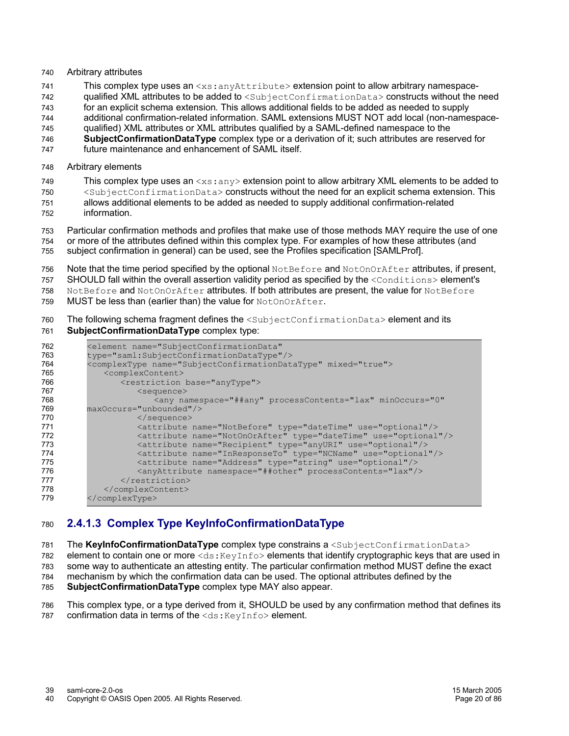Arbitrary attributes

This complex type uses an `<xs:anyAttribute>` extension point to allow arbitrary namespace-qualified XML attributes to be added to `<SubjectConfirmationData>` constructs without the need for an explicit schema extension. This allows additional fields to be added as needed to supply additional confirmation-related information. SAML extensions MUST NOT add local (non-namespace-qualified) XML attributes or XML attributes qualified by a SAML-defined namespace to the **SubjectConfirmationDataType** complex type or a derivation of it; such attributes are reserved for future maintenance and enhancement of SAML itself.

Arbitrary elements

This complex type uses an `<xs:any>` extension point to allow arbitrary XML elements to be added to `<SubjectConfirmationData>` constructs without the need for an explicit schema extension. This allows additional elements to be added as needed to supply additional confirmation-related information.

Particular confirmation methods and profiles that make use of those methods MAY require the use of one or more of the attributes defined within this complex type. For examples of how these attributes (and subject confirmation in general) can be used, see the Profiles specification [SAMLProf].

Note that the time period specified by the optional `NotBefore` and `NotOnOrAfter` attributes, if present, SHOULD fall within the overall assertion validity period as specified by the `<Conditions>` element's `NotBefore` and `NotOnOrAfter` attributes. If both attributes are present, the value for `NotBefore` MUST be less than (earlier than) the value for `NotOnOrAfter`.

The following schema fragment defines the `<SubjectConfirmationData>` element and its **SubjectConfirmationDataType** complex type:

```
<element name="SubjectConfirmationData"
type="saml:SubjectConfirmationDataType"/>
<complexType name="SubjectConfirmationDataType" mixed="true">
    <complexContent>
        <restriction base="anyType">
            <sequence>
                <any namespace="##any" processContents="lax" minOccurs="0"
maxOccurs="unbounded"/>
            </sequence>
            <attribute name="NotBefore" type="dateTime" use="optional"/>
            <attribute name="NotOnOrAfter" type="dateTime" use="optional"/>
            <attribute name="Recipient" type="anyURI" use="optional"/>
            <attribute name="InResponseTo" type="NCName" use="optional"/>
            <attribute name="Address" type="string" use="optional"/>
            <anyAttribute namespace="##other" processContents="lax"/>
        </restriction>
    </complexContent>
</complexType>
```

### 2.4.1.3 Complex Type KeyInfoConfirmationDataType

The **KeyInfoConfirmationDataType** complex type constrains a `<SubjectConfirmationData>` element to contain one or more `<ds:KeyInfo>` elements that identify cryptographic keys that are used in some way to authenticate an attesting entity. The particular confirmation method MUST define the exact mechanism by which the confirmation data can be used. The optional attributes defined by the **SubjectConfirmationDataType** complex type MAY also appear.

This complex type, or a type derived from it, SHOULD be used by any confirmation method that defines its confirmation data in terms of the `<ds:KeyInfo>` element.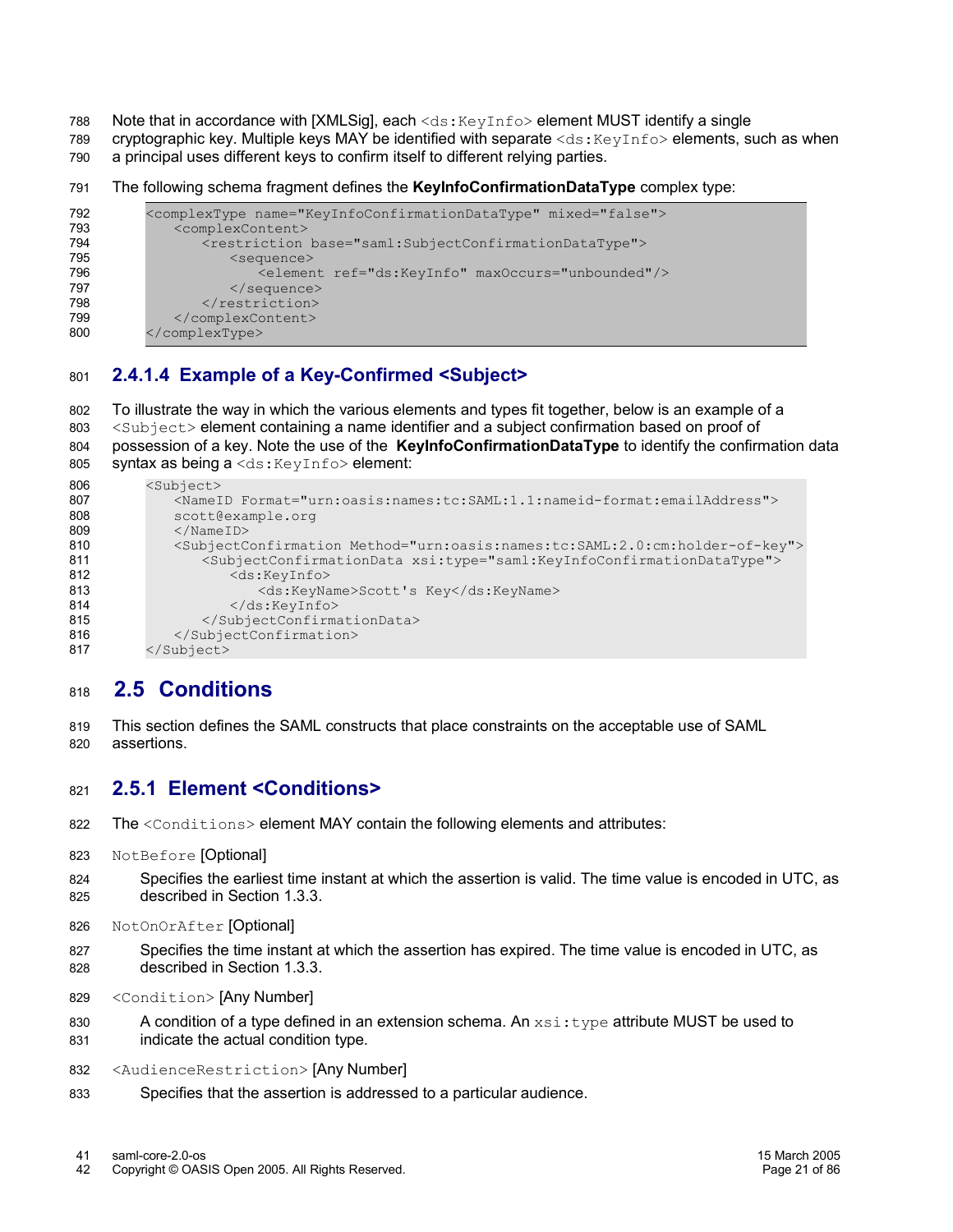Note that in accordance with [XMLSig], each `<ds:KeyInfo>` element MUST identify a single cryptographic key. Multiple keys MAY be identified with separate `<ds:KeyInfo>` elements, such as when a principal uses different keys to confirm itself to different relying parties.

The following schema fragment defines the **KeyInfoConfirmationDataType** complex type:

```
<complexType name="KeyInfoConfirmationDataType" mixed="false">
    <complexContent>
        <restriction base="saml:SubjectConfirmationDataType">
            <sequence>
                <element ref="ds:KeyInfo" maxOccurs="unbounded"/>
            </sequence>
        </restriction>
    </complexContent>
</complexType>
```

### 2.4.1.4 Example of a Key-Confirmed <Subject>

To illustrate the way in which the various elements and types fit together, below is an example of a `<Subject>` element containing a name identifier and a subject confirmation based on proof of possession of a key. Note the use of the **KeyInfoConfirmationDataType** to identify the confirmation data syntax as being a `<ds:KeyInfo>` element:

```
<Subject>
    <NameID Format="urn:oasis:names:tc:SAML:1.1:nameid-format:emailAddress">
    scott@example.org
    </NameID>
    <SubjectConfirmation Method="urn:oasis:names:tc:SAML:2.0:cm:holder-of-key">
        <SubjectConfirmationData xsi:type="saml:KeyInfoConfirmationDataType">
            <ds:KeyInfo>
                <ds:KeyName>Scott's Key</ds:KeyName>
            </ds:KeyInfo>
        </SubjectConfirmationData>
    </SubjectConfirmation>
</Subject>
```

## 2.5 Conditions

This section defines the SAML constructs that place constraints on the acceptable use of SAML assertions.

### 2.5.1 Element <Conditions>

The `<Conditions>` element MAY contain the following elements and attributes:

`NotBefore` [Optional]

Specifies the earliest time instant at which the assertion is valid. The time value is encoded in UTC, as described in Section 1.3.3.

`NotOnOrAfter` [Optional]

Specifies the time instant at which the assertion has expired. The time value is encoded in UTC, as described in Section 1.3.3.

`<Condition>` [Any Number]

A condition of a type defined in an extension schema. An `xsi:type` attribute MUST be used to indicate the actual condition type.

`<AudienceRestriction>` [Any Number]

Specifies that the assertion is addressed to a particular audience.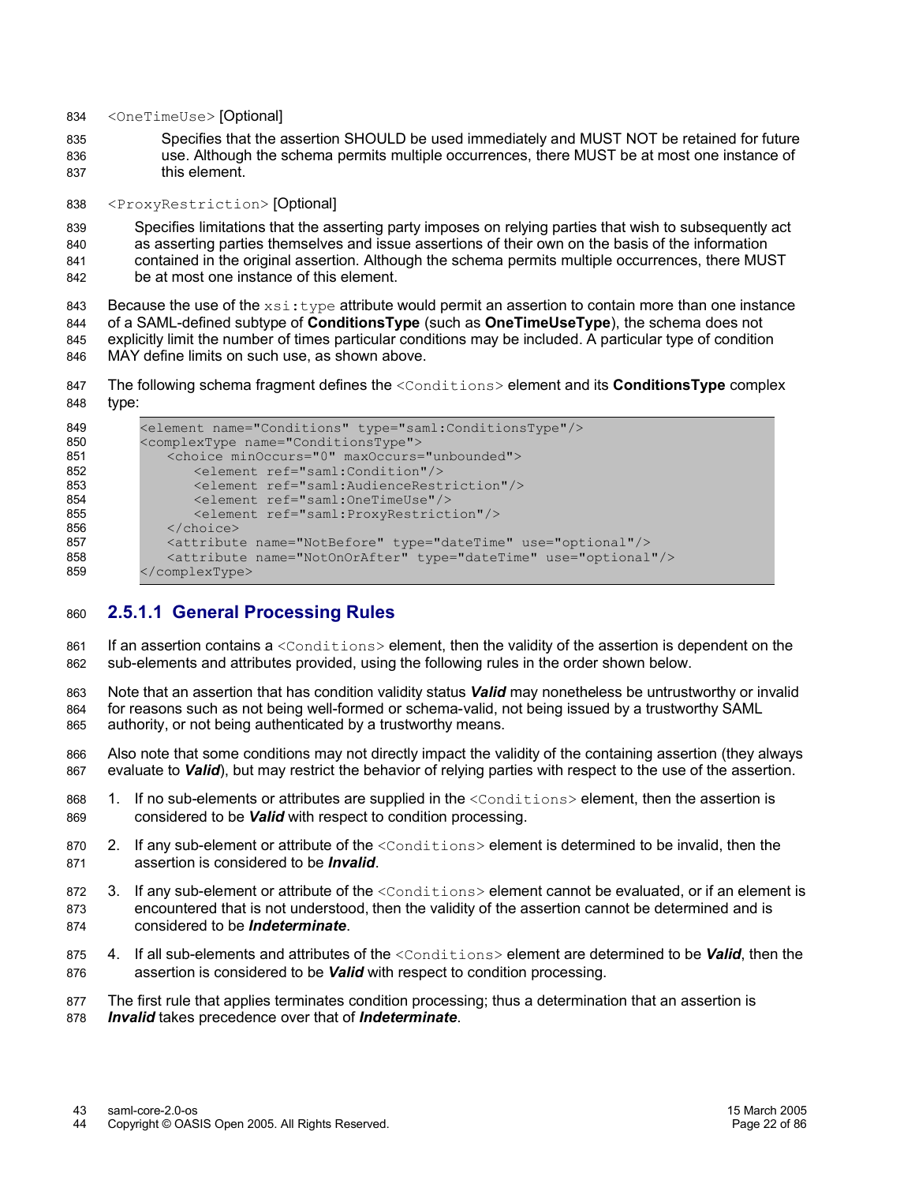`<OneTimeUse>` [Optional]

> Specifies that the assertion SHOULD be used immediately and MUST NOT be retained for future use. Although the schema permits multiple occurrences, there MUST be at most one instance of this element.

`<ProxyRestriction>` [Optional]

> Specifies limitations that the asserting party imposes on relying parties that wish to subsequently act as asserting parties themselves and issue assertions of their own on the basis of the information contained in the original assertion. Although the schema permits multiple occurrences, there MUST be at most one instance of this element.

Because the use of the `xsi:type` attribute would permit an assertion to contain more than one instance of a SAML-defined subtype of **ConditionsType** (such as **OneTimeUseType**), the schema does not explicitly limit the number of times particular conditions may be included. A particular type of condition MAY define limits on such use, as shown above.

The following schema fragment defines the `<Conditions>` element and its **ConditionsType** complex type:

```
<element name="Conditions" type="saml:ConditionsType"/>
<complexType name="ConditionsType">
    <choice minOccurs="0" maxOccurs="unbounded">
        <element ref="saml:Condition"/>
        <element ref="saml:AudienceRestriction"/>
        <element ref="saml:OneTimeUse"/>
        <element ref="saml:ProxyRestriction"/>
    </choice>
    <attribute name="NotBefore" type="dateTime" use="optional"/>
    <attribute name="NotOnOrAfter" type="dateTime" use="optional"/>
</complexType>
```

#### 2.5.1.1 General Processing Rules

If an assertion contains a `<Conditions>` element, then the validity of the assertion is dependent on the sub-elements and attributes provided, using the following rules in the order shown below.

Note that an assertion that has condition validity status ***Valid*** may nonetheless be untrustworthy or invalid for reasons such as not being well-formed or schema-valid, not being issued by a trustworthy SAML authority, or not being authenticated by a trustworthy means.

Also note that some conditions may not directly impact the validity of the containing assertion (they always evaluate to ***Valid***), but may restrict the behavior of relying parties with respect to the use of the assertion.

1. If no sub-elements or attributes are supplied in the `<Conditions>` element, then the assertion is considered to be ***Valid*** with respect to condition processing.
2. If any sub-element or attribute of the `<Conditions>` element is determined to be invalid, then the assertion is considered to be ***Invalid***.
3. If any sub-element or attribute of the `<Conditions>` element cannot be evaluated, or if an element is encountered that is not understood, then the validity of the assertion cannot be determined and is considered to be ***Indeterminate***.
4. If all sub-elements and attributes of the `<Conditions>` element are determined to be ***Valid***, then the assertion is considered to be ***Valid*** with respect to condition processing.

The first rule that applies terminates condition processing; thus a determination that an assertion is ***Invalid*** takes precedence over that of ***Indeterminate***.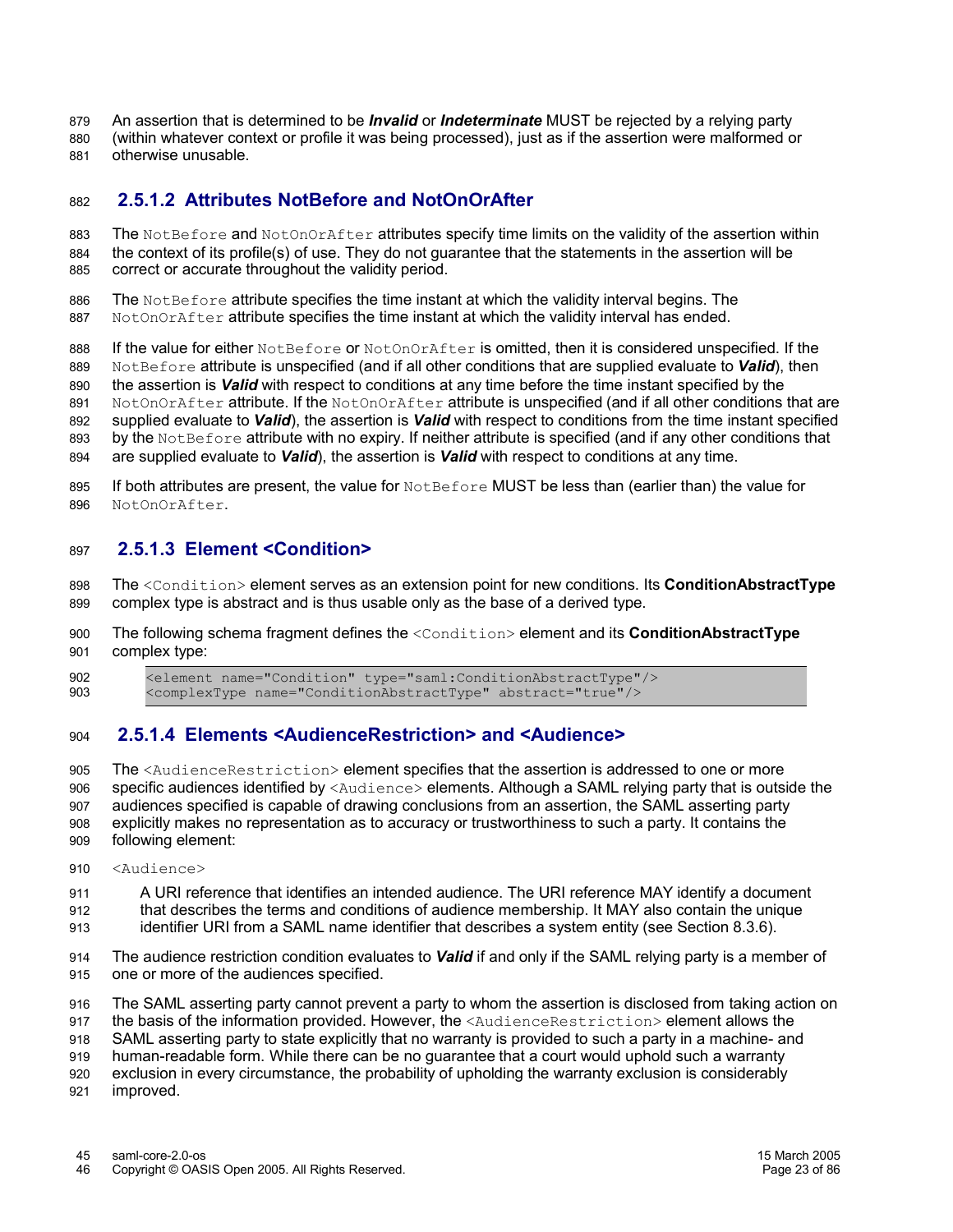An assertion that is determined to be ***Invalid*** or ***Indeterminate*** MUST be rejected by a relying party (within whatever context or profile it was being processed), just as if the assertion were malformed or otherwise unusable.

### 2.5.1.2 Attributes NotBefore and NotOnOrAfter

The `NotBefore` and `NotOnOrAfter` attributes specify time limits on the validity of the assertion within the context of its profile(s) of use. They do not guarantee that the statements in the assertion will be correct or accurate throughout the validity period.

The `NotBefore` attribute specifies the time instant at which the validity interval begins. The `NotOnOrAfter` attribute specifies the time instant at which the validity interval has ended.

If the value for either `NotBefore` or `NotOnOrAfter` is omitted, then it is considered unspecified. If the `NotBefore` attribute is unspecified (and if all other conditions that are supplied evaluate to ***Valid***), then the assertion is ***Valid*** with respect to conditions at any time before the time instant specified by the `NotOnOrAfter` attribute. If the `NotOnOrAfter` attribute is unspecified (and if all other conditions that are supplied evaluate to ***Valid***), the assertion is ***Valid*** with respect to conditions from the time instant specified by the `NotBefore` attribute with no expiry. If neither attribute is specified (and if any other conditions that are supplied evaluate to ***Valid***), the assertion is ***Valid*** with respect to conditions at any time.

If both attributes are present, the value for `NotBefore` MUST be less than (earlier than) the value for `NotOnOrAfter`.

### 2.5.1.3 Element <Condition>

The `<Condition>` element serves as an extension point for new conditions. Its **ConditionAbstractType** complex type is abstract and is thus usable only as the base of a derived type.

The following schema fragment defines the `<Condition>` element and its **ConditionAbstractType** complex type:

```
<element name="Condition" type="saml:ConditionAbstractType"/>
<complexType name="ConditionAbstractType" abstract="true"/>
```

### 2.5.1.4 Elements <AudienceRestriction> and <Audience>

The `<AudienceRestriction>` element specifies that the assertion is addressed to one or more specific audiences identified by `<Audience>` elements. Although a SAML relying party that is outside the audiences specified is capable of drawing conclusions from an assertion, the SAML asserting party explicitly makes no representation as to accuracy or trustworthiness to such a party. It contains the following element:

`<Audience>`

A URI reference that identifies an intended audience. The URI reference MAY identify a document that describes the terms and conditions of audience membership. It MAY also contain the unique identifier URI from a SAML name identifier that describes a system entity (see Section 8.3.6).

The audience restriction condition evaluates to ***Valid*** if and only if the SAML relying party is a member of one or more of the audiences specified.

The SAML asserting party cannot prevent a party to whom the assertion is disclosed from taking action on the basis of the information provided. However, the `<AudienceRestriction>` element allows the SAML asserting party to state explicitly that no warranty is provided to such a party in a machine- and human-readable form. While there can be no guarantee that a court would uphold such a warranty exclusion in every circumstance, the probability of upholding the warranty exclusion is considerably improved.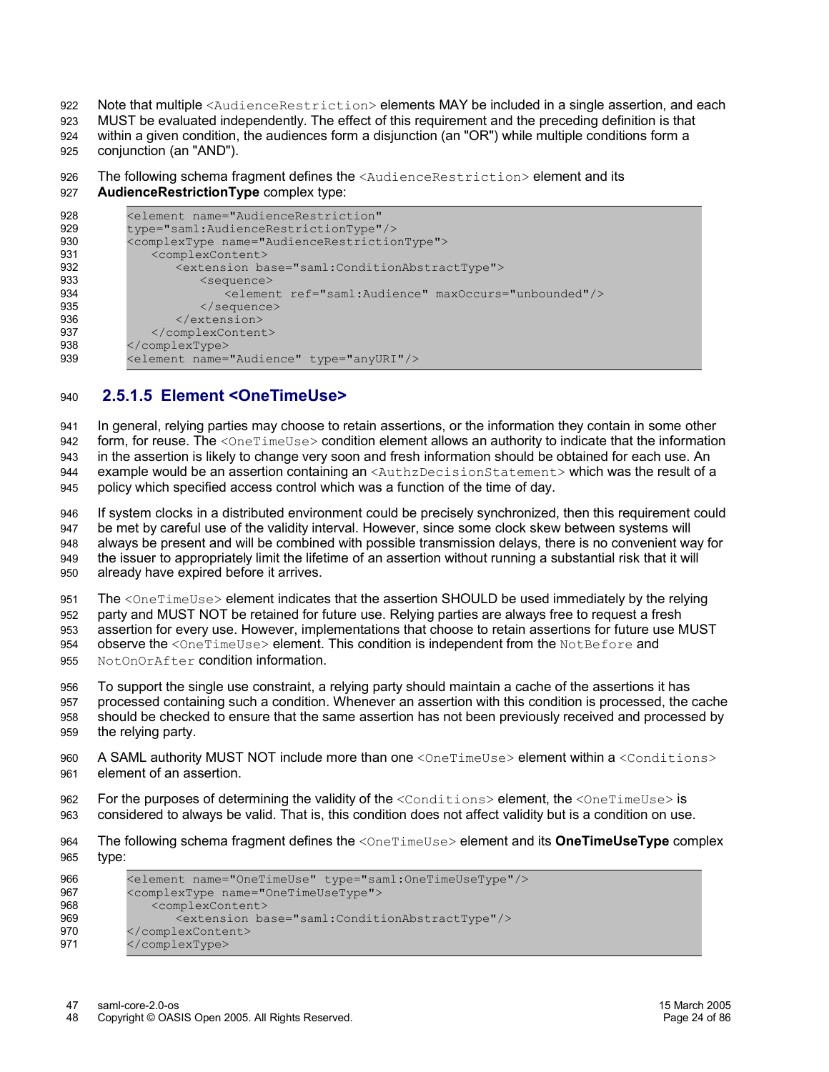Note that multiple `<AudienceRestriction>` elements MAY be included in a single assertion, and each MUST be evaluated independently. The effect of this requirement and the preceding definition is that within a given condition, the audiences form a disjunction (an "OR") while multiple conditions form a conjunction (an "AND").

The following schema fragment defines the `<AudienceRestriction>` element and its **AudienceRestrictionType** complex type:

```
<element name="AudienceRestriction"
type="saml:AudienceRestrictionType"/>
<complexType name="AudienceRestrictionType">
    <complexContent>
        <extension base="saml:ConditionAbstractType">
            <sequence>
                <element ref="saml:Audience" maxOccurs="unbounded"/>
            </sequence>
        </extension>
    </complexContent>
</complexType>
<element name="Audience" type="anyURI"/>
```

### 2.5.1.5 Element <OneTimeUse>

In general, relying parties may choose to retain assertions, or the information they contain in some other form, for reuse. The `<OneTimeUse>` condition element allows an authority to indicate that the information in the assertion is likely to change very soon and fresh information should be obtained for each use. An example would be an assertion containing an `<AuthzDecisionStatement>` which was the result of a policy which specified access control which was a function of the time of day.

If system clocks in a distributed environment could be precisely synchronized, then this requirement could be met by careful use of the validity interval. However, since some clock skew between systems will always be present and will be combined with possible transmission delays, there is no convenient way for the issuer to appropriately limit the lifetime of an assertion without running a substantial risk that it will already have expired before it arrives.

The `<OneTimeUse>` element indicates that the assertion SHOULD be used immediately by the relying party and MUST NOT be retained for future use. Relying parties are always free to request a fresh assertion for every use. However, implementations that choose to retain assertions for future use MUST observe the `<OneTimeUse>` element. This condition is independent from the `NotBefore` and `NotOnOrAfter` condition information.

To support the single use constraint, a relying party should maintain a cache of the assertions it has processed containing such a condition. Whenever an assertion with this condition is processed, the cache should be checked to ensure that the same assertion has not been previously received and processed by the relying party.

A SAML authority MUST NOT include more than one `<OneTimeUse>` element within a `<Conditions>` element of an assertion.

For the purposes of determining the validity of the `<Conditions>` element, the `<OneTimeUse>` is considered to always be valid. That is, this condition does not affect validity but is a condition on use.

The following schema fragment defines the `<OneTimeUse>` element and its **OneTimeUseType** complex type:

```
<element name="OneTimeUse" type="saml:OneTimeUseType"/>
<complexType name="OneTimeUseType">
    <complexContent>
        <extension base="saml:ConditionAbstractType"/>
</complexContent>
</complexType>
```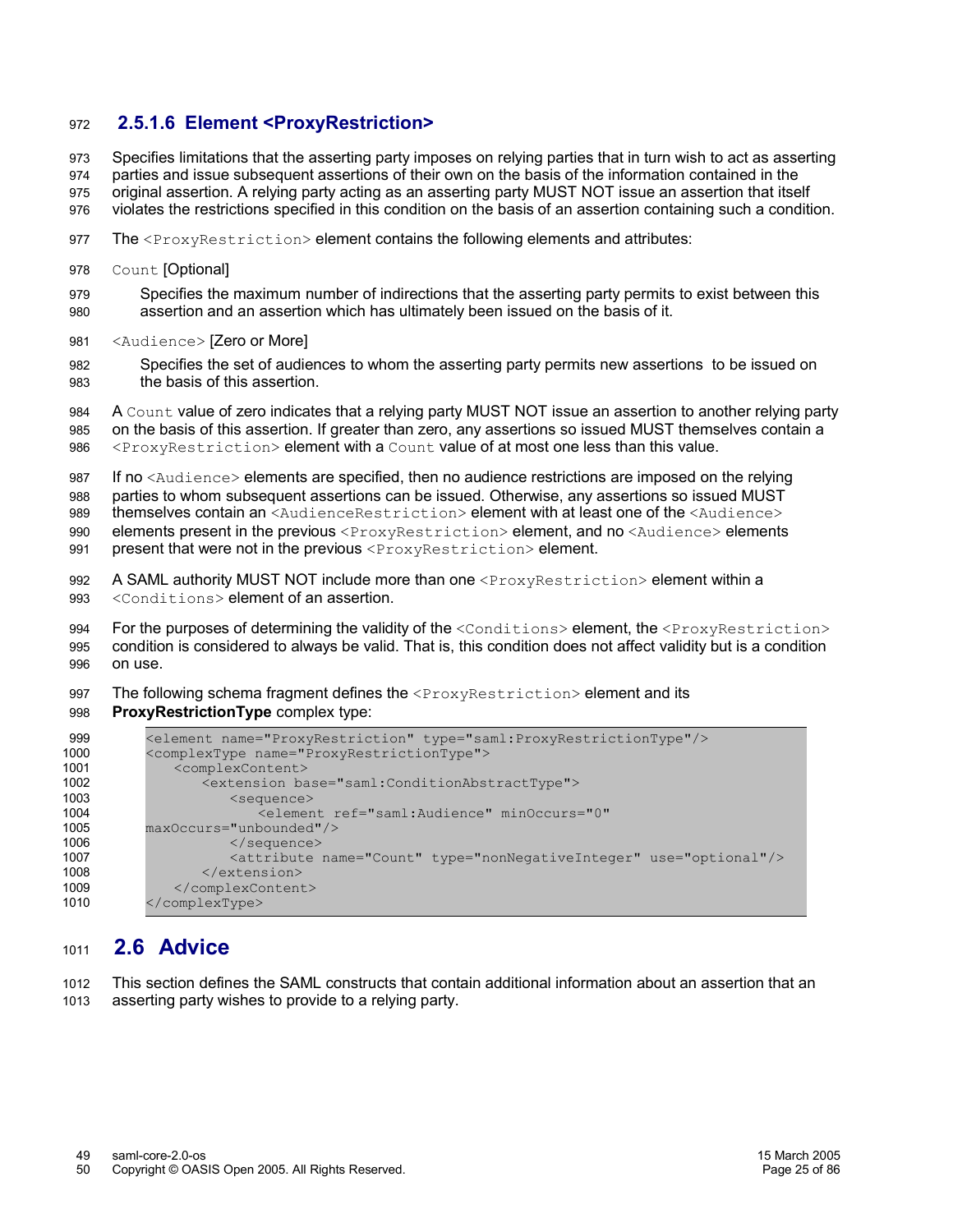### 2.5.1.6 Element <ProxyRestriction>

Specifies limitations that the asserting party imposes on relying parties that in turn wish to act as asserting parties and issue subsequent assertions of their own on the basis of the information contained in the original assertion. A relying party acting as an asserting party MUST NOT issue an assertion that itself violates the restrictions specified in this condition on the basis of an assertion containing such a condition.

The `<ProxyRestriction>` element contains the following elements and attributes:

`Count` [Optional]

> Specifies the maximum number of indirections that the asserting party permits to exist between this assertion and an assertion which has ultimately been issued on the basis of it.

`<Audience>` [Zero or More]

> Specifies the set of audiences to whom the asserting party permits new assertions to be issued on the basis of this assertion.

A `Count` value of zero indicates that a relying party MUST NOT issue an assertion to another relying party on the basis of this assertion. If greater than zero, any assertions so issued MUST themselves contain a `<ProxyRestriction>` element with a `Count` value of at most one less than this value.

If no `<Audience>` elements are specified, then no audience restrictions are imposed on the relying parties to whom subsequent assertions can be issued. Otherwise, any assertions so issued MUST themselves contain an `<AudienceRestriction>` element with at least one of the `<Audience>` elements present in the previous `<ProxyRestriction>` element, and no `<Audience>` elements present that were not in the previous `<ProxyRestriction>` element.

A SAML authority MUST NOT include more than one `<ProxyRestriction>` element within a `<Conditions>` element of an assertion.

For the purposes of determining the validity of the `<Conditions>` element, the `<ProxyRestriction>` condition is considered to always be valid. That is, this condition does not affect validity but is a condition on use.

The following schema fragment defines the `<ProxyRestriction>` element and its **ProxyRestrictionType** complex type:

```
<element name="ProxyRestriction" type="saml:ProxyRestrictionType"/>
<complexType name="ProxyRestrictionType">
    <complexContent>
        <extension base="saml:ConditionAbstractType">
            <sequence>
                <element ref="saml:Audience" minOccurs="0"
maxOccurs="unbounded"/>
            </sequence>
            <attribute name="Count" type="nonNegativeInteger" use="optional"/>
        </extension>
    </complexContent>
</complexType>
```

## 2.6 Advice

This section defines the SAML constructs that contain additional information about an assertion that an asserting party wishes to provide to a relying party.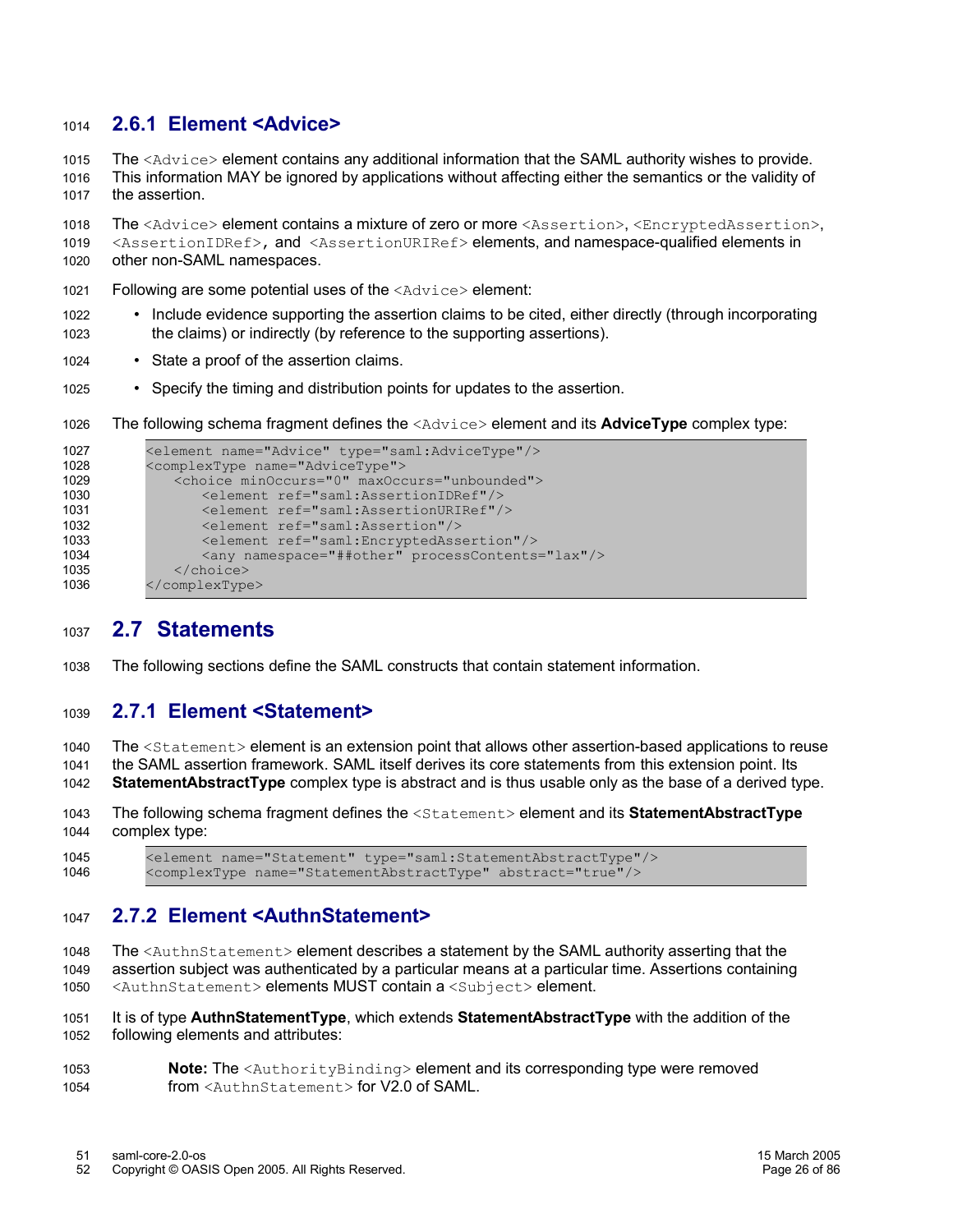### 2.6.1 Element <Advice>

The `<Advice>` element contains any additional information that the SAML authority wishes to provide. This information MAY be ignored by applications without affecting either the semantics or the validity of the assertion.

The `<Advice>` element contains a mixture of zero or more `<Assertion>`, `<EncryptedAssertion>`, `<AssertionIDRef>`, and `<AssertionURIRef>` elements, and namespace-qualified elements in other non-SAML namespaces.

Following are some potential uses of the `<Advice>` element:

- Include evidence supporting the assertion claims to be cited, either directly (through incorporating the claims) or indirectly (by reference to the supporting assertions).
- State a proof of the assertion claims.
- Specify the timing and distribution points for updates to the assertion.

The following schema fragment defines the `<Advice>` element and its **AdviceType** complex type:

```
<element name="Advice" type="saml:AdviceType"/>
<complexType name="AdviceType">
    <choice minOccurs="0" maxOccurs="unbounded">
        <element ref="saml:AssertionIDRef"/>
        <element ref="saml:AssertionURIRef"/>
        <element ref="saml:Assertion"/>
        <element ref="saml:EncryptedAssertion"/>
        <any namespace="##other" processContents="lax"/>
    </choice>
</complexType>
```

## 2.7 Statements

The following sections define the SAML constructs that contain statement information.

### 2.7.1 Element <Statement>

The `<Statement>` element is an extension point that allows other assertion-based applications to reuse the SAML assertion framework. SAML itself derives its core statements from this extension point. Its **StatementAbstractType** complex type is abstract and is thus usable only as the base of a derived type.

The following schema fragment defines the `<Statement>` element and its **StatementAbstractType** complex type:

```
<element name="Statement" type="saml:StatementAbstractType"/>
<complexType name="StatementAbstractType" abstract="true"/>
```

### 2.7.2 Element <AuthnStatement>

The `<AuthnStatement>` element describes a statement by the SAML authority asserting that the assertion subject was authenticated by a particular means at a particular time. Assertions containing `<AuthnStatement>` elements MUST contain a `<Subject>` element.

It is of type **AuthnStatementType**, which extends **StatementAbstractType** with the addition of the following elements and attributes:

> **Note:** The `<AuthorityBinding>` element and its corresponding type were removed from `<AuthnStatement>` for V2.0 of SAML.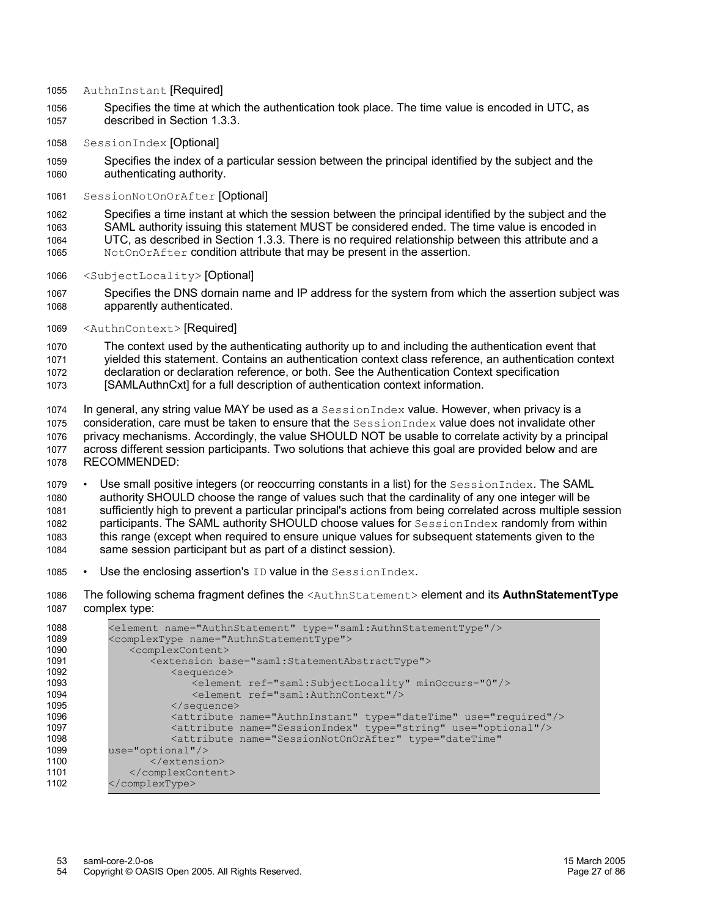`AuthnInstant` [Required]

Specifies the time at which the authentication took place. The time value is encoded in UTC, as described in Section 1.3.3.

`SessionIndex` [Optional]

Specifies the index of a particular session between the principal identified by the subject and the authenticating authority.

`SessionNotOnOrAfter` [Optional]

Specifies a time instant at which the session between the principal identified by the subject and the SAML authority issuing this statement MUST be considered ended. The time value is encoded in UTC, as described in Section 1.3.3. There is no required relationship between this attribute and a `NotOnOrAfter` condition attribute that may be present in the assertion.

`<SubjectLocality>` [Optional]

Specifies the DNS domain name and IP address for the system from which the assertion subject was apparently authenticated.

`<AuthnContext>` [Required]

The context used by the authenticating authority up to and including the authentication event that yielded this statement. Contains an authentication context class reference, an authentication context declaration or declaration reference, or both. See the Authentication Context specification [SAMLAuthnCxt] for a full description of authentication context information.

In general, any string value MAY be used as a `SessionIndex` value. However, when privacy is a consideration, care must be taken to ensure that the `SessionIndex` value does not invalidate other privacy mechanisms. Accordingly, the value SHOULD NOT be usable to correlate activity by a principal across different session participants. Two solutions that achieve this goal are provided below and are RECOMMENDED:

- Use small positive integers (or reoccurring constants in a list) for the `SessionIndex`. The SAML authority SHOULD choose the range of values such that the cardinality of any one integer will be sufficiently high to prevent a particular principal's actions from being correlated across multiple session participants. The SAML authority SHOULD choose values for `SessionIndex` randomly from within this range (except when required to ensure unique values for subsequent statements given to the same session participant but as part of a distinct session).
- Use the enclosing assertion's `ID` value in the `SessionIndex`.

The following schema fragment defines the `<AuthnStatement>` element and its **AuthnStatementType** complex type:

```
<element name="AuthnStatement" type="saml:AuthnStatementType"/>
<complexType name="AuthnStatementType">
   <complexContent>
      <extension base="saml:StatementAbstractType">
         <sequence>
            <element ref="saml:SubjectLocality" minOccurs="0"/>
            <element ref="saml:AuthnContext"/>
         </sequence>
         <attribute name="AuthnInstant" type="dateTime" use="required"/>
         <attribute name="SessionIndex" type="string" use="optional"/>
         <attribute name="SessionNotOnOrAfter" type="dateTime"
use="optional"/>
      </extension>
   </complexContent>
</complexType>
```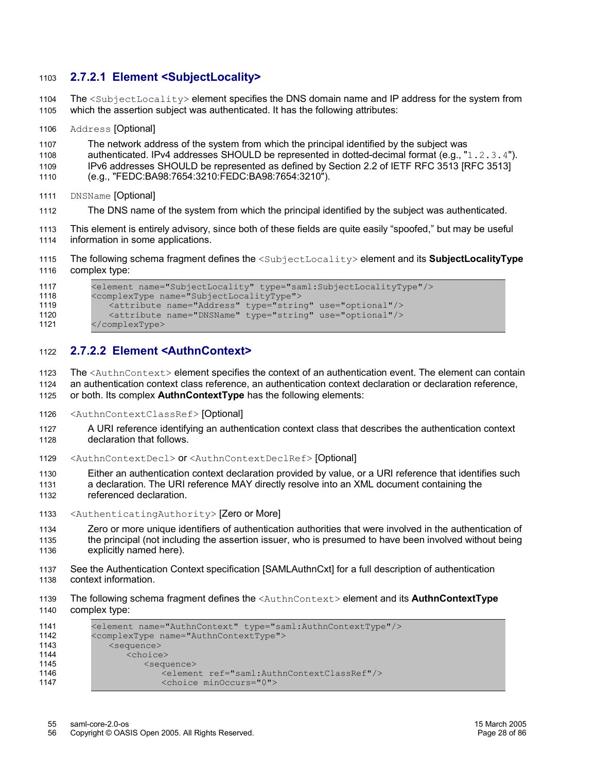### 2.7.2.1 Element <SubjectLocality>

The `<SubjectLocality>` element specifies the DNS domain name and IP address for the system from which the assertion subject was authenticated. It has the following attributes:

`Address` [Optional]

The network address of the system from which the principal identified by the subject was authenticated. IPv4 addresses SHOULD be represented in dotted-decimal format (e.g., "`1.2.3.4`"). IPv6 addresses SHOULD be represented as defined by Section 2.2 of IETF RFC 3513 [RFC 3513] (e.g., "FEDC:BA98:7654:3210:FEDC:BA98:7654:3210").

`DNSName` [Optional]

The DNS name of the system from which the principal identified by the subject was authenticated.

This element is entirely advisory, since both of these fields are quite easily "spoofed," but may be useful information in some applications.

The following schema fragment defines the `<SubjectLocality>` element and its **SubjectLocalityType** complex type:

```
<element name="SubjectLocality" type="saml:SubjectLocalityType"/>
<complexType name="SubjectLocalityType">
   <attribute name="Address" type="string" use="optional"/>
   <attribute name="DNSName" type="string" use="optional"/>
</complexType>
```

### 2.7.2.2 Element <AuthnContext>

The `<AuthnContext>` element specifies the context of an authentication event. The element can contain an authentication context class reference, an authentication context declaration or declaration reference, or both. Its complex **AuthnContextType** has the following elements:

`<AuthnContextClassRef>` [Optional]

A URI reference identifying an authentication context class that describes the authentication context declaration that follows.

`<AuthnContextDecl>` or `<AuthnContextDeclRef>` [Optional]

Either an authentication context declaration provided by value, or a URI reference that identifies such a declaration. The URI reference MAY directly resolve into an XML document containing the referenced declaration.

`<AuthenticatingAuthority>` [Zero or More]

Zero or more unique identifiers of authentication authorities that were involved in the authentication of the principal (not including the assertion issuer, who is presumed to have been involved without being explicitly named here).

See the Authentication Context specification [SAMLAuthnCxt] for a full description of authentication context information.

The following schema fragment defines the `<AuthnContext>` element and its **AuthnContextType** complex type:

```
<element name="AuthnContext" type="saml:AuthnContextType"/>
<complexType name="AuthnContextType">
   <sequence>
      <choice>
         <sequence>
            <element ref="saml:AuthnContextClassRef"/>
            <choice minOccurs="0">
```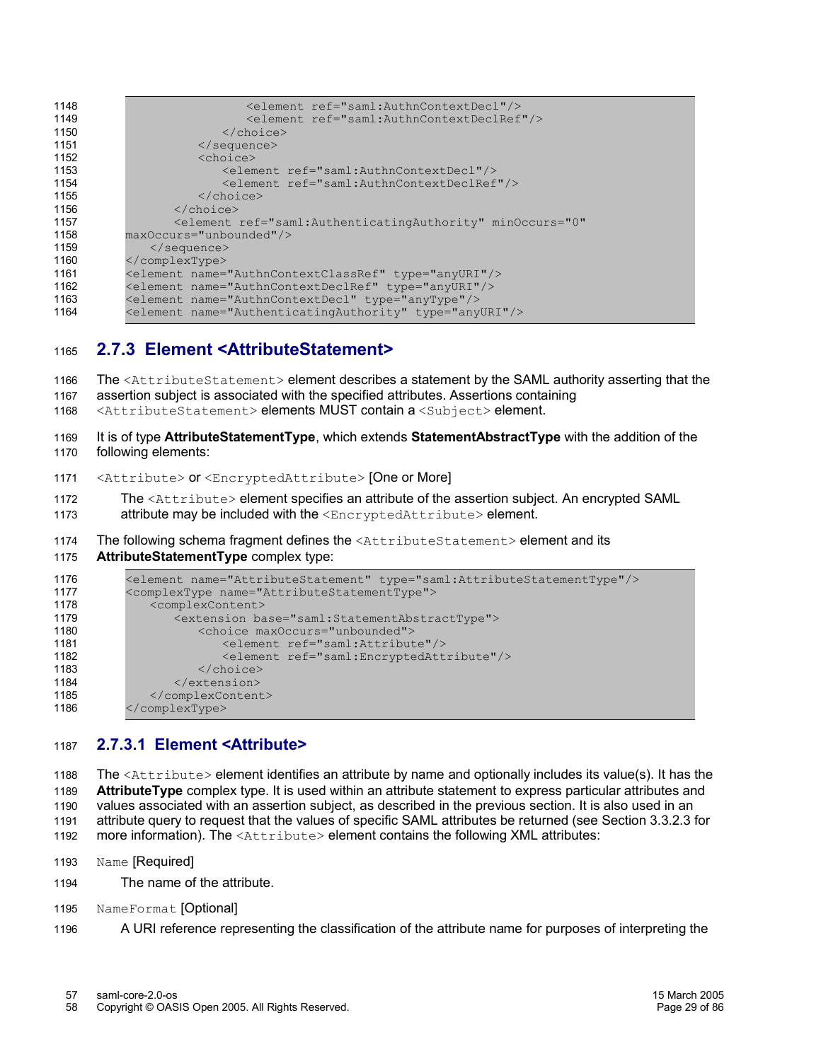```
                <element ref="saml:AuthnContextDecl"/>
                <element ref="saml:AuthnContextDeclRef"/>
            </choice>
        </sequence>
        <choice>
            <element ref="saml:AuthnContextDecl"/>
            <element ref="saml:AuthnContextDeclRef"/>
        </choice>
    </choice>
    <element ref="saml:AuthenticatingAuthority" minOccurs="0"
maxOccurs="unbounded"/>
    </sequence>
</complexType>
<element name="AuthnContextClassRef" type="anyURI"/>
<element name="AuthnContextDeclRef" type="anyURI"/>
<element name="AuthnContextDecl" type="anyType"/>
<element name="AuthenticatingAuthority" type="anyURI"/>
```

### 2.7.3 Element <AttributeStatement>

The <AttributeStatement> element describes a statement by the SAML authority asserting that the assertion subject is associated with the specified attributes. Assertions containing <AttributeStatement> elements MUST contain a <Subject> element.

It is of type **AttributeStatementType**, which extends **StatementAbstractType** with the addition of the following elements:

<Attribute> or <EncryptedAttribute> [One or More]

The <Attribute> element specifies an attribute of the assertion subject. An encrypted SAML attribute may be included with the <EncryptedAttribute> element.

The following schema fragment defines the <AttributeStatement> element and its **AttributeStatementType** complex type:

```
<element name="AttributeStatement" type="saml:AttributeStatementType"/>
<complexType name="AttributeStatementType">
    <complexContent>
        <extension base="saml:StatementAbstractType">
            <choice maxOccurs="unbounded">
                <element ref="saml:Attribute"/>
                <element ref="saml:EncryptedAttribute"/>
            </choice>
        </extension>
    </complexContent>
</complexType>
```

#### 2.7.3.1 Element <Attribute>

The <Attribute> element identifies an attribute by name and optionally includes its value(s). It has the **AttributeType** complex type. It is used within an attribute statement to express particular attributes and values associated with an assertion subject, as described in the previous section. It is also used in an attribute query to request that the values of specific SAML attributes be returned (see Section 3.3.2.3 for more information). The <Attribute> element contains the following XML attributes:

Name [Required]

The name of the attribute.

NameFormat [Optional]

A URI reference representing the classification of the attribute name for purposes of interpreting the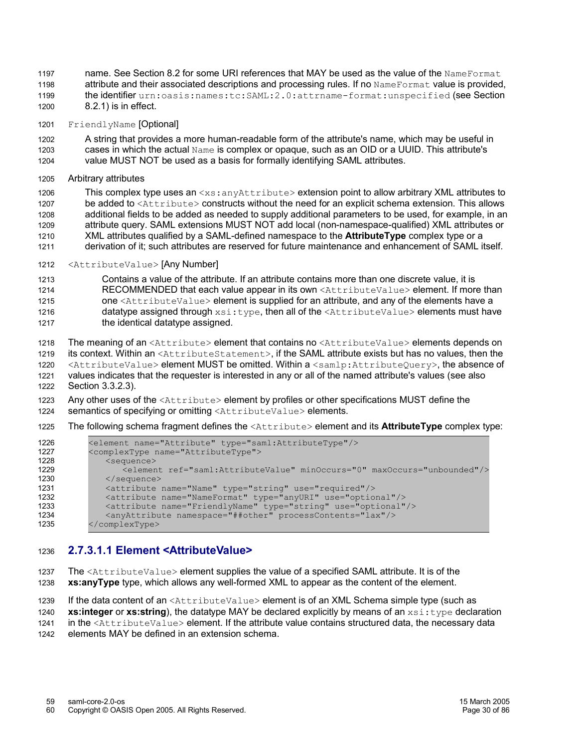name. See Section 8.2 for some URI references that MAY be used as the value of the `NameFormat` attribute and their associated descriptions and processing rules. If no `NameFormat` value is provided, the identifier `urn:oasis:names:tc:SAML:2.0:attrname-format:unspecified` (see Section 8.2.1) is in effect.

`FriendlyName` [Optional]

A string that provides a more human-readable form of the attribute's name, which may be useful in cases in which the actual `Name` is complex or opaque, such as an OID or a UUID. This attribute's value MUST NOT be used as a basis for formally identifying SAML attributes.

Arbitrary attributes

This complex type uses an `<xs:anyAttribute>` extension point to allow arbitrary XML attributes to be added to `<Attribute>` constructs without the need for an explicit schema extension. This allows additional fields to be added as needed to supply additional parameters to be used, for example, in an attribute query. SAML extensions MUST NOT add local (non-namespace-qualified) XML attributes or XML attributes qualified by a SAML-defined namespace to the **AttributeType** complex type or a derivation of it; such attributes are reserved for future maintenance and enhancement of SAML itself.

`<AttributeValue>` [Any Number]

Contains a value of the attribute. If an attribute contains more than one discrete value, it is RECOMMENDED that each value appear in its own `<AttributeValue>` element. If more than one `<AttributeValue>` element is supplied for an attribute, and any of the elements have a datatype assigned through `xsi:type`, then all of the `<AttributeValue>` elements must have the identical datatype assigned.

The meaning of an `<Attribute>` element that contains no `<AttributeValue>` elements depends on its context. Within an `<AttributeStatement>`, if the SAML attribute exists but has no values, then the `<AttributeValue>` element MUST be omitted. Within a `<samlp:AttributeQuery>`, the absence of values indicates that the requester is interested in any or all of the named attribute's values (see also Section 3.3.2.3).

Any other uses of the `<Attribute>` element by profiles or other specifications MUST define the semantics of specifying or omitting `<AttributeValue>` elements.

The following schema fragment defines the `<Attribute>` element and its **AttributeType** complex type:

```
<element name="Attribute" type="saml:AttributeType"/>
<complexType name="AttributeType">
    <sequence>
        <element ref="saml:AttributeValue" minOccurs="0" maxOccurs="unbounded"/>
    </sequence>
    <attribute name="Name" type="string" use="required"/>
    <attribute name="NameFormat" type="anyURI" use="optional"/>
    <attribute name="FriendlyName" type="string" use="optional"/>
    <anyAttribute namespace="##other" processContents="lax"/>
</complexType>
```

#### 2.7.3.1.1 Element <AttributeValue>

The `<AttributeValue>` element supplies the value of a specified SAML attribute. It is of the **xs:anyType** type, which allows any well-formed XML to appear as the content of the element.

If the data content of an `<AttributeValue>` element is of an XML Schema simple type (such as **xs:integer** or **xs:string**), the datatype MAY be declared explicitly by means of an `xsi:type` declaration in the `<AttributeValue>` element. If the attribute value contains structured data, the necessary data elements MAY be defined in an extension schema.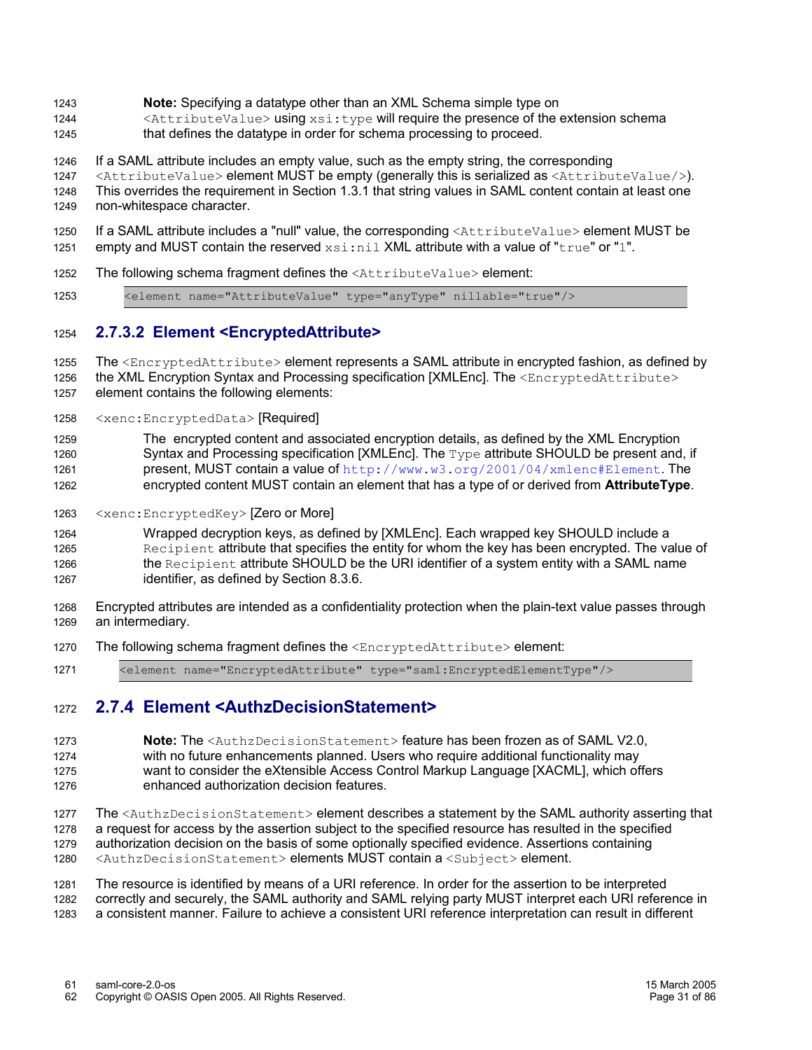> **Note:** Specifying a datatype other than an XML Schema simple type on `<AttributeValue>` using `xsi:type` will require the presence of the extension schema that defines the datatype in order for schema processing to proceed.

If a SAML attribute includes an empty value, such as the empty string, the corresponding `<AttributeValue>` element MUST be empty (generally this is serialized as `<AttributeValue/>`). This overrides the requirement in Section 1.3.1 that string values in SAML content contain at least one non-whitespace character.

If a SAML attribute includes a "null" value, the corresponding `<AttributeValue>` element MUST be empty and MUST contain the reserved `xsi:nil` XML attribute with a value of "`true`" or "`1`".

The following schema fragment defines the `<AttributeValue>` element:

```
<element name="AttributeValue" type="anyType" nillable="true"/>
```

#### 2.7.3.2 Element <EncryptedAttribute>

The `<EncryptedAttribute>` element represents a SAML attribute in encrypted fashion, as defined by the XML Encryption Syntax and Processing specification [XMLEnc]. The `<EncryptedAttribute>` element contains the following elements:

`<xenc:EncryptedData>` [Required]

> The encrypted content and associated encryption details, as defined by the XML Encryption Syntax and Processing specification [XMLEnc]. The `Type` attribute SHOULD be present and, if present, MUST contain a value of `http://www.w3.org/2001/04/xmlenc#Element`. The encrypted content MUST contain an element that has a type of or derived from **AttributeType**.

`<xenc:EncryptedKey>` [Zero or More]

> Wrapped decryption keys, as defined by [XMLEnc]. Each wrapped key SHOULD include a `Recipient` attribute that specifies the entity for whom the key has been encrypted. The value of the `Recipient` attribute SHOULD be the URI identifier of a system entity with a SAML name identifier, as defined by Section 8.3.6.

Encrypted attributes are intended as a confidentiality protection when the plain-text value passes through an intermediary.

The following schema fragment defines the `<EncryptedAttribute>` element:

```
<element name="EncryptedAttribute" type="saml:EncryptedElementType"/>
```

### 2.7.4 Element <AuthzDecisionStatement>

> **Note:** The `<AuthzDecisionStatement>` feature has been frozen as of SAML V2.0, with no future enhancements planned. Users who require additional functionality may want to consider the eXtensible Access Control Markup Language [XACML], which offers enhanced authorization decision features.

The `<AuthzDecisionStatement>` element describes a statement by the SAML authority asserting that a request for access by the assertion subject to the specified resource has resulted in the specified authorization decision on the basis of some optionally specified evidence. Assertions containing `<AuthzDecisionStatement>` elements MUST contain a `<Subject>` element.

The resource is identified by means of a URI reference. In order for the assertion to be interpreted correctly and securely, the SAML authority and SAML relying party MUST interpret each URI reference in a consistent manner. Failure to achieve a consistent URI reference interpretation can result in different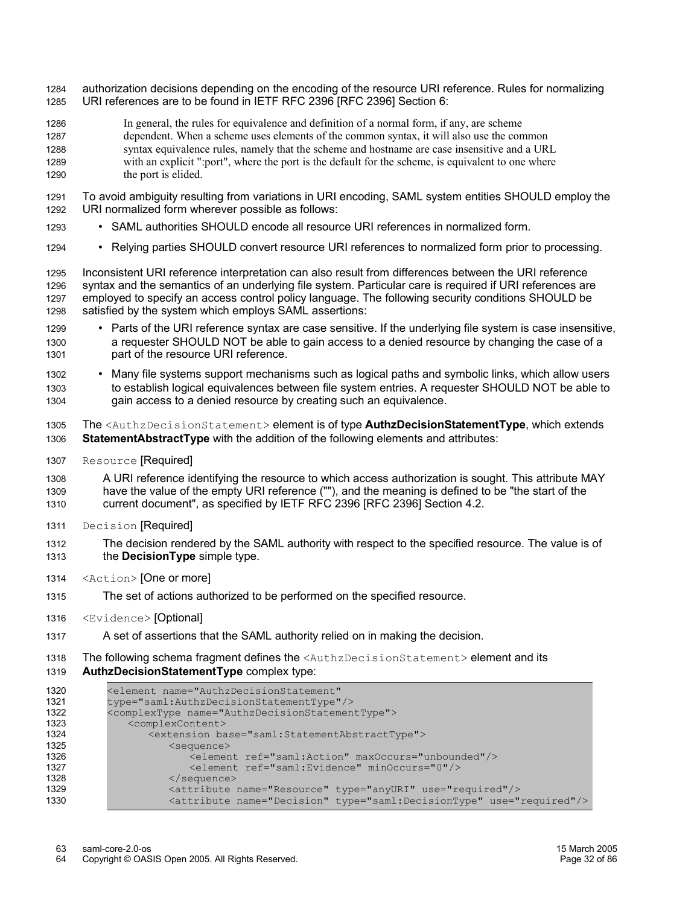authorization decisions depending on the encoding of the resource URI reference. Rules for normalizing URI references are to be found in IETF RFC 2396 [RFC 2396] Section 6:

> In general, the rules for equivalence and definition of a normal form, if any, are scheme dependent. When a scheme uses elements of the common syntax, it will also use the common syntax equivalence rules, namely that the scheme and hostname are case insensitive and a URL with an explicit ":port", where the port is the default for the scheme, is equivalent to one where the port is elided.

To avoid ambiguity resulting from variations in URI encoding, SAML system entities SHOULD employ the URI normalized form wherever possible as follows:

- SAML authorities SHOULD encode all resource URI references in normalized form.
- Relying parties SHOULD convert resource URI references to normalized form prior to processing.

Inconsistent URI reference interpretation can also result from differences between the URI reference syntax and the semantics of an underlying file system. Particular care is required if URI references are employed to specify an access control policy language. The following security conditions SHOULD be satisfied by the system which employs SAML assertions:

- Parts of the URI reference syntax are case sensitive. If the underlying file system is case insensitive, a requester SHOULD NOT be able to gain access to a denied resource by changing the case of a part of the resource URI reference.
- Many file systems support mechanisms such as logical paths and symbolic links, which allow users to establish logical equivalences between file system entries. A requester SHOULD NOT be able to gain access to a denied resource by creating such an equivalence.

The `<AuthzDecisionStatement>` element is of type **AuthzDecisionStatementType**, which extends **StatementAbstractType** with the addition of the following elements and attributes:

`Resource` [Required]

A URI reference identifying the resource to which access authorization is sought. This attribute MAY have the value of the empty URI reference (""), and the meaning is defined to be "the start of the current document", as specified by IETF RFC 2396 [RFC 2396] Section 4.2.

`Decision` [Required]

The decision rendered by the SAML authority with respect to the specified resource. The value is of the **DecisionType** simple type.

`<Action>` [One or more]

The set of actions authorized to be performed on the specified resource.

`<Evidence>` [Optional]

A set of assertions that the SAML authority relied on in making the decision.

The following schema fragment defines the `<AuthzDecisionStatement>` element and its **AuthzDecisionStatementType** complex type:

```
<element name="AuthzDecisionStatement"
type="saml:AuthzDecisionStatementType"/>
<complexType name="AuthzDecisionStatementType">
    <complexContent>
        <extension base="saml:StatementAbstractType">
            <sequence>
                <element ref="saml:Action" maxOccurs="unbounded"/>
                <element ref="saml:Evidence" minOccurs="0"/>
            </sequence>
            <attribute name="Resource" type="anyURI" use="required"/>
            <attribute name="Decision" type="saml:DecisionType" use="required"/>
```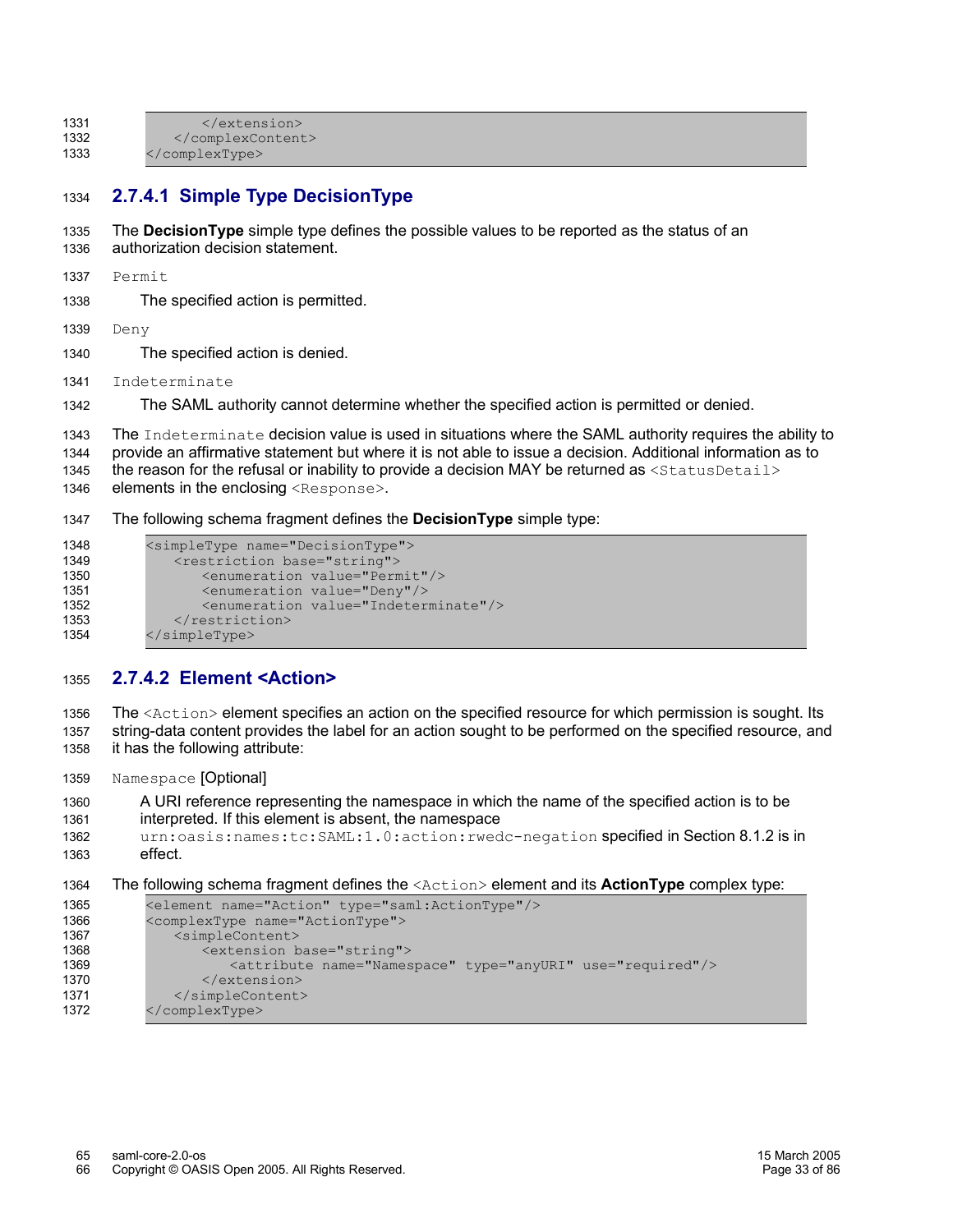```
        </extension>
    </complexContent>
</complexType>
```

### 2.7.4.1 Simple Type DecisionType

The **DecisionType** simple type defines the possible values to be reported as the status of an authorization decision statement.

`Permit`

The specified action is permitted.

`Deny`

The specified action is denied.

`Indeterminate`

The SAML authority cannot determine whether the specified action is permitted or denied.

The `Indeterminate` decision value is used in situations where the SAML authority requires the ability to provide an affirmative statement but where it is not able to issue a decision. Additional information as to the reason for the refusal or inability to provide a decision MAY be returned as `<StatusDetail>` elements in the enclosing `<Response>`.

The following schema fragment defines the **DecisionType** simple type:

```
<simpleType name="DecisionType">
    <restriction base="string">
        <enumeration value="Permit"/>
        <enumeration value="Deny"/>
        <enumeration value="Indeterminate"/>
    </restriction>
</simpleType>
```

### 2.7.4.2 Element <Action>

The `<Action>` element specifies an action on the specified resource for which permission is sought. Its string-data content provides the label for an action sought to be performed on the specified resource, and it has the following attribute:

`Namespace` [Optional]

A URI reference representing the namespace in which the name of the specified action is to be interpreted. If this element is absent, the namespace `urn:oasis:names:tc:SAML:1.0:action:rwedc-negation` specified in Section 8.1.2 is in effect.

The following schema fragment defines the `<Action>` element and its **ActionType** complex type:

```
<element name="Action" type="saml:ActionType"/>
<complexType name="ActionType">
    <simpleContent>
        <extension base="string">
            <attribute name="Namespace" type="anyURI" use="required"/>
        </extension>
    </simpleContent>
</complexType>
```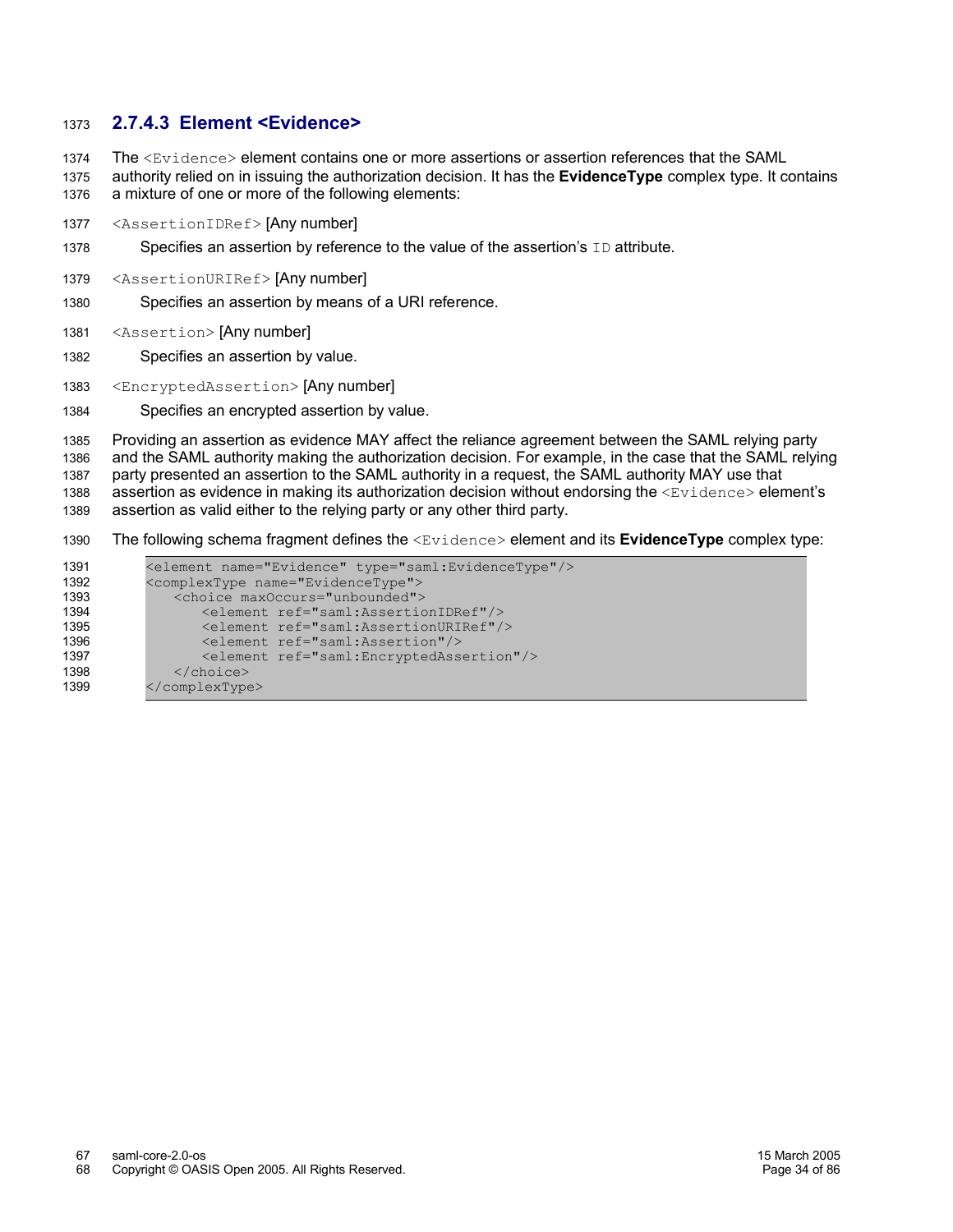#### 2.7.4.3 Element <Evidence>

The `<Evidence>` element contains one or more assertions or assertion references that the SAML authority relied on in issuing the authorization decision. It has the **EvidenceType** complex type. It contains a mixture of one or more of the following elements:

`<AssertionIDRef>` [Any number]

Specifies an assertion by reference to the value of the assertion's `ID` attribute.

`<AssertionURIRef>` [Any number]

Specifies an assertion by means of a URI reference.

`<Assertion>` [Any number]

Specifies an assertion by value.

`<EncryptedAssertion>` [Any number]

Specifies an encrypted assertion by value.

Providing an assertion as evidence MAY affect the reliance agreement between the SAML relying party and the SAML authority making the authorization decision. For example, in the case that the SAML relying party presented an assertion to the SAML authority in a request, the SAML authority MAY use that assertion as evidence in making its authorization decision without endorsing the `<Evidence>` element's assertion as valid either to the relying party or any other third party.

The following schema fragment defines the `<Evidence>` element and its **EvidenceType** complex type:

```
<element name="Evidence" type="saml:EvidenceType"/>
<complexType name="EvidenceType">
   <choice maxOccurs="unbounded">
      <element ref="saml:AssertionIDRef"/>
      <element ref="saml:AssertionURIRef"/>
      <element ref="saml:Assertion"/>
      <element ref="saml:EncryptedAssertion"/>
   </choice>
</complexType>
```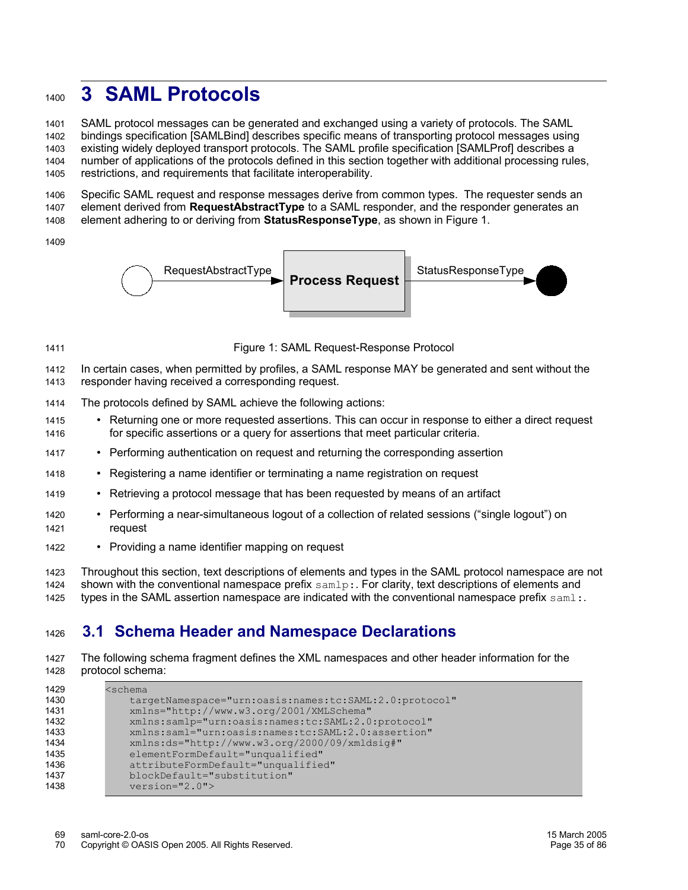# 3 SAML Protocols

SAML protocol messages can be generated and exchanged using a variety of protocols. The SAML bindings specification [SAMLBind] describes specific means of transporting protocol messages using existing widely deployed transport protocols. The SAML profile specification [SAMLProf] describes a number of applications of the protocols defined in this section together with additional processing rules, restrictions, and requirements that facilitate interoperability.

Specific SAML request and response messages derive from common types. The requester sends an element derived from **RequestAbstractType** to a SAML responder, and the responder generates an element adhering to or deriving from **StatusResponseType**, as shown in Figure 1.

RequestAbstractType

Process Request

StatusResponseType

Figure 1: SAML Request-Response Protocol

In certain cases, when permitted by profiles, a SAML response MAY be generated and sent without the responder having received a corresponding request.

The protocols defined by SAML achieve the following actions:

- Returning one or more requested assertions. This can occur in response to either a direct request for specific assertions or a query for assertions that meet particular criteria.
- Performing authentication on request and returning the corresponding assertion
- Registering a name identifier or terminating a name registration on request
- Retrieving a protocol message that has been requested by means of an artifact
- Performing a near-simultaneous logout of a collection of related sessions ("single logout") on request
- Providing a name identifier mapping on request

Throughout this section, text descriptions of elements and types in the SAML protocol namespace are not shown with the conventional namespace prefix `samlp:`. For clarity, text descriptions of elements and types in the SAML assertion namespace are indicated with the conventional namespace prefix `saml:`.

## 3.1 Schema Header and Namespace Declarations

The following schema fragment defines the XML namespaces and other header information for the protocol schema:

```
<schema
    targetNamespace="urn:oasis:names:tc:SAML:2.0:protocol"
    xmlns="http://www.w3.org/2001/XMLSchema"
    xmlns:samlp="urn:oasis:names:tc:SAML:2.0:protocol"
    xmlns:saml="urn:oasis:names:tc:SAML:2.0:assertion"
    xmlns:ds="http://www.w3.org/2000/09/xmldsig#"
    elementFormDefault="unqualified"
    attributeFormDefault="unqualified"
    blockDefault="substitution"
    version="2.0">
```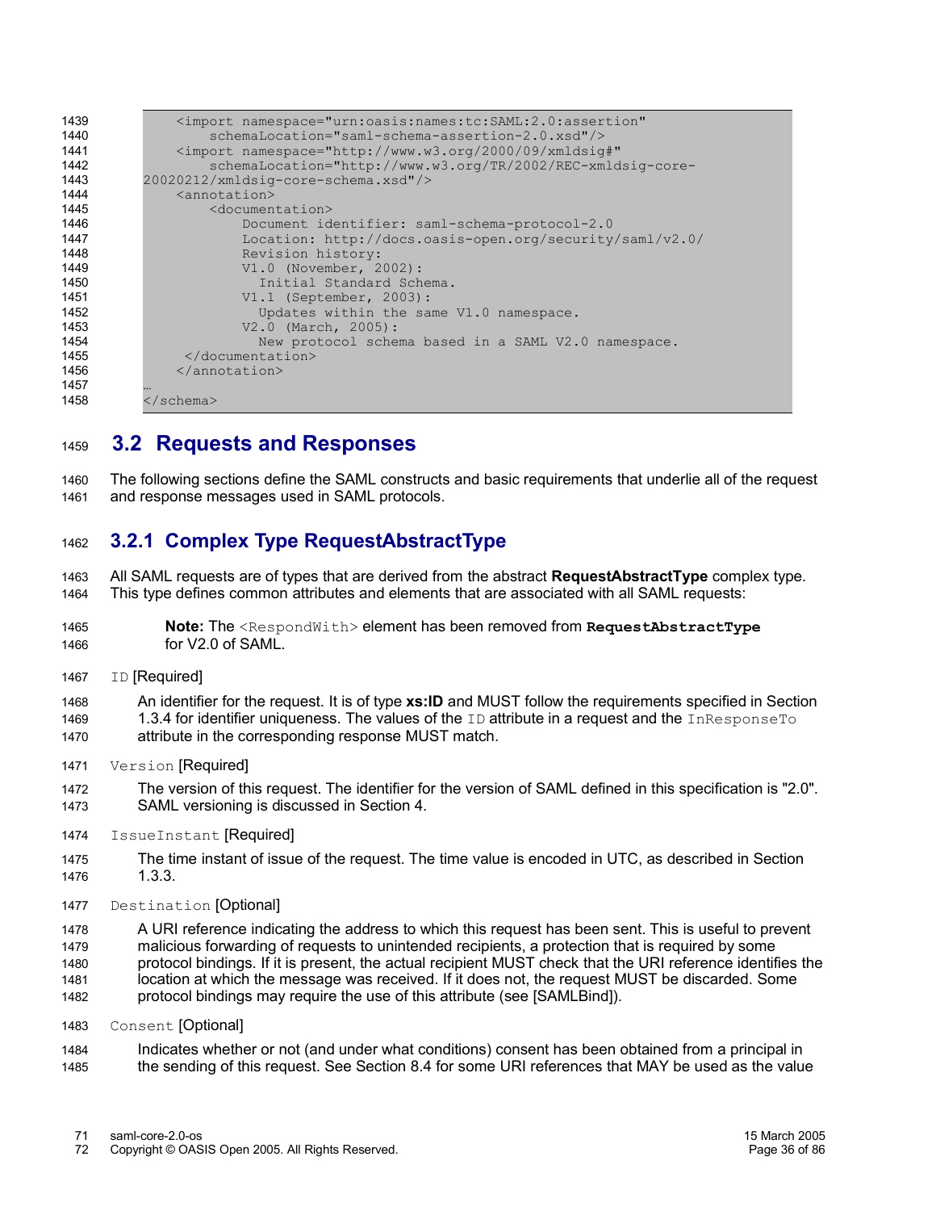```
    <import namespace="urn:oasis:names:tc:SAML:2.0:assertion"
        schemaLocation="saml-schema-assertion-2.0.xsd"/>
    <import namespace="http://www.w3.org/2000/09/xmldsig#"
        schemaLocation="http://www.w3.org/TR/2002/REC-xmldsig-core-
20020212/xmldsig-core-schema.xsd"/>
    <annotation>
        <documentation>
            Document identifier: saml-schema-protocol-2.0
            Location: http://docs.oasis-open.org/security/saml/v2.0/
            Revision history:
            V1.0 (November, 2002):
              Initial Standard Schema.
            V1.1 (September, 2003):
              Updates within the same V1.0 namespace.
            V2.0 (March, 2005):
              New protocol schema based in a SAML V2.0 namespace.
     </documentation>
    </annotation>
…
</schema>
```

## 3.2 Requests and Responses

The following sections define the SAML constructs and basic requirements that underlie all of the request and response messages used in SAML protocols.

### 3.2.1 Complex Type RequestAbstractType

All SAML requests are of types that are derived from the abstract **RequestAbstractType** complex type. This type defines common attributes and elements that are associated with all SAML requests:

> **Note:** The `<RespondWith>` element has been removed from **RequestAbstractType** for V2.0 of SAML.

`ID` [Required]

An identifier for the request. It is of type **xs:ID** and MUST follow the requirements specified in Section 1.3.4 for identifier uniqueness. The values of the `ID` attribute in a request and the `InResponseTo` attribute in the corresponding response MUST match.

`Version` [Required]

The version of this request. The identifier for the version of SAML defined in this specification is "2.0". SAML versioning is discussed in Section 4.

`IssueInstant` [Required]

The time instant of issue of the request. The time value is encoded in UTC, as described in Section 1.3.3.

`Destination` [Optional]

A URI reference indicating the address to which this request has been sent. This is useful to prevent malicious forwarding of requests to unintended recipients, a protection that is required by some protocol bindings. If it is present, the actual recipient MUST check that the URI reference identifies the location at which the message was received. If it does not, the request MUST be discarded. Some protocol bindings may require the use of this attribute (see [SAMLBind]).

`Consent` [Optional]

Indicates whether or not (and under what conditions) consent has been obtained from a principal in the sending of this request. See Section 8.4 for some URI references that MAY be used as the value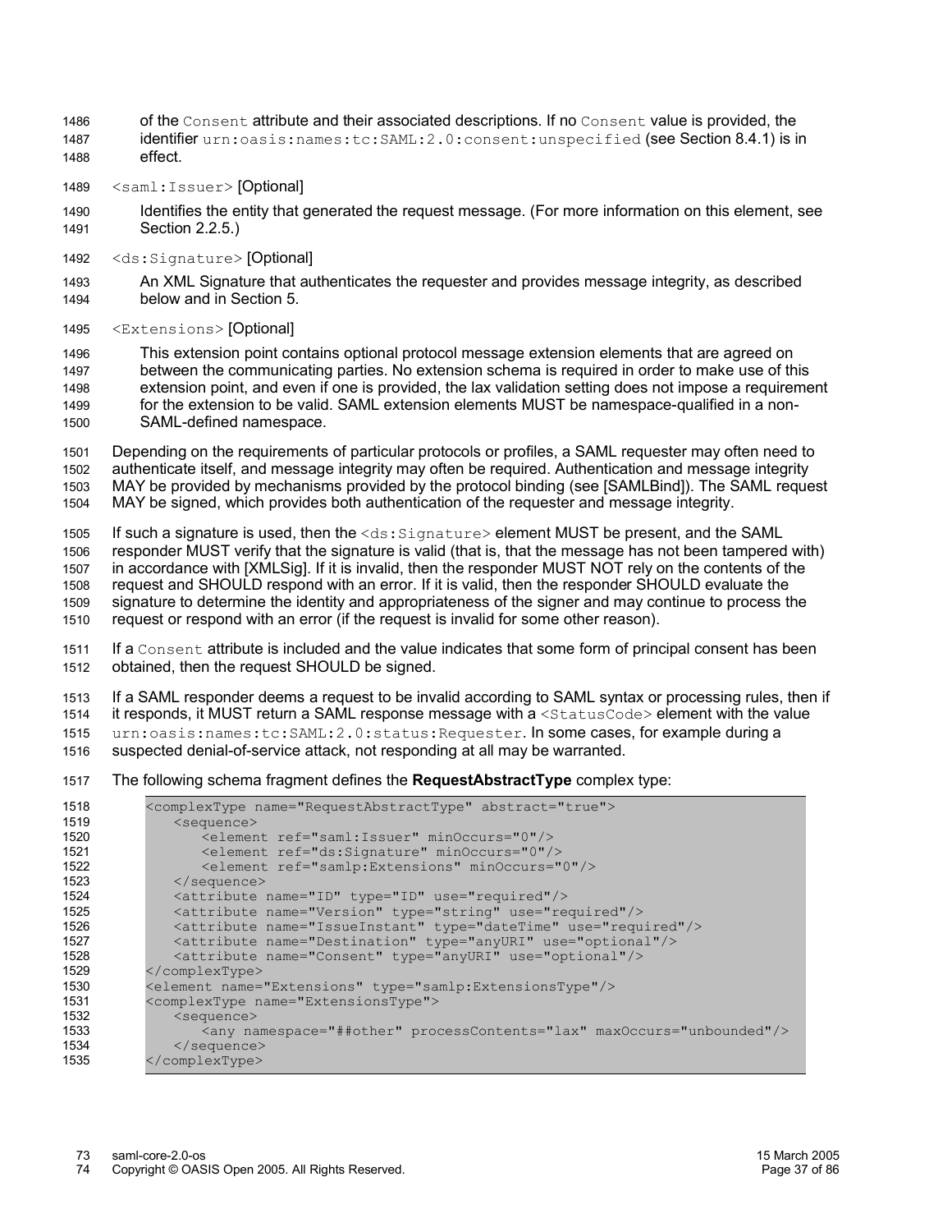of the `Consent` attribute and their associated descriptions. If no `Consent` value is provided, the identifier `urn:oasis:names:tc:SAML:2.0:consent:unspecified` (see Section 8.4.1) is in effect.

`<saml:Issuer>` [Optional]

Identifies the entity that generated the request message. (For more information on this element, see Section 2.2.5.)

`<ds:Signature>` [Optional]

An XML Signature that authenticates the requester and provides message integrity, as described below and in Section 5.

`<Extensions>` [Optional]

This extension point contains optional protocol message extension elements that are agreed on between the communicating parties. No extension schema is required in order to make use of this extension point, and even if one is provided, the lax validation setting does not impose a requirement for the extension to be valid. SAML extension elements MUST be namespace-qualified in a non-SAML-defined namespace.

Depending on the requirements of particular protocols or profiles, a SAML requester may often need to authenticate itself, and message integrity may often be required. Authentication and message integrity MAY be provided by mechanisms provided by the protocol binding (see [SAMLBind]). The SAML request MAY be signed, which provides both authentication of the requester and message integrity.

If such a signature is used, then the `<ds:Signature>` element MUST be present, and the SAML responder MUST verify that the signature is valid (that is, that the message has not been tampered with) in accordance with [XMLSig]. If it is invalid, then the responder MUST NOT rely on the contents of the request and SHOULD respond with an error. If it is valid, then the responder SHOULD evaluate the signature to determine the identity and appropriateness of the signer and may continue to process the request or respond with an error (if the request is invalid for some other reason).

If a `Consent` attribute is included and the value indicates that some form of principal consent has been obtained, then the request SHOULD be signed.

If a SAML responder deems a request to be invalid according to SAML syntax or processing rules, then if it responds, it MUST return a SAML response message with a `<StatusCode>` element with the value `urn:oasis:names:tc:SAML:2.0:status:Requester`. In some cases, for example during a suspected denial-of-service attack, not responding at all may be warranted.

The following schema fragment defines the **RequestAbstractType** complex type:

```
<complexType name="RequestAbstractType" abstract="true">
    <sequence>
        <element ref="saml:Issuer" minOccurs="0"/>
        <element ref="ds:Signature" minOccurs="0"/>
        <element ref="samlp:Extensions" minOccurs="0"/>
    </sequence>
    <attribute name="ID" type="ID" use="required"/>
    <attribute name="Version" type="string" use="required"/>
    <attribute name="IssueInstant" type="dateTime" use="required"/>
    <attribute name="Destination" type="anyURI" use="optional"/>
    <attribute name="Consent" type="anyURI" use="optional"/>
</complexType>
<element name="Extensions" type="samlp:ExtensionsType"/>
<complexType name="ExtensionsType">
    <sequence>
        <any namespace="##other" processContents="lax" maxOccurs="unbounded"/>
    </sequence>
</complexType>
```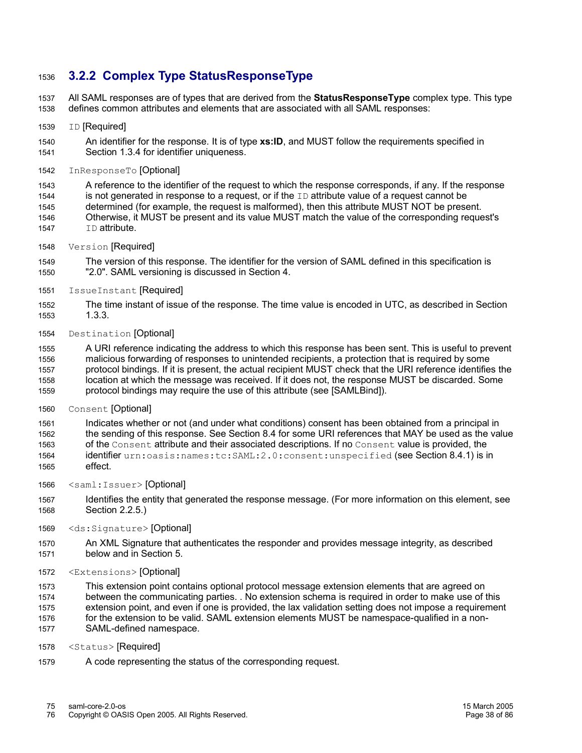### 3.2.2 Complex Type StatusResponseType

All SAML responses are of types that are derived from the **StatusResponseType** complex type. This type defines common attributes and elements that are associated with all SAML responses:

`ID` [Required]

An identifier for the response. It is of type **xs:ID**, and MUST follow the requirements specified in Section 1.3.4 for identifier uniqueness.

`InResponseTo` [Optional]

A reference to the identifier of the request to which the response corresponds, if any. If the response is not generated in response to a request, or if the `ID` attribute value of a request cannot be determined (for example, the request is malformed), then this attribute MUST NOT be present. Otherwise, it MUST be present and its value MUST match the value of the corresponding request's `ID` attribute.

`Version` [Required]

The version of this response. The identifier for the version of SAML defined in this specification is "2.0". SAML versioning is discussed in Section 4.

`IssueInstant` [Required]

The time instant of issue of the response. The time value is encoded in UTC, as described in Section 1.3.3.

`Destination` [Optional]

A URI reference indicating the address to which this response has been sent. This is useful to prevent malicious forwarding of responses to unintended recipients, a protection that is required by some protocol bindings. If it is present, the actual recipient MUST check that the URI reference identifies the location at which the message was received. If it does not, the response MUST be discarded. Some protocol bindings may require the use of this attribute (see [SAMLBind]).

`Consent` [Optional]

Indicates whether or not (and under what conditions) consent has been obtained from a principal in the sending of this response. See Section 8.4 for some URI references that MAY be used as the value of the `Consent` attribute and their associated descriptions. If no `Consent` value is provided, the identifier `urn:oasis:names:tc:SAML:2.0:consent:unspecified` (see Section 8.4.1) is in effect.

`<saml:Issuer>` [Optional]

Identifies the entity that generated the response message. (For more information on this element, see Section 2.2.5.)

`<ds:Signature>` [Optional]

An XML Signature that authenticates the responder and provides message integrity, as described below and in Section 5.

`<Extensions>` [Optional]

This extension point contains optional protocol message extension elements that are agreed on between the communicating parties. . No extension schema is required in order to make use of this extension point, and even if one is provided, the lax validation setting does not impose a requirement for the extension to be valid. SAML extension elements MUST be namespace-qualified in a non-SAML-defined namespace.

`<Status>` [Required]

A code representing the status of the corresponding request.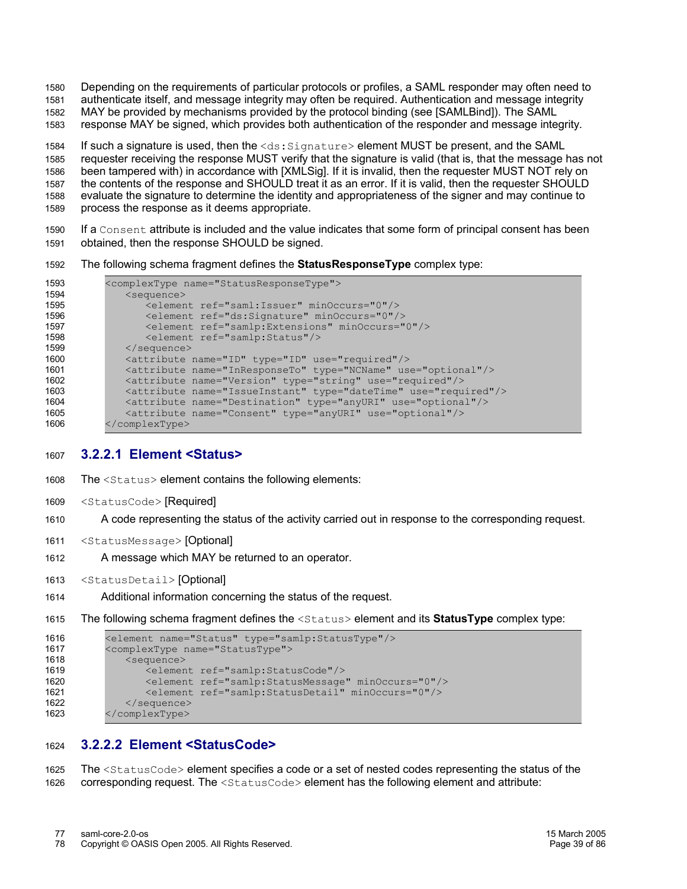Depending on the requirements of particular protocols or profiles, a SAML responder may often need to authenticate itself, and message integrity may often be required. Authentication and message integrity MAY be provided by mechanisms provided by the protocol binding (see [SAMLBind]). The SAML response MAY be signed, which provides both authentication of the responder and message integrity.

If such a signature is used, then the `<ds:Signature>` element MUST be present, and the SAML requester receiving the response MUST verify that the signature is valid (that is, that the message has not been tampered with) in accordance with [XMLSig]. If it is invalid, then the requester MUST NOT rely on the contents of the response and SHOULD treat it as an error. If it is valid, then the requester SHOULD evaluate the signature to determine the identity and appropriateness of the signer and may continue to process the response as it deems appropriate.

If a `Consent` attribute is included and the value indicates that some form of principal consent has been obtained, then the response SHOULD be signed.

The following schema fragment defines the **StatusResponseType** complex type:

```
<complexType name="StatusResponseType">
    <sequence>
        <element ref="saml:Issuer" minOccurs="0"/>
        <element ref="ds:Signature" minOccurs="0"/>
        <element ref="samlp:Extensions" minOccurs="0"/>
        <element ref="samlp:Status"/>
    </sequence>
    <attribute name="ID" type="ID" use="required"/>
    <attribute name="InResponseTo" type="NCName" use="optional"/>
    <attribute name="Version" type="string" use="required"/>
    <attribute name="IssueInstant" type="dateTime" use="required"/>
    <attribute name="Destination" type="anyURI" use="optional"/>
    <attribute name="Consent" type="anyURI" use="optional"/>
</complexType>
```

### 3.2.2.1 Element <Status>

The `<Status>` element contains the following elements:

`<StatusCode>` [Required]

A code representing the status of the activity carried out in response to the corresponding request.

`<StatusMessage>` [Optional]

A message which MAY be returned to an operator.

`<StatusDetail>` [Optional]

Additional information concerning the status of the request.

The following schema fragment defines the `<Status>` element and its **StatusType** complex type:

```
<element name="Status" type="samlp:StatusType"/>
<complexType name="StatusType">
    <sequence>
        <element ref="samlp:StatusCode"/>
        <element ref="samlp:StatusMessage" minOccurs="0"/>
        <element ref="samlp:StatusDetail" minOccurs="0"/>
    </sequence>
</complexType>
```

### 3.2.2.2 Element <StatusCode>

The `<StatusCode>` element specifies a code or a set of nested codes representing the status of the corresponding request. The `<StatusCode>` element has the following element and attribute: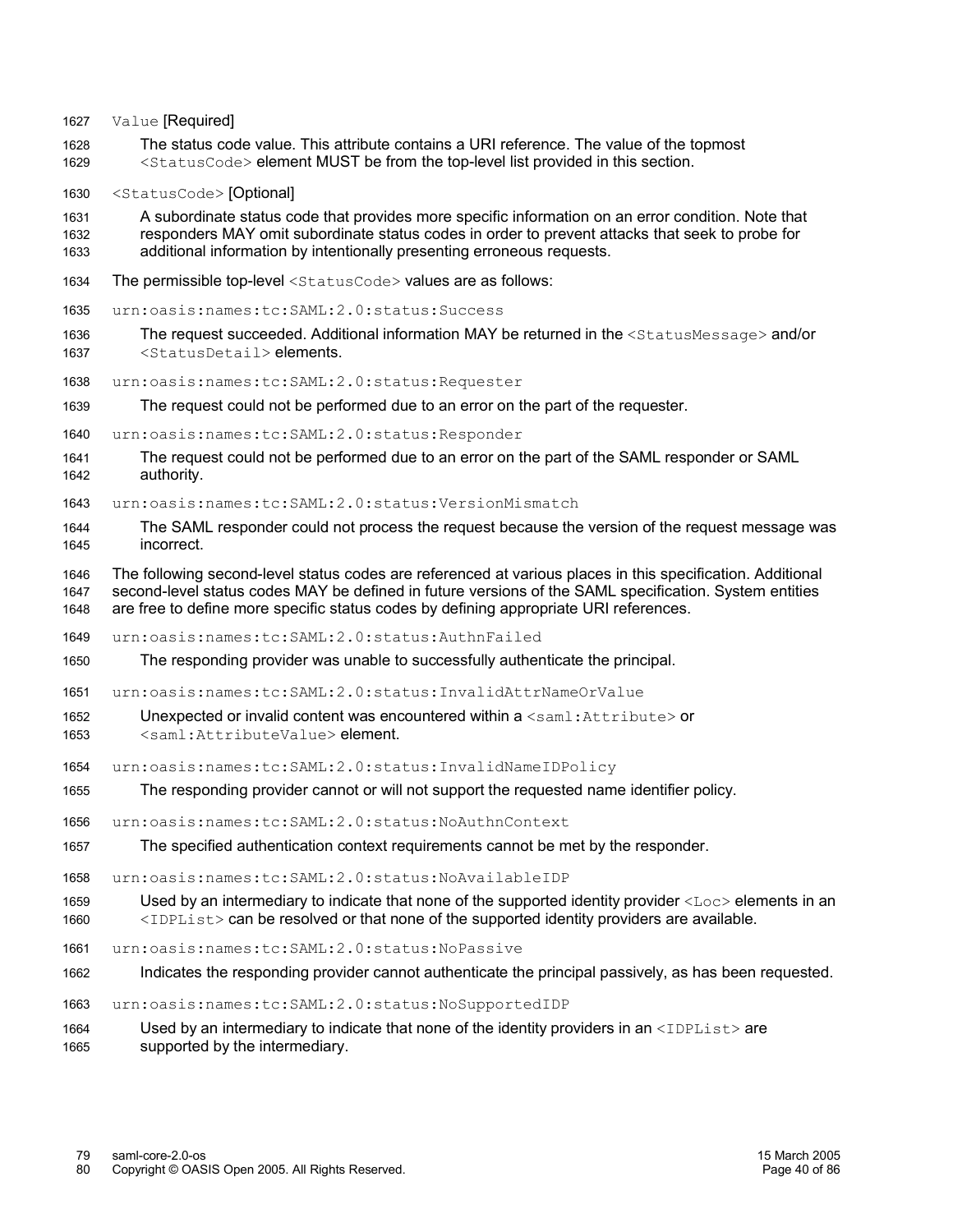`Value` [Required]

The status code value. This attribute contains a URI reference. The value of the topmost `<StatusCode>` element MUST be from the top-level list provided in this section.

`<StatusCode>` [Optional]

A subordinate status code that provides more specific information on an error condition. Note that responders MAY omit subordinate status codes in order to prevent attacks that seek to probe for additional information by intentionally presenting erroneous requests.

The permissible top-level `<StatusCode>` values are as follows:

`urn:oasis:names:tc:SAML:2.0:status:Success`

The request succeeded. Additional information MAY be returned in the `<StatusMessage>` and/or `<StatusDetail>` elements.

`urn:oasis:names:tc:SAML:2.0:status:Requester`

The request could not be performed due to an error on the part of the requester.

`urn:oasis:names:tc:SAML:2.0:status:Responder`

The request could not be performed due to an error on the part of the SAML responder or SAML authority.

`urn:oasis:names:tc:SAML:2.0:status:VersionMismatch`

The SAML responder could not process the request because the version of the request message was incorrect.

The following second-level status codes are referenced at various places in this specification. Additional second-level status codes MAY be defined in future versions of the SAML specification. System entities are free to define more specific status codes by defining appropriate URI references.

`urn:oasis:names:tc:SAML:2.0:status:AuthnFailed`

The responding provider was unable to successfully authenticate the principal.

`urn:oasis:names:tc:SAML:2.0:status:InvalidAttrNameOrValue`

Unexpected or invalid content was encountered within a `<saml:Attribute>` or `<saml:AttributeValue>` element.

`urn:oasis:names:tc:SAML:2.0:status:InvalidNameIDPolicy`

The responding provider cannot or will not support the requested name identifier policy.

`urn:oasis:names:tc:SAML:2.0:status:NoAuthnContext`

The specified authentication context requirements cannot be met by the responder.

`urn:oasis:names:tc:SAML:2.0:status:NoAvailableIDP`

Used by an intermediary to indicate that none of the supported identity provider `<Loc>` elements in an `<IDPList>` can be resolved or that none of the supported identity providers are available.

`urn:oasis:names:tc:SAML:2.0:status:NoPassive`

Indicates the responding provider cannot authenticate the principal passively, as has been requested.

`urn:oasis:names:tc:SAML:2.0:status:NoSupportedIDP`

Used by an intermediary to indicate that none of the identity providers in an `<IDPList>` are supported by the intermediary.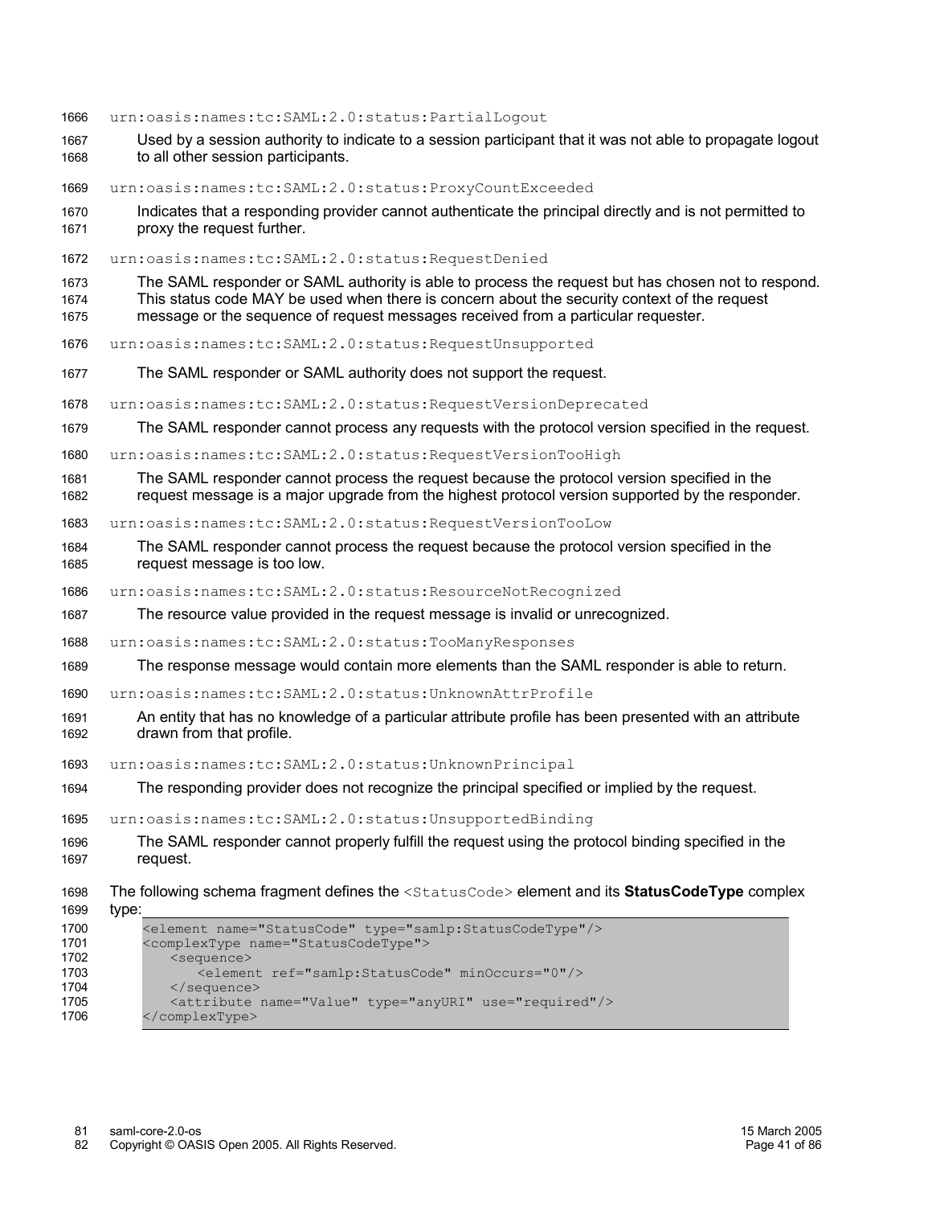urn:oasis:names:tc:SAML:2.0:status:PartialLogout

Used by a session authority to indicate to a session participant that it was not able to propagate logout to all other session participants.

urn:oasis:names:tc:SAML:2.0:status:ProxyCountExceeded

Indicates that a responding provider cannot authenticate the principal directly and is not permitted to proxy the request further.

urn:oasis:names:tc:SAML:2.0:status:RequestDenied

The SAML responder or SAML authority is able to process the request but has chosen not to respond. This status code MAY be used when there is concern about the security context of the request message or the sequence of request messages received from a particular requester.

urn:oasis:names:tc:SAML:2.0:status:RequestUnsupported

The SAML responder or SAML authority does not support the request.

urn:oasis:names:tc:SAML:2.0:status:RequestVersionDeprecated

The SAML responder cannot process any requests with the protocol version specified in the request.

urn:oasis:names:tc:SAML:2.0:status:RequestVersionTooHigh

The SAML responder cannot process the request because the protocol version specified in the request message is a major upgrade from the highest protocol version supported by the responder.

urn:oasis:names:tc:SAML:2.0:status:RequestVersionTooLow

The SAML responder cannot process the request because the protocol version specified in the request message is too low.

urn:oasis:names:tc:SAML:2.0:status:ResourceNotRecognized

The resource value provided in the request message is invalid or unrecognized.

urn:oasis:names:tc:SAML:2.0:status:TooManyResponses

The response message would contain more elements than the SAML responder is able to return.

urn:oasis:names:tc:SAML:2.0:status:UnknownAttrProfile

An entity that has no knowledge of a particular attribute profile has been presented with an attribute drawn from that profile.

urn:oasis:names:tc:SAML:2.0:status:UnknownPrincipal

The responding provider does not recognize the principal specified or implied by the request.

urn:oasis:names:tc:SAML:2.0:status:UnsupportedBinding

The SAML responder cannot properly fulfill the request using the protocol binding specified in the request.

The following schema fragment defines the <StatusCode> element and its **StatusCodeType** complex type:

```
<element name="StatusCode" type="samlp:StatusCodeType"/>
<complexType name="StatusCodeType">
    <sequence>
        <element ref="samlp:StatusCode" minOccurs="0"/>
    </sequence>
    <attribute name="Value" type="anyURI" use="required"/>
</complexType>
```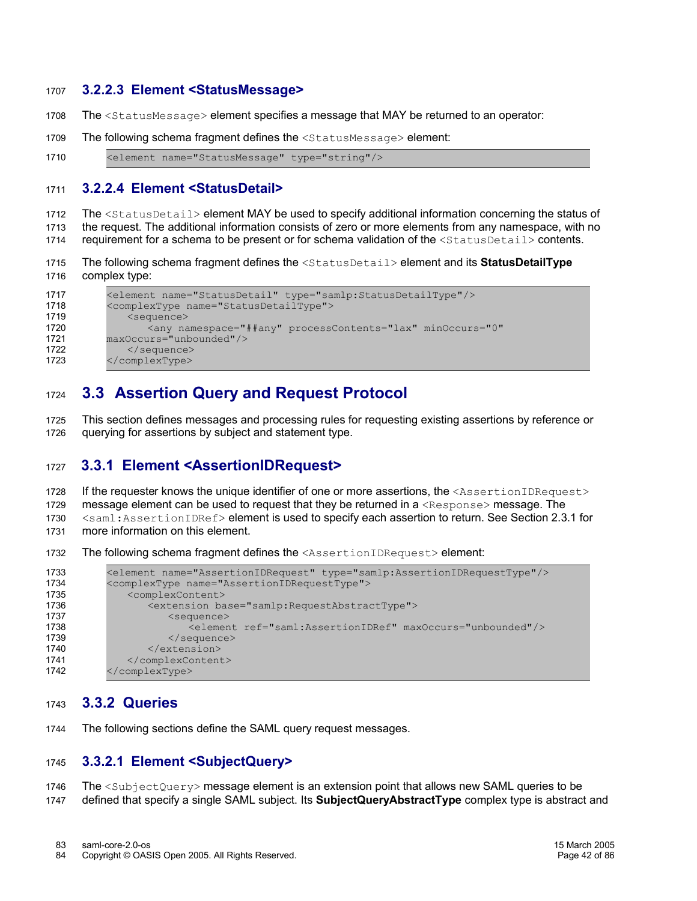#### 3.2.2.3 Element <StatusMessage>

The `<StatusMessage>` element specifies a message that MAY be returned to an operator:

The following schema fragment defines the `<StatusMessage>` element:

```
<element name="StatusMessage" type="string"/>
```

#### 3.2.2.4 Element <StatusDetail>

The `<StatusDetail>` element MAY be used to specify additional information concerning the status of the request. The additional information consists of zero or more elements from any namespace, with no requirement for a schema to be present or for schema validation of the `<StatusDetail>` contents.

The following schema fragment defines the `<StatusDetail>` element and its **StatusDetailType** complex type:

```
<element name="StatusDetail" type="samlp:StatusDetailType"/>
<complexType name="StatusDetailType">
    <sequence>
        <any namespace="##any" processContents="lax" minOccurs="0"
maxOccurs="unbounded"/>
    </sequence>
</complexType>
```

## 3.3 Assertion Query and Request Protocol

This section defines messages and processing rules for requesting existing assertions by reference or querying for assertions by subject and statement type.

### 3.3.1 Element <AssertionIDRequest>

If the requester knows the unique identifier of one or more assertions, the `<AssertionIDRequest>` message element can be used to request that they be returned in a `<Response>` message. The `<saml:AssertionIDRef>` element is used to specify each assertion to return. See Section 2.3.1 for more information on this element.

The following schema fragment defines the `<AssertionIDRequest>` element:

```
<element name="AssertionIDRequest" type="samlp:AssertionIDRequestType"/>
<complexType name="AssertionIDRequestType">
    <complexContent>
        <extension base="samlp:RequestAbstractType">
            <sequence>
                <element ref="saml:AssertionIDRef" maxOccurs="unbounded"/>
            </sequence>
        </extension>
    </complexContent>
</complexType>
```

### 3.3.2 Queries

The following sections define the SAML query request messages.

#### 3.3.2.1 Element <SubjectQuery>

The `<SubjectQuery>` message element is an extension point that allows new SAML queries to be defined that specify a single SAML subject. Its **SubjectQueryAbstractType** complex type is abstract and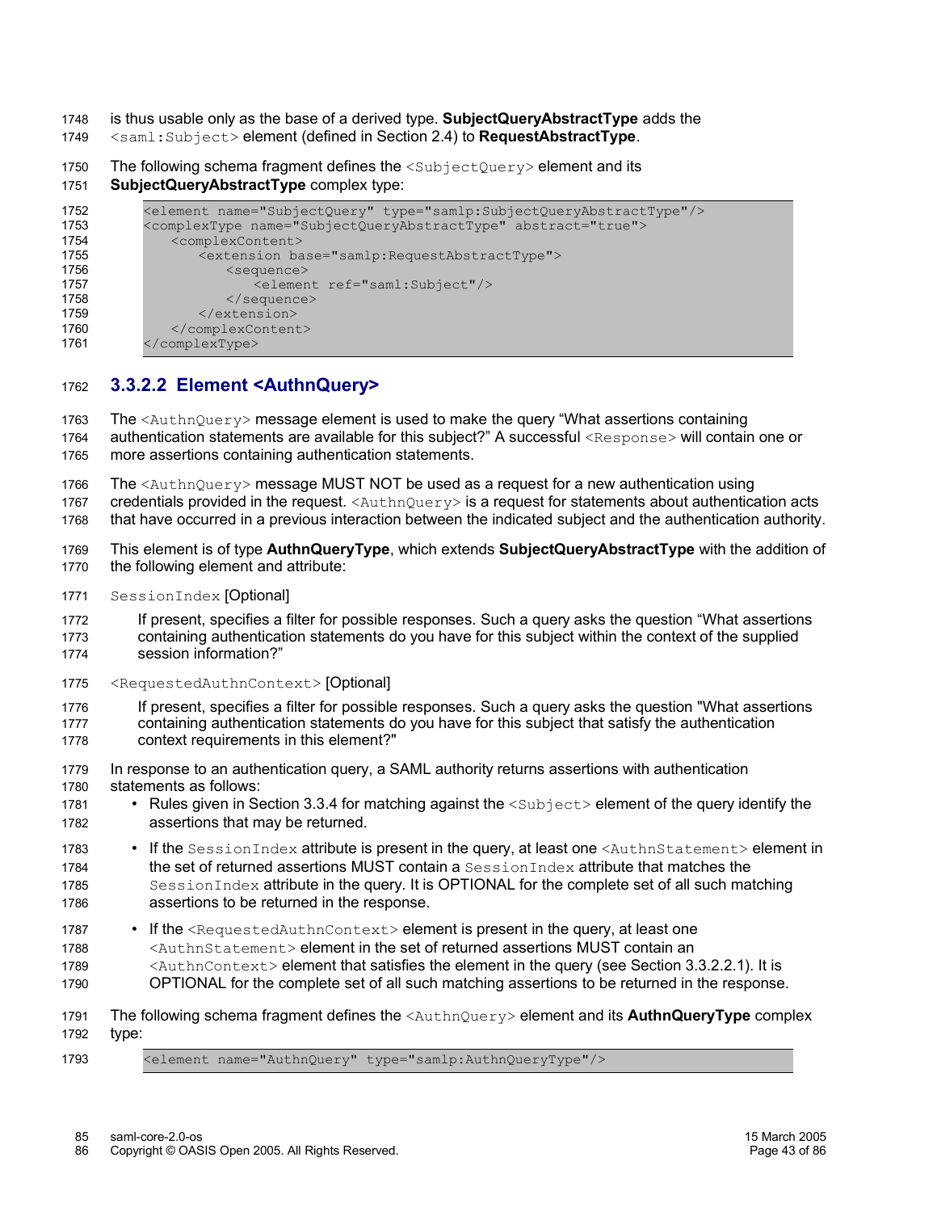is thus usable only as the base of a derived type. **SubjectQueryAbstractType** adds the `<saml:Subject>` element (defined in Section 2.4) to **RequestAbstractType**.

The following schema fragment defines the `<SubjectQuery>` element and its **SubjectQueryAbstractType** complex type:

```
<element name="SubjectQuery" type="samlp:SubjectQueryAbstractType"/>
<complexType name="SubjectQueryAbstractType" abstract="true">
    <complexContent>
        <extension base="samlp:RequestAbstractType">
            <sequence>
                <element ref="saml:Subject"/>
            </sequence>
        </extension>
    </complexContent>
</complexType>
```

#### 3.3.2.2 Element <AuthnQuery>

The `<AuthnQuery>` message element is used to make the query "What assertions containing authentication statements are available for this subject?" A successful `<Response>` will contain one or more assertions containing authentication statements.

The `<AuthnQuery>` message MUST NOT be used as a request for a new authentication using credentials provided in the request. `<AuthnQuery>` is a request for statements about authentication acts that have occurred in a previous interaction between the indicated subject and the authentication authority.

This element is of type **AuthnQueryType**, which extends **SubjectQueryAbstractType** with the addition of the following element and attribute:

`SessionIndex` [Optional]

> If present, specifies a filter for possible responses. Such a query asks the question "What assertions containing authentication statements do you have for this subject within the context of the supplied session information?"

`<RequestedAuthnContext>` [Optional]

> If present, specifies a filter for possible responses. Such a query asks the question "What assertions containing authentication statements do you have for this subject that satisfy the authentication context requirements in this element?"

In response to an authentication query, a SAML authority returns assertions with authentication statements as follows:

- Rules given in Section 3.3.4 for matching against the `<Subject>` element of the query identify the assertions that may be returned.
- If the `SessionIndex` attribute is present in the query, at least one `<AuthnStatement>` element in the set of returned assertions MUST contain a `SessionIndex` attribute that matches the `SessionIndex` attribute in the query. It is OPTIONAL for the complete set of all such matching assertions to be returned in the response.
- If the `<RequestedAuthnContext>` element is present in the query, at least one `<AuthnStatement>` element in the set of returned assertions MUST contain an `<AuthnContext>` element that satisfies the element in the query (see Section 3.3.2.2.1). It is OPTIONAL for the complete set of all such matching assertions to be returned in the response.

The following schema fragment defines the `<AuthnQuery>` element and its **AuthnQueryType** complex type:

```
<element name="AuthnQuery" type="samlp:AuthnQueryType"/>
```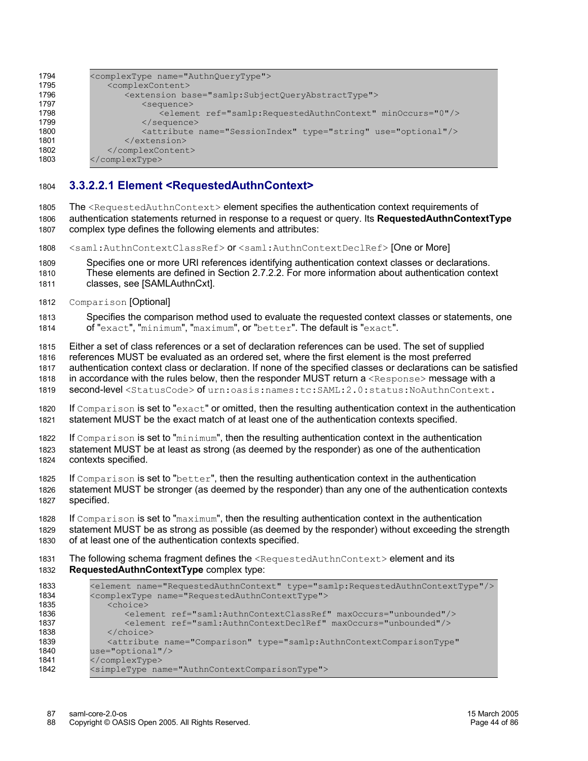```
<complexType name="AuthnQueryType">
    <complexContent>
        <extension base="samlp:SubjectQueryAbstractType">
            <sequence>
                <element ref="samlp:RequestedAuthnContext" minOccurs="0"/>
            </sequence>
            <attribute name="SessionIndex" type="string" use="optional"/>
        </extension>
    </complexContent>
</complexType>
```

#### 3.3.2.2.1 Element <RequestedAuthnContext>

The `<RequestedAuthnContext>` element specifies the authentication context requirements of authentication statements returned in response to a request or query. Its **RequestedAuthnContextType** complex type defines the following elements and attributes:

`<saml:AuthnContextClassRef>` or `<saml:AuthnContextDeclRef>` [One or More]

> Specifies one or more URI references identifying authentication context classes or declarations. These elements are defined in Section 2.7.2.2. For more information about authentication context classes, see [SAMLAuthnCxt].

`Comparison` [Optional]

> Specifies the comparison method used to evaluate the requested context classes or statements, one of "`exact`", "`minimum`", "`maximum`", or "`better`". The default is "`exact`".

Either a set of class references or a set of declaration references can be used. The set of supplied references MUST be evaluated as an ordered set, where the first element is the most preferred authentication context class or declaration. If none of the specified classes or declarations can be satisfied in accordance with the rules below, then the responder MUST return a `<Response>` message with a second-level `<StatusCode>` of `urn:oasis:names:tc:SAML:2.0:status:NoAuthnContext.`

If `Comparison` is set to "`exact`" or omitted, then the resulting authentication context in the authentication statement MUST be the exact match of at least one of the authentication contexts specified.

If `Comparison` is set to "`minimum`", then the resulting authentication context in the authentication statement MUST be at least as strong (as deemed by the responder) as one of the authentication contexts specified.

If `Comparison` is set to "`better`", then the resulting authentication context in the authentication statement MUST be stronger (as deemed by the responder) than any one of the authentication contexts specified.

If `Comparison` is set to "`maximum`", then the resulting authentication context in the authentication statement MUST be as strong as possible (as deemed by the responder) without exceeding the strength of at least one of the authentication contexts specified.

The following schema fragment defines the `<RequestedAuthnContext>` element and its **RequestedAuthnContextType** complex type:

```
<element name="RequestedAuthnContext" type="samlp:RequestedAuthnContextType"/>
<complexType name="RequestedAuthnContextType">
    <choice>
        <element ref="saml:AuthnContextClassRef" maxOccurs="unbounded"/>
        <element ref="saml:AuthnContextDeclRef" maxOccurs="unbounded"/>
    </choice>
    <attribute name="Comparison" type="samlp:AuthnContextComparisonType"
use="optional"/>
</complexType>
<simpleType name="AuthnContextComparisonType">
```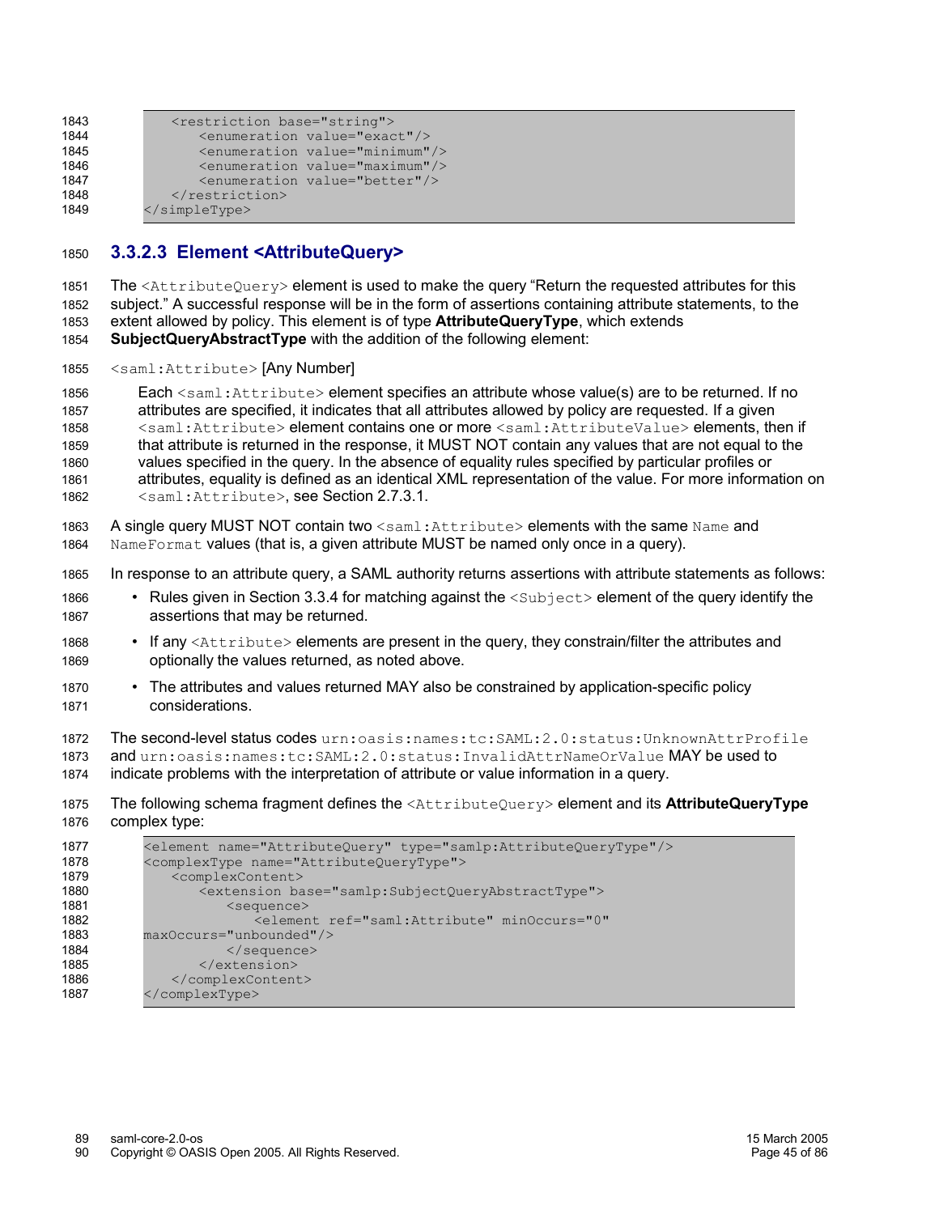```
        <restriction base="string">
            <enumeration value="exact"/>
            <enumeration value="minimum"/>
            <enumeration value="maximum"/>
            <enumeration value="better"/>
        </restriction>
    </simpleType>
```

### 3.3.2.3 Element <AttributeQuery>

The `<AttributeQuery>` element is used to make the query "Return the requested attributes for this subject." A successful response will be in the form of assertions containing attribute statements, to the extent allowed by policy. This element is of type **AttributeQueryType**, which extends **SubjectQueryAbstractType** with the addition of the following element:

`<saml:Attribute>` [Any Number]

Each `<saml:Attribute>` element specifies an attribute whose value(s) are to be returned. If no attributes are specified, it indicates that all attributes allowed by policy are requested. If a given `<saml:Attribute>` element contains one or more `<saml:AttributeValue>` elements, then if that attribute is returned in the response, it MUST NOT contain any values that are not equal to the values specified in the query. In the absence of equality rules specified by particular profiles or attributes, equality is defined as an identical XML representation of the value. For more information on `<saml:Attribute>`, see Section 2.7.3.1.

A single query MUST NOT contain two `<saml:Attribute>` elements with the same `Name` and `NameFormat` values (that is, a given attribute MUST be named only once in a query).

In response to an attribute query, a SAML authority returns assertions with attribute statements as follows:

- Rules given in Section 3.3.4 for matching against the `<Subject>` element of the query identify the assertions that may be returned.
- If any `<Attribute>` elements are present in the query, they constrain/filter the attributes and optionally the values returned, as noted above.
- The attributes and values returned MAY also be constrained by application-specific policy considerations.

The second-level status codes `urn:oasis:names:tc:SAML:2.0:status:UnknownAttrProfile` and `urn:oasis:names:tc:SAML:2.0:status:InvalidAttrNameOrValue` MAY be used to indicate problems with the interpretation of attribute or value information in a query.

The following schema fragment defines the `<AttributeQuery>` element and its **AttributeQueryType** complex type:

```
<element name="AttributeQuery" type="samlp:AttributeQueryType"/>
<complexType name="AttributeQueryType">
    <complexContent>
        <extension base="samlp:SubjectQueryAbstractType">
            <sequence>
                <element ref="saml:Attribute" minOccurs="0"
maxOccurs="unbounded"/>
            </sequence>
        </extension>
    </complexContent>
</complexType>
```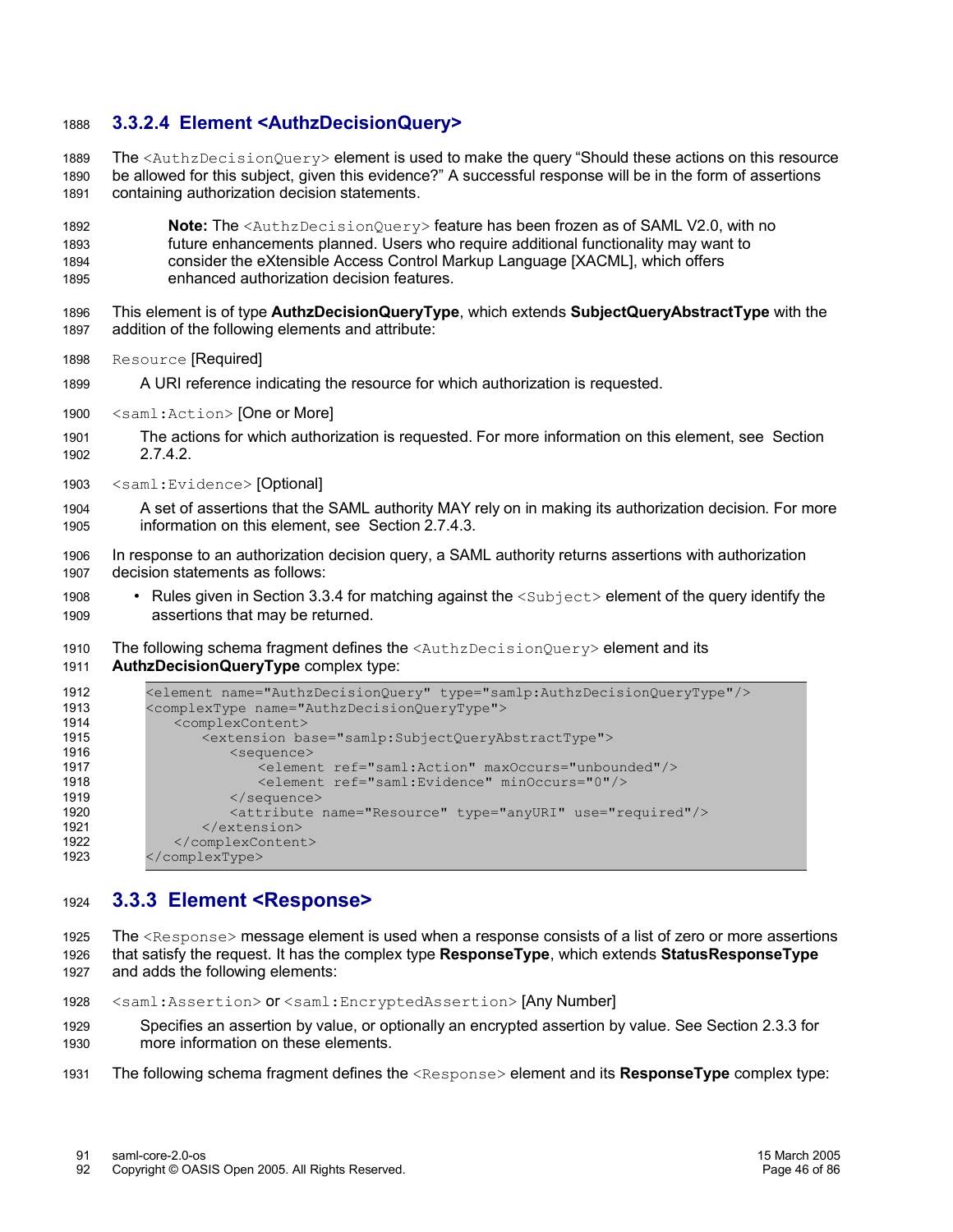### 3.3.2.4 Element <AuthzDecisionQuery>

The `<AuthzDecisionQuery>` element is used to make the query "Should these actions on this resource be allowed for this subject, given this evidence?" A successful response will be in the form of assertions containing authorization decision statements.

> **Note:** The `<AuthzDecisionQuery>` feature has been frozen as of SAML V2.0, with no future enhancements planned. Users who require additional functionality may want to consider the eXtensible Access Control Markup Language [XACML], which offers enhanced authorization decision features.

This element is of type **AuthzDecisionQueryType**, which extends **SubjectQueryAbstractType** with the addition of the following elements and attribute:

`Resource` [Required]

A URI reference indicating the resource for which authorization is requested.

`<saml:Action>` [One or More]

The actions for which authorization is requested. For more information on this element, see Section 2.7.4.2.

`<saml:Evidence>` [Optional]

A set of assertions that the SAML authority MAY rely on in making its authorization decision. For more information on this element, see Section 2.7.4.3.

In response to an authorization decision query, a SAML authority returns assertions with authorization decision statements as follows:

- Rules given in Section 3.3.4 for matching against the `<Subject>` element of the query identify the assertions that may be returned.

The following schema fragment defines the `<AuthzDecisionQuery>` element and its **AuthzDecisionQueryType** complex type:

```
<element name="AuthzDecisionQuery" type="samlp:AuthzDecisionQueryType"/>
<complexType name="AuthzDecisionQueryType">
    <complexContent>
        <extension base="samlp:SubjectQueryAbstractType">
            <sequence>
                <element ref="saml:Action" maxOccurs="unbounded"/>
                <element ref="saml:Evidence" minOccurs="0"/>
            </sequence>
            <attribute name="Resource" type="anyURI" use="required"/>
        </extension>
    </complexContent>
</complexType>
```

## 3.3.3 Element <Response>

The `<Response>` message element is used when a response consists of a list of zero or more assertions that satisfy the request. It has the complex type **ResponseType**, which extends **StatusResponseType** and adds the following elements:

`<saml:Assertion>` or `<saml:EncryptedAssertion>` [Any Number]

Specifies an assertion by value, or optionally an encrypted assertion by value. See Section 2.3.3 for more information on these elements.

The following schema fragment defines the `<Response>` element and its **ResponseType** complex type: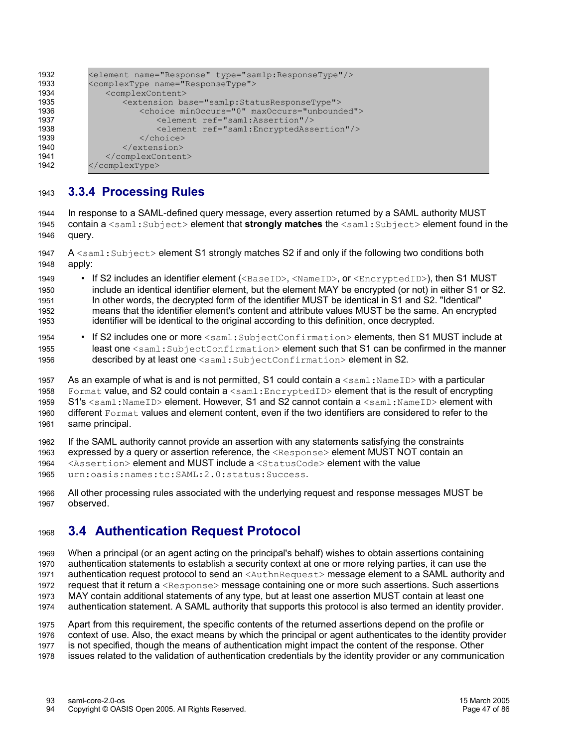```
<element name="Response" type="samlp:ResponseType"/>
<complexType name="ResponseType">
    <complexContent>
        <extension base="samlp:StatusResponseType">
            <choice minOccurs="0" maxOccurs="unbounded">
                <element ref="saml:Assertion"/>
                <element ref="saml:EncryptedAssertion"/>
            </choice>
        </extension>
    </complexContent>
</complexType>
```

### 3.3.4 Processing Rules

In response to a SAML-defined query message, every assertion returned by a SAML authority MUST contain a `<saml:Subject>` element that **strongly matches** the `<saml:Subject>` element found in the query.

A `<saml:Subject>` element S1 strongly matches S2 if and only if the following two conditions both apply:

- If S2 includes an identifier element (`<BaseID>`, `<NameID>`, or `<EncryptedID>`), then S1 MUST include an identical identifier element, but the element MAY be encrypted (or not) in either S1 or S2. In other words, the decrypted form of the identifier MUST be identical in S1 and S2. "Identical" means that the identifier element's content and attribute values MUST be the same. An encrypted identifier will be identical to the original according to this definition, once decrypted.
- If S2 includes one or more `<saml:SubjectConfirmation>` elements, then S1 MUST include at least one `<saml:SubjectConfirmation>` element such that S1 can be confirmed in the manner described by at least one `<saml:SubjectConfirmation>` element in S2.

As an example of what is and is not permitted, S1 could contain a `<saml:NameID>` with a particular `Format` value, and S2 could contain a `<saml:EncryptedID>` element that is the result of encrypting S1's `<saml:NameID>` element. However, S1 and S2 cannot contain a `<saml:NameID>` element with different `Format` values and element content, even if the two identifiers are considered to refer to the same principal.

If the SAML authority cannot provide an assertion with any statements satisfying the constraints expressed by a query or assertion reference, the `<Response>` element MUST NOT contain an `<Assertion>` element and MUST include a `<StatusCode>` element with the value `urn:oasis:names:tc:SAML:2.0:status:Success`.

All other processing rules associated with the underlying request and response messages MUST be observed.

## 3.4 Authentication Request Protocol

When a principal (or an agent acting on the principal's behalf) wishes to obtain assertions containing authentication statements to establish a security context at one or more relying parties, it can use the authentication request protocol to send an `<AuthnRequest>` message element to a SAML authority and request that it return a `<Response>` message containing one or more such assertions. Such assertions MAY contain additional statements of any type, but at least one assertion MUST contain at least one authentication statement. A SAML authority that supports this protocol is also termed an identity provider.

Apart from this requirement, the specific contents of the returned assertions depend on the profile or context of use. Also, the exact means by which the principal or agent authenticates to the identity provider is not specified, though the means of authentication might impact the content of the response. Other issues related to the validation of authentication credentials by the identity provider or any communication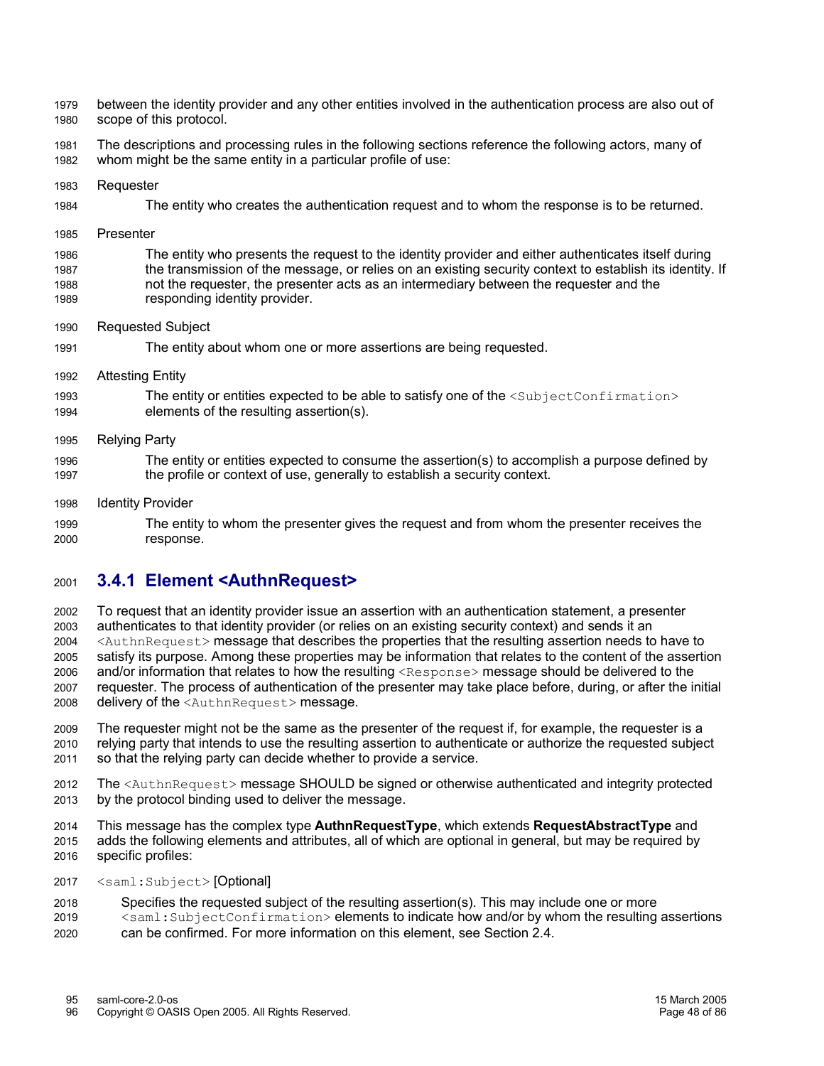between the identity provider and any other entities involved in the authentication process are also out of scope of this protocol.

The descriptions and processing rules in the following sections reference the following actors, many of whom might be the same entity in a particular profile of use:

Requester

> The entity who creates the authentication request and to whom the response is to be returned.

Presenter

> The entity who presents the request to the identity provider and either authenticates itself during the transmission of the message, or relies on an existing security context to establish its identity. If not the requester, the presenter acts as an intermediary between the requester and the responding identity provider.

Requested Subject

> The entity about whom one or more assertions are being requested.

Attesting Entity

> The entity or entities expected to be able to satisfy one of the `<SubjectConfirmation>` elements of the resulting assertion(s).

Relying Party

> The entity or entities expected to consume the assertion(s) to accomplish a purpose defined by the profile or context of use, generally to establish a security context.

Identity Provider

> The entity to whom the presenter gives the request and from whom the presenter receives the response.

### 3.4.1 Element <AuthnRequest>

To request that an identity provider issue an assertion with an authentication statement, a presenter authenticates to that identity provider (or relies on an existing security context) and sends it an `<AuthnRequest>` message that describes the properties that the resulting assertion needs to have to satisfy its purpose. Among these properties may be information that relates to the content of the assertion and/or information that relates to how the resulting `<Response>` message should be delivered to the requester. The process of authentication of the presenter may take place before, during, or after the initial delivery of the `<AuthnRequest>` message.

The requester might not be the same as the presenter of the request if, for example, the requester is a relying party that intends to use the resulting assertion to authenticate or authorize the requested subject so that the relying party can decide whether to provide a service.

The `<AuthnRequest>` message SHOULD be signed or otherwise authenticated and integrity protected by the protocol binding used to deliver the message.

This message has the complex type **AuthnRequestType**, which extends **RequestAbstractType** and adds the following elements and attributes, all of which are optional in general, but may be required by specific profiles:

`<saml:Subject>` [Optional]

> Specifies the requested subject of the resulting assertion(s). This may include one or more `<saml:SubjectConfirmation>` elements to indicate how and/or by whom the resulting assertions can be confirmed. For more information on this element, see Section 2.4.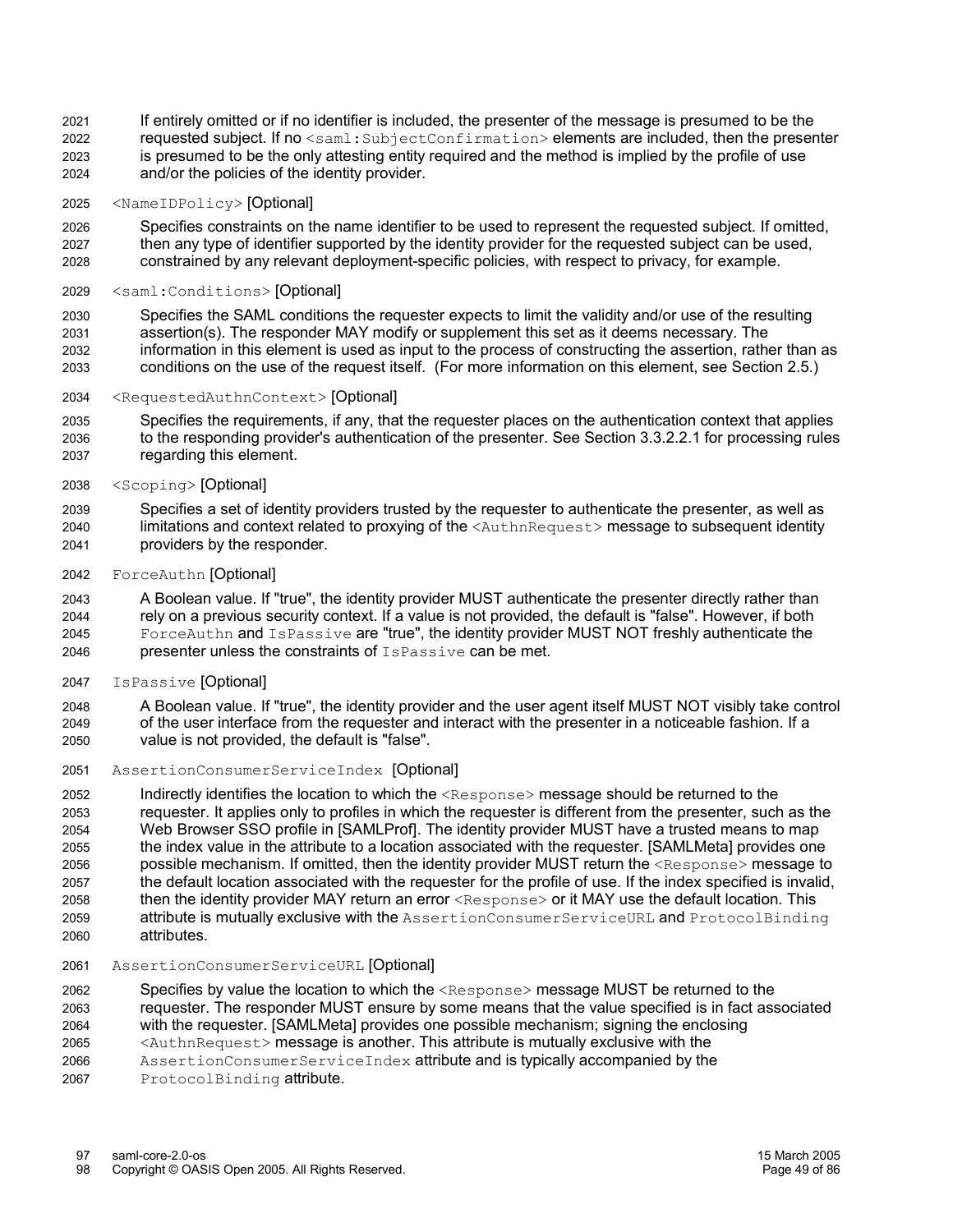If entirely omitted or if no identifier is included, the presenter of the message is presumed to be the requested subject. If no `<saml:SubjectConfirmation>` elements are included, then the presenter is presumed to be the only attesting entity required and the method is implied by the profile of use and/or the policies of the identity provider.

`<NameIDPolicy>` [Optional]

Specifies constraints on the name identifier to be used to represent the requested subject. If omitted, then any type of identifier supported by the identity provider for the requested subject can be used, constrained by any relevant deployment-specific policies, with respect to privacy, for example.

`<saml:Conditions>` [Optional]

Specifies the SAML conditions the requester expects to limit the validity and/or use of the resulting assertion(s). The responder MAY modify or supplement this set as it deems necessary. The information in this element is used as input to the process of constructing the assertion, rather than as conditions on the use of the request itself. (For more information on this element, see Section 2.5.)

`<RequestedAuthnContext>` [Optional]

Specifies the requirements, if any, that the requester places on the authentication context that applies to the responding provider's authentication of the presenter. See Section 3.3.2.2.1 for processing rules regarding this element.

`<Scoping>` [Optional]

Specifies a set of identity providers trusted by the requester to authenticate the presenter, as well as limitations and context related to proxying of the `<AuthnRequest>` message to subsequent identity providers by the responder.

`ForceAuthn` [Optional]

A Boolean value. If "true", the identity provider MUST authenticate the presenter directly rather than rely on a previous security context. If a value is not provided, the default is "false". However, if both `ForceAuthn` and `IsPassive` are "true", the identity provider MUST NOT freshly authenticate the presenter unless the constraints of `IsPassive` can be met.

`IsPassive` [Optional]

A Boolean value. If "true", the identity provider and the user agent itself MUST NOT visibly take control of the user interface from the requester and interact with the presenter in a noticeable fashion. If a value is not provided, the default is "false".

`AssertionConsumerServiceIndex` [Optional]

Indirectly identifies the location to which the `<Response>` message should be returned to the requester. It applies only to profiles in which the requester is different from the presenter, such as the Web Browser SSO profile in [SAMLProf]. The identity provider MUST have a trusted means to map the index value in the attribute to a location associated with the requester. [SAMLMeta] provides one possible mechanism. If omitted, then the identity provider MUST return the `<Response>` message to the default location associated with the requester for the profile of use. If the index specified is invalid, then the identity provider MAY return an error `<Response>` or it MAY use the default location. This attribute is mutually exclusive with the `AssertionConsumerServiceURL` and `ProtocolBinding` attributes.

`AssertionConsumerServiceURL` [Optional]

Specifies by value the location to which the `<Response>` message MUST be returned to the requester. The responder MUST ensure by some means that the value specified is in fact associated with the requester. [SAMLMeta] provides one possible mechanism; signing the enclosing `<AuthnRequest>` message is another. This attribute is mutually exclusive with the `AssertionConsumerServiceIndex` attribute and is typically accompanied by the `ProtocolBinding` attribute.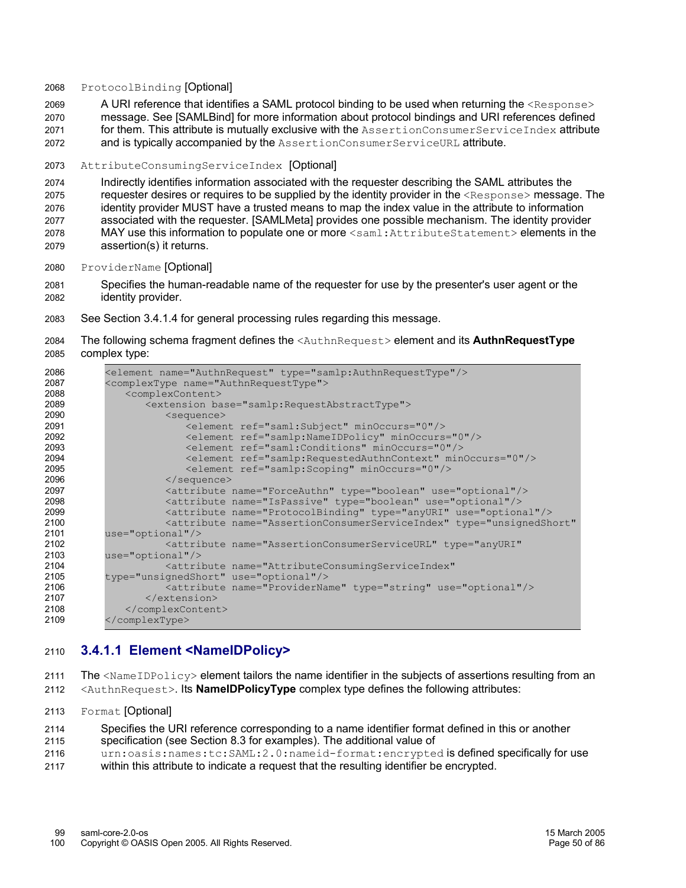`ProtocolBinding` [Optional]

A URI reference that identifies a SAML protocol binding to be used when returning the `<Response>` message. See [SAMLBind] for more information about protocol bindings and URI references defined for them. This attribute is mutually exclusive with the `AssertionConsumerServiceIndex` attribute and is typically accompanied by the `AssertionConsumerServiceURL` attribute.

`AttributeConsumingServiceIndex` [Optional]

Indirectly identifies information associated with the requester describing the SAML attributes the requester desires or requires to be supplied by the identity provider in the `<Response>` message. The identity provider MUST have a trusted means to map the index value in the attribute to information associated with the requester. [SAMLMeta] provides one possible mechanism. The identity provider MAY use this information to populate one or more `<saml:AttributeStatement>` elements in the assertion(s) it returns.

`ProviderName` [Optional]

Specifies the human-readable name of the requester for use by the presenter's user agent or the identity provider.

See Section 3.4.1.4 for general processing rules regarding this message.

The following schema fragment defines the `<AuthnRequest>` element and its **AuthnRequestType** complex type:

```
<element name="AuthnRequest" type="samlp:AuthnRequestType"/>
<complexType name="AuthnRequestType">
    <complexContent>
        <extension base="samlp:RequestAbstractType">
            <sequence>
                <element ref="saml:Subject" minOccurs="0"/>
                <element ref="samlp:NameIDPolicy" minOccurs="0"/>
                <element ref="saml:Conditions" minOccurs="0"/>
                <element ref="samlp:RequestedAuthnContext" minOccurs="0"/>
                <element ref="samlp:Scoping" minOccurs="0"/>
            </sequence>
            <attribute name="ForceAuthn" type="boolean" use="optional"/>
            <attribute name="IsPassive" type="boolean" use="optional"/>
            <attribute name="ProtocolBinding" type="anyURI" use="optional"/>
            <attribute name="AssertionConsumerServiceIndex" type="unsignedShort"
use="optional"/>
            <attribute name="AssertionConsumerServiceURL" type="anyURI"
use="optional"/>
            <attribute name="AttributeConsumingServiceIndex"
type="unsignedShort" use="optional"/>
            <attribute name="ProviderName" type="string" use="optional"/>
        </extension>
    </complexContent>
</complexType>
```

### 3.4.1.1 Element <NameIDPolicy>

The `<NameIDPolicy>` element tailors the name identifier in the subjects of assertions resulting from an `<AuthnRequest>`. Its **NameIDPolicyType** complex type defines the following attributes:

`Format` [Optional]

Specifies the URI reference corresponding to a name identifier format defined in this or another specification (see Section 8.3 for examples). The additional value of `urn:oasis:names:tc:SAML:2.0:nameid-format:encrypted` is defined specifically for use within this attribute to indicate a request that the resulting identifier be encrypted.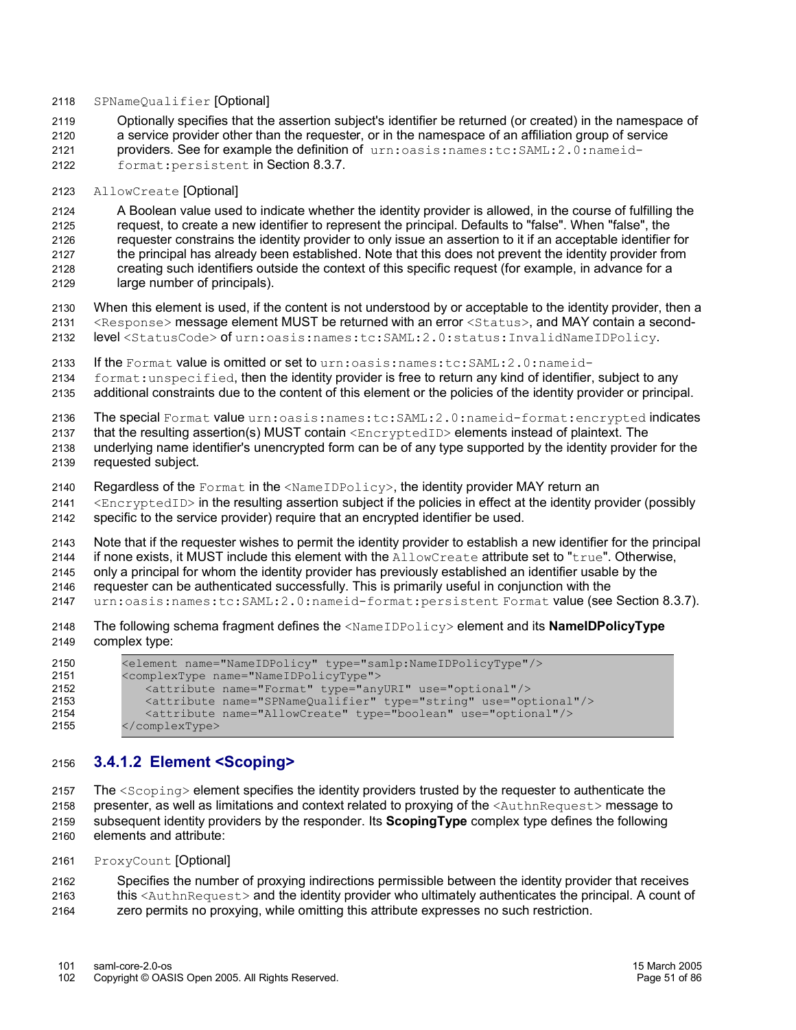`SPNameQualifier` [Optional]

Optionally specifies that the assertion subject's identifier be returned (or created) in the namespace of a service provider other than the requester, or in the namespace of an affiliation group of service providers. See for example the definition of `urn:oasis:names:tc:SAML:2.0:nameid-format:persistent` in Section 8.3.7.

`AllowCreate` [Optional]

A Boolean value used to indicate whether the identity provider is allowed, in the course of fulfilling the request, to create a new identifier to represent the principal. Defaults to "false". When "false", the requester constrains the identity provider to only issue an assertion to it if an acceptable identifier for the principal has already been established. Note that this does not prevent the identity provider from creating such identifiers outside the context of this specific request (for example, in advance for a large number of principals).

When this element is used, if the content is not understood by or acceptable to the identity provider, then a `<Response>` message element MUST be returned with an error `<Status>`, and MAY contain a second-level `<StatusCode>` of `urn:oasis:names:tc:SAML:2.0:status:InvalidNameIDPolicy`.

If the `Format` value is omitted or set to `urn:oasis:names:tc:SAML:2.0:nameid-format:unspecified`, then the identity provider is free to return any kind of identifier, subject to any additional constraints due to the content of this element or the policies of the identity provider or principal.

The special `Format` value `urn:oasis:names:tc:SAML:2.0:nameid-format:encrypted` indicates that the resulting assertion(s) MUST contain `<EncryptedID>` elements instead of plaintext. The underlying name identifier's unencrypted form can be of any type supported by the identity provider for the requested subject.

Regardless of the `Format` in the `<NameIDPolicy>`, the identity provider MAY return an `<EncryptedID>` in the resulting assertion subject if the policies in effect at the identity provider (possibly specific to the service provider) require that an encrypted identifier be used.

Note that if the requester wishes to permit the identity provider to establish a new identifier for the principal if none exists, it MUST include this element with the `AllowCreate` attribute set to "`true`". Otherwise, only a principal for whom the identity provider has previously established an identifier usable by the requester can be authenticated successfully. This is primarily useful in conjunction with the `urn:oasis:names:tc:SAML:2.0:nameid-format:persistent` `Format` value (see Section 8.3.7).

The following schema fragment defines the `<NameIDPolicy>` element and its **NameIDPolicyType** complex type:

```
<element name="NameIDPolicy" type="samlp:NameIDPolicyType"/>
<complexType name="NameIDPolicyType">
    <attribute name="Format" type="anyURI" use="optional"/>
    <attribute name="SPNameQualifier" type="string" use="optional"/>
    <attribute name="AllowCreate" type="boolean" use="optional"/>
</complexType>
```

#### 3.4.1.2 Element <Scoping>

The `<Scoping>` element specifies the identity providers trusted by the requester to authenticate the presenter, as well as limitations and context related to proxying of the `<AuthnRequest>` message to subsequent identity providers by the responder. Its **ScopingType** complex type defines the following elements and attribute:

`ProxyCount` [Optional]

Specifies the number of proxying indirections permissible between the identity provider that receives this `<AuthnRequest>` and the identity provider who ultimately authenticates the principal. A count of zero permits no proxying, while omitting this attribute expresses no such restriction.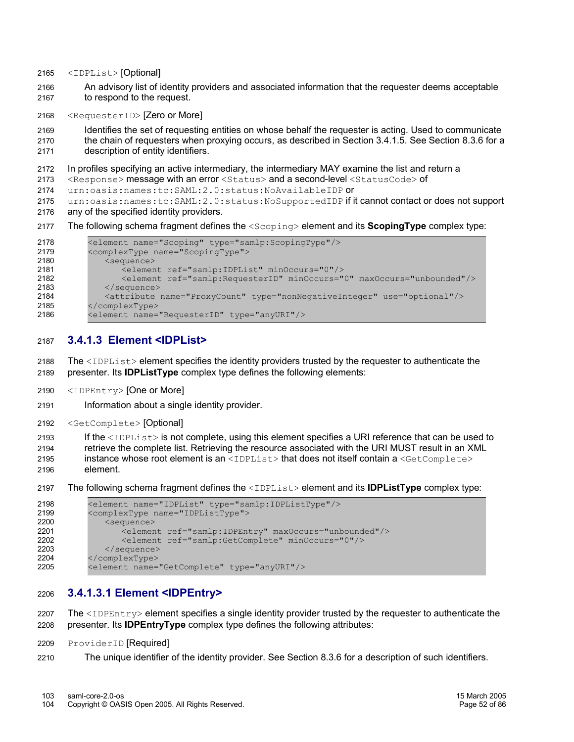`<IDPList>` [Optional]

An advisory list of identity providers and associated information that the requester deems acceptable to respond to the request.

`<RequesterID>` [Zero or More]

Identifies the set of requesting entities on whose behalf the requester is acting. Used to communicate the chain of requesters when proxying occurs, as described in Section 3.4.1.5. See Section 8.3.6 for a description of entity identifiers.

In profiles specifying an active intermediary, the intermediary MAY examine the list and return a `<Response>` message with an error `<Status>` and a second-level `<StatusCode>` of `urn:oasis:names:tc:SAML:2.0:status:NoAvailableIDP` or `urn:oasis:names:tc:SAML:2.0:status:NoSupportedIDP` if it cannot contact or does not support any of the specified identity providers.

The following schema fragment defines the `<Scoping>` element and its **ScopingType** complex type:

```
<element name="Scoping" type="samlp:ScopingType"/>
<complexType name="ScopingType">
    <sequence>
        <element ref="samlp:IDPList" minOccurs="0"/>
        <element ref="samlp:RequesterID" minOccurs="0" maxOccurs="unbounded"/>
    </sequence>
    <attribute name="ProxyCount" type="nonNegativeInteger" use="optional"/>
</complexType>
<element name="RequesterID" type="anyURI"/>
```

### 3.4.1.3 Element <IDPList>

The `<IDPList>` element specifies the identity providers trusted by the requester to authenticate the presenter. Its **IDPListType** complex type defines the following elements:

`<IDPEntry>` [One or More]

Information about a single identity provider.

`<GetComplete>` [Optional]

If the `<IDPList>` is not complete, using this element specifies a URI reference that can be used to retrieve the complete list. Retrieving the resource associated with the URI MUST result in an XML instance whose root element is an `<IDPList>` that does not itself contain a `<GetComplete>` element.

The following schema fragment defines the `<IDPList>` element and its **IDPListType** complex type:

```
<element name="IDPList" type="samlp:IDPListType"/>
<complexType name="IDPListType">
    <sequence>
        <element ref="samlp:IDPEntry" maxOccurs="unbounded"/>
        <element ref="samlp:GetComplete" minOccurs="0"/>
    </sequence>
</complexType>
<element name="GetComplete" type="anyURI"/>
```

#### 3.4.1.3.1 Element <IDPEntry>

The `<IDPEntry>` element specifies a single identity provider trusted by the requester to authenticate the presenter. Its **IDPEntryType** complex type defines the following attributes:

`ProviderID` [Required]

The unique identifier of the identity provider. See Section 8.3.6 for a description of such identifiers.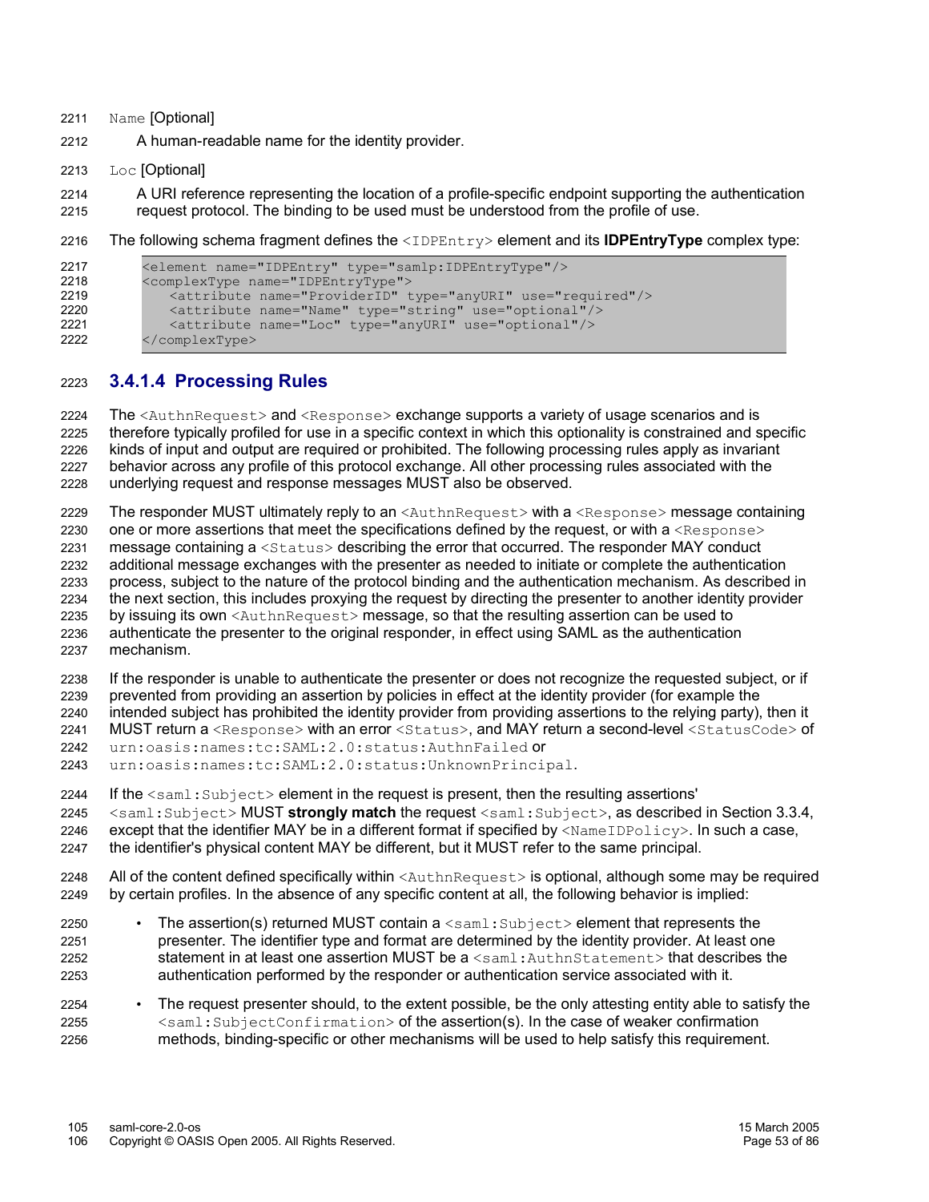`Name` [Optional]

A human-readable name for the identity provider.

`Loc` [Optional]

A URI reference representing the location of a profile-specific endpoint supporting the authentication request protocol. The binding to be used must be understood from the profile of use.

The following schema fragment defines the `<IDPEntry>` element and its **IDPEntryType** complex type:

```
<element name="IDPEntry" type="samlp:IDPEntryType"/>
<complexType name="IDPEntryType">
   <attribute name="ProviderID" type="anyURI" use="required"/>
   <attribute name="Name" type="string" use="optional"/>
   <attribute name="Loc" type="anyURI" use="optional"/>
</complexType>
```

#### 3.4.1.4 Processing Rules

The `<AuthnRequest>` and `<Response>` exchange supports a variety of usage scenarios and is therefore typically profiled for use in a specific context in which this optionality is constrained and specific kinds of input and output are required or prohibited. The following processing rules apply as invariant behavior across any profile of this protocol exchange. All other processing rules associated with the underlying request and response messages MUST also be observed.

The responder MUST ultimately reply to an `<AuthnRequest>` with a `<Response>` message containing one or more assertions that meet the specifications defined by the request, or with a `<Response>` message containing a `<Status>` describing the error that occurred. The responder MAY conduct additional message exchanges with the presenter as needed to initiate or complete the authentication process, subject to the nature of the protocol binding and the authentication mechanism. As described in the next section, this includes proxying the request by directing the presenter to another identity provider by issuing its own `<AuthnRequest>` message, so that the resulting assertion can be used to authenticate the presenter to the original responder, in effect using SAML as the authentication mechanism.

If the responder is unable to authenticate the presenter or does not recognize the requested subject, or if prevented from providing an assertion by policies in effect at the identity provider (for example the intended subject has prohibited the identity provider from providing assertions to the relying party), then it MUST return a `<Response>` with an error `<Status>`, and MAY return a second-level `<StatusCode>` of `urn:oasis:names:tc:SAML:2.0:status:AuthnFailed` or `urn:oasis:names:tc:SAML:2.0:status:UnknownPrincipal`.

If the `<saml:Subject>` element in the request is present, then the resulting assertions' `<saml:Subject>` MUST **strongly match** the request `<saml:Subject>`, as described in Section 3.3.4, except that the identifier MAY be in a different format if specified by `<NameIDPolicy>`. In such a case, the identifier's physical content MAY be different, but it MUST refer to the same principal.

All of the content defined specifically within `<AuthnRequest>` is optional, although some may be required by certain profiles. In the absence of any specific content at all, the following behavior is implied:

- The assertion(s) returned MUST contain a `<saml:Subject>` element that represents the presenter. The identifier type and format are determined by the identity provider. At least one statement in at least one assertion MUST be a `<saml:AuthnStatement>` that describes the authentication performed by the responder or authentication service associated with it.
- The request presenter should, to the extent possible, be the only attesting entity able to satisfy the `<saml:SubjectConfirmation>` of the assertion(s). In the case of weaker confirmation methods, binding-specific or other mechanisms will be used to help satisfy this requirement.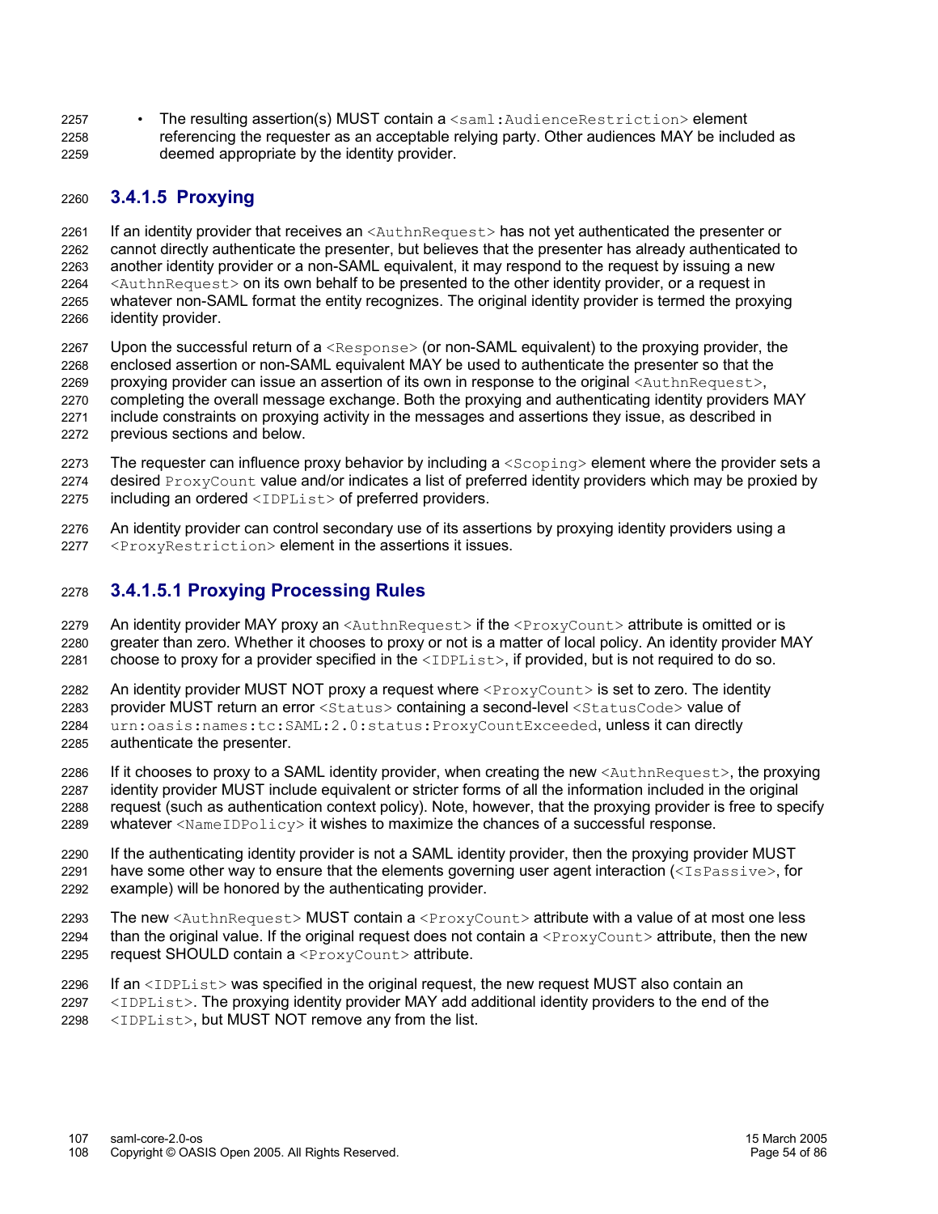- The resulting assertion(s) MUST contain a `<saml:AudienceRestriction>` element referencing the requester as an acceptable relying party. Other audiences MAY be included as deemed appropriate by the identity provider.

### 3.4.1.5 Proxying

If an identity provider that receives an `<AuthnRequest>` has not yet authenticated the presenter or cannot directly authenticate the presenter, but believes that the presenter has already authenticated to another identity provider or a non-SAML equivalent, it may respond to the request by issuing a new `<AuthnRequest>` on its own behalf to be presented to the other identity provider, or a request in whatever non-SAML format the entity recognizes. The original identity provider is termed the proxying identity provider.

Upon the successful return of a `<Response>` (or non-SAML equivalent) to the proxying provider, the enclosed assertion or non-SAML equivalent MAY be used to authenticate the presenter so that the proxying provider can issue an assertion of its own in response to the original `<AuthnRequest>`, completing the overall message exchange. Both the proxying and authenticating identity providers MAY include constraints on proxying activity in the messages and assertions they issue, as described in previous sections and below.

The requester can influence proxy behavior by including a `<Scoping>` element where the provider sets a desired `ProxyCount` value and/or indicates a list of preferred identity providers which may be proxied by including an ordered `<IDPList>` of preferred providers.

An identity provider can control secondary use of its assertions by proxying identity providers using a `<ProxyRestriction>` element in the assertions it issues.

#### 3.4.1.5.1 Proxying Processing Rules

An identity provider MAY proxy an `<AuthnRequest>` if the `<ProxyCount>` attribute is omitted or is greater than zero. Whether it chooses to proxy or not is a matter of local policy. An identity provider MAY choose to proxy for a provider specified in the `<IDPList>`, if provided, but is not required to do so.

An identity provider MUST NOT proxy a request where `<ProxyCount>` is set to zero. The identity provider MUST return an error `<Status>` containing a second-level `<StatusCode>` value of `urn:oasis:names:tc:SAML:2.0:status:ProxyCountExceeded`, unless it can directly authenticate the presenter.

If it chooses to proxy to a SAML identity provider, when creating the new `<AuthnRequest>`, the proxying identity provider MUST include equivalent or stricter forms of all the information included in the original request (such as authentication context policy). Note, however, that the proxying provider is free to specify whatever `<NameIDPolicy>` it wishes to maximize the chances of a successful response.

If the authenticating identity provider is not a SAML identity provider, then the proxying provider MUST have some other way to ensure that the elements governing user agent interaction (`<IsPassive>`, for example) will be honored by the authenticating provider.

The new `<AuthnRequest>` MUST contain a `<ProxyCount>` attribute with a value of at most one less than the original value. If the original request does not contain a `<ProxyCount>` attribute, then the new request SHOULD contain a `<ProxyCount>` attribute.

If an `<IDPList>` was specified in the original request, the new request MUST also contain an `<IDPList>`. The proxying identity provider MAY add additional identity providers to the end of the `<IDPList>`, but MUST NOT remove any from the list.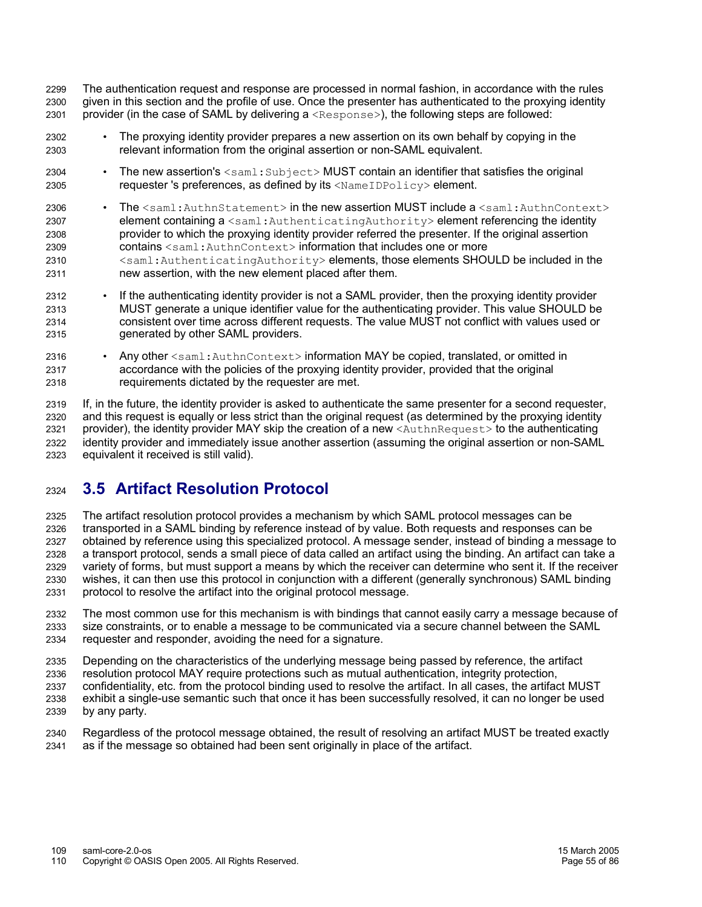The authentication request and response are processed in normal fashion, in accordance with the rules given in this section and the profile of use. Once the presenter has authenticated to the proxying identity provider (in the case of SAML by delivering a `<Response>`), the following steps are followed:

- The proxying identity provider prepares a new assertion on its own behalf by copying in the relevant information from the original assertion or non-SAML equivalent.
- The new assertion's `<saml:Subject>` MUST contain an identifier that satisfies the original requester 's preferences, as defined by its `<NameIDPolicy>` element.
- The `<saml:AuthnStatement>` in the new assertion MUST include a `<saml:AuthnContext>` element containing a `<saml:AuthenticatingAuthority>` element referencing the identity provider to which the proxying identity provider referred the presenter. If the original assertion contains `<saml:AuthnContext>` information that includes one or more `<saml:AuthenticatingAuthority>` elements, those elements SHOULD be included in the new assertion, with the new element placed after them.
- If the authenticating identity provider is not a SAML provider, then the proxying identity provider MUST generate a unique identifier value for the authenticating provider. This value SHOULD be consistent over time across different requests. The value MUST not conflict with values used or generated by other SAML providers.
- Any other `<saml:AuthnContext>` information MAY be copied, translated, or omitted in accordance with the policies of the proxying identity provider, provided that the original requirements dictated by the requester are met.

If, in the future, the identity provider is asked to authenticate the same presenter for a second requester, and this request is equally or less strict than the original request (as determined by the proxying identity provider), the identity provider MAY skip the creation of a new `<AuthnRequest>` to the authenticating identity provider and immediately issue another assertion (assuming the original assertion or non-SAML equivalent it received is still valid).

## 3.5 Artifact Resolution Protocol

The artifact resolution protocol provides a mechanism by which SAML protocol messages can be transported in a SAML binding by reference instead of by value. Both requests and responses can be obtained by reference using this specialized protocol. A message sender, instead of binding a message to a transport protocol, sends a small piece of data called an artifact using the binding. An artifact can take a variety of forms, but must support a means by which the receiver can determine who sent it. If the receiver wishes, it can then use this protocol in conjunction with a different (generally synchronous) SAML binding protocol to resolve the artifact into the original protocol message.

The most common use for this mechanism is with bindings that cannot easily carry a message because of size constraints, or to enable a message to be communicated via a secure channel between the SAML requester and responder, avoiding the need for a signature.

Depending on the characteristics of the underlying message being passed by reference, the artifact resolution protocol MAY require protections such as mutual authentication, integrity protection, confidentiality, etc. from the protocol binding used to resolve the artifact. In all cases, the artifact MUST exhibit a single-use semantic such that once it has been successfully resolved, it can no longer be used by any party.

Regardless of the protocol message obtained, the result of resolving an artifact MUST be treated exactly as if the message so obtained had been sent originally in place of the artifact.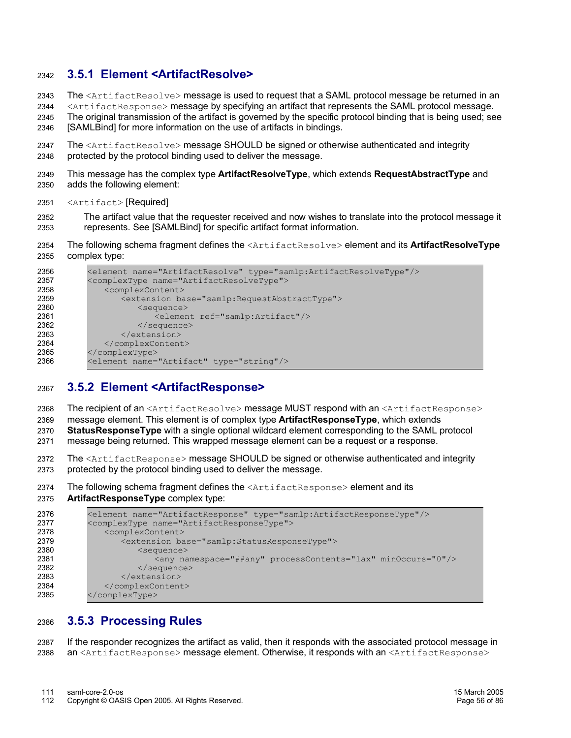### 3.5.1 Element <ArtifactResolve>

The `<ArtifactResolve>` message is used to request that a SAML protocol message be returned in an `<ArtifactResponse>` message by specifying an artifact that represents the SAML protocol message. The original transmission of the artifact is governed by the specific protocol binding that is being used; see [SAMLBind] for more information on the use of artifacts in bindings.

The `<ArtifactResolve>` message SHOULD be signed or otherwise authenticated and integrity protected by the protocol binding used to deliver the message.

This message has the complex type **ArtifactResolveType**, which extends **RequestAbstractType** and adds the following element:

`<Artifact>` [Required]

> The artifact value that the requester received and now wishes to translate into the protocol message it represents. See [SAMLBind] for specific artifact format information.

The following schema fragment defines the `<ArtifactResolve>` element and its **ArtifactResolveType** complex type:

```
<element name="ArtifactResolve" type="samlp:ArtifactResolveType"/>
<complexType name="ArtifactResolveType">
    <complexContent>
        <extension base="samlp:RequestAbstractType">
            <sequence>
                <element ref="samlp:Artifact"/>
            </sequence>
        </extension>
    </complexContent>
</complexType>
<element name="Artifact" type="string"/>
```

### 3.5.2 Element <ArtifactResponse>

The recipient of an `<ArtifactResolve>` message MUST respond with an `<ArtifactResponse>` message element. This element is of complex type **ArtifactResponseType**, which extends **StatusResponseType** with a single optional wildcard element corresponding to the SAML protocol message being returned. This wrapped message element can be a request or a response.

The `<ArtifactResponse>` message SHOULD be signed or otherwise authenticated and integrity protected by the protocol binding used to deliver the message.

The following schema fragment defines the `<ArtifactResponse>` element and its **ArtifactResponseType** complex type:

```
<element name="ArtifactResponse" type="samlp:ArtifactResponseType"/>
<complexType name="ArtifactResponseType">
    <complexContent>
        <extension base="samlp:StatusResponseType">
            <sequence>
                <any namespace="##any" processContents="lax" minOccurs="0"/>
            </sequence>
        </extension>
    </complexContent>
</complexType>
```

### 3.5.3 Processing Rules

If the responder recognizes the artifact as valid, then it responds with the associated protocol message in an `<ArtifactResponse>` message element. Otherwise, it responds with an `<ArtifactResponse>`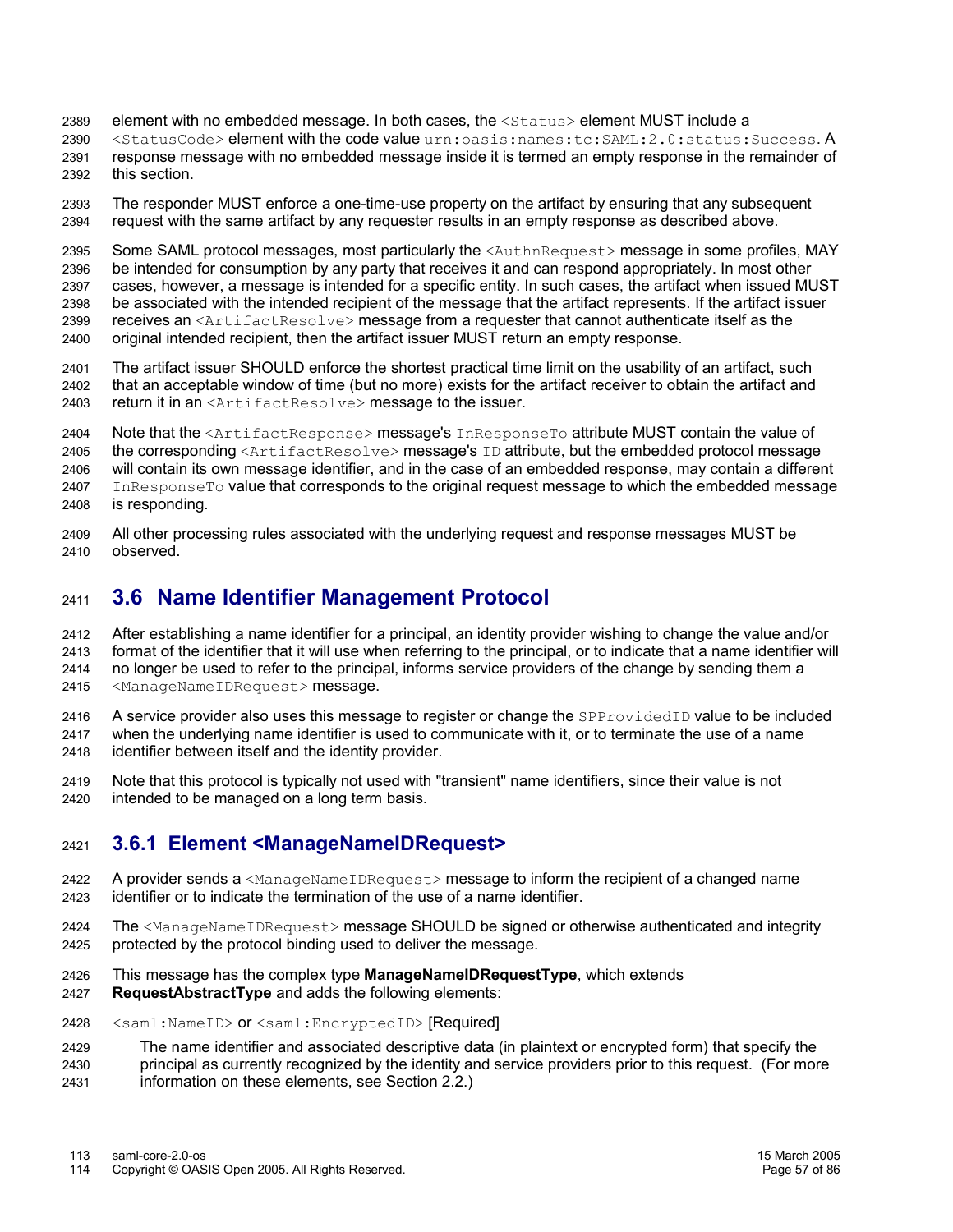element with no embedded message. In both cases, the `<Status>` element MUST include a `<StatusCode>` element with the code value `urn:oasis:names:tc:SAML:2.0:status:Success`. A response message with no embedded message inside it is termed an empty response in the remainder of this section.

The responder MUST enforce a one-time-use property on the artifact by ensuring that any subsequent request with the same artifact by any requester results in an empty response as described above.

Some SAML protocol messages, most particularly the `<AuthnRequest>` message in some profiles, MAY be intended for consumption by any party that receives it and can respond appropriately. In most other cases, however, a message is intended for a specific entity. In such cases, the artifact when issued MUST be associated with the intended recipient of the message that the artifact represents. If the artifact issuer receives an `<ArtifactResolve>` message from a requester that cannot authenticate itself as the original intended recipient, then the artifact issuer MUST return an empty response.

The artifact issuer SHOULD enforce the shortest practical time limit on the usability of an artifact, such that an acceptable window of time (but no more) exists for the artifact receiver to obtain the artifact and return it in an `<ArtifactResolve>` message to the issuer.

Note that the `<ArtifactResponse>` message's `InResponseTo` attribute MUST contain the value of the corresponding `<ArtifactResolve>` message's `ID` attribute, but the embedded protocol message will contain its own message identifier, and in the case of an embedded response, may contain a different `InResponseTo` value that corresponds to the original request message to which the embedded message is responding.

All other processing rules associated with the underlying request and response messages MUST be observed.

## 3.6 Name Identifier Management Protocol

After establishing a name identifier for a principal, an identity provider wishing to change the value and/or format of the identifier that it will use when referring to the principal, or to indicate that a name identifier will no longer be used to refer to the principal, informs service providers of the change by sending them a `<ManageNameIDRequest>` message.

A service provider also uses this message to register or change the `SPProvidedID` value to be included when the underlying name identifier is used to communicate with it, or to terminate the use of a name identifier between itself and the identity provider.

Note that this protocol is typically not used with "transient" name identifiers, since their value is not intended to be managed on a long term basis.

### 3.6.1 Element <ManageNameIDRequest>

A provider sends a `<ManageNameIDRequest>` message to inform the recipient of a changed name identifier or to indicate the termination of the use of a name identifier.

The `<ManageNameIDRequest>` message SHOULD be signed or otherwise authenticated and integrity protected by the protocol binding used to deliver the message.

This message has the complex type **ManageNameIDRequestType**, which extends **RequestAbstractType** and adds the following elements:

`<saml:NameID>` or `<saml:EncryptedID>` [Required]

> The name identifier and associated descriptive data (in plaintext or encrypted form) that specify the principal as currently recognized by the identity and service providers prior to this request. (For more information on these elements, see Section 2.2.)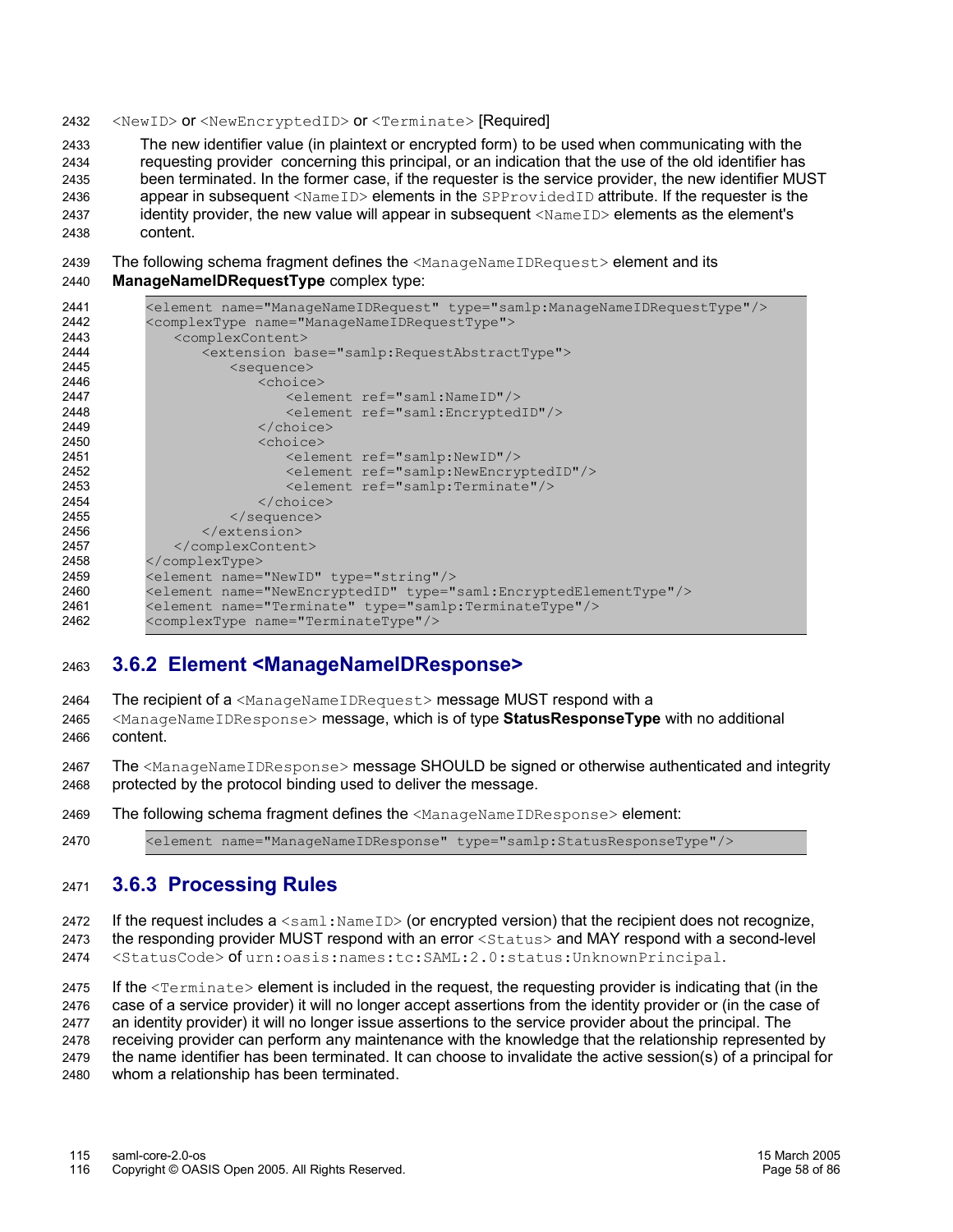`<NewID>` or `<NewEncryptedID>` or `<Terminate>` [Required]

The new identifier value (in plaintext or encrypted form) to be used when communicating with the requesting provider concerning this principal, or an indication that the use of the old identifier has been terminated. In the former case, if the requester is the service provider, the new identifier MUST appear in subsequent `<NameID>` elements in the `SPProvidedID` attribute. If the requester is the identity provider, the new value will appear in subsequent `<NameID>` elements as the element's content.

The following schema fragment defines the `<ManageNameIDRequest>` element and its **ManageNameIDRequestType** complex type:

```
<element name="ManageNameIDRequest" type="samlp:ManageNameIDRequestType"/>
<complexType name="ManageNameIDRequestType">
    <complexContent>
        <extension base="samlp:RequestAbstractType">
            <sequence>
                <choice>
                    <element ref="saml:NameID"/>
                    <element ref="saml:EncryptedID"/>
                </choice>
                <choice>
                    <element ref="samlp:NewID"/>
                    <element ref="samlp:NewEncryptedID"/>
                    <element ref="samlp:Terminate"/>
                </choice>
            </sequence>
        </extension>
    </complexContent>
</complexType>
<element name="NewID" type="string"/>
<element name="NewEncryptedID" type="saml:EncryptedElementType"/>
<element name="Terminate" type="samlp:TerminateType"/>
<complexType name="TerminateType"/>
```

## 3.6.2 Element <ManageNameIDResponse>

The recipient of a `<ManageNameIDRequest>` message MUST respond with a `<ManageNameIDResponse>` message, which is of type **StatusResponseType** with no additional content.

The `<ManageNameIDResponse>` message SHOULD be signed or otherwise authenticated and integrity protected by the protocol binding used to deliver the message.

The following schema fragment defines the `<ManageNameIDResponse>` element:

```
<element name="ManageNameIDResponse" type="samlp:StatusResponseType"/>
```

## 3.6.3 Processing Rules

If the request includes a `<saml:NameID>` (or encrypted version) that the recipient does not recognize, the responding provider MUST respond with an error `<Status>` and MAY respond with a second-level `<StatusCode>` of `urn:oasis:names:tc:SAML:2.0:status:UnknownPrincipal`.

If the `<Terminate>` element is included in the request, the requesting provider is indicating that (in the case of a service provider) it will no longer accept assertions from the identity provider or (in the case of an identity provider) it will no longer issue assertions to the service provider about the principal. The receiving provider can perform any maintenance with the knowledge that the relationship represented by the name identifier has been terminated. It can choose to invalidate the active session(s) of a principal for whom a relationship has been terminated.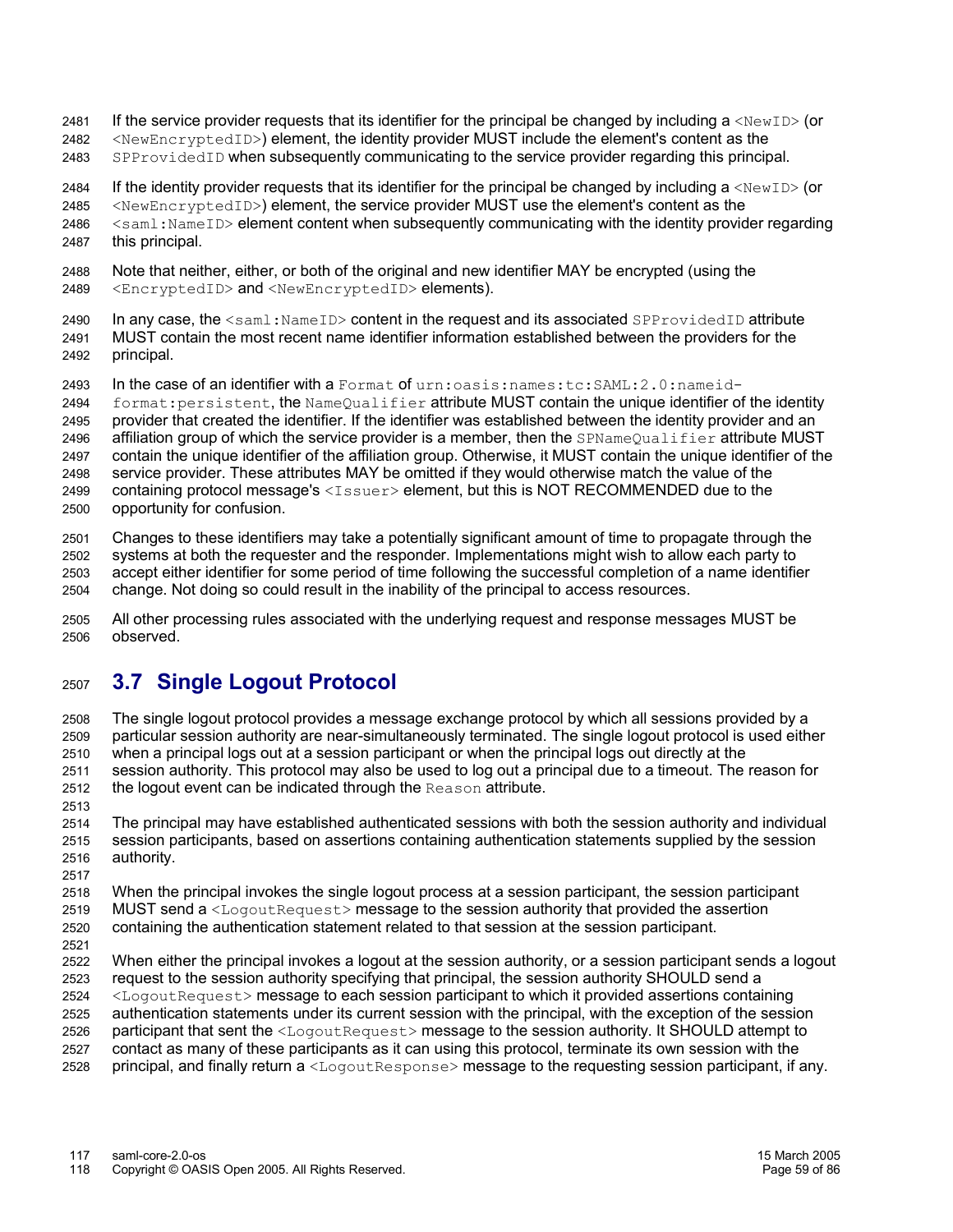If the service provider requests that its identifier for the principal be changed by including a `<NewID>` (or `<NewEncryptedID>`) element, the identity provider MUST include the element's content as the `SPProvidedID` when subsequently communicating to the service provider regarding this principal.

If the identity provider requests that its identifier for the principal be changed by including a `<NewID>` (or `<NewEncryptedID>`) element, the service provider MUST use the element's content as the `<saml:NameID>` element content when subsequently communicating with the identity provider regarding this principal.

Note that neither, either, or both of the original and new identifier MAY be encrypted (using the `<EncryptedID>` and `<NewEncryptedID>` elements).

In any case, the `<saml:NameID>` content in the request and its associated `SPProvidedID` attribute MUST contain the most recent name identifier information established between the providers for the principal.

In the case of an identifier with a `Format` of `urn:oasis:names:tc:SAML:2.0:nameid-format:persistent`, the `NameQualifier` attribute MUST contain the unique identifier of the identity provider that created the identifier. If the identifier was established between the identity provider and an affiliation group of which the service provider is a member, then the `SPNameQualifier` attribute MUST contain the unique identifier of the affiliation group. Otherwise, it MUST contain the unique identifier of the service provider. These attributes MAY be omitted if they would otherwise match the value of the containing protocol message's `<Issuer>` element, but this is NOT RECOMMENDED due to the opportunity for confusion.

Changes to these identifiers may take a potentially significant amount of time to propagate through the systems at both the requester and the responder. Implementations might wish to allow each party to accept either identifier for some period of time following the successful completion of a name identifier change. Not doing so could result in the inability of the principal to access resources.

All other processing rules associated with the underlying request and response messages MUST be observed.

## 3.7 Single Logout Protocol

The single logout protocol provides a message exchange protocol by which all sessions provided by a particular session authority are near-simultaneously terminated. The single logout protocol is used either when a principal logs out at a session participant or when the principal logs out directly at the session authority. This protocol may also be used to log out a principal due to a timeout. The reason for the logout event can be indicated through the `Reason` attribute.

The principal may have established authenticated sessions with both the session authority and individual session participants, based on assertions containing authentication statements supplied by the session authority.

When the principal invokes the single logout process at a session participant, the session participant MUST send a `<LogoutRequest>` message to the session authority that provided the assertion containing the authentication statement related to that session at the session participant.

When either the principal invokes a logout at the session authority, or a session participant sends a logout request to the session authority specifying that principal, the session authority SHOULD send a `<LogoutRequest>` message to each session participant to which it provided assertions containing authentication statements under its current session with the principal, with the exception of the session participant that sent the `<LogoutRequest>` message to the session authority. It SHOULD attempt to contact as many of these participants as it can using this protocol, terminate its own session with the principal, and finally return a `<LogoutResponse>` message to the requesting session participant, if any.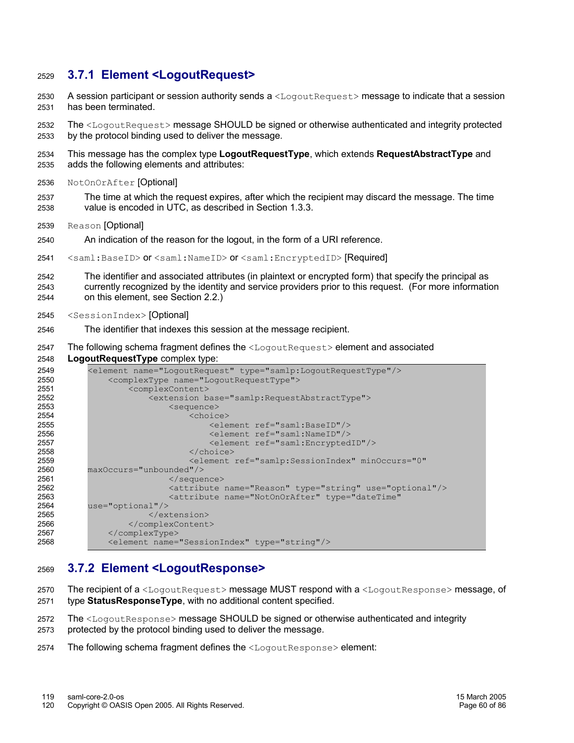### 3.7.1 Element <LogoutRequest>

A session participant or session authority sends a `<LogoutRequest>` message to indicate that a session has been terminated.

The `<LogoutRequest>` message SHOULD be signed or otherwise authenticated and integrity protected by the protocol binding used to deliver the message.

This message has the complex type **LogoutRequestType**, which extends **RequestAbstractType** and adds the following elements and attributes:

`NotOnOrAfter` [Optional]

The time at which the request expires, after which the recipient may discard the message. The time value is encoded in UTC, as described in Section 1.3.3.

`Reason` [Optional]

An indication of the reason for the logout, in the form of a URI reference.

`<saml:BaseID>` or `<saml:NameID>` or `<saml:EncryptedID>` [Required]

The identifier and associated attributes (in plaintext or encrypted form) that specify the principal as currently recognized by the identity and service providers prior to this request. (For more information on this element, see Section 2.2.)

`<SessionIndex>` [Optional]

The identifier that indexes this session at the message recipient.

The following schema fragment defines the `<LogoutRequest>` element and associated **LogoutRequestType** complex type:

```
<element name="LogoutRequest" type="samlp:LogoutRequestType"/>
    <complexType name="LogoutRequestType">
        <complexContent>
            <extension base="samlp:RequestAbstractType">
                <sequence>
                    <choice>
                        <element ref="saml:BaseID"/>
                        <element ref="saml:NameID"/>
                        <element ref="saml:EncryptedID"/>
                    </choice>
                    <element ref="samlp:SessionIndex" minOccurs="0"
maxOccurs="unbounded"/>
                </sequence>
                <attribute name="Reason" type="string" use="optional"/>
                <attribute name="NotOnOrAfter" type="dateTime"
use="optional"/>
            </extension>
        </complexContent>
    </complexType>
    <element name="SessionIndex" type="string"/>
```

### 3.7.2 Element <LogoutResponse>

The recipient of a `<LogoutRequest>` message MUST respond with a `<LogoutResponse>` message, of type **StatusResponseType**, with no additional content specified.

The `<LogoutResponse>` message SHOULD be signed or otherwise authenticated and integrity protected by the protocol binding used to deliver the message.

The following schema fragment defines the `<LogoutResponse>` element: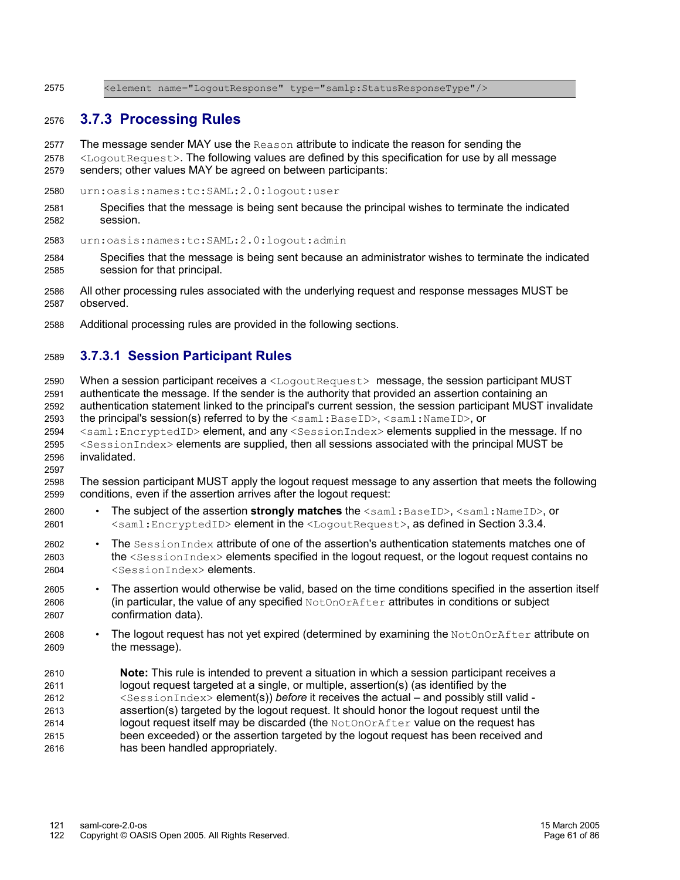```
<element name="LogoutResponse" type="samlp:StatusResponseType"/>
```

### 3.7.3 Processing Rules

The message sender MAY use the `Reason` attribute to indicate the reason for sending the `<LogoutRequest>`. The following values are defined by this specification for use by all message senders; other values MAY be agreed on between participants:

`urn:oasis:names:tc:SAML:2.0:logout:user`

Specifies that the message is being sent because the principal wishes to terminate the indicated session.

`urn:oasis:names:tc:SAML:2.0:logout:admin`

Specifies that the message is being sent because an administrator wishes to terminate the indicated session for that principal.

All other processing rules associated with the underlying request and response messages MUST be observed.

Additional processing rules are provided in the following sections.

#### 3.7.3.1 Session Participant Rules

When a session participant receives a `<LogoutRequest>` message, the session participant MUST authenticate the message. If the sender is the authority that provided an assertion containing an authentication statement linked to the principal's current session, the session participant MUST invalidate the principal's session(s) referred to by the `<saml:BaseID>`, `<saml:NameID>`, or `<saml:EncryptedID>` element, and any `<SessionIndex>` elements supplied in the message. If no `<SessionIndex>` elements are supplied, then all sessions associated with the principal MUST be invalidated.

The session participant MUST apply the logout request message to any assertion that meets the following conditions, even if the assertion arrives after the logout request:

- The subject of the assertion **strongly matches** the `<saml:BaseID>`, `<saml:NameID>`, or `<saml:EncryptedID>` element in the `<LogoutRequest>`, as defined in Section 3.3.4.
- The `SessionIndex` attribute of one of the assertion's authentication statements matches one of the `<SessionIndex>` elements specified in the logout request, or the logout request contains no `<SessionIndex>` elements.
- The assertion would otherwise be valid, based on the time conditions specified in the assertion itself (in particular, the value of any specified `NotOnOrAfter` attributes in conditions or subject confirmation data).
- The logout request has not yet expired (determined by examining the `NotOnOrAfter` attribute on the message).

> **Note:** This rule is intended to prevent a situation in which a session participant receives a logout request targeted at a single, or multiple, assertion(s) (as identified by the `<SessionIndex>` element(s)) *before* it receives the actual – and possibly still valid - assertion(s) targeted by the logout request. It should honor the logout request until the logout request itself may be discarded (the `NotOnOrAfter` value on the request has been exceeded) or the assertion targeted by the logout request has been received and has been handled appropriately.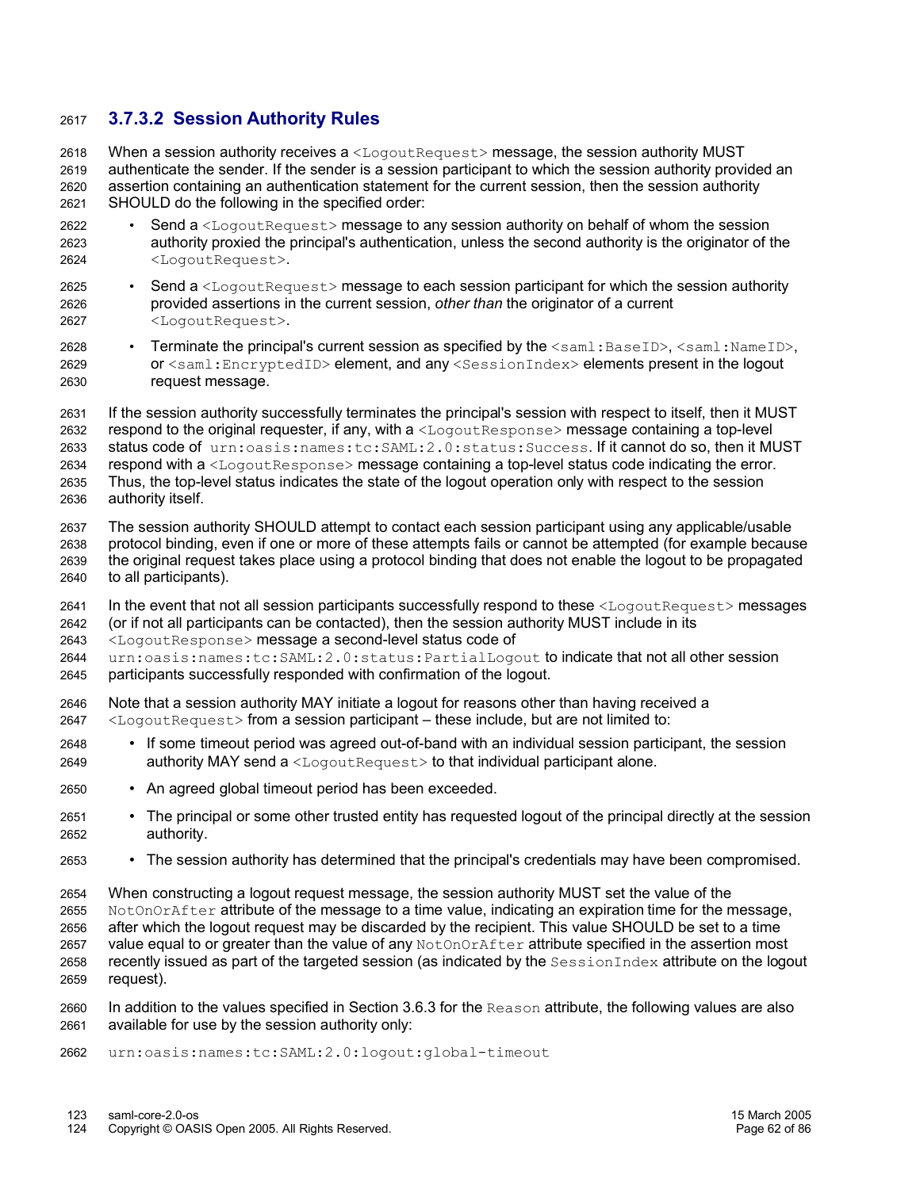### 3.7.3.2 Session Authority Rules

When a session authority receives a `<LogoutRequest>` message, the session authority MUST authenticate the sender. If the sender is a session participant to which the session authority provided an assertion containing an authentication statement for the current session, then the session authority SHOULD do the following in the specified order:

- Send a `<LogoutRequest>` message to any session authority on behalf of whom the session authority proxied the principal's authentication, unless the second authority is the originator of the `<LogoutRequest>`.
- Send a `<LogoutRequest>` message to each session participant for which the session authority provided assertions in the current session, *other than* the originator of a current `<LogoutRequest>`.
- Terminate the principal's current session as specified by the `<saml:BaseID>`, `<saml:NameID>`, or `<saml:EncryptedID>` element, and any `<SessionIndex>` elements present in the logout request message.

If the session authority successfully terminates the principal's session with respect to itself, then it MUST respond to the original requester, if any, with a `<LogoutResponse>` message containing a top-level status code of `urn:oasis:names:tc:SAML:2.0:status:Success`. If it cannot do so, then it MUST respond with a `<LogoutResponse>` message containing a top-level status code indicating the error. Thus, the top-level status indicates the state of the logout operation only with respect to the session authority itself.

The session authority SHOULD attempt to contact each session participant using any applicable/usable protocol binding, even if one or more of these attempts fails or cannot be attempted (for example because the original request takes place using a protocol binding that does not enable the logout to be propagated to all participants).

In the event that not all session participants successfully respond to these `<LogoutRequest>` messages (or if not all participants can be contacted), then the session authority MUST include in its `<LogoutResponse>` message a second-level status code of `urn:oasis:names:tc:SAML:2.0:status:PartialLogout` to indicate that not all other session participants successfully responded with confirmation of the logout.

Note that a session authority MAY initiate a logout for reasons other than having received a `<LogoutRequest>` from a session participant – these include, but are not limited to:

- If some timeout period was agreed out-of-band with an individual session participant, the session authority MAY send a `<LogoutRequest>` to that individual participant alone.
- An agreed global timeout period has been exceeded.
- The principal or some other trusted entity has requested logout of the principal directly at the session authority.
- The session authority has determined that the principal's credentials may have been compromised.

When constructing a logout request message, the session authority MUST set the value of the `NotOnOrAfter` attribute of the message to a time value, indicating an expiration time for the message, after which the logout request may be discarded by the recipient. This value SHOULD be set to a time value equal to or greater than the value of any `NotOnOrAfter` attribute specified in the assertion most recently issued as part of the targeted session (as indicated by the `SessionIndex` attribute on the logout request).

In addition to the values specified in Section 3.6.3 for the `Reason` attribute, the following values are also available for use by the session authority only:

`urn:oasis:names:tc:SAML:2.0:logout:global-timeout`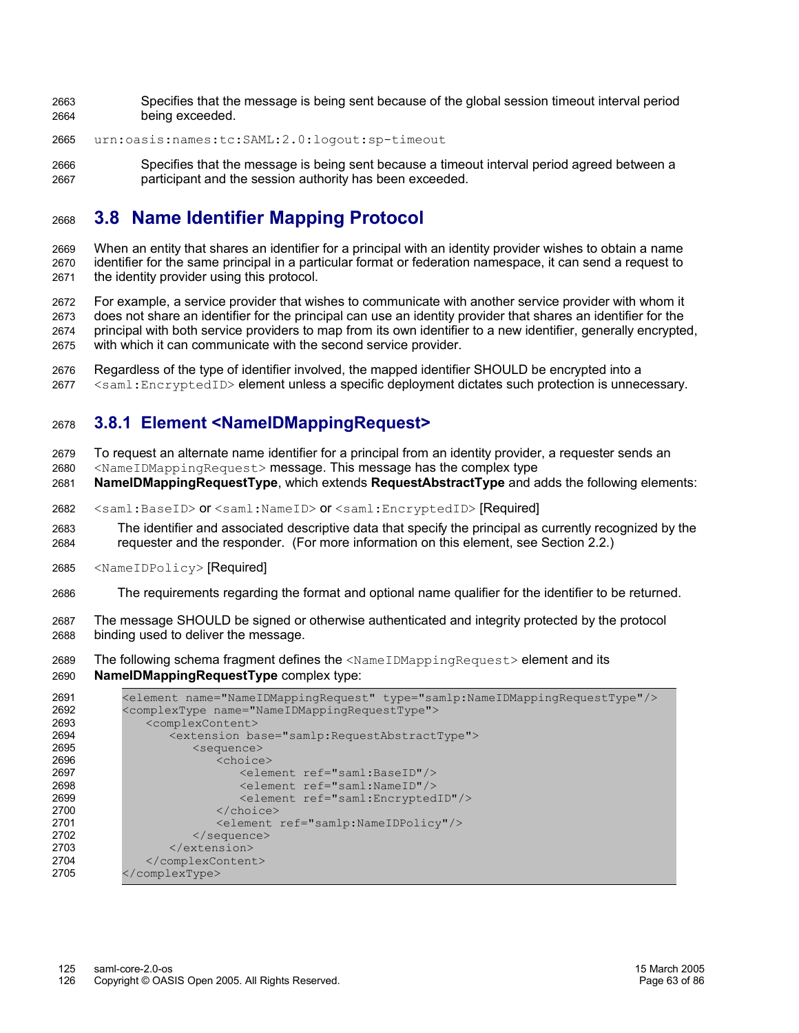Specifies that the message is being sent because of the global session timeout interval period being exceeded.

`urn:oasis:names:tc:SAML:2.0:logout:sp-timeout`

Specifies that the message is being sent because a timeout interval period agreed between a participant and the session authority has been exceeded.

## 3.8 Name Identifier Mapping Protocol

When an entity that shares an identifier for a principal with an identity provider wishes to obtain a name identifier for the same principal in a particular format or federation namespace, it can send a request to the identity provider using this protocol.

For example, a service provider that wishes to communicate with another service provider with whom it does not share an identifier for the principal can use an identity provider that shares an identifier for the principal with both service providers to map from its own identifier to a new identifier, generally encrypted, with which it can communicate with the second service provider.

Regardless of the type of identifier involved, the mapped identifier SHOULD be encrypted into a `<saml:EncryptedID>` element unless a specific deployment dictates such protection is unnecessary.

### 3.8.1 Element <NameIDMappingRequest>

To request an alternate name identifier for a principal from an identity provider, a requester sends an `<NameIDMappingRequest>` message. This message has the complex type **NameIDMappingRequestType**, which extends **RequestAbstractType** and adds the following elements:

`<saml:BaseID>` or `<saml:NameID>` or `<saml:EncryptedID>` [Required]

The identifier and associated descriptive data that specify the principal as currently recognized by the requester and the responder. (For more information on this element, see Section 2.2.)

`<NameIDPolicy>` [Required]

The requirements regarding the format and optional name qualifier for the identifier to be returned.

The message SHOULD be signed or otherwise authenticated and integrity protected by the protocol binding used to deliver the message.

The following schema fragment defines the `<NameIDMappingRequest>` element and its **NameIDMappingRequestType** complex type:

```
<element name="NameIDMappingRequest" type="samlp:NameIDMappingRequestType"/>
<complexType name="NameIDMappingRequestType">
    <complexContent>
        <extension base="samlp:RequestAbstractType">
            <sequence>
                <choice>
                    <element ref="saml:BaseID"/>
                    <element ref="saml:NameID"/>
                    <element ref="saml:EncryptedID"/>
                </choice>
                <element ref="samlp:NameIDPolicy"/>
            </sequence>
        </extension>
    </complexContent>
</complexType>
```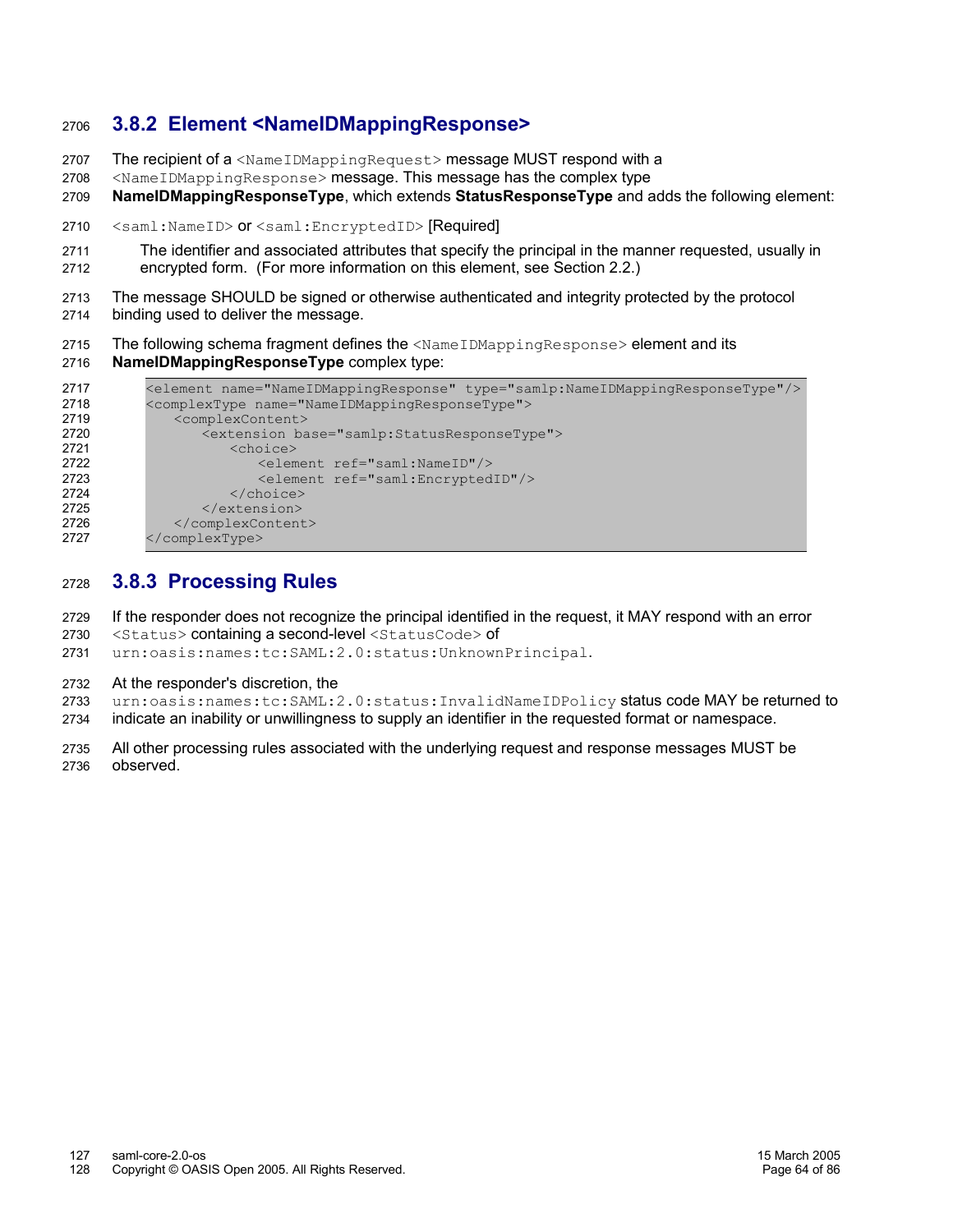### 3.8.2 Element <NameIDMappingResponse>

The recipient of a `<NameIDMappingRequest>` message MUST respond with a `<NameIDMappingResponse>` message. This message has the complex type **NameIDMappingResponseType**, which extends **StatusResponseType** and adds the following element:

`<saml:NameID>` or `<saml:EncryptedID>` [Required]

The identifier and associated attributes that specify the principal in the manner requested, usually in encrypted form. (For more information on this element, see Section 2.2.)

The message SHOULD be signed or otherwise authenticated and integrity protected by the protocol binding used to deliver the message.

The following schema fragment defines the `<NameIDMappingResponse>` element and its **NameIDMappingResponseType** complex type:

```
<element name="NameIDMappingResponse" type="samlp:NameIDMappingResponseType"/>
<complexType name="NameIDMappingResponseType">
    <complexContent>
        <extension base="samlp:StatusResponseType">
            <choice>
                <element ref="saml:NameID"/>
                <element ref="saml:EncryptedID"/>
            </choice>
        </extension>
    </complexContent>
</complexType>
```

### 3.8.3 Processing Rules

If the responder does not recognize the principal identified in the request, it MAY respond with an error `<Status>` containing a second-level `<StatusCode>` of `urn:oasis:names:tc:SAML:2.0:status:UnknownPrincipal`.

At the responder's discretion, the `urn:oasis:names:tc:SAML:2.0:status:InvalidNameIDPolicy` status code MAY be returned to indicate an inability or unwillingness to supply an identifier in the requested format or namespace.

All other processing rules associated with the underlying request and response messages MUST be observed.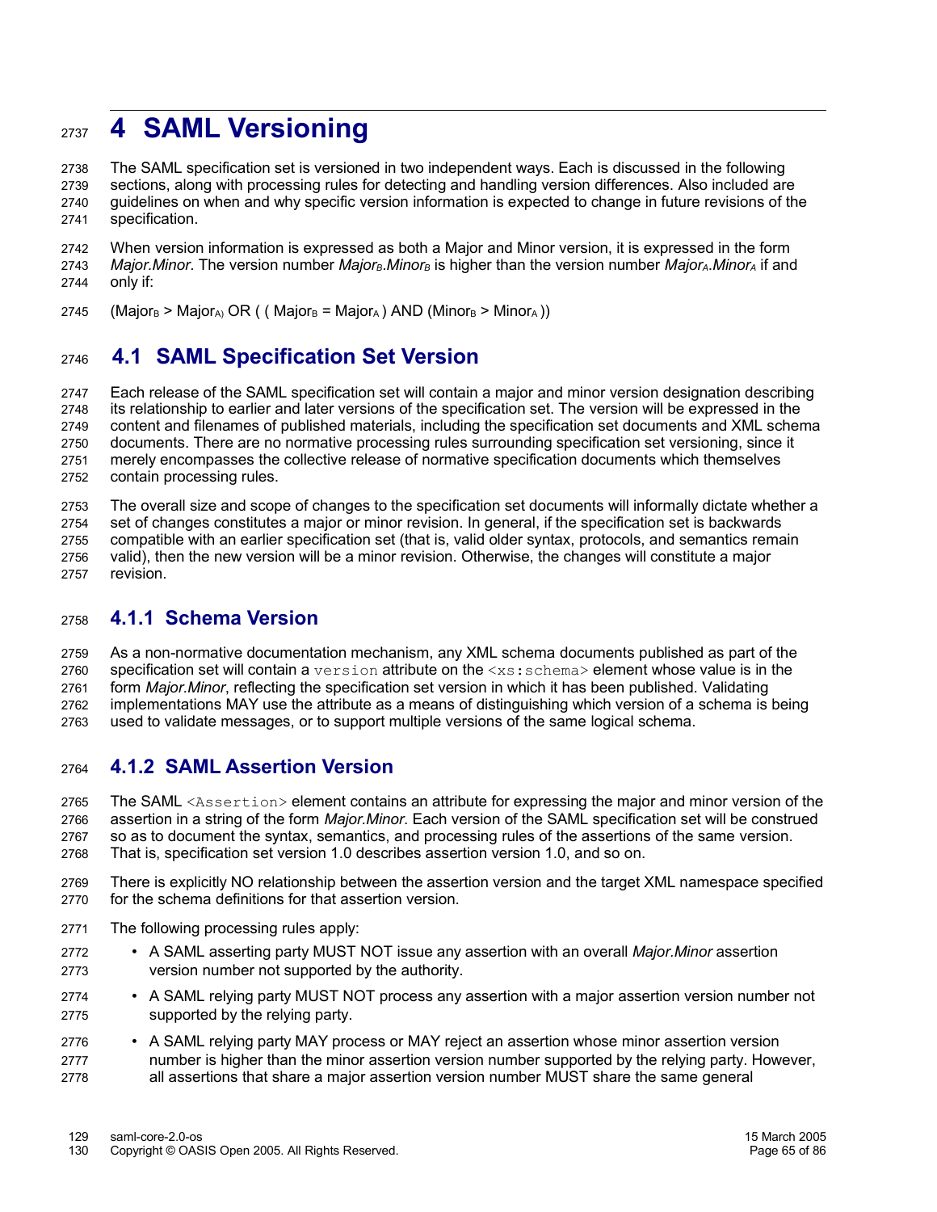# 4 SAML Versioning

The SAML specification set is versioned in two independent ways. Each is discussed in the following sections, along with processing rules for detecting and handling version differences. Also included are guidelines on when and why specific version information is expected to change in future revisions of the specification.

When version information is expressed as both a Major and Minor version, it is expressed in the form *Major.Minor*. The version number $Major_B.Minor_B$ is higher than the version number $Major_A.Minor_A$ if and only if:

$(Major_B > Major_A)$ OR ( $( Major_B = Major_A )$ AND $(Minor_B > Minor_A )$)

## 4.1 SAML Specification Set Version

Each release of the SAML specification set will contain a major and minor version designation describing its relationship to earlier and later versions of the specification set. The version will be expressed in the content and filenames of published materials, including the specification set documents and XML schema documents. There are no normative processing rules surrounding specification set versioning, since it merely encompasses the collective release of normative specification documents which themselves contain processing rules.

The overall size and scope of changes to the specification set documents will informally dictate whether a set of changes constitutes a major or minor revision. In general, if the specification set is backwards compatible with an earlier specification set (that is, valid older syntax, protocols, and semantics remain valid), then the new version will be a minor revision. Otherwise, the changes will constitute a major revision.

### 4.1.1 Schema Version

As a non-normative documentation mechanism, any XML schema documents published as part of the specification set will contain a `version` attribute on the `<xs:schema>` element whose value is in the form *Major.Minor*, reflecting the specification set version in which it has been published. Validating implementations MAY use the attribute as a means of distinguishing which version of a schema is being used to validate messages, or to support multiple versions of the same logical schema.

### 4.1.2 SAML Assertion Version

The SAML `<Assertion>` element contains an attribute for expressing the major and minor version of the assertion in a string of the form *Major.Minor*. Each version of the SAML specification set will be construed so as to document the syntax, semantics, and processing rules of the assertions of the same version. That is, specification set version 1.0 describes assertion version 1.0, and so on.

There is explicitly NO relationship between the assertion version and the target XML namespace specified for the schema definitions for that assertion version.

The following processing rules apply:

- A SAML asserting party MUST NOT issue any assertion with an overall *Major.Minor* assertion version number not supported by the authority.
- A SAML relying party MUST NOT process any assertion with a major assertion version number not supported by the relying party.
- A SAML relying party MAY process or MAY reject an assertion whose minor assertion version number is higher than the minor assertion version number supported by the relying party. However, all assertions that share a major assertion version number MUST share the same general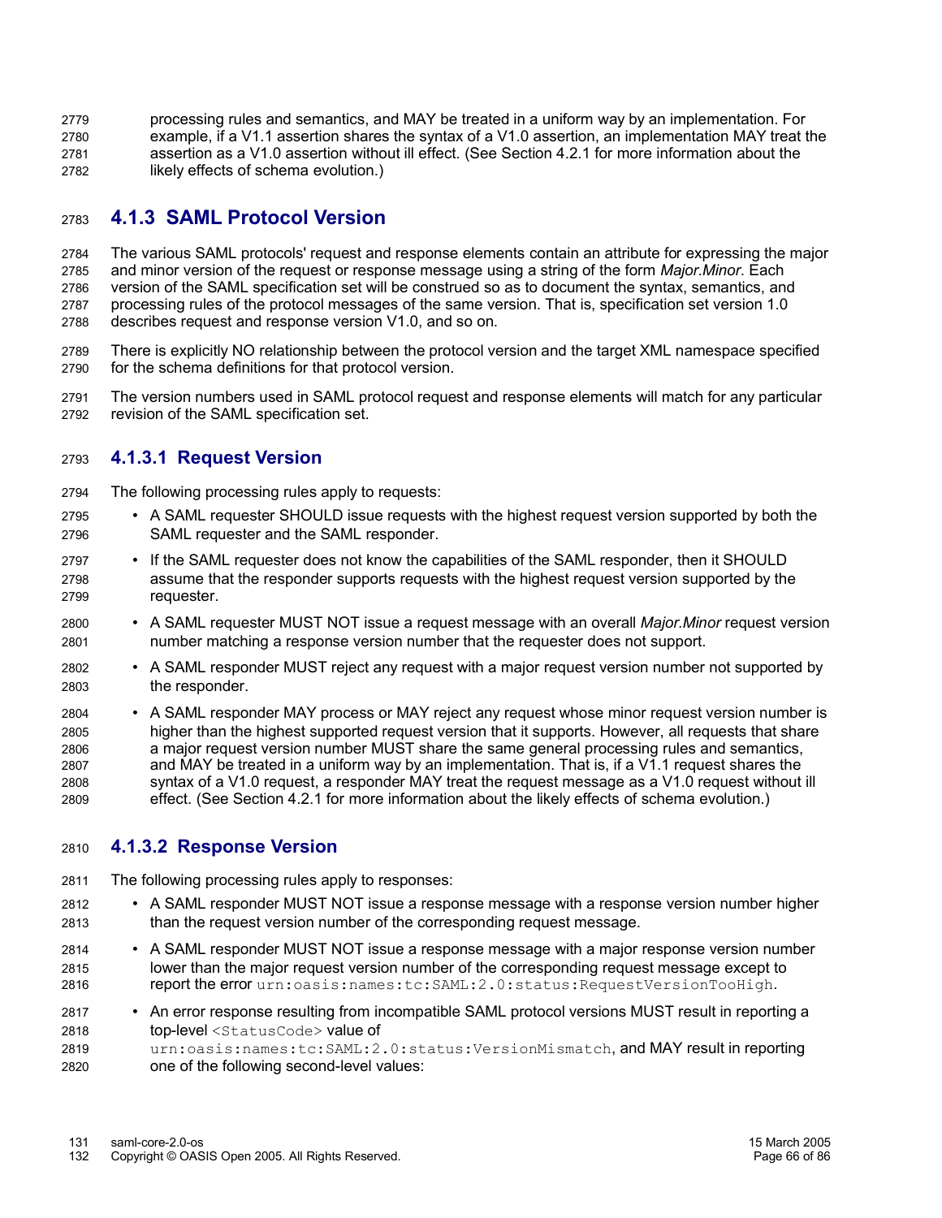processing rules and semantics, and MAY be treated in a uniform way by an implementation. For example, if a V1.1 assertion shares the syntax of a V1.0 assertion, an implementation MAY treat the assertion as a V1.0 assertion without ill effect. (See Section 4.2.1 for more information about the likely effects of schema evolution.)

### 4.1.3 SAML Protocol Version

The various SAML protocols' request and response elements contain an attribute for expressing the major and minor version of the request or response message using a string of the form *Major.Minor*. Each version of the SAML specification set will be construed so as to document the syntax, semantics, and processing rules of the protocol messages of the same version. That is, specification set version 1.0 describes request and response version V1.0, and so on.

There is explicitly NO relationship between the protocol version and the target XML namespace specified for the schema definitions for that protocol version.

The version numbers used in SAML protocol request and response elements will match for any particular revision of the SAML specification set.

#### 4.1.3.1 Request Version

The following processing rules apply to requests:

- A SAML requester SHOULD issue requests with the highest request version supported by both the SAML requester and the SAML responder.
- If the SAML requester does not know the capabilities of the SAML responder, then it SHOULD assume that the responder supports requests with the highest request version supported by the requester.
- A SAML requester MUST NOT issue a request message with an overall *Major.Minor* request version number matching a response version number that the requester does not support.
- A SAML responder MUST reject any request with a major request version number not supported by the responder.
- A SAML responder MAY process or MAY reject any request whose minor request version number is higher than the highest supported request version that it supports. However, all requests that share a major request version number MUST share the same general processing rules and semantics, and MAY be treated in a uniform way by an implementation. That is, if a V1.1 request shares the syntax of a V1.0 request, a responder MAY treat the request message as a V1.0 request without ill effect. (See Section 4.2.1 for more information about the likely effects of schema evolution.)

#### 4.1.3.2 Response Version

The following processing rules apply to responses:

- A SAML responder MUST NOT issue a response message with a response version number higher than the request version number of the corresponding request message.
- A SAML responder MUST NOT issue a response message with a major response version number lower than the major request version number of the corresponding request message except to report the error `urn:oasis:names:tc:SAML:2.0:status:RequestVersionTooHigh`.
- An error response resulting from incompatible SAML protocol versions MUST result in reporting a top-level `<StatusCode>` value of `urn:oasis:names:tc:SAML:2.0:status:VersionMismatch`, and MAY result in reporting one of the following second-level values: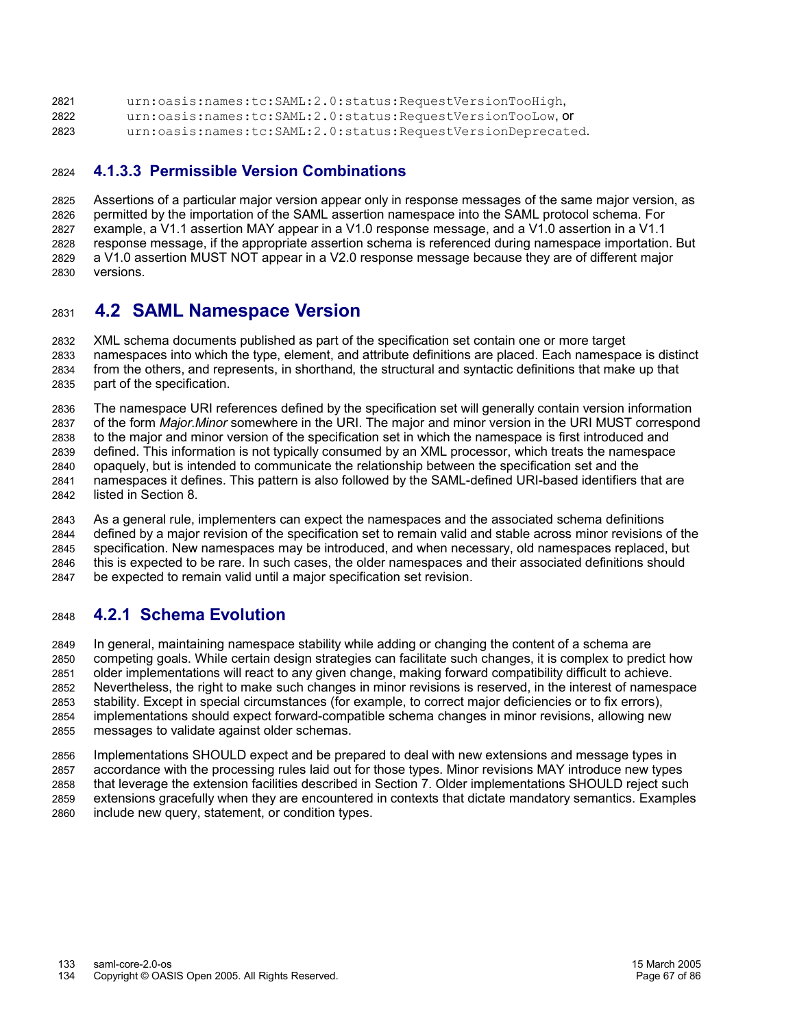`urn:oasis:names:tc:SAML:2.0:status:RequestVersionTooHigh`,
`urn:oasis:names:tc:SAML:2.0:status:RequestVersionTooLow`, or
`urn:oasis:names:tc:SAML:2.0:status:RequestVersionDeprecated`.

#### 4.1.3.3 Permissible Version Combinations

Assertions of a particular major version appear only in response messages of the same major version, as permitted by the importation of the SAML assertion namespace into the SAML protocol schema. For example, a V1.1 assertion MAY appear in a V1.0 response message, and a V1.0 assertion in a V1.1 response message, if the appropriate assertion schema is referenced during namespace importation. But a V1.0 assertion MUST NOT appear in a V2.0 response message because they are of different major versions.

## 4.2 SAML Namespace Version

XML schema documents published as part of the specification set contain one or more target namespaces into which the type, element, and attribute definitions are placed. Each namespace is distinct from the others, and represents, in shorthand, the structural and syntactic definitions that make up that part of the specification.

The namespace URI references defined by the specification set will generally contain version information of the form *Major.Minor* somewhere in the URI. The major and minor version in the URI MUST correspond to the major and minor version of the specification set in which the namespace is first introduced and defined. This information is not typically consumed by an XML processor, which treats the namespace opaquely, but is intended to communicate the relationship between the specification set and the namespaces it defines. This pattern is also followed by the SAML-defined URI-based identifiers that are listed in Section 8.

As a general rule, implementers can expect the namespaces and the associated schema definitions defined by a major revision of the specification set to remain valid and stable across minor revisions of the specification. New namespaces may be introduced, and when necessary, old namespaces replaced, but this is expected to be rare. In such cases, the older namespaces and their associated definitions should be expected to remain valid until a major specification set revision.

### 4.2.1 Schema Evolution

In general, maintaining namespace stability while adding or changing the content of a schema are competing goals. While certain design strategies can facilitate such changes, it is complex to predict how older implementations will react to any given change, making forward compatibility difficult to achieve. Nevertheless, the right to make such changes in minor revisions is reserved, in the interest of namespace stability. Except in special circumstances (for example, to correct major deficiencies or to fix errors), implementations should expect forward-compatible schema changes in minor revisions, allowing new messages to validate against older schemas.

Implementations SHOULD expect and be prepared to deal with new extensions and message types in accordance with the processing rules laid out for those types. Minor revisions MAY introduce new types that leverage the extension facilities described in Section 7. Older implementations SHOULD reject such extensions gracefully when they are encountered in contexts that dictate mandatory semantics. Examples include new query, statement, or condition types.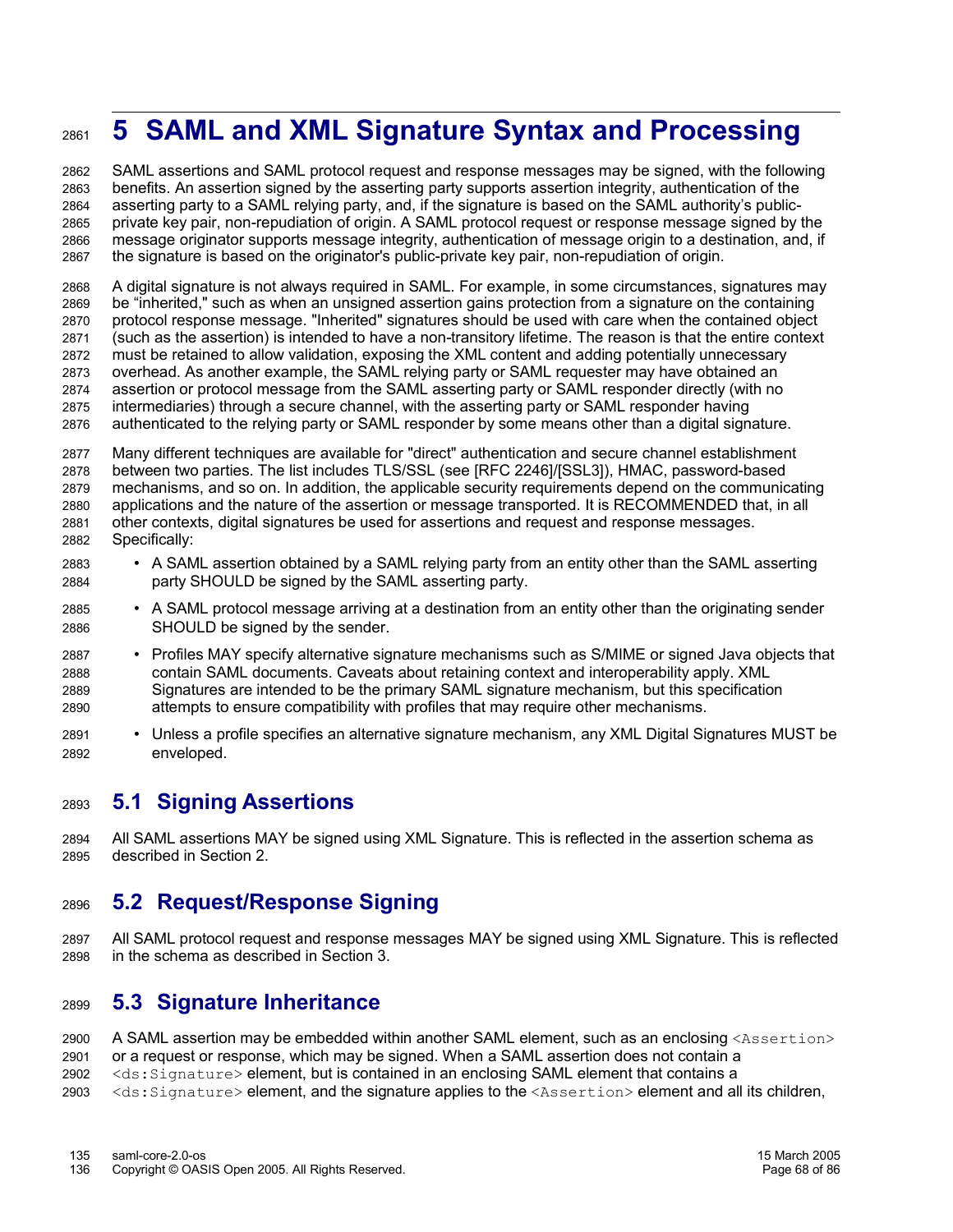# 5 SAML and XML Signature Syntax and Processing

SAML assertions and SAML protocol request and response messages may be signed, with the following benefits. An assertion signed by the asserting party supports assertion integrity, authentication of the asserting party to a SAML relying party, and, if the signature is based on the SAML authority's public-private key pair, non-repudiation of origin. A SAML protocol request or response message signed by the message originator supports message integrity, authentication of message origin to a destination, and, if the signature is based on the originator's public-private key pair, non-repudiation of origin.

A digital signature is not always required in SAML. For example, in some circumstances, signatures may be "inherited," such as when an unsigned assertion gains protection from a signature on the containing protocol response message. "Inherited" signatures should be used with care when the contained object (such as the assertion) is intended to have a non-transitory lifetime. The reason is that the entire context must be retained to allow validation, exposing the XML content and adding potentially unnecessary overhead. As another example, the SAML relying party or SAML requester may have obtained an assertion or protocol message from the SAML asserting party or SAML responder directly (with no intermediaries) through a secure channel, with the asserting party or SAML responder having authenticated to the relying party or SAML responder by some means other than a digital signature.

Many different techniques are available for "direct" authentication and secure channel establishment between two parties. The list includes TLS/SSL (see [RFC 2246]/[SSL3]), HMAC, password-based mechanisms, and so on. In addition, the applicable security requirements depend on the communicating applications and the nature of the assertion or message transported. It is RECOMMENDED that, in all other contexts, digital signatures be used for assertions and request and response messages. Specifically:

- A SAML assertion obtained by a SAML relying party from an entity other than the SAML asserting party SHOULD be signed by the SAML asserting party.
- A SAML protocol message arriving at a destination from an entity other than the originating sender SHOULD be signed by the sender.
- Profiles MAY specify alternative signature mechanisms such as S/MIME or signed Java objects that contain SAML documents. Caveats about retaining context and interoperability apply. XML Signatures are intended to be the primary SAML signature mechanism, but this specification attempts to ensure compatibility with profiles that may require other mechanisms.
- Unless a profile specifies an alternative signature mechanism, any XML Digital Signatures MUST be enveloped.

## 5.1 Signing Assertions

All SAML assertions MAY be signed using XML Signature. This is reflected in the assertion schema as described in Section 2.

## 5.2 Request/Response Signing

All SAML protocol request and response messages MAY be signed using XML Signature. This is reflected in the schema as described in Section 3.

## 5.3 Signature Inheritance

A SAML assertion may be embedded within another SAML element, such as an enclosing `<Assertion>` or a request or response, which may be signed. When a SAML assertion does not contain a `<ds:Signature>` element, but is contained in an enclosing SAML element that contains a `<ds:Signature>` element, and the signature applies to the `<Assertion>` element and all its children,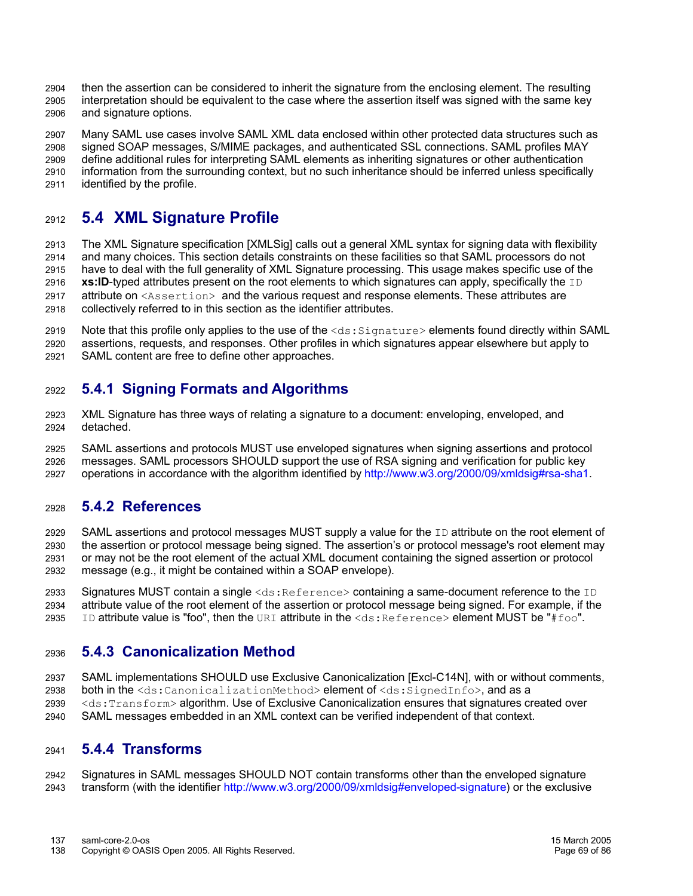then the assertion can be considered to inherit the signature from the enclosing element. The resulting interpretation should be equivalent to the case where the assertion itself was signed with the same key and signature options.

Many SAML use cases involve SAML XML data enclosed within other protected data structures such as signed SOAP messages, S/MIME packages, and authenticated SSL connections. SAML profiles MAY define additional rules for interpreting SAML elements as inheriting signatures or other authentication information from the surrounding context, but no such inheritance should be inferred unless specifically identified by the profile.

## 5.4 XML Signature Profile

The XML Signature specification [XMLSig] calls out a general XML syntax for signing data with flexibility and many choices. This section details constraints on these facilities so that SAML processors do not have to deal with the full generality of XML Signature processing. This usage makes specific use of the **xs:ID**-typed attributes present on the root elements to which signatures can apply, specifically the `ID` attribute on `<Assertion>` and the various request and response elements. These attributes are collectively referred to in this section as the identifier attributes.

Note that this profile only applies to the use of the `<ds:Signature>` elements found directly within SAML assertions, requests, and responses. Other profiles in which signatures appear elsewhere but apply to SAML content are free to define other approaches.

### 5.4.1 Signing Formats and Algorithms

XML Signature has three ways of relating a signature to a document: enveloping, enveloped, and detached.

SAML assertions and protocols MUST use enveloped signatures when signing assertions and protocol messages. SAML processors SHOULD support the use of RSA signing and verification for public key operations in accordance with the algorithm identified by http://www.w3.org/2000/09/xmldsig#rsa-sha1.

### 5.4.2 References

SAML assertions and protocol messages MUST supply a value for the `ID` attribute on the root element of the assertion or protocol message being signed. The assertion's or protocol message's root element may or may not be the root element of the actual XML document containing the signed assertion or protocol message (e.g., it might be contained within a SOAP envelope).

Signatures MUST contain a single `<ds:Reference>` containing a same-document reference to the `ID` attribute value of the root element of the assertion or protocol message being signed. For example, if the `ID` attribute value is "foo", then the `URI` attribute in the `<ds:Reference>` element MUST be "`#foo`".

### 5.4.3 Canonicalization Method

SAML implementations SHOULD use Exclusive Canonicalization [Excl-C14N], with or without comments, both in the `<ds:CanonicalizationMethod>` element of `<ds:SignedInfo>`, and as a `<ds:Transform>` algorithm. Use of Exclusive Canonicalization ensures that signatures created over SAML messages embedded in an XML context can be verified independent of that context.

### 5.4.4 Transforms

Signatures in SAML messages SHOULD NOT contain transforms other than the enveloped signature transform (with the identifier http://www.w3.org/2000/09/xmldsig#enveloped-signature) or the exclusive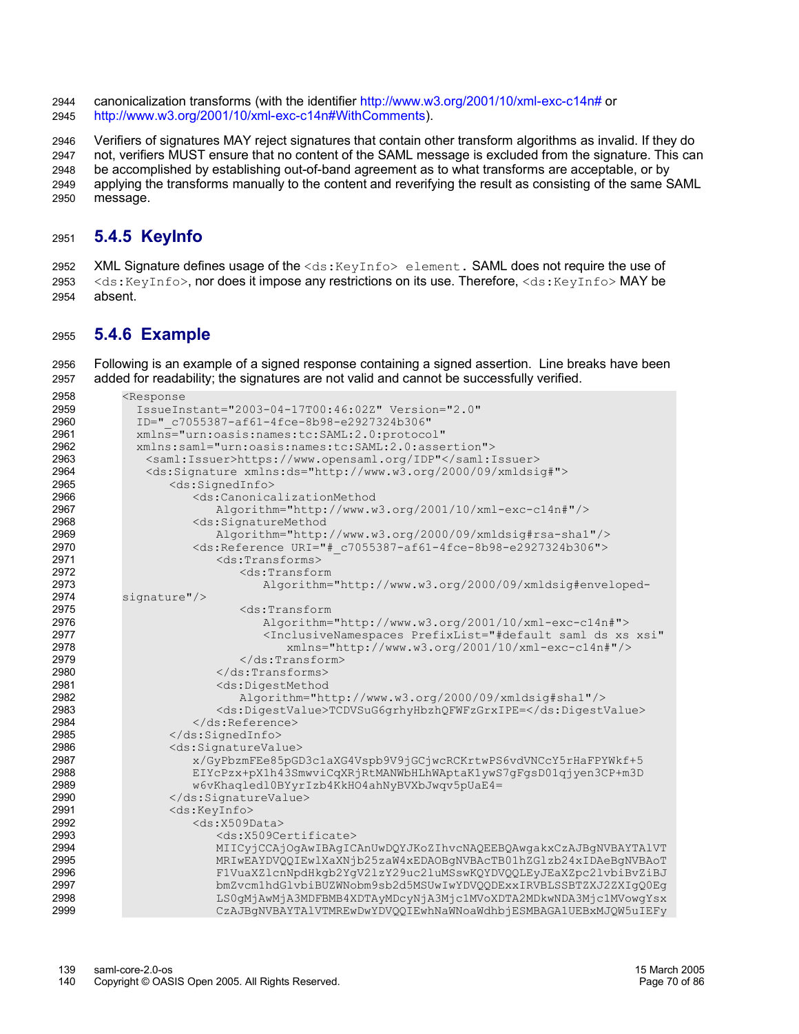canonicalization transforms (with the identifier http://www.w3.org/2001/10/xml-exc-c14n# or http://www.w3.org/2001/10/xml-exc-c14n#WithComments).

Verifiers of signatures MAY reject signatures that contain other transform algorithms as invalid. If they do not, verifiers MUST ensure that no content of the SAML message is excluded from the signature. This can be accomplished by establishing out-of-band agreement as to what transforms are acceptable, or by applying the transforms manually to the content and reverifying the result as consisting of the same SAML message.

### 5.4.5 KeyInfo

XML Signature defines usage of the `<ds:KeyInfo> element`. SAML does not require the use of `<ds:KeyInfo>`, nor does it impose any restrictions on its use. Therefore, `<ds:KeyInfo>` MAY be absent.

### 5.4.6 Example

Following is an example of a signed response containing a signed assertion. Line breaks have been added for readability; the signatures are not valid and cannot be successfully verified.

```
<Response
  IssueInstant="2003-04-17T00:46:02Z" Version="2.0"
  ID="_c7055387-af61-4fce-8b98-e2927324b306"
  xmlns="urn:oasis:names:tc:SAML:2.0:protocol"
  xmlns:saml="urn:oasis:names:tc:SAML:2.0:assertion">
    <saml:Issuer>https://www.opensaml.org/IDP"</saml:Issuer>
    <ds:Signature xmlns:ds="http://www.w3.org/2000/09/xmldsig#">
        <ds:SignedInfo>
            <ds:CanonicalizationMethod
                Algorithm="http://www.w3.org/2001/10/xml-exc-c14n#"/>
            <ds:SignatureMethod
                Algorithm="http://www.w3.org/2000/09/xmldsig#rsa-sha1"/>
            <ds:Reference URI="#_c7055387-af61-4fce-8b98-e2927324b306">
                <ds:Transforms>
                    <ds:Transform
                        Algorithm="http://www.w3.org/2000/09/xmldsig#enveloped-
signature"/>
                    <ds:Transform
                        Algorithm="http://www.w3.org/2001/10/xml-exc-c14n#">
                        <InclusiveNamespaces PrefixList="#default saml ds xs xsi"
                            xmlns="http://www.w3.org/2001/10/xml-exc-c14n#"/>
                    </ds:Transform>
                </ds:Transforms>
                <ds:DigestMethod
                    Algorithm="http://www.w3.org/2000/09/xmldsig#sha1"/>
                <ds:DigestValue>TCDVSuG6grhyHbzhQFWFzGrxIPE=</ds:DigestValue>
            </ds:Reference>
        </ds:SignedInfo>
        <ds:SignatureValue>
            x/GyPbzmFEe85pGD3c1aXG4Vspb9V9jGCjwcRCKrtwPS6vdVNCcY5rHaFPYWkf+5
            EIYcPzx+pX1h43SmwviCqXRjRtMANWbHLhWAptaK1ywS7gFgsD01qjyen3CP+m3D
            w6vKhaqledl0BYyrIzb4KkHO4ahNyBVXbJwqv5pUaE4=
        </ds:SignatureValue>
        <ds:KeyInfo>
            <ds:X509Data>
                <ds:X509Certificate>
                MIICyjCCAjOgAwIBAgICAnUwDQYJKoZIhvcNAQEEBQAwgakxCzAJBgNVBAYTAlVT
                MRIwEAYDVQQIEwlXaXNjb25zaW4xEDAOBgNVBAcTB01hZGlzb24xIDAeBgNVBAoT
                F1VuaXZlcnNpdHkgb2YgV2lzY29uc2luMSswKQYDVQQLEyJEaXZpc2lvbiBvZiBJ
                bmZvcm1hdGlvbiBUZWNobm9sb2d5MSUwIwYDVQQDExxIRVBLSSBTZXJ2ZXIgQ0Eg
                LS0gMjAwMjA3MDFBMB4XDTAyMDcyNjA3Mjc1MVoXDTA2MDkwNDA3Mjc1MVowgYsx
                CzAJBgNVBAYTAlVTMREwDwYDVQQIEwhNaWNoaWdhbjESMBAGA1UEBxMJQW5uIEFy
```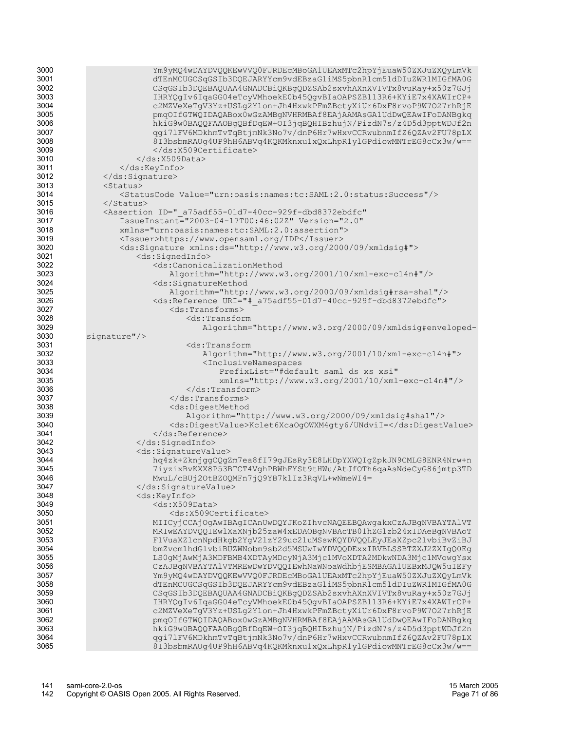```
Ym9yMQ4wDAYDVQQKEwVVQ0FJRDEcMBoGA1UEAxMTc2hpYjEuaW50ZXJuZXQyLmVk
dTEnMCUGCSqGSIb3DQEJARYYcm9vdEBzaGliMS5pbnRlcm5ldDIuZWR1MIGfMA0G
CSqGSIb3DQEBAQUAA4GNADCBiQKBgQDZSAb2sxvhAXnXVIVTx8vuRay+x50z7GJj
IHRYQgIv6IqaGG04eTcyVMhoekE0b45QgvBIaOAPSZBl13R6+KYiE7x4XAWIrCP+
c2MZVeXeTgV3Yz+USLg2Y1on+Jh4HxwkPFmZBctyXiUr6DxF8rvoP9W7O27rhRjE
pmqOIfGTWQIDAQABox0wGzAMBgNVHRMBAf8EAjAAMAsGA1UdDwQEAwIFoDANBgkq
hkiG9w0BAQQFAAOBgQBfDqEW+OI3jqBQHIBzhujN/PizdN7s/z4D5d3pptWDJf2n
qgi7lFV6MDkhmTvTqBtjmNk3No7v/dnP6Hr7wHxvCCRwubnmIfZ6QZAv2FU78pLX
8I3bsbmRAUg4UP9hH6ABVq4KQKMknxu1xQxLhpR1ylGPdiowMNTrEG8cCx3w/w==
</ds:X509Certificate>
</ds:X509Data>
</ds:KeyInfo>
</ds:Signature>
<Status>
<StatusCode Value="urn:oasis:names:tc:SAML:2.0:status:Success"/>
</Status>
<Assertion ID="_a75adf55-01d7-40cc-929f-dbd8372ebdfc"
IssueInstant="2003-04-17T00:46:02Z" Version="2.0"
xmlns="urn:oasis:names:tc:SAML:2.0:assertion">
<Issuer>https://www.opensaml.org/IDP</Issuer>
<ds:Signature xmlns:ds="http://www.w3.org/2000/09/xmldsig#">
<ds:SignedInfo>
<ds:CanonicalizationMethod
Algorithm="http://www.w3.org/2001/10/xml-exc-c14n#"/>
<ds:SignatureMethod
Algorithm="http://www.w3.org/2000/09/xmldsig#rsa-sha1"/>
<ds:Reference URI="#_a75adf55-01d7-40cc-929f-dbd8372ebdfc">
<ds:Transforms>
<ds:Transform
Algorithm="http://www.w3.org/2000/09/xmldsig#enveloped-
signature"/>
<ds:Transform
Algorithm="http://www.w3.org/2001/10/xml-exc-c14n#">
<InclusiveNamespaces
PrefixList="#default saml ds xs xsi"
xmlns="http://www.w3.org/2001/10/xml-exc-c14n#"/>
</ds:Transform>
</ds:Transforms>
<ds:DigestMethod
Algorithm="http://www.w3.org/2000/09/xmldsig#sha1"/>
<ds:DigestValue>Kclet6XcaOgOWXM4gty6/UNdviI=</ds:DigestValue>
</ds:Reference>
</ds:SignedInfo>
<ds:SignatureValue>
hq4zk+ZknjggCQgZm7ea8fI79gJEsRy3E8LHDpYXWQIgZpkJN9CMLG8ENR4Nrw+n
7iyzixBvKXX8P53BTCT4VghPBWhFYSt9tHWu/AtJfOTh6qaAsNdeCyG86jmtp3TD
MwuL/cBUj2OtBZOQMFn7jQ9YB7klIz3RqVL+wNmeWI4=
</ds:SignatureValue>
<ds:KeyInfo>
<ds:X509Data>
<ds:X509Certificate>
MIICyjCCAjOgAwIBAgICAnUwDQYJKoZIhvcNAQEEBQAwgakxCzAJBgNVBAYTAlVT
MRIwEAYDVQQIEwlXaXNjb25zaW4xEDAOBgNVBAcTB01hZGlzb24xIDAeBgNVBAoT
F1VuaXZlcnNpdHkgb2YgV2lzY29uc2luMSswKQYDVQQLEyJEaXZpc2lvbiBvZiBJ
bmZvcm1hdGlvbiBUZWNobm9sb2d5MSUwIwYDVQQDExxIRVBLSSBTZXJ2ZXIgQ0Eg
LS0gMjAwMjA3MDFBMB4XDTAyMDcyNjA3Mjc1MVoXDTA2MDkwNDA3Mjc1MVowgYsx
CzAJBgNVBAYTAlVTMREwDwYDVQQIEwhNaWNoaWdhbjESMBAGA1UEBxMJQW5uIEFy
Ym9yMQ4wDAYDVQQKEwVVQ0FJRDEcMBoGA1UEAxMTc2hpYjEuaW50ZXJuZXQyLmVk
dTEnMCUGCSqGSIb3DQEJARYYcm9vdEBzaGliMS5pbnRlcm5ldDIuZWR1MIGfMA0G
CSqGSIb3DQEBAQUAA4GNADCBiQKBgQDZSAb2sxvhAXnXVIVTx8vuRay+x50z7GJj
IHRYQgIv6IqaGG04eTcyVMhoekE0b45QgvBIaOAPSZBl13R6+KYiE7x4XAWIrCP+
c2MZVeXeTgV3Yz+USLg2Y1on+Jh4HxwkPFmZBctyXiUr6DxF8rvoP9W7O27rhRjE
pmqOIfGTWQIDAQABox0wGzAMBgNVHRMBAf8EAjAAMAsGA1UdDwQEAwIFoDANBgkq
hkiG9w0BAQQFAAOBgQBfDqEW+OI3jqBQHIBzhujN/PizdN7s/z4D5d3pptWDJf2n
qgi7lFV6MDkhmTvTqBtjmNk3No7v/dnP6Hr7wHxvCCRwubnmIfZ6QZAv2FU78pLX
8I3bsbmRAUg4UP9hH6ABVq4KQKMknxu1xQxLhpR1ylGPdiowMNTrEG8cCx3w/w==
```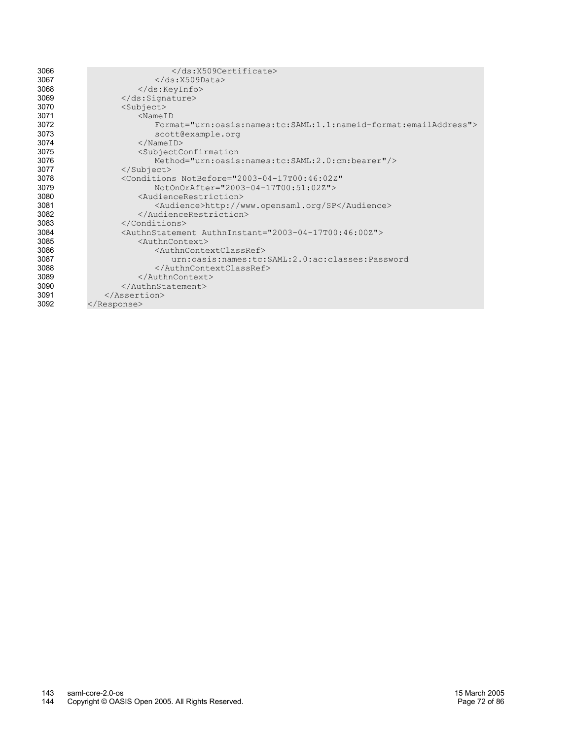```
3066                    </ds:X509Certificate>
3067                </ds:X509Data>
3068            </ds:KeyInfo>
3069        </ds:Signature>
3070        <Subject>
3071            <NameID
3072                Format="urn:oasis:names:tc:SAML:1.1:nameid-format:emailAddress">
3073                scott@example.org
3074            </NameID>
3075            <SubjectConfirmation
3076                Method="urn:oasis:names:tc:SAML:2.0:cm:bearer"/>
3077        </Subject>
3078        <Conditions NotBefore="2003-04-17T00:46:02Z"
3079                NotOnOrAfter="2003-04-17T00:51:02Z">
3080            <AudienceRestriction>
3081                <Audience>http://www.opensaml.org/SP</Audience>
3082            </AudienceRestriction>
3083        </Conditions>
3084        <AuthnStatement AuthnInstant="2003-04-17T00:46:00Z">
3085            <AuthnContext>
3086                <AuthnContextClassRef>
3087                    urn:oasis:names:tc:SAML:2.0:ac:classes:Password
3088                </AuthnContextClassRef>
3089            </AuthnContext>
3090        </AuthnStatement>
3091    </Assertion>
3092 </Response>
```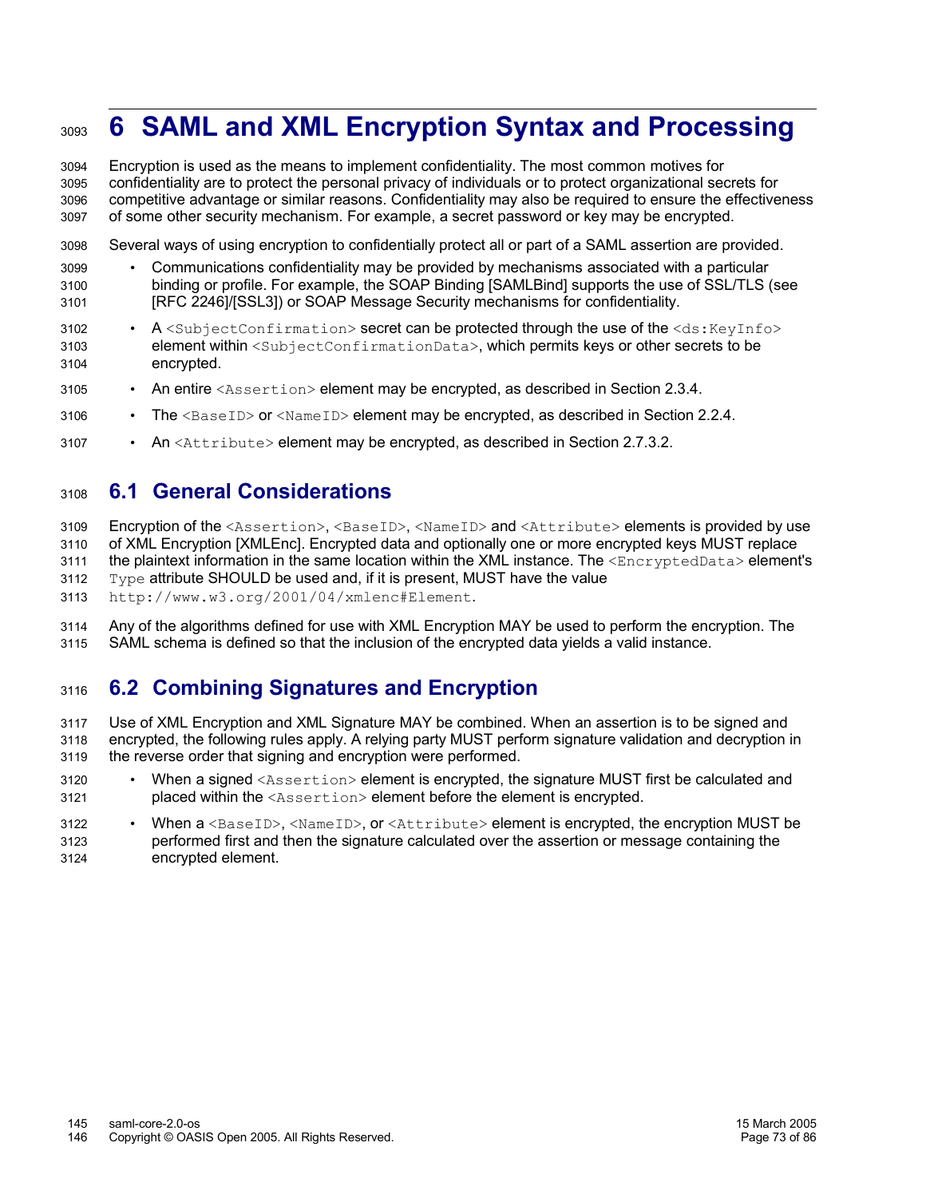# 6 SAML and XML Encryption Syntax and Processing

Encryption is used as the means to implement confidentiality. The most common motives for confidentiality are to protect the personal privacy of individuals or to protect organizational secrets for competitive advantage or similar reasons. Confidentiality may also be required to ensure the effectiveness of some other security mechanism. For example, a secret password or key may be encrypted.

Several ways of using encryption to confidentially protect all or part of a SAML assertion are provided.

- Communications confidentiality may be provided by mechanisms associated with a particular binding or profile. For example, the SOAP Binding [SAMLBind] supports the use of SSL/TLS (see [RFC 2246]/[SSL3]) or SOAP Message Security mechanisms for confidentiality.
- A `<SubjectConfirmation>` secret can be protected through the use of the `<ds:KeyInfo>` element within `<SubjectConfirmationData>`, which permits keys or other secrets to be encrypted.
- An entire `<Assertion>` element may be encrypted, as described in Section 2.3.4.
- The `<BaseID>` or `<NameID>` element may be encrypted, as described in Section 2.2.4.
- An `<Attribute>` element may be encrypted, as described in Section 2.7.3.2.

## 6.1 General Considerations

Encryption of the `<Assertion>`, `<BaseID>`, `<NameID>` and `<Attribute>` elements is provided by use of XML Encryption [XMLEnc]. Encrypted data and optionally one or more encrypted keys MUST replace the plaintext information in the same location within the XML instance. The `<EncryptedData>` element's `Type` attribute SHOULD be used and, if it is present, MUST have the value `http://www.w3.org/2001/04/xmlenc#Element`.

Any of the algorithms defined for use with XML Encryption MAY be used to perform the encryption. The SAML schema is defined so that the inclusion of the encrypted data yields a valid instance.

## 6.2 Combining Signatures and Encryption

Use of XML Encryption and XML Signature MAY be combined. When an assertion is to be signed and encrypted, the following rules apply. A relying party MUST perform signature validation and decryption in the reverse order that signing and encryption were performed.

- When a signed `<Assertion>` element is encrypted, the signature MUST first be calculated and placed within the `<Assertion>` element before the element is encrypted.
- When a `<BaseID>`, `<NameID>`, or `<Attribute>` element is encrypted, the encryption MUST be performed first and then the signature calculated over the assertion or message containing the encrypted element.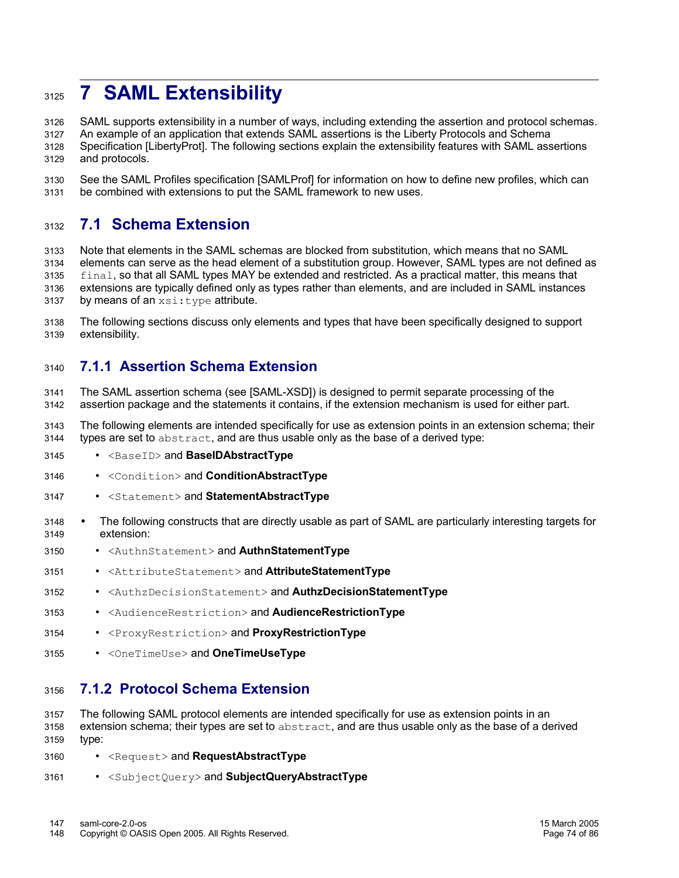# 7 SAML Extensibility

SAML supports extensibility in a number of ways, including extending the assertion and protocol schemas. An example of an application that extends SAML assertions is the Liberty Protocols and Schema Specification [LibertyProt]. The following sections explain the extensibility features with SAML assertions and protocols.

See the SAML Profiles specification [SAMLProf] for information on how to define new profiles, which can be combined with extensions to put the SAML framework to new uses.

## 7.1 Schema Extension

Note that elements in the SAML schemas are blocked from substitution, which means that no SAML elements can serve as the head element of a substitution group. However, SAML types are not defined as `final`, so that all SAML types MAY be extended and restricted. As a practical matter, this means that extensions are typically defined only as types rather than elements, and are included in SAML instances by means of an `xsi:type` attribute.

The following sections discuss only elements and types that have been specifically designed to support extensibility.

### 7.1.1 Assertion Schema Extension

The SAML assertion schema (see [SAML-XSD]) is designed to permit separate processing of the assertion package and the statements it contains, if the extension mechanism is used for either part.

The following elements are intended specifically for use as extension points in an extension schema; their types are set to `abstract`, and are thus usable only as the base of a derived type:

- `<BaseID>` and **BaseIDAbstractType**
- `<Condition>` and **ConditionAbstractType**
- `<Statement>` and **StatementAbstractType**

- The following constructs that are directly usable as part of SAML are particularly interesting targets for extension:
  - `<AuthnStatement>` and **AuthnStatementType**
  - `<AttributeStatement>` and **AttributeStatementType**
  - `<AuthzDecisionStatement>` and **AuthzDecisionStatementType**
  - `<AudienceRestriction>` and **AudienceRestrictionType**
  - `<ProxyRestriction>` and **ProxyRestrictionType**
  - `<OneTimeUse>` and **OneTimeUseType**

### 7.1.2 Protocol Schema Extension

The following SAML protocol elements are intended specifically for use as extension points in an extension schema; their types are set to `abstract`, and are thus usable only as the base of a derived type:

- `<Request>` and **RequestAbstractType**
- `<SubjectQuery>` and **SubjectQueryAbstractType**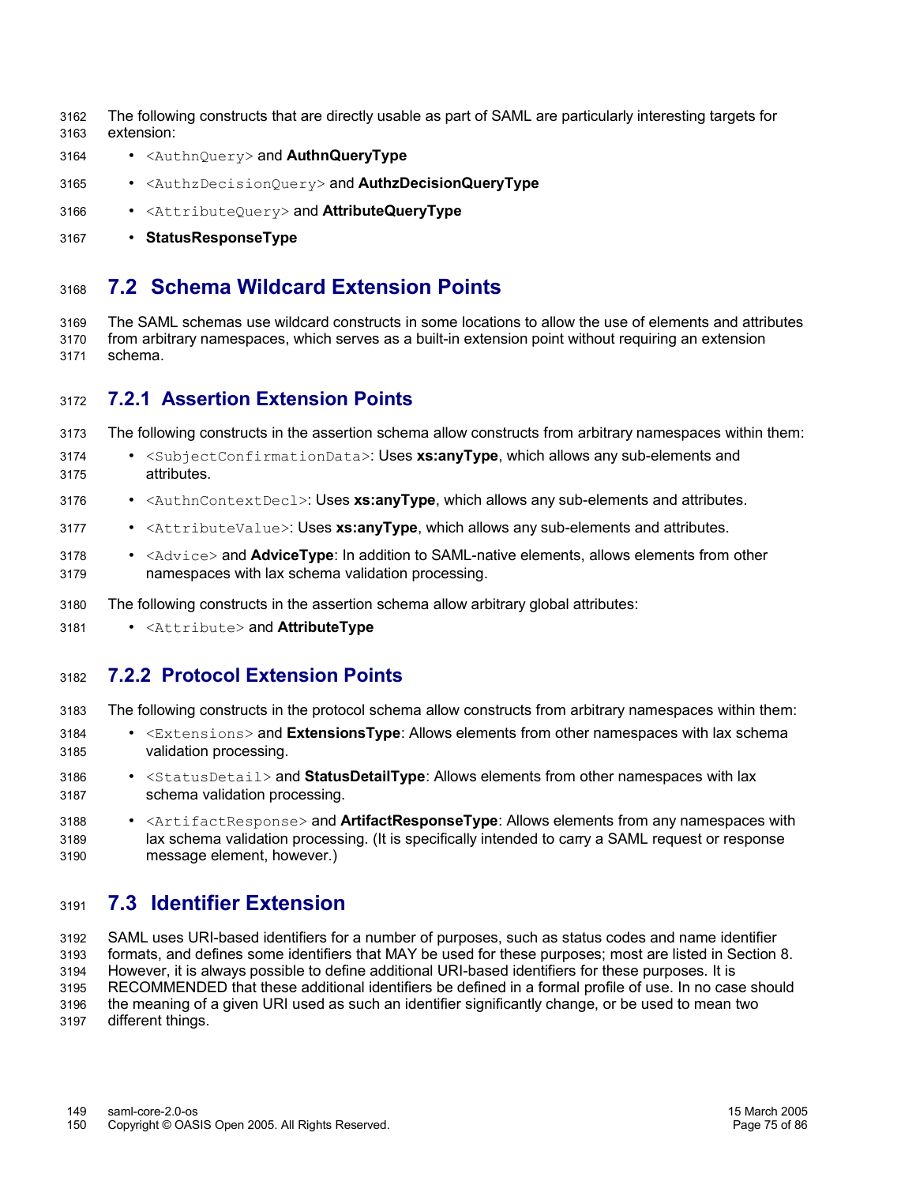The following constructs that are directly usable as part of SAML are particularly interesting targets for extension:

- `<AuthnQuery>` and **AuthnQueryType**
- `<AuthzDecisionQuery>` and **AuthzDecisionQueryType**
- `<AttributeQuery>` and **AttributeQueryType**
- **StatusResponseType**

## 7.2 Schema Wildcard Extension Points

The SAML schemas use wildcard constructs in some locations to allow the use of elements and attributes from arbitrary namespaces, which serves as a built-in extension point without requiring an extension schema.

### 7.2.1 Assertion Extension Points

The following constructs in the assertion schema allow constructs from arbitrary namespaces within them:

- `<SubjectConfirmationData>`: Uses **xs:anyType**, which allows any sub-elements and attributes.
- `<AuthnContextDecl>`: Uses **xs:anyType**, which allows any sub-elements and attributes.
- `<AttributeValue>`: Uses **xs:anyType**, which allows any sub-elements and attributes.
- `<Advice>` and **AdviceType**: In addition to SAML-native elements, allows elements from other namespaces with lax schema validation processing.

The following constructs in the assertion schema allow arbitrary global attributes:

- `<Attribute>` and **AttributeType**

### 7.2.2 Protocol Extension Points

The following constructs in the protocol schema allow constructs from arbitrary namespaces within them:

- `<Extensions>` and **ExtensionsType**: Allows elements from other namespaces with lax schema validation processing.
- `<StatusDetail>` and **StatusDetailType**: Allows elements from other namespaces with lax schema validation processing.
- `<ArtifactResponse>` and **ArtifactResponseType**: Allows elements from any namespaces with lax schema validation processing. (It is specifically intended to carry a SAML request or response message element, however.)

## 7.3 Identifier Extension

SAML uses URI-based identifiers for a number of purposes, such as status codes and name identifier formats, and defines some identifiers that MAY be used for these purposes; most are listed in Section 8. However, it is always possible to define additional URI-based identifiers for these purposes. It is RECOMMENDED that these additional identifiers be defined in a formal profile of use. In no case should the meaning of a given URI used as such an identifier significantly change, or be used to mean two different things.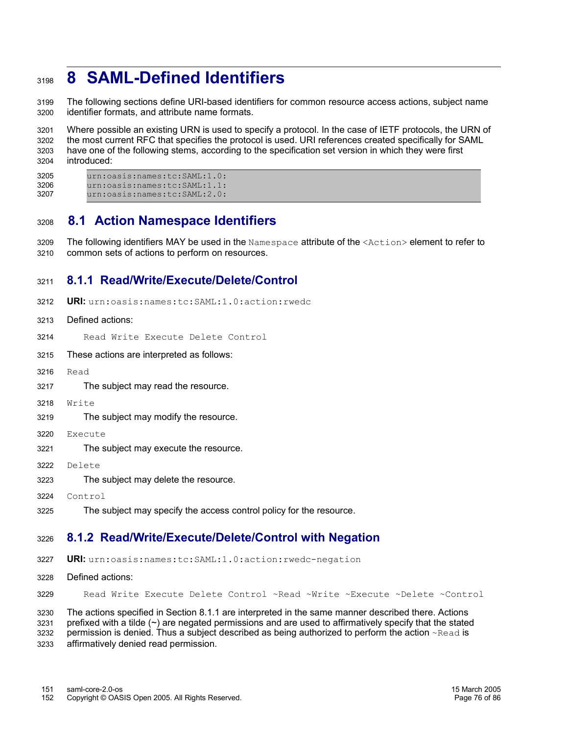# 8 SAML-Defined Identifiers

The following sections define URI-based identifiers for common resource access actions, subject name identifier formats, and attribute name formats.

Where possible an existing URN is used to specify a protocol. In the case of IETF protocols, the URN of the most current RFC that specifies the protocol is used. URI references created specifically for SAML have one of the following stems, according to the specification set version in which they were first introduced:

```
urn:oasis:names:tc:SAML:1.0:
urn:oasis:names:tc:SAML:1.1:
urn:oasis:names:tc:SAML:2.0:
```

## 8.1 Action Namespace Identifiers

The following identifiers MAY be used in the `Namespace` attribute of the `<Action>` element to refer to common sets of actions to perform on resources.

### 8.1.1 Read/Write/Execute/Delete/Control

**URI:** `urn:oasis:names:tc:SAML:1.0:action:rwedc`

Defined actions:

`Read Write Execute Delete Control`

These actions are interpreted as follows:

`Read`

The subject may read the resource.

`Write`

The subject may modify the resource.

`Execute`

The subject may execute the resource.

`Delete`

The subject may delete the resource.

`Control`

The subject may specify the access control policy for the resource.

### 8.1.2 Read/Write/Execute/Delete/Control with Negation

**URI:** `urn:oasis:names:tc:SAML:1.0:action:rwedc-negation`

Defined actions:

`Read Write Execute Delete Control ~Read ~Write ~Execute ~Delete ~Control`

The actions specified in Section 8.1.1 are interpreted in the same manner described there. Actions prefixed with a tilde (~) are negated permissions and are used to affirmatively specify that the stated permission is denied. Thus a subject described as being authorized to perform the action `~Read` is affirmatively denied read permission.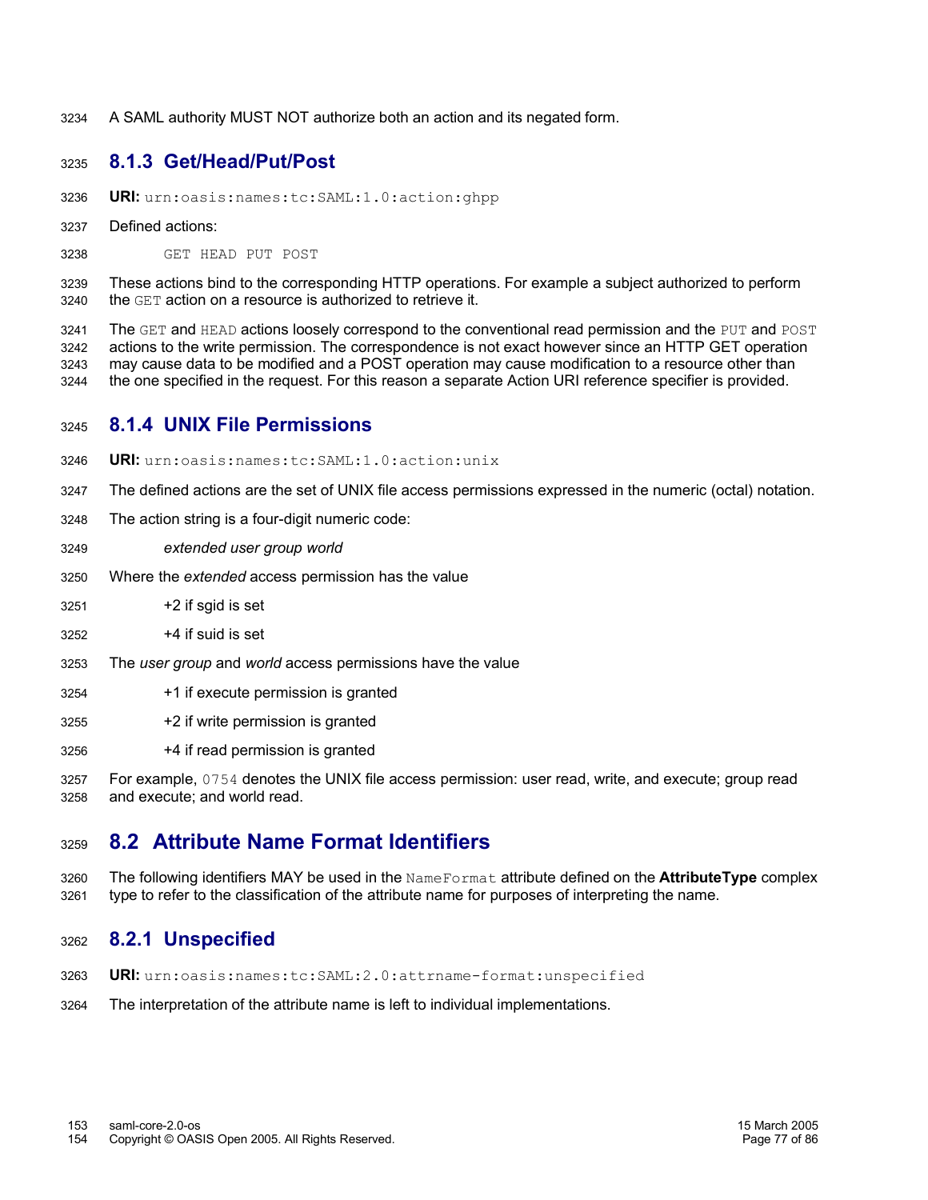A SAML authority MUST NOT authorize both an action and its negated form.

### 8.1.3 Get/Head/Put/Post

**URI:** `urn:oasis:names:tc:SAML:1.0:action:ghpp`

Defined actions:

`GET HEAD PUT POST`

These actions bind to the corresponding HTTP operations. For example a subject authorized to perform the `GET` action on a resource is authorized to retrieve it.

The `GET` and `HEAD` actions loosely correspond to the conventional read permission and the `PUT` and `POST` actions to the write permission. The correspondence is not exact however since an HTTP GET operation may cause data to be modified and a POST operation may cause modification to a resource other than the one specified in the request. For this reason a separate Action URI reference specifier is provided.

### 8.1.4 UNIX File Permissions

**URI:** `urn:oasis:names:tc:SAML:1.0:action:unix`

The defined actions are the set of UNIX file access permissions expressed in the numeric (octal) notation.

The action string is a four-digit numeric code:

*extended user group world*

Where the *extended* access permission has the value

+2 if sgid is set

+4 if suid is set

The *user group* and *world* access permissions have the value

+1 if execute permission is granted

+2 if write permission is granted

+4 if read permission is granted

For example, `0754` denotes the UNIX file access permission: user read, write, and execute; group read and execute; and world read.

## 8.2 Attribute Name Format Identifiers

The following identifiers MAY be used in the `NameFormat` attribute defined on the **AttributeType** complex type to refer to the classification of the attribute name for purposes of interpreting the name.

### 8.2.1 Unspecified

**URI:** `urn:oasis:names:tc:SAML:2.0:attrname-format:unspecified`

The interpretation of the attribute name is left to individual implementations.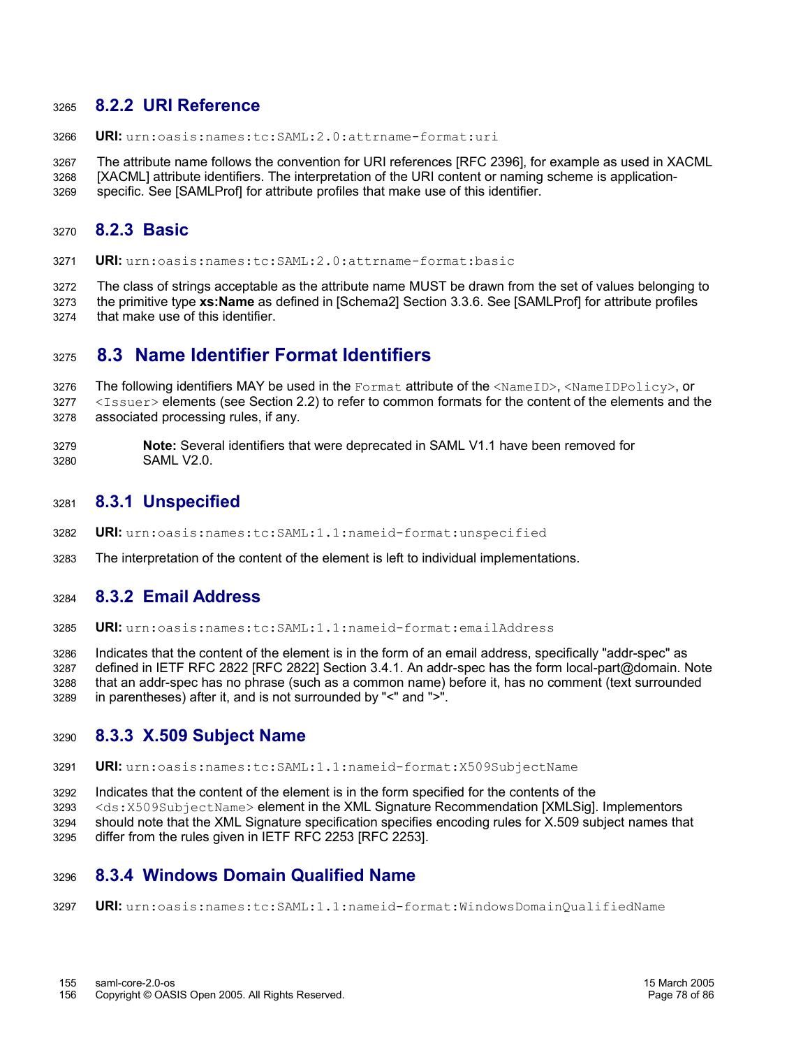### 8.2.2 URI Reference

**URI:** `urn:oasis:names:tc:SAML:2.0:attrname-format:uri`

The attribute name follows the convention for URI references [RFC 2396], for example as used in XACML [XACML] attribute identifiers. The interpretation of the URI content or naming scheme is application-specific. See [SAMLProf] for attribute profiles that make use of this identifier.

### 8.2.3 Basic

**URI:** `urn:oasis:names:tc:SAML:2.0:attrname-format:basic`

The class of strings acceptable as the attribute name MUST be drawn from the set of values belonging to the primitive type **xs:Name** as defined in [Schema2] Section 3.3.6. See [SAMLProf] for attribute profiles that make use of this identifier.

## 8.3 Name Identifier Format Identifiers

The following identifiers MAY be used in the `Format` attribute of the `<NameID>`, `<NameIDPolicy>`, or `<Issuer>` elements (see Section 2.2) to refer to common formats for the content of the elements and the associated processing rules, if any.

> **Note:** Several identifiers that were deprecated in SAML V1.1 have been removed for SAML V2.0.

### 8.3.1 Unspecified

**URI:** `urn:oasis:names:tc:SAML:1.1:nameid-format:unspecified`

The interpretation of the content of the element is left to individual implementations.

### 8.3.2 Email Address

**URI:** `urn:oasis:names:tc:SAML:1.1:nameid-format:emailAddress`

Indicates that the content of the element is in the form of an email address, specifically "addr-spec" as defined in IETF RFC 2822 [RFC 2822] Section 3.4.1. An addr-spec has the form local-part@domain. Note that an addr-spec has no phrase (such as a common name) before it, has no comment (text surrounded in parentheses) after it, and is not surrounded by "<" and ">".

### 8.3.3 X.509 Subject Name

**URI:** `urn:oasis:names:tc:SAML:1.1:nameid-format:X509SubjectName`

Indicates that the content of the element is in the form specified for the contents of the `<ds:X509SubjectName>` element in the XML Signature Recommendation [XMLSig]. Implementors should note that the XML Signature specification specifies encoding rules for X.509 subject names that differ from the rules given in IETF RFC 2253 [RFC 2253].

### 8.3.4 Windows Domain Qualified Name

**URI:** `urn:oasis:names:tc:SAML:1.1:nameid-format:WindowsDomainQualifiedName`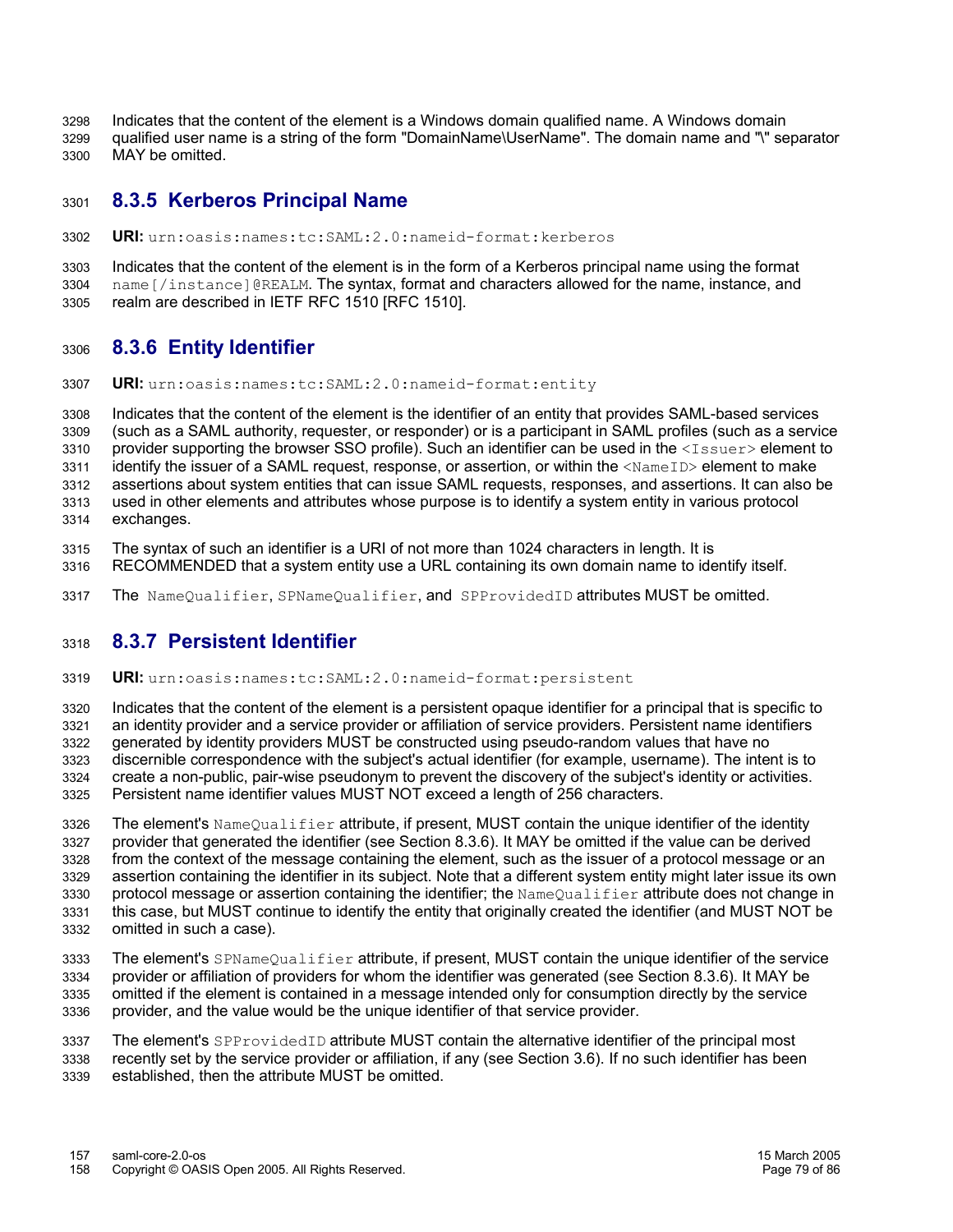Indicates that the content of the element is a Windows domain qualified name. A Windows domain qualified user name is a string of the form "DomainName\UserName". The domain name and "\" separator MAY be omitted.

### 8.3.5 Kerberos Principal Name

**URI:** `urn:oasis:names:tc:SAML:2.0:nameid-format:kerberos`

Indicates that the content of the element is in the form of a Kerberos principal name using the format `name[/instance]@REALM`. The syntax, format and characters allowed for the name, instance, and realm are described in IETF RFC 1510 [RFC 1510].

### 8.3.6 Entity Identifier

**URI:** `urn:oasis:names:tc:SAML:2.0:nameid-format:entity`

Indicates that the content of the element is the identifier of an entity that provides SAML-based services (such as a SAML authority, requester, or responder) or is a participant in SAML profiles (such as a service provider supporting the browser SSO profile). Such an identifier can be used in the `<Issuer>` element to identify the issuer of a SAML request, response, or assertion, or within the `<NameID>` element to make assertions about system entities that can issue SAML requests, responses, and assertions. It can also be used in other elements and attributes whose purpose is to identify a system entity in various protocol exchanges.

The syntax of such an identifier is a URI of not more than 1024 characters in length. It is RECOMMENDED that a system entity use a URL containing its own domain name to identify itself.

The `NameQualifier`, `SPNameQualifier`, and `SPProvidedID` attributes MUST be omitted.

### 8.3.7 Persistent Identifier

**URI:** `urn:oasis:names:tc:SAML:2.0:nameid-format:persistent`

Indicates that the content of the element is a persistent opaque identifier for a principal that is specific to an identity provider and a service provider or affiliation of service providers. Persistent name identifiers generated by identity providers MUST be constructed using pseudo-random values that have no discernible correspondence with the subject's actual identifier (for example, username). The intent is to create a non-public, pair-wise pseudonym to prevent the discovery of the subject's identity or activities. Persistent name identifier values MUST NOT exceed a length of 256 characters.

The element's `NameQualifier` attribute, if present, MUST contain the unique identifier of the identity provider that generated the identifier (see Section 8.3.6). It MAY be omitted if the value can be derived from the context of the message containing the element, such as the issuer of a protocol message or an assertion containing the identifier in its subject. Note that a different system entity might later issue its own protocol message or assertion containing the identifier; the `NameQualifier` attribute does not change in this case, but MUST continue to identify the entity that originally created the identifier (and MUST NOT be omitted in such a case).

The element's `SPNameQualifier` attribute, if present, MUST contain the unique identifier of the service provider or affiliation of providers for whom the identifier was generated (see Section 8.3.6). It MAY be omitted if the element is contained in a message intended only for consumption directly by the service provider, and the value would be the unique identifier of that service provider.

The element's `SPProvidedID` attribute MUST contain the alternative identifier of the principal most recently set by the service provider or affiliation, if any (see Section 3.6). If no such identifier has been established, then the attribute MUST be omitted.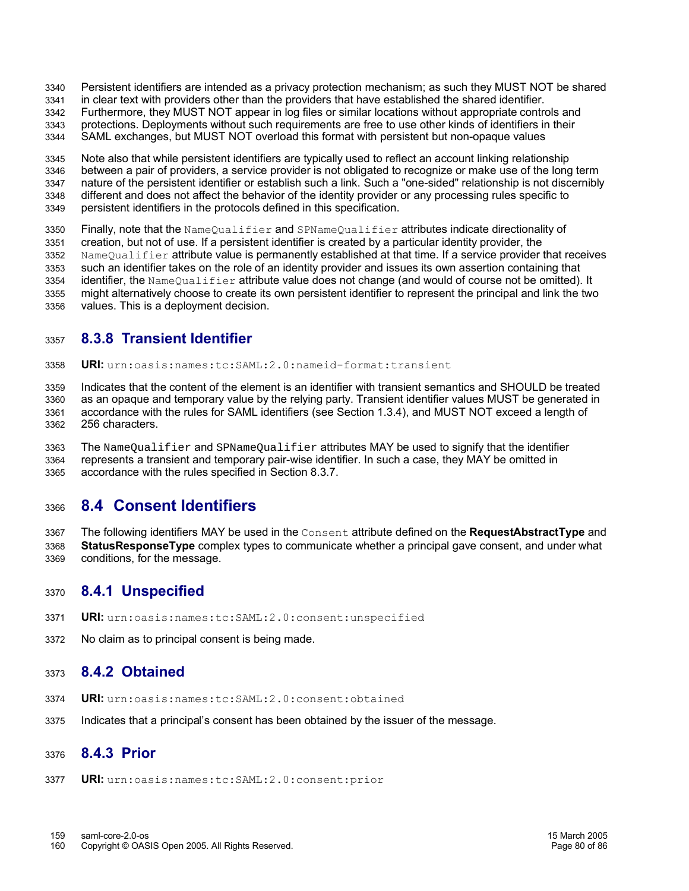Persistent identifiers are intended as a privacy protection mechanism; as such they MUST NOT be shared in clear text with providers other than the providers that have established the shared identifier. Furthermore, they MUST NOT appear in log files or similar locations without appropriate controls and protections. Deployments without such requirements are free to use other kinds of identifiers in their SAML exchanges, but MUST NOT overload this format with persistent but non-opaque values

Note also that while persistent identifiers are typically used to reflect an account linking relationship between a pair of providers, a service provider is not obligated to recognize or make use of the long term nature of the persistent identifier or establish such a link. Such a "one-sided" relationship is not discernibly different and does not affect the behavior of the identity provider or any processing rules specific to persistent identifiers in the protocols defined in this specification.

Finally, note that the `NameQualifier` and `SPNameQualifier` attributes indicate directionality of creation, but not of use. If a persistent identifier is created by a particular identity provider, the `NameQualifier` attribute value is permanently established at that time. If a service provider that receives such an identifier takes on the role of an identity provider and issues its own assertion containing that identifier, the `NameQualifier` attribute value does not change (and would of course not be omitted). It might alternatively choose to create its own persistent identifier to represent the principal and link the two values. This is a deployment decision.

### 8.3.8 Transient Identifier

**URI:** `urn:oasis:names:tc:SAML:2.0:nameid-format:transient`

Indicates that the content of the element is an identifier with transient semantics and SHOULD be treated as an opaque and temporary value by the relying party. Transient identifier values MUST be generated in accordance with the rules for SAML identifiers (see Section 1.3.4), and MUST NOT exceed a length of 256 characters.

The `NameQualifier` and `SPNameQualifier` attributes MAY be used to signify that the identifier represents a transient and temporary pair-wise identifier. In such a case, they MAY be omitted in accordance with the rules specified in Section 8.3.7.

## 8.4 Consent Identifiers

The following identifiers MAY be used in the `Consent` attribute defined on the **RequestAbstractType** and **StatusResponseType** complex types to communicate whether a principal gave consent, and under what conditions, for the message.

### 8.4.1 Unspecified

**URI:** `urn:oasis:names:tc:SAML:2.0:consent:unspecified`

No claim as to principal consent is being made.

### 8.4.2 Obtained

**URI:** `urn:oasis:names:tc:SAML:2.0:consent:obtained`

Indicates that a principal's consent has been obtained by the issuer of the message.

### 8.4.3 Prior

**URI:** `urn:oasis:names:tc:SAML:2.0:consent:prior`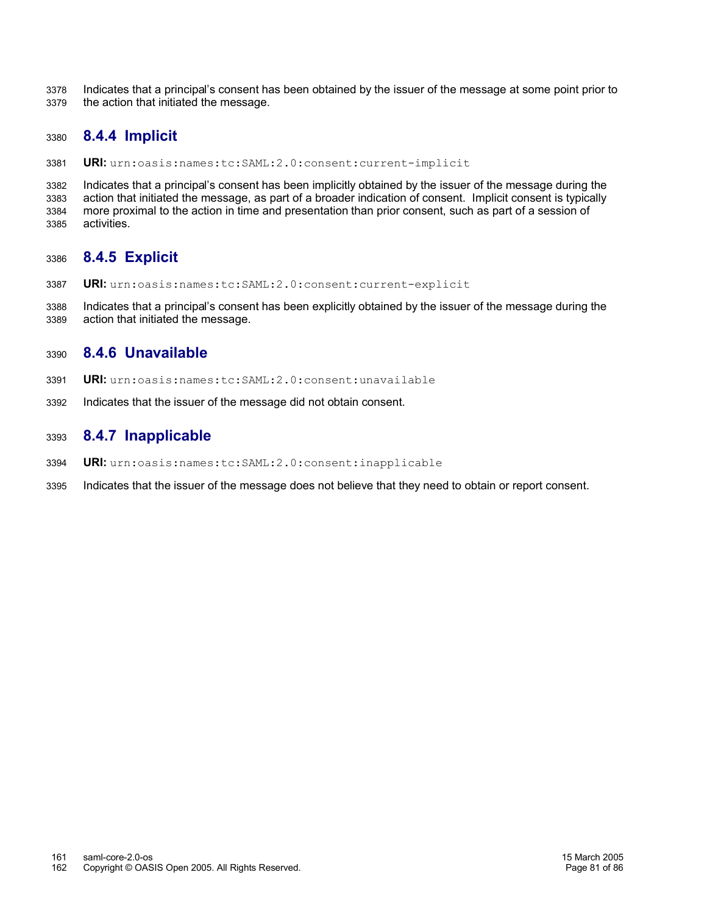Indicates that a principal's consent has been obtained by the issuer of the message at some point prior to the action that initiated the message.

### 8.4.4 Implicit

**URI:** `urn:oasis:names:tc:SAML:2.0:consent:current-implicit`

Indicates that a principal's consent has been implicitly obtained by the issuer of the message during the action that initiated the message, as part of a broader indication of consent. Implicit consent is typically more proximal to the action in time and presentation than prior consent, such as part of a session of activities.

### 8.4.5 Explicit

**URI:** `urn:oasis:names:tc:SAML:2.0:consent:current-explicit`

Indicates that a principal's consent has been explicitly obtained by the issuer of the message during the action that initiated the message.

### 8.4.6 Unavailable

**URI:** `urn:oasis:names:tc:SAML:2.0:consent:unavailable`

Indicates that the issuer of the message did not obtain consent.

### 8.4.7 Inapplicable

**URI:** `urn:oasis:names:tc:SAML:2.0:consent:inapplicable`

Indicates that the issuer of the message does not believe that they need to obtain or report consent.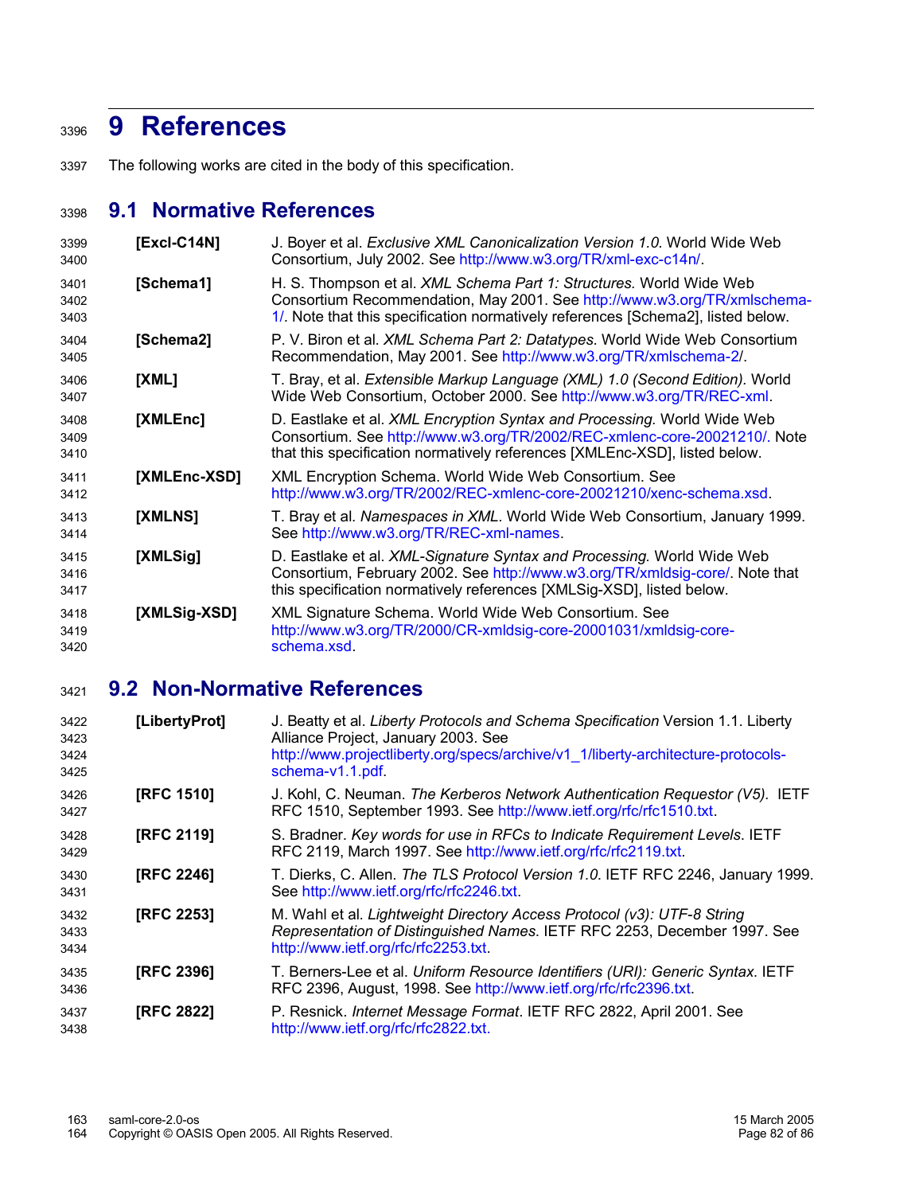# 9 References

The following works are cited in the body of this specification.

## 9.1 Normative References

**[Excl-C14N]** J. Boyer et al. *Exclusive XML Canonicalization Version 1.0*. World Wide Web Consortium, July 2002. See http://www.w3.org/TR/xml-exc-c14n/.

**[Schema1]** H. S. Thompson et al. *XML Schema Part 1: Structures.* World Wide Web Consortium Recommendation, May 2001. See http://www.w3.org/TR/xmlschema-1/. Note that this specification normatively references [Schema2], listed below.

**[Schema2]** P. V. Biron et al. *XML Schema Part 2: Datatypes*. World Wide Web Consortium Recommendation, May 2001. See http://www.w3.org/TR/xmlschema-2/.

**[XML]** T. Bray, et al. *Extensible Markup Language (XML) 1.0 (Second Edition).* World Wide Web Consortium, October 2000. See http://www.w3.org/TR/REC-xml.

**[XMLEnc]** D. Eastlake et al. *XML Encryption Syntax and Processing.* World Wide Web Consortium. See http://www.w3.org/TR/2002/REC-xmlenc-core-20021210/. Note that this specification normatively references [XMLEnc-XSD], listed below.

**[XMLEnc-XSD]** XML Encryption Schema. World Wide Web Consortium. See http://www.w3.org/TR/2002/REC-xmlenc-core-20021210/xenc-schema.xsd.

**[XMLNS]** T. Bray et al. *Namespaces in XML*. World Wide Web Consortium, January 1999. See http://www.w3.org/TR/REC-xml-names.

**[XMLSig]** D. Eastlake et al. *XML-Signature Syntax and Processing.* World Wide Web Consortium, February 2002. See http://www.w3.org/TR/xmldsig-core/. Note that this specification normatively references [XMLSig-XSD], listed below.

**[XMLSig-XSD]** XML Signature Schema. World Wide Web Consortium. See http://www.w3.org/TR/2000/CR-xmldsig-core-20001031/xmldsig-core-schema.xsd.

## 9.2 Non-Normative References

**[LibertyProt]** J. Beatty et al. *Liberty Protocols and Schema Specification* Version 1.1. Liberty Alliance Project, January 2003. See http://www.projectliberty.org/specs/archive/v1_1/liberty-architecture-protocols-schema-v1.1.pdf.

**[RFC 1510]** J. Kohl, C. Neuman. *The Kerberos Network Authentication Requestor (V5).* IETF RFC 1510, September 1993. See http://www.ietf.org/rfc/rfc1510.txt.

**[RFC 2119]** S. Bradner. *Key words for use in RFCs to Indicate Requirement Levels*. IETF RFC 2119, March 1997. See http://www.ietf.org/rfc/rfc2119.txt.

**[RFC 2246]** T. Dierks, C. Allen. *The TLS Protocol Version 1.0*. IETF RFC 2246, January 1999. See http://www.ietf.org/rfc/rfc2246.txt.

**[RFC 2253]** M. Wahl et al. *Lightweight Directory Access Protocol (v3): UTF-8 String Representation of Distinguished Names.* IETF RFC 2253, December 1997. See http://www.ietf.org/rfc/rfc2253.txt.

**[RFC 2396]** T. Berners-Lee et al. *Uniform Resource Identifiers (URI): Generic Syntax.* IETF RFC 2396, August, 1998. See http://www.ietf.org/rfc/rfc2396.txt.

**[RFC 2822]** P. Resnick. *Internet Message Format*. IETF RFC 2822, April 2001. See http://www.ietf.org/rfc/rfc2822.txt.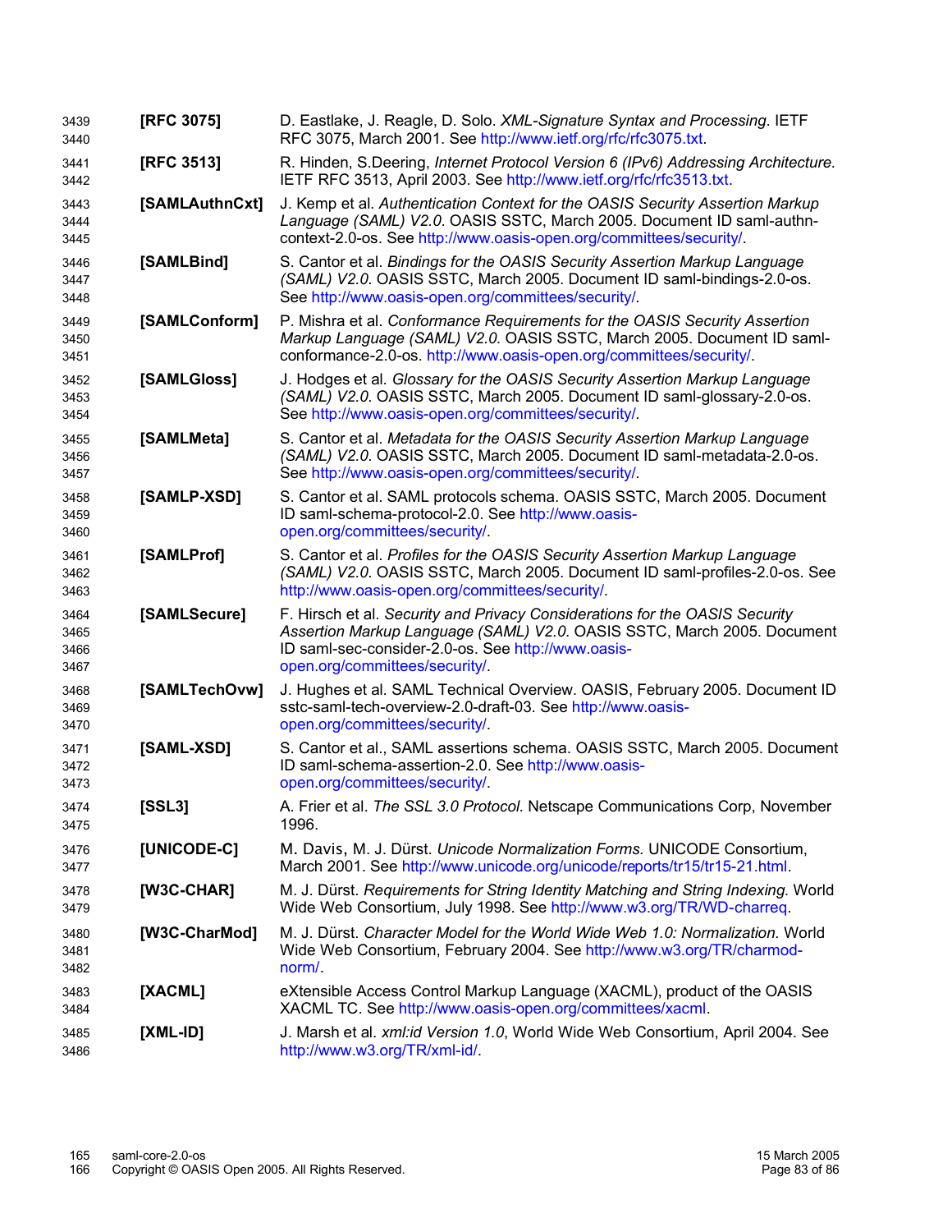**[RFC 3075]** D. Eastlake, J. Reagle, D. Solo. *XML-Signature Syntax and Processing*. IETF RFC 3075, March 2001. See http://www.ietf.org/rfc/rfc3075.txt.

**[RFC 3513]** R. Hinden, S.Deering, *Internet Protocol Version 6 (IPv6) Addressing Architecture.* IETF RFC 3513, April 2003. See http://www.ietf.org/rfc/rfc3513.txt.

**[SAMLAuthnCxt]** J. Kemp et al. *Authentication Context for the OASIS Security Assertion Markup Language (SAML) V2.0*. OASIS SSTC, March 2005. Document ID saml-authn-context-2.0-os. See http://www.oasis-open.org/committees/security/.

**[SAMLBind]** S. Cantor et al. *Bindings for the OASIS Security Assertion Markup Language (SAML) V2.0*. OASIS SSTC, March 2005. Document ID saml-bindings-2.0-os. See http://www.oasis-open.org/committees/security/.

**[SAMLConform]** P. Mishra et al. *Conformance Requirements for the OASIS Security Assertion Markup Language (SAML) V2.0.* OASIS SSTC, March 2005. Document ID saml-conformance-2.0-os. http://www.oasis-open.org/committees/security/.

**[SAMLGloss]** J. Hodges et al. *Glossary for the OASIS Security Assertion Markup Language (SAML) V2.0*. OASIS SSTC, March 2005. Document ID saml-glossary-2.0-os. See http://www.oasis-open.org/committees/security/.

**[SAMLMeta]** S. Cantor et al. *Metadata for the OASIS Security Assertion Markup Language (SAML) V2.0*. OASIS SSTC, March 2005. Document ID saml-metadata-2.0-os. See http://www.oasis-open.org/committees/security/.

**[SAMLP-XSD]** S. Cantor et al. SAML protocols schema. OASIS SSTC, March 2005. Document ID saml-schema-protocol-2.0. See http://www.oasis-open.org/committees/security/.

**[SAMLProf]** S. Cantor et al. *Profiles for the OASIS Security Assertion Markup Language (SAML) V2.0*. OASIS SSTC, March 2005. Document ID saml-profiles-2.0-os. See http://www.oasis-open.org/committees/security/.

**[SAMLSecure]** F. Hirsch et al. *Security and Privacy Considerations for the OASIS Security Assertion Markup Language (SAML) V2.0*. OASIS SSTC, March 2005. Document ID saml-sec-consider-2.0-os. See http://www.oasis-open.org/committees/security/.

**[SAMLTechOvw]** J. Hughes et al. SAML Technical Overview. OASIS, February 2005. Document ID sstc-saml-tech-overview-2.0-draft-03. See http://www.oasis-open.org/committees/security/.

**[SAML-XSD]** S. Cantor et al., SAML assertions schema. OASIS SSTC, March 2005. Document ID saml-schema-assertion-2.0. See http://www.oasis-open.org/committees/security/.

**[SSL3]** A. Frier et al. *The SSL 3.0 Protocol.* Netscape Communications Corp, November 1996.

**[UNICODE-C]** M. Davis, M. J. Dürst. *Unicode Normalization Forms.* UNICODE Consortium, March 2001. See http://www.unicode.org/unicode/reports/tr15/tr15-21.html.

**[W3C-CHAR]** M. J. Dürst. *Requirements for String Identity Matching and String Indexing.* World Wide Web Consortium, July 1998. See http://www.w3.org/TR/WD-charreq.

**[W3C-CharMod]** M. J. Dürst. *Character Model for the World Wide Web 1.0: Normalization.* World Wide Web Consortium, February 2004. See http://www.w3.org/TR/charmod-norm/.

**[XACML]** eXtensible Access Control Markup Language (XACML), product of the OASIS XACML TC. See http://www.oasis-open.org/committees/xacml.

**[XML-ID]** J. Marsh et al. *xml:id Version 1.0*, World Wide Web Consortium, April 2004. See http://www.w3.org/TR/xml-id/.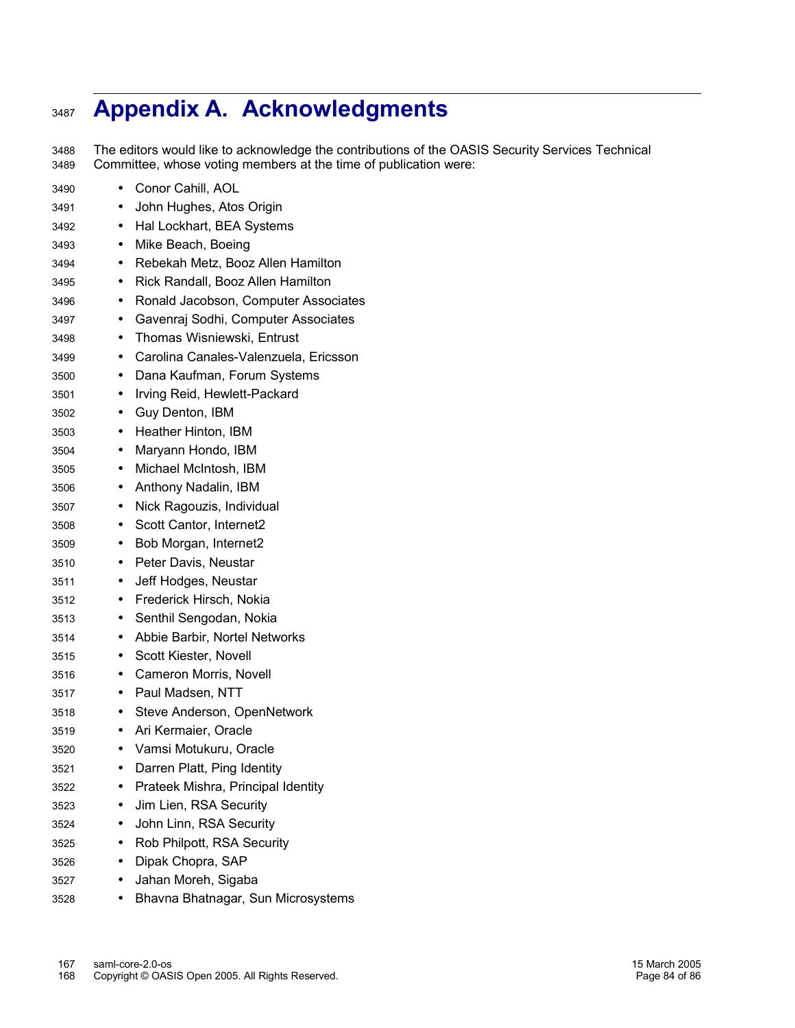# Appendix A. Acknowledgments

The editors would like to acknowledge the contributions of the OASIS Security Services Technical Committee, whose voting members at the time of publication were:

- Conor Cahill, AOL
- John Hughes, Atos Origin
- Hal Lockhart, BEA Systems
- Mike Beach, Boeing
- Rebekah Metz, Booz Allen Hamilton
- Rick Randall, Booz Allen Hamilton
- Ronald Jacobson, Computer Associates
- Gavenraj Sodhi, Computer Associates
- Thomas Wisniewski, Entrust
- Carolina Canales-Valenzuela, Ericsson
- Dana Kaufman, Forum Systems
- Irving Reid, Hewlett-Packard
- Guy Denton, IBM
- Heather Hinton, IBM
- Maryann Hondo, IBM
- Michael McIntosh, IBM
- Anthony Nadalin, IBM
- Nick Ragouzis, Individual
- Scott Cantor, Internet2
- Bob Morgan, Internet2
- Peter Davis, Neustar
- Jeff Hodges, Neustar
- Frederick Hirsch, Nokia
- Senthil Sengodan, Nokia
- Abbie Barbir, Nortel Networks
- Scott Kiester, Novell
- Cameron Morris, Novell
- Paul Madsen, NTT
- Steve Anderson, OpenNetwork
- Ari Kermaier, Oracle
- Vamsi Motukuru, Oracle
- Darren Platt, Ping Identity
- Prateek Mishra, Principal Identity
- Jim Lien, RSA Security
- John Linn, RSA Security
- Rob Philpott, RSA Security
- Dipak Chopra, SAP
- Jahan Moreh, Sigaba
- Bhavna Bhatnagar, Sun Microsystems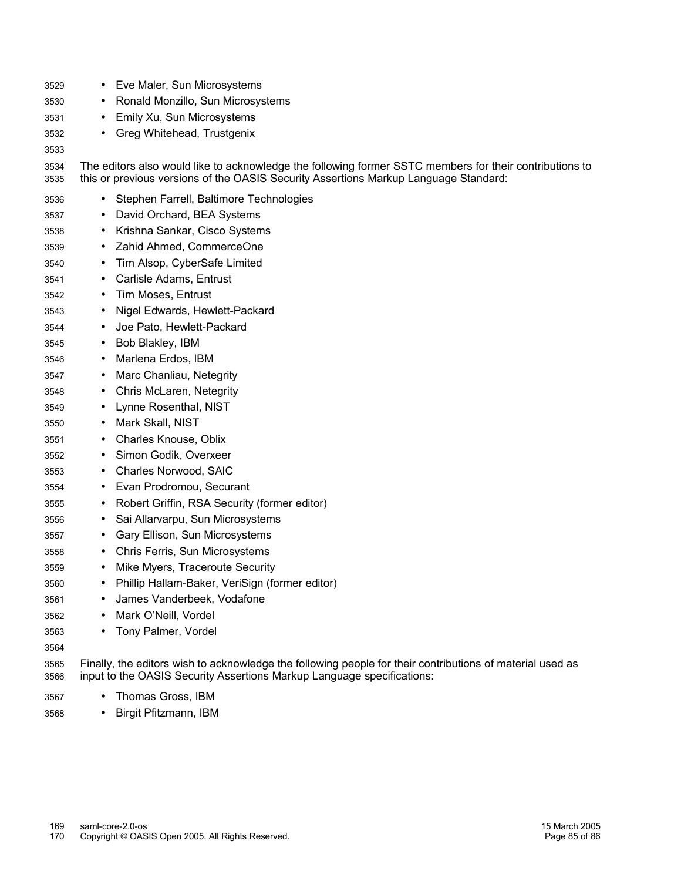- Eve Maler, Sun Microsystems
- Ronald Monzillo, Sun Microsystems
- Emily Xu, Sun Microsystems
- Greg Whitehead, Trustgenix

The editors also would like to acknowledge the following former SSTC members for their contributions to this or previous versions of the OASIS Security Assertions Markup Language Standard:

- Stephen Farrell, Baltimore Technologies
- David Orchard, BEA Systems
- Krishna Sankar, Cisco Systems
- Zahid Ahmed, CommerceOne
- Tim Alsop, CyberSafe Limited
- Carlisle Adams, Entrust
- Tim Moses, Entrust
- Nigel Edwards, Hewlett-Packard
- Joe Pato, Hewlett-Packard
- Bob Blakley, IBM
- Marlena Erdos, IBM
- Marc Chanliau, Netegrity
- Chris McLaren, Netegrity
- Lynne Rosenthal, NIST
- Mark Skall, NIST
- Charles Knouse, Oblix
- Simon Godik, Overxeer
- Charles Norwood, SAIC
- Evan Prodromou, Securant
- Robert Griffin, RSA Security (former editor)
- Sai Allarvarpu, Sun Microsystems
- Gary Ellison, Sun Microsystems
- Chris Ferris, Sun Microsystems
- Mike Myers, Traceroute Security
- Phillip Hallam-Baker, VeriSign (former editor)
- James Vanderbeek, Vodafone
- Mark O'Neill, Vordel
- Tony Palmer, Vordel

Finally, the editors wish to acknowledge the following people for their contributions of material used as input to the OASIS Security Assertions Markup Language specifications:

- Thomas Gross, IBM
- Birgit Pfitzmann, IBM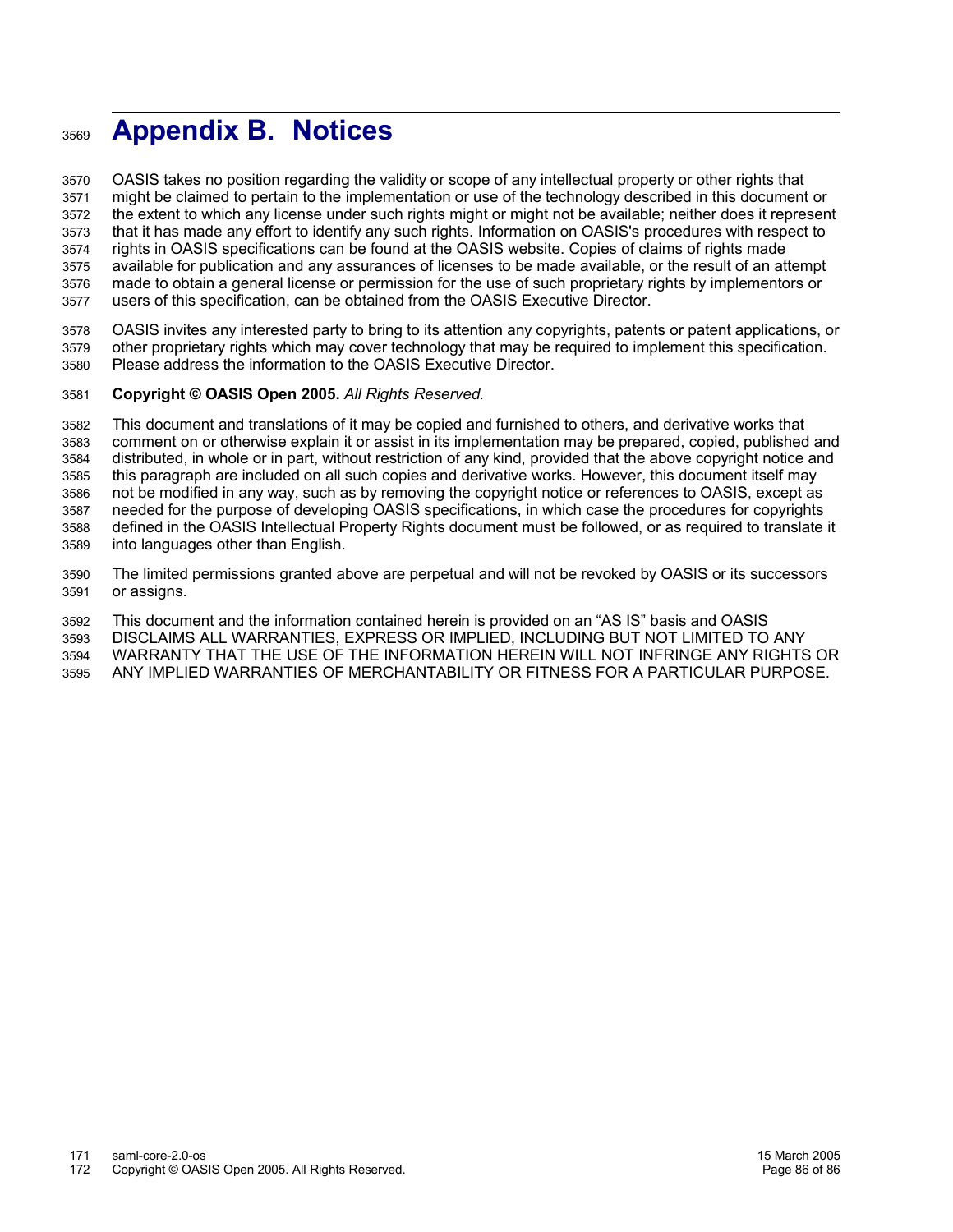# Appendix B. Notices

OASIS takes no position regarding the validity or scope of any intellectual property or other rights that might be claimed to pertain to the implementation or use of the technology described in this document or the extent to which any license under such rights might or might not be available; neither does it represent that it has made any effort to identify any such rights. Information on OASIS's procedures with respect to rights in OASIS specifications can be found at the OASIS website. Copies of claims of rights made available for publication and any assurances of licenses to be made available, or the result of an attempt made to obtain a general license or permission for the use of such proprietary rights by implementors or users of this specification, can be obtained from the OASIS Executive Director.

OASIS invites any interested party to bring to its attention any copyrights, patents or patent applications, or other proprietary rights which may cover technology that may be required to implement this specification. Please address the information to the OASIS Executive Director.

**Copyright © OASIS Open 2005.** *All Rights Reserved.*

This document and translations of it may be copied and furnished to others, and derivative works that comment on or otherwise explain it or assist in its implementation may be prepared, copied, published and distributed, in whole or in part, without restriction of any kind, provided that the above copyright notice and this paragraph are included on all such copies and derivative works. However, this document itself may not be modified in any way, such as by removing the copyright notice or references to OASIS, except as needed for the purpose of developing OASIS specifications, in which case the procedures for copyrights defined in the OASIS Intellectual Property Rights document must be followed, or as required to translate it into languages other than English.

The limited permissions granted above are perpetual and will not be revoked by OASIS or its successors or assigns.

This document and the information contained herein is provided on an "AS IS" basis and OASIS DISCLAIMS ALL WARRANTIES, EXPRESS OR IMPLIED, INCLUDING BUT NOT LIMITED TO ANY WARRANTY THAT THE USE OF THE INFORMATION HEREIN WILL NOT INFRINGE ANY RIGHTS OR ANY IMPLIED WARRANTIES OF MERCHANTABILITY OR FITNESS FOR A PARTICULAR PURPOSE.